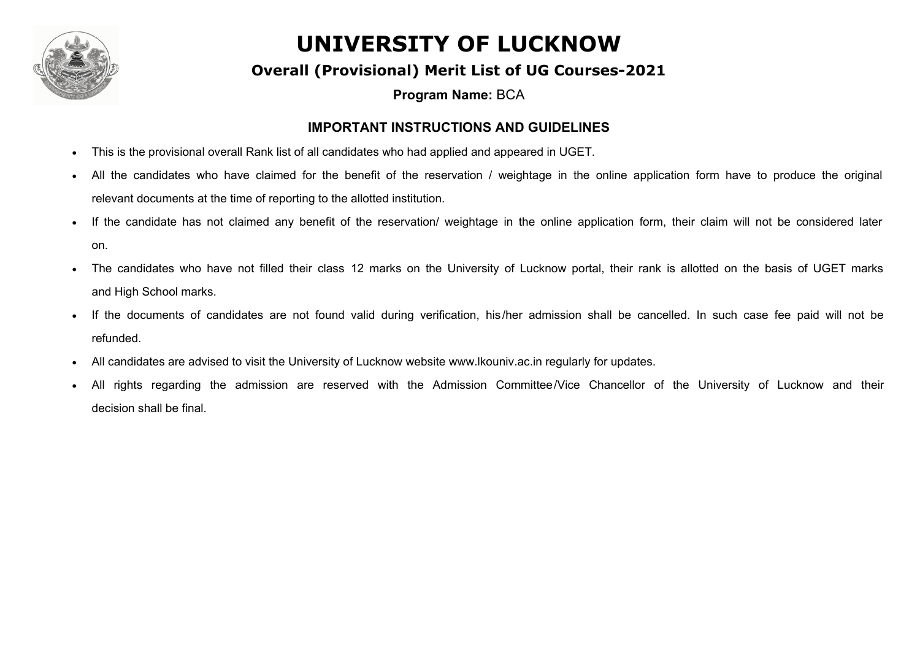# UNIVERSITY OF LUCKNOW

## Overall (Provisional) Merit List of UG Courses-2021

**Program Name:** BCA

### IMPORTANT INSTRUCTIONS AND GUIDELINES

- This is the provisional overall Rank list of all candidates who had applied and appeared in UGET.
- All the candidates who have claimed for the benefit of the reservation / weightage in the online application form have to produce the original relevant documents at the time of reporting to the allotted institution.
- If the candidate has not claimed any benefit of the reservation/ weightage in the online application form, their claim will not be considered later on.
- The candidates who have not filled their class 12 marks on the University of Lucknow portal, their rank is allotted on the basis of UGET marks and High School marks.
- If the documents of candidates are not found valid during verification, his/her admission shall be cancelled. In such case fee paid will not be refunded.
- All candidates are advised to visit the University of Lucknow website www.lkouniv.ac.in regularly for updates.
- All rights regarding the admission are reserved with the Admission Committee/Vice Chancellor of the University of Lucknow and their decision shall be final.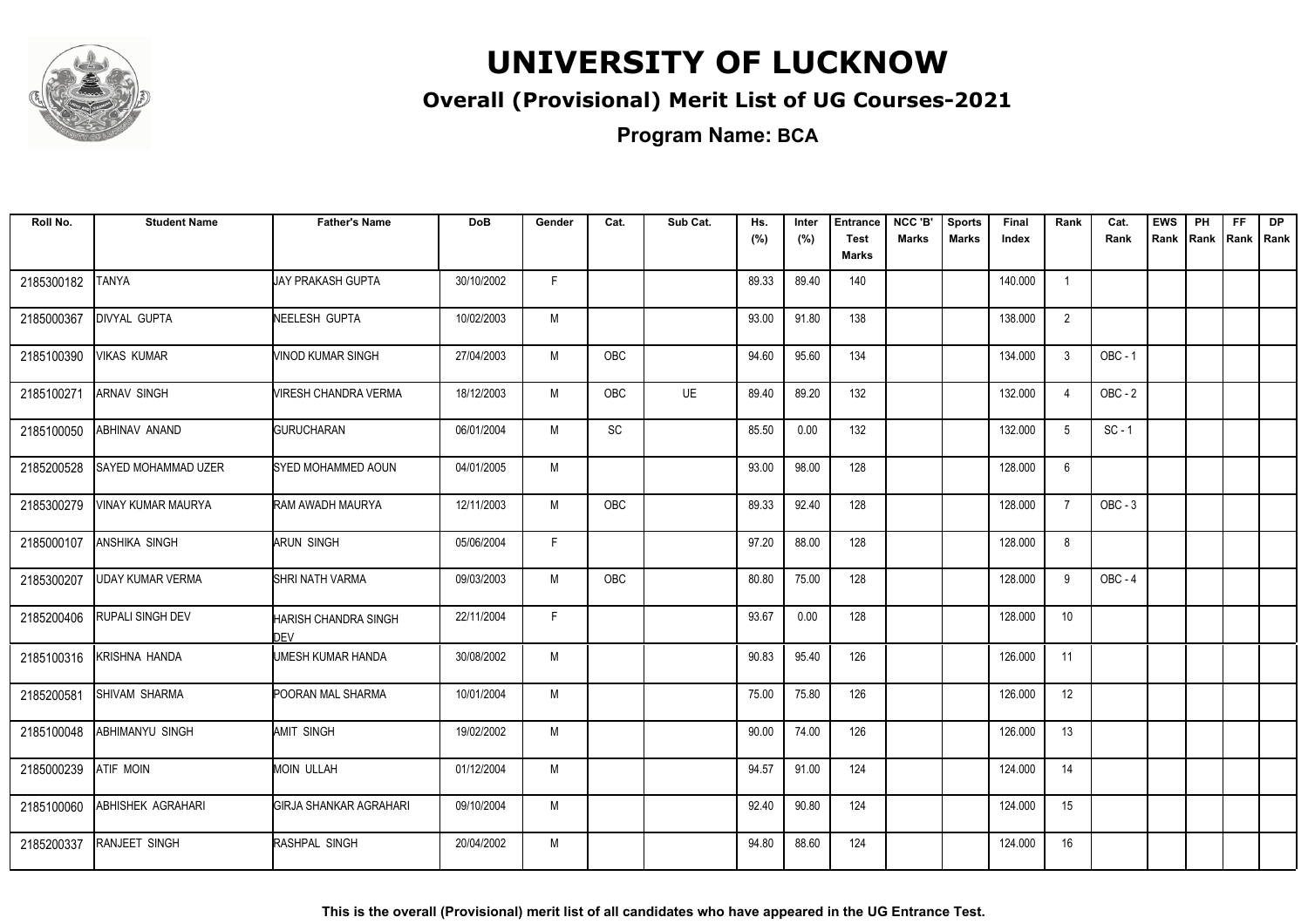# UNIVERSITY OF LUCKNOW

## Overall (Provisional) Merit List of UG Courses-2021

### Program Name: BCA

| Roll No. | Student Name | Father's Name | DoB | Gender | Cat. | Sub Cat. | Hs. (%) | Inter (%) | Entrance Test Marks | NCC 'B' Marks | Sports Marks | Final Index | Rank | Cat. Rank | EWS Rank | PH Rank | FF Rank | DP Rank |
|---|---|---|---|---|---|---|---|---|---|---|---|---|---|---|---|---|---|---|
| 2185300182 | TANYA | JAY PRAKASH GUPTA | 30/10/2002 | F | | | 89.33 | 89.40 | 140 | | | 140.000 | 1 | | | | | |
| 2185000367 | DIVYAL GUPTA | NEELESH GUPTA | 10/02/2003 | M | | | 93.00 | 91.80 | 138 | | | 138.000 | 2 | | | | | |
| 2185100390 | VIKAS KUMAR | VINOD KUMAR SINGH | 27/04/2003 | M | OBC | | 94.60 | 95.60 | 134 | | | 134.000 | 3 | OBC - 1 | | | | |
| 2185100271 | ARNAV SINGH | VIRESH CHANDRA VERMA | 18/12/2003 | M | OBC | UE | 89.40 | 89.20 | 132 | | | 132.000 | 4 | OBC - 2 | | | | |
| 2185100050 | ABHINAV ANAND | GURUCHARAN | 06/01/2004 | M | SC | | 85.50 | 0.00 | 132 | | | 132.000 | 5 | SC - 1 | | | | |
| 2185200528 | SAYED MOHAMMAD UZER | SYED MOHAMMED AOUN | 04/01/2005 | M | | | 93.00 | 98.00 | 128 | | | 128.000 | 6 | | | | | |
| 2185300279 | VINAY KUMAR MAURYA | RAM AWADH MAURYA | 12/11/2003 | M | OBC | | 89.33 | 92.40 | 128 | | | 128.000 | 7 | OBC - 3 | | | | |
| 2185000107 | ANSHIKA SINGH | ARUN SINGH | 05/06/2004 | F | | | 97.20 | 88.00 | 128 | | | 128.000 | 8 | | | | | |
| 2185300207 | UDAY KUMAR VERMA | SHRI NATH VARMA | 09/03/2003 | M | OBC | | 80.80 | 75.00 | 128 | | | 128.000 | 9 | OBC - 4 | | | | |
| 2185200406 | RUPALI SINGH DEV | HARISH CHANDRA SINGH DEV | 22/11/2004 | F | | | 93.67 | 0.00 | 128 | | | 128.000 | 10 | | | | | |
| 2185100316 | KRISHNA HANDA | UMESH KUMAR HANDA | 30/08/2002 | M | | | 90.83 | 95.40 | 126 | | | 126.000 | 11 | | | | | |
| 2185200581 | SHIVAM SHARMA | POORAN MAL SHARMA | 10/01/2004 | M | | | 75.00 | 75.80 | 126 | | | 126.000 | 12 | | | | | |
| 2185100048 | ABHIMANYU SINGH | AMIT SINGH | 19/02/2002 | M | | | 90.00 | 74.00 | 126 | | | 126.000 | 13 | | | | | |
| 2185000239 | ATIF MOIN | MOIN ULLAH | 01/12/2004 | M | | | 94.57 | 91.00 | 124 | | | 124.000 | 14 | | | | | |
| 2185100060 | ABHISHEK AGRAHARI | GIRJA SHANKAR AGRAHARI | 09/10/2004 | M | | | 92.40 | 90.80 | 124 | | | 124.000 | 15 | | | | | |
| 2185200337 | RANJEET SINGH | RASHPAL SINGH | 20/04/2002 | M | | | 94.80 | 88.60 | 124 | | | 124.000 | 16 | | | | | |

**This is the overall (Provisional) merit list of all candidates who have appeared in the UG Entrance Test.**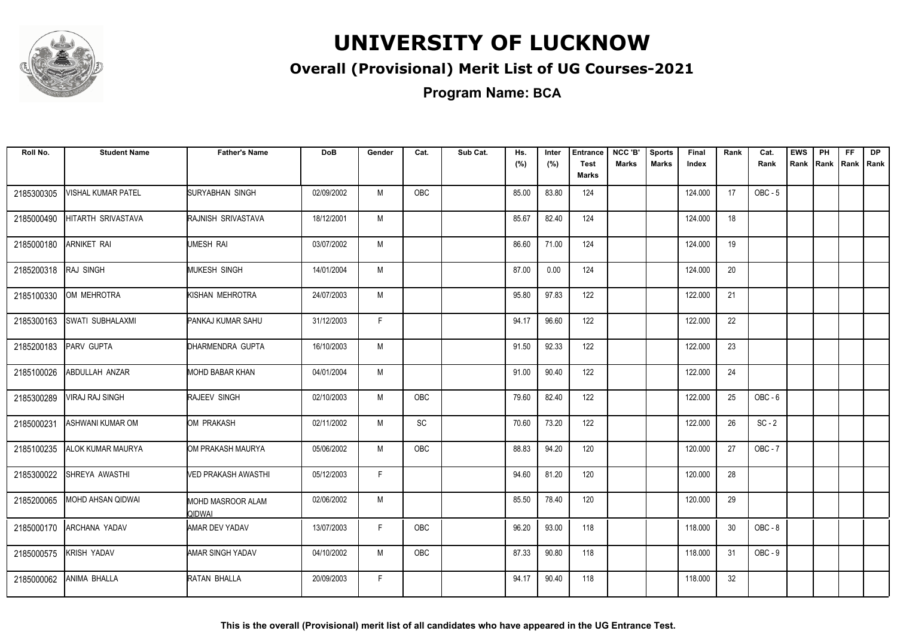# UNIVERSITY OF LUCKNOW

## Overall (Provisional) Merit List of UG Courses-2021

### Program Name: BCA

| Roll No. | Student Name | Father's Name | DoB | Gender | Cat. | Sub Cat. | Hs. (%) | Inter (%) | Entrance Test Marks | NCC 'B' Marks | Sports Marks | Final Index | Rank | Cat. Rank | EWS Rank | PH Rank | FF Rank | DP Rank |
|---|---|---|---|---|---|---|---|---|---|---|---|---|---|---|---|---|---|---|
| 2185300305 | VISHAL KUMAR PATEL | SURYABHAN SINGH | 02/09/2002 | M | OBC | | 85.00 | 83.80 | 124 | | | 124.000 | 17 | OBC - 5 | | | | |
| 2185000490 | HITARTH SRIVASTAVA | RAJNISH SRIVASTAVA | 18/12/2001 | M | | | 85.67 | 82.40 | 124 | | | 124.000 | 18 | | | | | |
| 2185000180 | ARNIKET RAI | UMESH RAI | 03/07/2002 | M | | | 86.60 | 71.00 | 124 | | | 124.000 | 19 | | | | | |
| 2185200318 | RAJ SINGH | MUKESH SINGH | 14/01/2004 | M | | | 87.00 | 0.00 | 124 | | | 124.000 | 20 | | | | | |
| 2185100330 | OM MEHROTRA | KISHAN MEHROTRA | 24/07/2003 | M | | | 95.80 | 97.83 | 122 | | | 122.000 | 21 | | | | | |
| 2185300163 | SWATI SUBHALAXMI | PANKAJ KUMAR SAHU | 31/12/2003 | F | | | 94.17 | 96.60 | 122 | | | 122.000 | 22 | | | | | |
| 2185200183 | PARV GUPTA | DHARMENDRA GUPTA | 16/10/2003 | M | | | 91.50 | 92.33 | 122 | | | 122.000 | 23 | | | | | |
| 2185100026 | ABDULLAH ANZAR | MOHD BABAR KHAN | 04/01/2004 | M | | | 91.00 | 90.40 | 122 | | | 122.000 | 24 | | | | | |
| 2185300289 | VIRAJ RAJ SINGH | RAJEEV SINGH | 02/10/2003 | M | OBC | | 79.60 | 82.40 | 122 | | | 122.000 | 25 | OBC - 6 | | | | |
| 2185000231 | ASHWANI KUMAR OM | OM PRAKASH | 02/11/2002 | M | SC | | 70.60 | 73.20 | 122 | | | 122.000 | 26 | SC - 2 | | | | |
| 2185100235 | ALOK KUMAR MAURYA | OM PRAKASH MAURYA | 05/06/2002 | M | OBC | | 88.83 | 94.20 | 120 | | | 120.000 | 27 | OBC - 7 | | | | |
| 2185300022 | SHREYA AWASTHI | VED PRAKASH AWASTHI | 05/12/2003 | F | | | 94.60 | 81.20 | 120 | | | 120.000 | 28 | | | | | |
| 2185200065 | MOHD AHSAN QIDWAI | MOHD MASROOR ALAM QIDWAI | 02/06/2002 | M | | | 85.50 | 78.40 | 120 | | | 120.000 | 29 | | | | | |
| 2185000170 | ARCHANA YADAV | AMAR DEV YADAV | 13/07/2003 | F | OBC | | 96.20 | 93.00 | 118 | | | 118.000 | 30 | OBC - 8 | | | | |
| 2185000575 | KRISH YADAV | AMAR SINGH YADAV | 04/10/2002 | M | OBC | | 87.33 | 90.80 | 118 | | | 118.000 | 31 | OBC - 9 | | | | |
| 2185000062 | ANIMA BHALLA | RATAN BHALLA | 20/09/2003 | F | | | 94.17 | 90.40 | 118 | | | 118.000 | 32 | | | | | |

**This is the overall (Provisional) merit list of all candidates who have appeared in the UG Entrance Test.**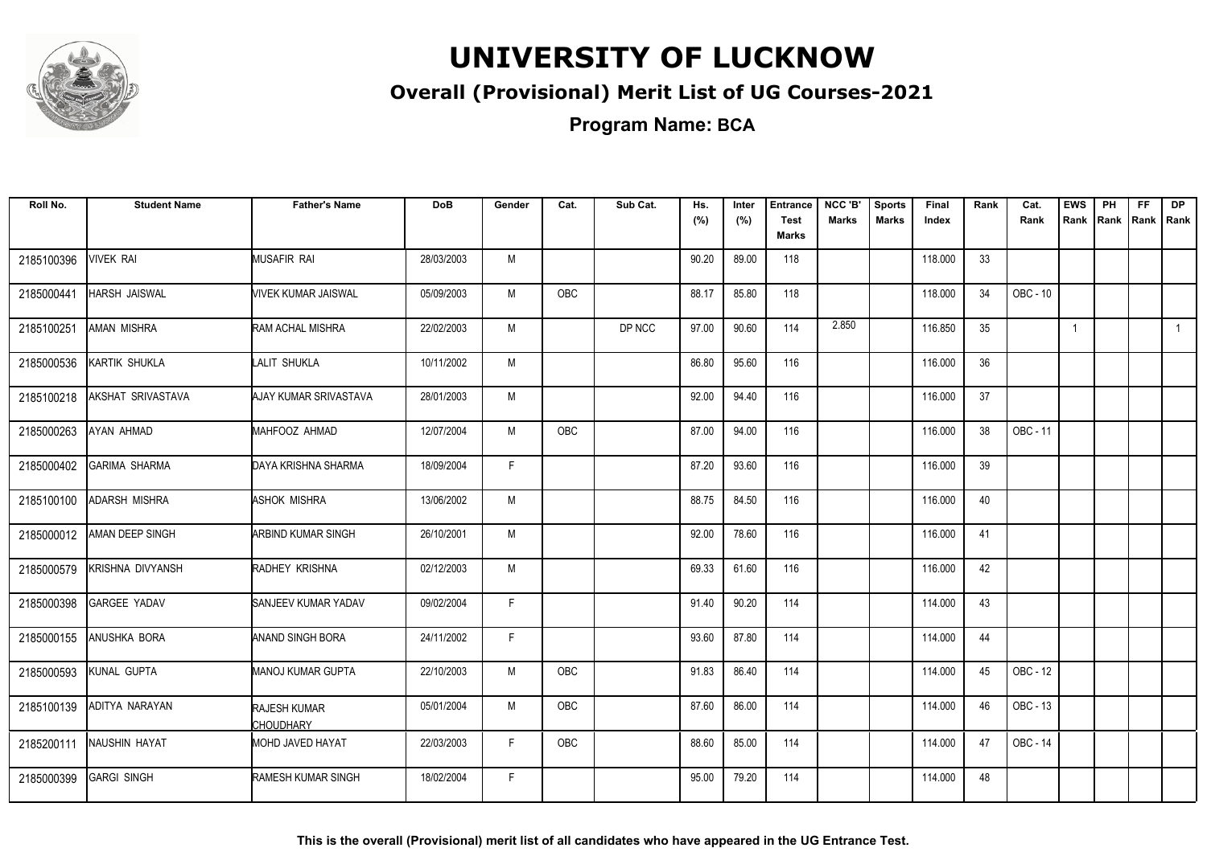# UNIVERSITY OF LUCKNOW

## Overall (Provisional) Merit List of UG Courses-2021

### Program Name: BCA

| Roll No. | Student Name | Father's Name | DoB | Gender | Cat. | Sub Cat. | Hs. (%) | Inter (%) | Entrance Test Marks | NCC 'B' Marks | Sports Marks | Final Index | Rank | Cat. Rank | EWS Rank | PH Rank | FF Rank | DP Rank |
|---|---|---|---|---|---|---|---|---|---|---|---|---|---|---|---|---|---|---|
| 2185100396 | VIVEK RAI | MUSAFIR RAI | 28/03/2003 | M | | | 90.20 | 89.00 | 118 | | | 118.000 | 33 | | | | | |
| 2185000441 | HARSH JAISWAL | VIVEK KUMAR JAISWAL | 05/09/2003 | M | OBC | | 88.17 | 85.80 | 118 | | | 118.000 | 34 | OBC - 10 | | | | |
| 2185100251 | AMAN MISHRA | RAM ACHAL MISHRA | 22/02/2003 | M | | DP NCC | 97.00 | 90.60 | 114 | 2.850 | | 116.850 | 35 | | 1 | | | 1 |
| 2185000536 | KARTIK SHUKLA | LALIT SHUKLA | 10/11/2002 | M | | | 86.80 | 95.60 | 116 | | | 116.000 | 36 | | | | | |
| 2185100218 | AKSHAT SRIVASTAVA | AJAY KUMAR SRIVASTAVA | 28/01/2003 | M | | | 92.00 | 94.40 | 116 | | | 116.000 | 37 | | | | | |
| 2185000263 | AYAN AHMAD | MAHFOOZ AHMAD | 12/07/2004 | M | OBC | | 87.00 | 94.00 | 116 | | | 116.000 | 38 | OBC - 11 | | | | |
| 2185000402 | GARIMA SHARMA | DAYA KRISHNA SHARMA | 18/09/2004 | F | | | 87.20 | 93.60 | 116 | | | 116.000 | 39 | | | | | |
| 2185100100 | ADARSH MISHRA | ASHOK MISHRA | 13/06/2002 | M | | | 88.75 | 84.50 | 116 | | | 116.000 | 40 | | | | | |
| 2185000012 | AMAN DEEP SINGH | ARBIND KUMAR SINGH | 26/10/2001 | M | | | 92.00 | 78.60 | 116 | | | 116.000 | 41 | | | | | |
| 2185000579 | KRISHNA DIVYANSH | RADHEY KRISHNA | 02/12/2003 | M | | | 69.33 | 61.60 | 116 | | | 116.000 | 42 | | | | | |
| 2185000398 | GARGEE YADAV | SANJEEV KUMAR YADAV | 09/02/2004 | F | | | 91.40 | 90.20 | 114 | | | 114.000 | 43 | | | | | |
| 2185000155 | ANUSHKA BORA | ANAND SINGH BORA | 24/11/2002 | F | | | 93.60 | 87.80 | 114 | | | 114.000 | 44 | | | | | |
| 2185000593 | KUNAL GUPTA | MANOJ KUMAR GUPTA | 22/10/2003 | M | OBC | | 91.83 | 86.40 | 114 | | | 114.000 | 45 | OBC - 12 | | | | |
| 2185100139 | ADITYA NARAYAN | RAJESH KUMAR CHOUDHARY | 05/01/2004 | M | OBC | | 87.60 | 86.00 | 114 | | | 114.000 | 46 | OBC - 13 | | | | |
| 2185200111 | NAUSHIN HAYAT | MOHD JAVED HAYAT | 22/03/2003 | F | OBC | | 88.60 | 85.00 | 114 | | | 114.000 | 47 | OBC - 14 | | | | |
| 2185000399 | GARGI SINGH | RAMESH KUMAR SINGH | 18/02/2004 | F | | | 95.00 | 79.20 | 114 | | | 114.000 | 48 | | | | | |

**This is the overall (Provisional) merit list of all candidates who have appeared in the UG Entrance Test.**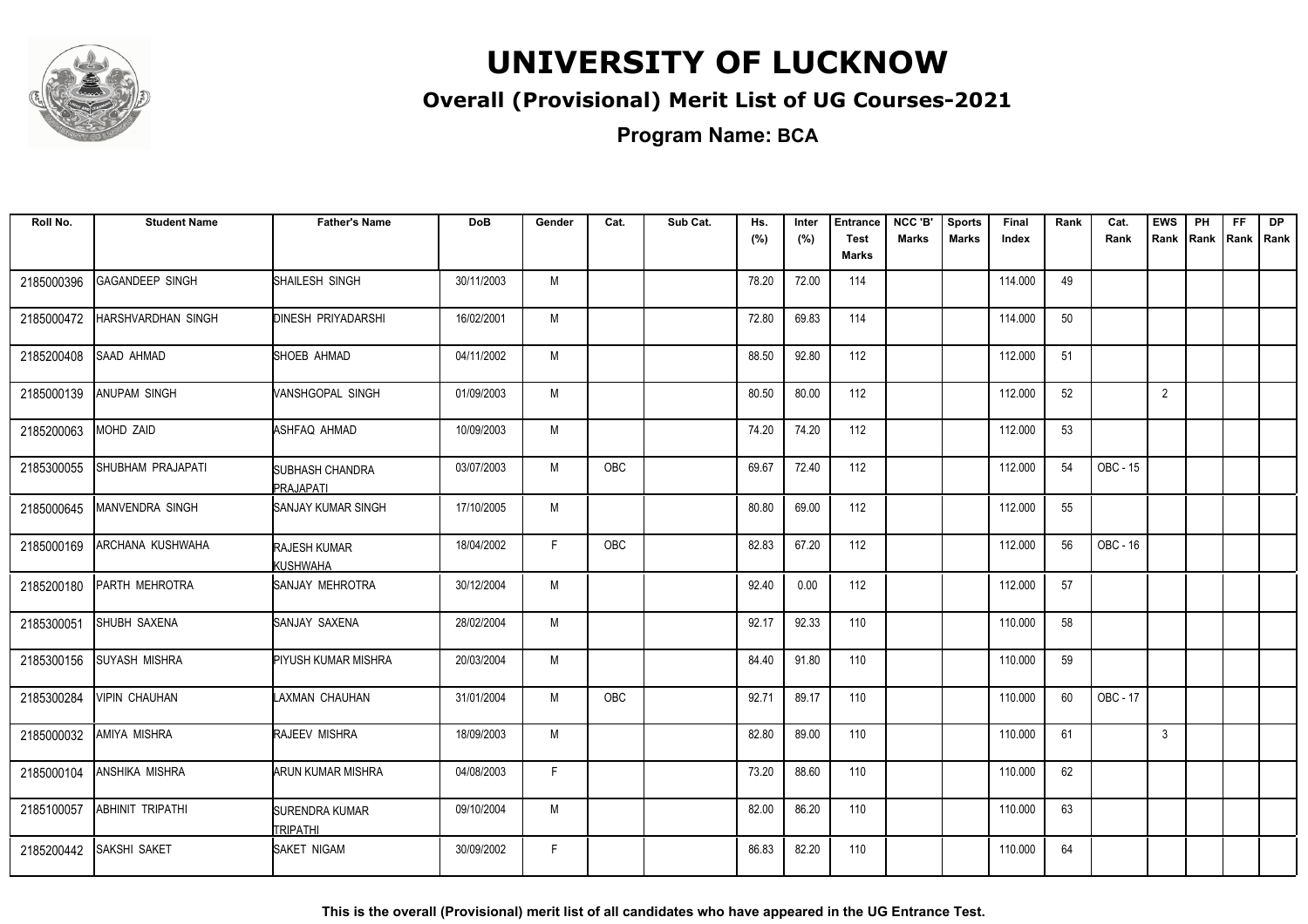# UNIVERSITY OF LUCKNOW

## Overall (Provisional) Merit List of UG Courses-2021

**Program Name: BCA**

| Roll No. | Student Name | Father's Name | DoB | Gender | Cat. | Sub Cat. | Hs. (%) | Inter (%) | Entrance Test Marks | NCC 'B' Marks | Sports Marks | Final Index | Rank | Cat. Rank | EWS Rank | PH Rank | FF Rank | DP Rank |
|---|---|---|---|---|---|---|---|---|---|---|---|---|---|---|---|---|---|---|
| 2185000396 | GAGANDEEP SINGH | SHAILESH SINGH | 30/11/2003 | M | | | 78.20 | 72.00 | 114 | | | 114.000 | 49 | | | | | |
| 2185000472 | HARSHVARDHAN SINGH | DINESH PRIYADARSHI | 16/02/2001 | M | | | 72.80 | 69.83 | 114 | | | 114.000 | 50 | | | | | |
| 2185200408 | SAAD AHMAD | SHOEB AHMAD | 04/11/2002 | M | | | 88.50 | 92.80 | 112 | | | 112.000 | 51 | | | | | |
| 2185000139 | ANUPAM SINGH | VANSHGOPAL SINGH | 01/09/2003 | M | | | 80.50 | 80.00 | 112 | | | 112.000 | 52 | | 2 | | | |
| 2185200063 | MOHD ZAID | ASHFAQ AHMAD | 10/09/2003 | M | | | 74.20 | 74.20 | 112 | | | 112.000 | 53 | | | | | |
| 2185300055 | SHUBHAM PRAJAPATI | SUBHASH CHANDRA PRAJAPATI | 03/07/2003 | M | OBC | | 69.67 | 72.40 | 112 | | | 112.000 | 54 | OBC - 15 | | | | |
| 2185000645 | MANVENDRA SINGH | SANJAY KUMAR SINGH | 17/10/2005 | M | | | 80.80 | 69.00 | 112 | | | 112.000 | 55 | | | | | |
| 2185000169 | ARCHANA KUSHWAHA | RAJESH KUMAR KUSHWAHA | 18/04/2002 | F | OBC | | 82.83 | 67.20 | 112 | | | 112.000 | 56 | OBC - 16 | | | | |
| 2185200180 | PARTH MEHROTRA | SANJAY MEHROTRA | 30/12/2004 | M | | | 92.40 | 0.00 | 112 | | | 112.000 | 57 | | | | | |
| 2185300051 | SHUBH SAXENA | SANJAY SAXENA | 28/02/2004 | M | | | 92.17 | 92.33 | 110 | | | 110.000 | 58 | | | | | |
| 2185300156 | SUYASH MISHRA | PIYUSH KUMAR MISHRA | 20/03/2004 | M | | | 84.40 | 91.80 | 110 | | | 110.000 | 59 | | | | | |
| 2185300284 | VIPIN CHAUHAN | LAXMAN CHAUHAN | 31/01/2004 | M | OBC | | 92.71 | 89.17 | 110 | | | 110.000 | 60 | OBC - 17 | | | | |
| 2185000032 | AMIYA MISHRA | RAJEEV MISHRA | 18/09/2003 | M | | | 82.80 | 89.00 | 110 | | | 110.000 | 61 | | 3 | | | |
| 2185000104 | ANSHIKA MISHRA | ARUN KUMAR MISHRA | 04/08/2003 | F | | | 73.20 | 88.60 | 110 | | | 110.000 | 62 | | | | | |
| 2185100057 | ABHINIT TRIPATHI | SURENDRA KUMAR TRIPATHI | 09/10/2004 | M | | | 82.00 | 86.20 | 110 | | | 110.000 | 63 | | | | | |
| 2185200442 | SAKSHI SAKET | SAKET NIGAM | 30/09/2002 | F | | | 86.83 | 82.20 | 110 | | | 110.000 | 64 | | | | | |

**This is the overall (Provisional) merit list of all candidates who have appeared in the UG Entrance Test.**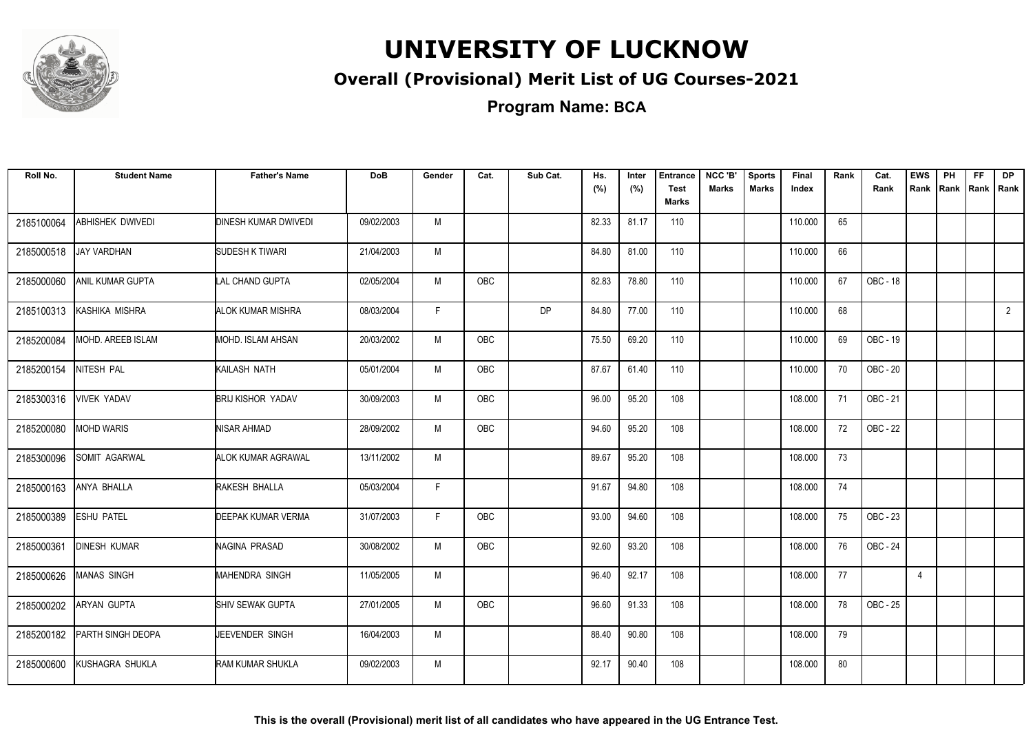# UNIVERSITY OF LUCKNOW

## Overall (Provisional) Merit List of UG Courses-2021

### Program Name: BCA

| Roll No. | Student Name | Father's Name | DoB | Gender | Cat. | Sub Cat. | Hs. (%) | Inter (%) | Entrance Test Marks | NCC 'B' Marks | Sports Marks | Final Index | Rank | Cat. Rank | EWS Rank | PH Rank | FF Rank | DP Rank |
|---|---|---|---|---|---|---|---|---|---|---|---|---|---|---|---|---|---|---|
| 2185100064 | ABHISHEK DWIVEDI | DINESH KUMAR DWIVEDI | 09/02/2003 | M | | | 82.33 | 81.17 | 110 | | | 110.000 | 65 | | | | | |
| 2185000518 | JAY VARDHAN | SUDESH K TIWARI | 21/04/2003 | M | | | 84.80 | 81.00 | 110 | | | 110.000 | 66 | | | | | |
| 2185000060 | ANIL KUMAR GUPTA | LAL CHAND GUPTA | 02/05/2004 | M | OBC | | 82.83 | 78.80 | 110 | | | 110.000 | 67 | OBC - 18 | | | | |
| 2185100313 | KASHIKA MISHRA | ALOK KUMAR MISHRA | 08/03/2004 | F | | DP | 84.80 | 77.00 | 110 | | | 110.000 | 68 | | | | | 2 |
| 2185200084 | MOHD. AREEB ISLAM | MOHD. ISLAM AHSAN | 20/03/2002 | M | OBC | | 75.50 | 69.20 | 110 | | | 110.000 | 69 | OBC - 19 | | | | |
| 2185200154 | NITESH PAL | KAILASH NATH | 05/01/2004 | M | OBC | | 87.67 | 61.40 | 110 | | | 110.000 | 70 | OBC - 20 | | | | |
| 2185300316 | VIVEK YADAV | BRIJ KISHOR YADAV | 30/09/2003 | M | OBC | | 96.00 | 95.20 | 108 | | | 108.000 | 71 | OBC - 21 | | | | |
| 2185200080 | MOHD WARIS | NISAR AHMAD | 28/09/2002 | M | OBC | | 94.60 | 95.20 | 108 | | | 108.000 | 72 | OBC - 22 | | | | |
| 2185300096 | SOMIT AGARWAL | ALOK KUMAR AGRAWAL | 13/11/2002 | M | | | 89.67 | 95.20 | 108 | | | 108.000 | 73 | | | | | |
| 2185000163 | ANYA BHALLA | RAKESH BHALLA | 05/03/2004 | F | | | 91.67 | 94.80 | 108 | | | 108.000 | 74 | | | | | |
| 2185000389 | ESHU PATEL | DEEPAK KUMAR VERMA | 31/07/2003 | F | OBC | | 93.00 | 94.60 | 108 | | | 108.000 | 75 | OBC - 23 | | | | |
| 2185000361 | DINESH KUMAR | NAGINA PRASAD | 30/08/2002 | M | OBC | | 92.60 | 93.20 | 108 | | | 108.000 | 76 | OBC - 24 | | | | |
| 2185000626 | MANAS SINGH | MAHENDRA SINGH | 11/05/2005 | M | | | 96.40 | 92.17 | 108 | | | 108.000 | 77 | | 4 | | | |
| 2185000202 | ARYAN GUPTA | SHIV SEWAK GUPTA | 27/01/2005 | M | OBC | | 96.60 | 91.33 | 108 | | | 108.000 | 78 | OBC - 25 | | | | |
| 2185200182 | PARTH SINGH DEOPA | JEEVENDER SINGH | 16/04/2003 | M | | | 88.40 | 90.80 | 108 | | | 108.000 | 79 | | | | | |
| 2185000600 | KUSHAGRA SHUKLA | RAM KUMAR SHUKLA | 09/02/2003 | M | | | 92.17 | 90.40 | 108 | | | 108.000 | 80 | | | | | |

**This is the overall (Provisional) merit list of all candidates who have appeared in the UG Entrance Test.**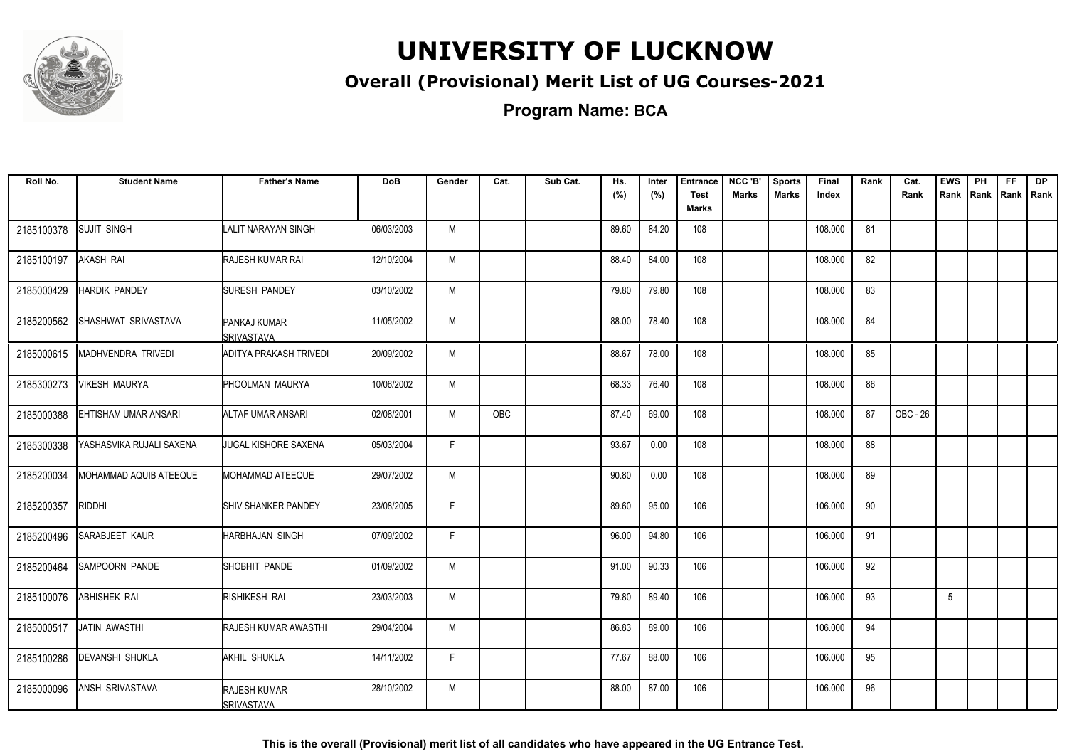# UNIVERSITY OF LUCKNOW

## Overall (Provisional) Merit List of UG Courses-2021

### Program Name: BCA

| Roll No. | Student Name | Father's Name | DoB | Gender | Cat. | Sub Cat. | Hs. (%) | Inter (%) | Entrance Test Marks | NCC 'B' Marks | Sports Marks | Final Index | Rank | Cat. Rank | EWS Rank | PH Rank | FF Rank | DP Rank |
|---|---|---|---|---|---|---|---|---|---|---|---|---|---|---|---|---|---|---|
| 2185100378 | SUJIT SINGH | LALIT NARAYAN SINGH | 06/03/2003 | M | | | 89.60 | 84.20 | 108 | | | 108.000 | 81 | | | | | |
| 2185100197 | AKASH RAI | RAJESH KUMAR RAI | 12/10/2004 | M | | | 88.40 | 84.00 | 108 | | | 108.000 | 82 | | | | | |
| 2185000429 | HARDIK PANDEY | SURESH PANDEY | 03/10/2002 | M | | | 79.80 | 79.80 | 108 | | | 108.000 | 83 | | | | | |
| 2185200562 | SHASHWAT SRIVASTAVA | PANKAJ KUMAR SRIVASTAVA | 11/05/2002 | M | | | 88.00 | 78.40 | 108 | | | 108.000 | 84 | | | | | |
| 2185000615 | MADHVENDRA TRIVEDI | ADITYA PRAKASH TRIVEDI | 20/09/2002 | M | | | 88.67 | 78.00 | 108 | | | 108.000 | 85 | | | | | |
| 2185300273 | VIKESH MAURYA | PHOOLMAN MAURYA | 10/06/2002 | M | | | 68.33 | 76.40 | 108 | | | 108.000 | 86 | | | | | |
| 2185000388 | EHTISHAM UMAR ANSARI | ALTAF UMAR ANSARI | 02/08/2001 | M | OBC | | 87.40 | 69.00 | 108 | | | 108.000 | 87 | OBC - 26 | | | | |
| 2185300338 | YASHASVIKA RUJALI SAXENA | JUGAL KISHORE SAXENA | 05/03/2004 | F | | | 93.67 | 0.00 | 108 | | | 108.000 | 88 | | | | | |
| 2185200034 | MOHAMMAD AQUIB ATEEQUE | MOHAMMAD ATEEQUE | 29/07/2002 | M | | | 90.80 | 0.00 | 108 | | | 108.000 | 89 | | | | | |
| 2185200357 | RIDDHI | SHIV SHANKER PANDEY | 23/08/2005 | F | | | 89.60 | 95.00 | 106 | | | 106.000 | 90 | | | | | |
| 2185200496 | SARABJEET KAUR | HARBHAJAN SINGH | 07/09/2002 | F | | | 96.00 | 94.80 | 106 | | | 106.000 | 91 | | | | | |
| 2185200464 | SAMPOORN PANDE | SHOBHIT PANDE | 01/09/2002 | M | | | 91.00 | 90.33 | 106 | | | 106.000 | 92 | | | | | |
| 2185100076 | ABHISHEK RAI | RISHIKESH RAI | 23/03/2003 | M | | | 79.80 | 89.40 | 106 | | | 106.000 | 93 | | 5 | | | |
| 2185000517 | JATIN AWASTHI | RAJESH KUMAR AWASTHI | 29/04/2004 | M | | | 86.83 | 89.00 | 106 | | | 106.000 | 94 | | | | | |
| 2185100286 | DEVANSHI SHUKLA | AKHIL SHUKLA | 14/11/2002 | F | | | 77.67 | 88.00 | 106 | | | 106.000 | 95 | | | | | |
| 2185000096 | ANSH SRIVASTAVA | RAJESH KUMAR SRIVASTAVA | 28/10/2002 | M | | | 88.00 | 87.00 | 106 | | | 106.000 | 96 | | | | | |

**This is the overall (Provisional) merit list of all candidates who have appeared in the UG Entrance Test.**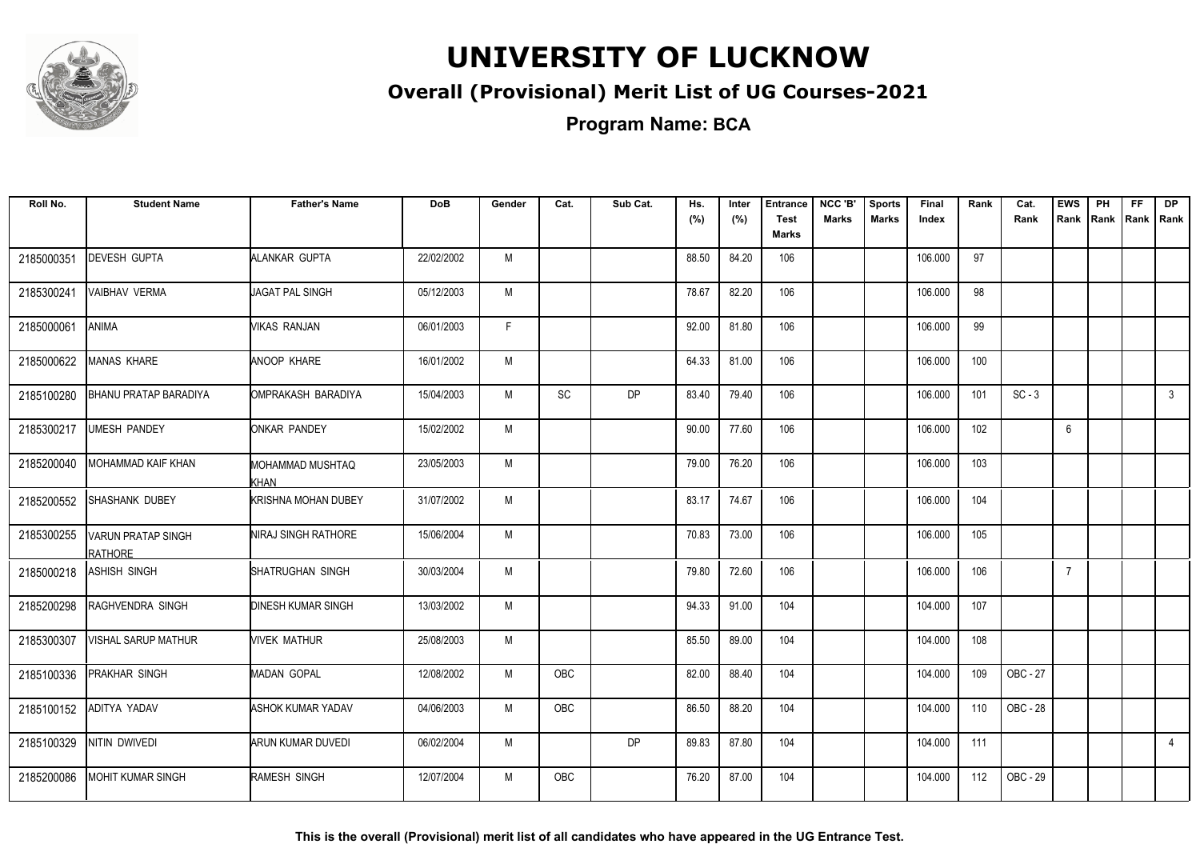# UNIVERSITY OF LUCKNOW

## Overall (Provisional) Merit List of UG Courses-2021

**Program Name: BCA**

| Roll No. | Student Name | Father's Name | DoB | Gender | Cat. | Sub Cat. | Hs. (%) | Inter (%) | Entrance Test Marks | NCC 'B' Marks | Sports Marks | Final Index | Rank | Cat. Rank | EWS Rank | PH Rank | FF Rank | DP Rank |
|---|---|---|---|---|---|---|---|---|---|---|---|---|---|---|---|---|---|---|
| 2185000351 | DEVESH GUPTA | ALANKAR GUPTA | 22/02/2002 | M | | | 88.50 | 84.20 | 106 | | | 106.000 | 97 | | | | | |
| 2185300241 | VAIBHAV VERMA | JAGAT PAL SINGH | 05/12/2003 | M | | | 78.67 | 82.20 | 106 | | | 106.000 | 98 | | | | | |
| 2185000061 | ANIMA | VIKAS RANJAN | 06/01/2003 | F | | | 92.00 | 81.80 | 106 | | | 106.000 | 99 | | | | | |
| 2185000622 | MANAS KHARE | ANOOP KHARE | 16/01/2002 | M | | | 64.33 | 81.00 | 106 | | | 106.000 | 100 | | | | | |
| 2185100280 | BHANU PRATAP BARADIYA | OMPRAKASH BARADIYA | 15/04/2003 | M | SC | DP | 83.40 | 79.40 | 106 | | | 106.000 | 101 | SC - 3 | | | | 3 |
| 2185300217 | UMESH PANDEY | ONKAR PANDEY | 15/02/2002 | M | | | 90.00 | 77.60 | 106 | | | 106.000 | 102 | | 6 | | | |
| 2185200040 | MOHAMMAD KAIF KHAN | MOHAMMAD MUSHTAQ KHAN | 23/05/2003 | M | | | 79.00 | 76.20 | 106 | | | 106.000 | 103 | | | | | |
| 2185200552 | SHASHANK DUBEY | KRISHNA MOHAN DUBEY | 31/07/2002 | M | | | 83.17 | 74.67 | 106 | | | 106.000 | 104 | | | | | |
| 2185300255 | VARUN PRATAP SINGH RATHORE | NIRAJ SINGH RATHORE | 15/06/2004 | M | | | 70.83 | 73.00 | 106 | | | 106.000 | 105 | | | | | |
| 2185000218 | ASHISH SINGH | SHATRUGHAN SINGH | 30/03/2004 | M | | | 79.80 | 72.60 | 106 | | | 106.000 | 106 | | 7 | | | |
| 2185200298 | RAGHVENDRA SINGH | DINESH KUMAR SINGH | 13/03/2002 | M | | | 94.33 | 91.00 | 104 | | | 104.000 | 107 | | | | | |
| 2185300307 | VISHAL SARUP MATHUR | VIVEK MATHUR | 25/08/2003 | M | | | 85.50 | 89.00 | 104 | | | 104.000 | 108 | | | | | |
| 2185100336 | PRAKHAR SINGH | MADAN GOPAL | 12/08/2002 | M | OBC | | 82.00 | 88.40 | 104 | | | 104.000 | 109 | OBC - 27 | | | | |
| 2185100152 | ADITYA YADAV | ASHOK KUMAR YADAV | 04/06/2003 | M | OBC | | 86.50 | 88.20 | 104 | | | 104.000 | 110 | OBC - 28 | | | | |
| 2185100329 | NITIN DWIVEDI | ARUN KUMAR DUVEDI | 06/02/2004 | M | | DP | 89.83 | 87.80 | 104 | | | 104.000 | 111 | | | | | 4 |
| 2185200086 | MOHIT KUMAR SINGH | RAMESH SINGH | 12/07/2004 | M | OBC | | 76.20 | 87.00 | 104 | | | 104.000 | 112 | OBC - 29 | | | | |

**This is the overall (Provisional) merit list of all candidates who have appeared in the UG Entrance Test.**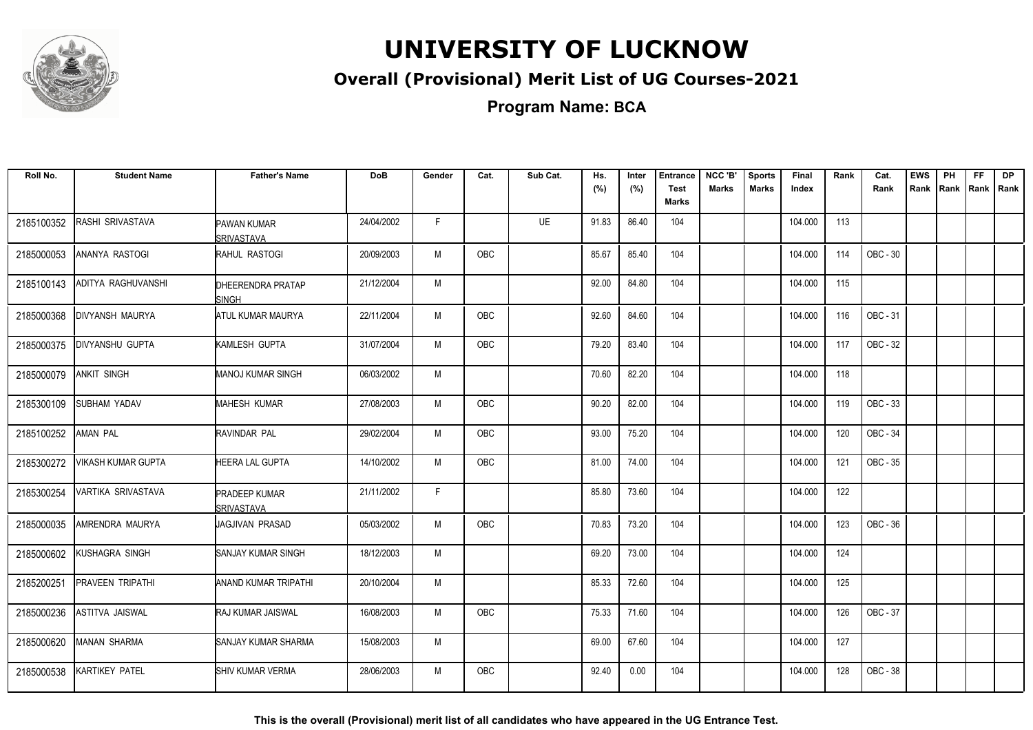# UNIVERSITY OF LUCKNOW

## Overall (Provisional) Merit List of UG Courses-2021

### Program Name: BCA

| Roll No. | Student Name | Father's Name | DoB | Gender | Cat. | Sub Cat. | Hs. (%) | Inter (%) | Entrance Test Marks | NCC 'B' Marks | Sports Marks | Final Index | Rank | Cat. Rank | EWS Rank | PH Rank | FF Rank | DP Rank |
|---|---|---|---|---|---|---|---|---|---|---|---|---|---|---|---|---|---|---|
| 2185100352 | RASHI SRIVASTAVA | PAWAN KUMAR SRIVASTAVA | 24/04/2002 | F | | UE | 91.83 | 86.40 | 104 | | | 104.000 | 113 | | | | | |
| 2185000053 | ANANYA RASTOGI | RAHUL RASTOGI | 20/09/2003 | M | OBC | | 85.67 | 85.40 | 104 | | | 104.000 | 114 | OBC - 30 | | | | |
| 2185100143 | ADITYA RAGHUVANSHI | DHEERENDRA PRATAP SINGH | 21/12/2004 | M | | | 92.00 | 84.80 | 104 | | | 104.000 | 115 | | | | | |
| 2185000368 | DIVYANSH MAURYA | ATUL KUMAR MAURYA | 22/11/2004 | M | OBC | | 92.60 | 84.60 | 104 | | | 104.000 | 116 | OBC - 31 | | | | |
| 2185000375 | DIVYANSHU GUPTA | KAMLESH GUPTA | 31/07/2004 | M | OBC | | 79.20 | 83.40 | 104 | | | 104.000 | 117 | OBC - 32 | | | | |
| 2185000079 | ANKIT SINGH | MANOJ KUMAR SINGH | 06/03/2002 | M | | | 70.60 | 82.20 | 104 | | | 104.000 | 118 | | | | | |
| 2185300109 | SUBHAM YADAV | MAHESH KUMAR | 27/08/2003 | M | OBC | | 90.20 | 82.00 | 104 | | | 104.000 | 119 | OBC - 33 | | | | |
| 2185100252 | AMAN PAL | RAVINDAR PAL | 29/02/2004 | M | OBC | | 93.00 | 75.20 | 104 | | | 104.000 | 120 | OBC - 34 | | | | |
| 2185300272 | VIKASH KUMAR GUPTA | HEERA LAL GUPTA | 14/10/2002 | M | OBC | | 81.00 | 74.00 | 104 | | | 104.000 | 121 | OBC - 35 | | | | |
| 2185300254 | VARTIKA SRIVASTAVA | PRADEEP KUMAR SRIVASTAVA | 21/11/2002 | F | | | 85.80 | 73.60 | 104 | | | 104.000 | 122 | | | | | |
| 2185000035 | AMRENDRA MAURYA | JAGJIVAN PRASAD | 05/03/2002 | M | OBC | | 70.83 | 73.20 | 104 | | | 104.000 | 123 | OBC - 36 | | | | |
| 2185000602 | KUSHAGRA SINGH | SANJAY KUMAR SINGH | 18/12/2003 | M | | | 69.20 | 73.00 | 104 | | | 104.000 | 124 | | | | | |
| 2185200251 | PRAVEEN TRIPATHI | ANAND KUMAR TRIPATHI | 20/10/2004 | M | | | 85.33 | 72.60 | 104 | | | 104.000 | 125 | | | | | |
| 2185000236 | ASTITVA JAISWAL | RAJ KUMAR JAISWAL | 16/08/2003 | M | OBC | | 75.33 | 71.60 | 104 | | | 104.000 | 126 | OBC - 37 | | | | |
| 2185000620 | MANAN SHARMA | SANJAY KUMAR SHARMA | 15/08/2003 | M | | | 69.00 | 67.60 | 104 | | | 104.000 | 127 | | | | | |
| 2185000538 | KARTIKEY PATEL | SHIV KUMAR VERMA | 28/06/2003 | M | OBC | | 92.40 | 0.00 | 104 | | | 104.000 | 128 | OBC - 38 | | | | |

**This is the overall (Provisional) merit list of all candidates who have appeared in the UG Entrance Test.**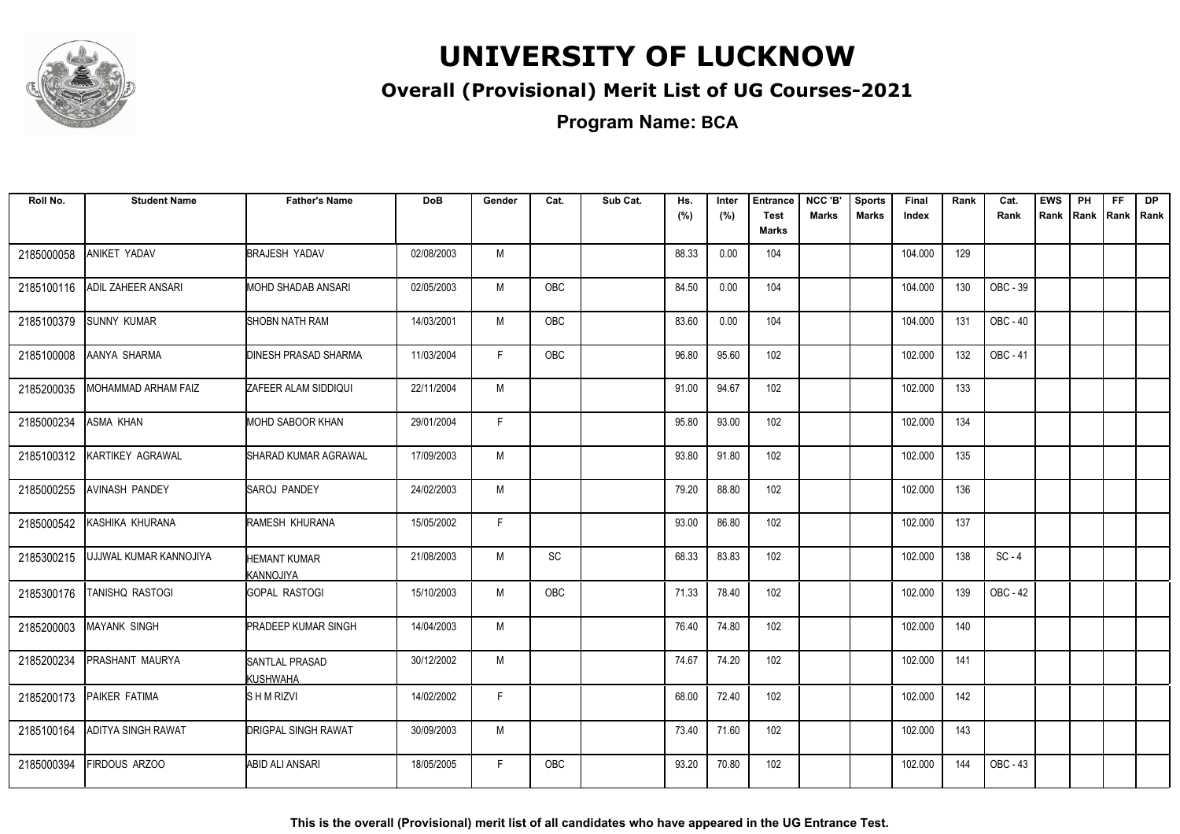# UNIVERSITY OF LUCKNOW

## Overall (Provisional) Merit List of UG Courses-2021

**Program Name: BCA**

| Roll No. | Student Name | Father's Name | DoB | Gender | Cat. | Sub Cat. | Hs. (%) | Inter (%) | Entrance Test Marks | NCC 'B' Marks | Sports Marks | Final Index | Rank | Cat. Rank | EWS Rank | PH Rank | FF Rank | DP Rank |
|---|---|---|---|---|---|---|---|---|---|---|---|---|---|---|---|---|---|---|
| 2185000058 | ANIKET YADAV | BRAJESH YADAV | 02/08/2003 | M | | | 88.33 | 0.00 | 104 | | | 104.000 | 129 | | | | | |
| 2185100116 | ADIL ZAHEER ANSARI | MOHD SHADAB ANSARI | 02/05/2003 | M | OBC | | 84.50 | 0.00 | 104 | | | 104.000 | 130 | OBC - 39 | | | | |
| 2185100379 | SUNNY KUMAR | SHOBN NATH RAM | 14/03/2001 | M | OBC | | 83.60 | 0.00 | 104 | | | 104.000 | 131 | OBC - 40 | | | | |
| 2185100008 | AANYA SHARMA | DINESH PRASAD SHARMA | 11/03/2004 | F | OBC | | 96.80 | 95.60 | 102 | | | 102.000 | 132 | OBC - 41 | | | | |
| 2185200035 | MOHAMMAD ARHAM FAIZ | ZAFEER ALAM SIDDIQUI | 22/11/2004 | M | | | 91.00 | 94.67 | 102 | | | 102.000 | 133 | | | | | |
| 2185000234 | ASMA KHAN | MOHD SABOOR KHAN | 29/01/2004 | F | | | 95.80 | 93.00 | 102 | | | 102.000 | 134 | | | | | |
| 2185100312 | KARTIKEY AGRAWAL | SHARAD KUMAR AGRAWAL | 17/09/2003 | M | | | 93.80 | 91.80 | 102 | | | 102.000 | 135 | | | | | |
| 2185000255 | AVINASH PANDEY | SAROJ PANDEY | 24/02/2003 | M | | | 79.20 | 88.80 | 102 | | | 102.000 | 136 | | | | | |
| 2185000542 | KASHIKA KHURANA | RAMESH KHURANA | 15/05/2002 | F | | | 93.00 | 86.80 | 102 | | | 102.000 | 137 | | | | | |
| 2185300215 | UJJWAL KUMAR KANNOJIYA | HEMANT KUMAR KANNOJIYA | 21/08/2003 | M | SC | | 68.33 | 83.83 | 102 | | | 102.000 | 138 | SC - 4 | | | | |
| 2185300176 | TANISHQ RASTOGI | GOPAL RASTOGI | 15/10/2003 | M | OBC | | 71.33 | 78.40 | 102 | | | 102.000 | 139 | OBC - 42 | | | | |
| 2185200003 | MAYANK SINGH | PRADEEP KUMAR SINGH | 14/04/2003 | M | | | 76.40 | 74.80 | 102 | | | 102.000 | 140 | | | | | |
| 2185200234 | PRASHANT MAURYA | SANTLAL PRASAD KUSHWAHA | 30/12/2002 | M | | | 74.67 | 74.20 | 102 | | | 102.000 | 141 | | | | | |
| 2185200173 | PAIKER FATIMA | S H M RIZVI | 14/02/2002 | F | | | 68.00 | 72.40 | 102 | | | 102.000 | 142 | | | | | |
| 2185100164 | ADITYA SINGH RAWAT | DRIGPAL SINGH RAWAT | 30/09/2003 | M | | | 73.40 | 71.60 | 102 | | | 102.000 | 143 | | | | | |
| 2185000394 | FIRDOUS ARZOO | ABID ALI ANSARI | 18/05/2005 | F | OBC | | 93.20 | 70.80 | 102 | | | 102.000 | 144 | OBC - 43 | | | | |

**This is the overall (Provisional) merit list of all candidates who have appeared in the UG Entrance Test.**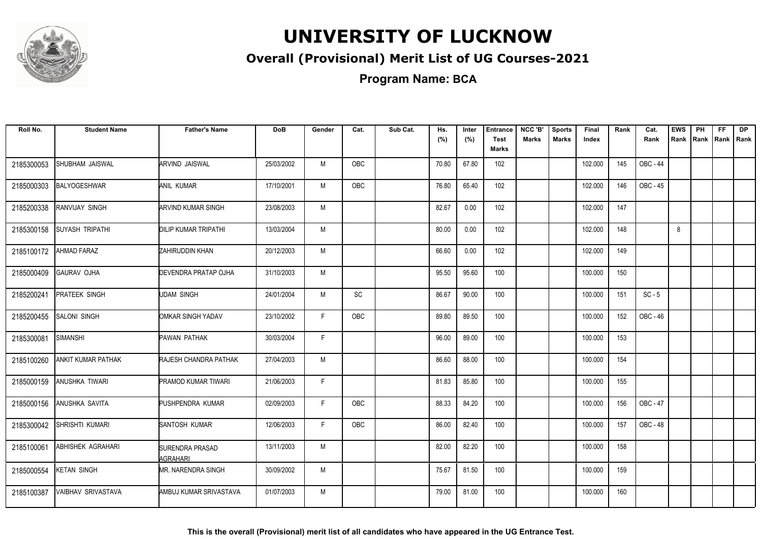# UNIVERSITY OF LUCKNOW

## Overall (Provisional) Merit List of UG Courses-2021

### Program Name: BCA

| Roll No. | Student Name | Father's Name | DoB | Gender | Cat. | Sub Cat. | Hs. (%) | Inter (%) | Entrance Test Marks | NCC 'B' Marks | Sports Marks | Final Index | Rank | Cat. Rank | EWS Rank | PH Rank | FF Rank | DP Rank |
|---|---|---|---|---|---|---|---|---|---|---|---|---|---|---|---|---|---|---|
| 2185300053 | SHUBHAM JAISWAL | ARVIND JAISWAL | 25/03/2002 | M | OBC | | 70.80 | 67.80 | 102 | | | 102.000 | 145 | OBC - 44 | | | | |
| 2185000303 | BALYOGESHWAR | ANIL KUMAR | 17/10/2001 | M | OBC | | 76.80 | 65.40 | 102 | | | 102.000 | 146 | OBC - 45 | | | | |
| 2185200338 | RANVIJAY SINGH | ARVIND KUMAR SINGH | 23/08/2003 | M | | | 82.67 | 0.00 | 102 | | | 102.000 | 147 | | | | | |
| 2185300158 | SUYASH TRIPATHI | DILIP KUMAR TRIPATHI | 13/03/2004 | M | | | 80.00 | 0.00 | 102 | | | 102.000 | 148 | | 8 | | | |
| 2185100172 | AHMAD FARAZ | ZAHIRUDDIN KHAN | 20/12/2003 | M | | | 66.60 | 0.00 | 102 | | | 102.000 | 149 | | | | | |
| 2185000409 | GAURAV OJHA | DEVENDRA PRATAP OJHA | 31/10/2003 | M | | | 95.50 | 95.60 | 100 | | | 100.000 | 150 | | | | | |
| 2185200241 | PRATEEK SINGH | UDAM SINGH | 24/01/2004 | M | SC | | 86.67 | 90.00 | 100 | | | 100.000 | 151 | SC - 5 | | | | |
| 2185200455 | SALONI SINGH | OMKAR SINGH YADAV | 23/10/2002 | F | OBC | | 89.80 | 89.50 | 100 | | | 100.000 | 152 | OBC - 46 | | | | |
| 2185300081 | SIMANSHI | PAWAN PATHAK | 30/03/2004 | F | | | 96.00 | 89.00 | 100 | | | 100.000 | 153 | | | | | |
| 2185100260 | ANKIT KUMAR PATHAK | RAJESH CHANDRA PATHAK | 27/04/2003 | M | | | 86.60 | 88.00 | 100 | | | 100.000 | 154 | | | | | |
| 2185000159 | ANUSHKA TIWARI | PRAMOD KUMAR TIWARI | 21/06/2003 | F | | | 81.83 | 85.80 | 100 | | | 100.000 | 155 | | | | | |
| 2185000156 | ANUSHKA SAVITA | PUSHPENDRA KUMAR | 02/09/2003 | F | OBC | | 88.33 | 84.20 | 100 | | | 100.000 | 156 | OBC - 47 | | | | |
| 2185300042 | SHRISHTI KUMARI | SANTOSH KUMAR | 12/06/2003 | F | OBC | | 86.00 | 82.40 | 100 | | | 100.000 | 157 | OBC - 48 | | | | |
| 2185100061 | ABHISHEK AGRAHARI | SURENDRA PRASAD AGRAHARI | 13/11/2003 | M | | | 82.00 | 82.20 | 100 | | | 100.000 | 158 | | | | | |
| 2185000554 | KETAN SINGH | MR. NARENDRA SINGH | 30/09/2002 | M | | | 75.67 | 81.50 | 100 | | | 100.000 | 159 | | | | | |
| 2185100387 | VAIBHAV SRIVASTAVA | AMBUJ KUMAR SRIVASTAVA | 01/07/2003 | M | | | 79.00 | 81.00 | 100 | | | 100.000 | 160 | | | | | |

**This is the overall (Provisional) merit list of all candidates who have appeared in the UG Entrance Test.**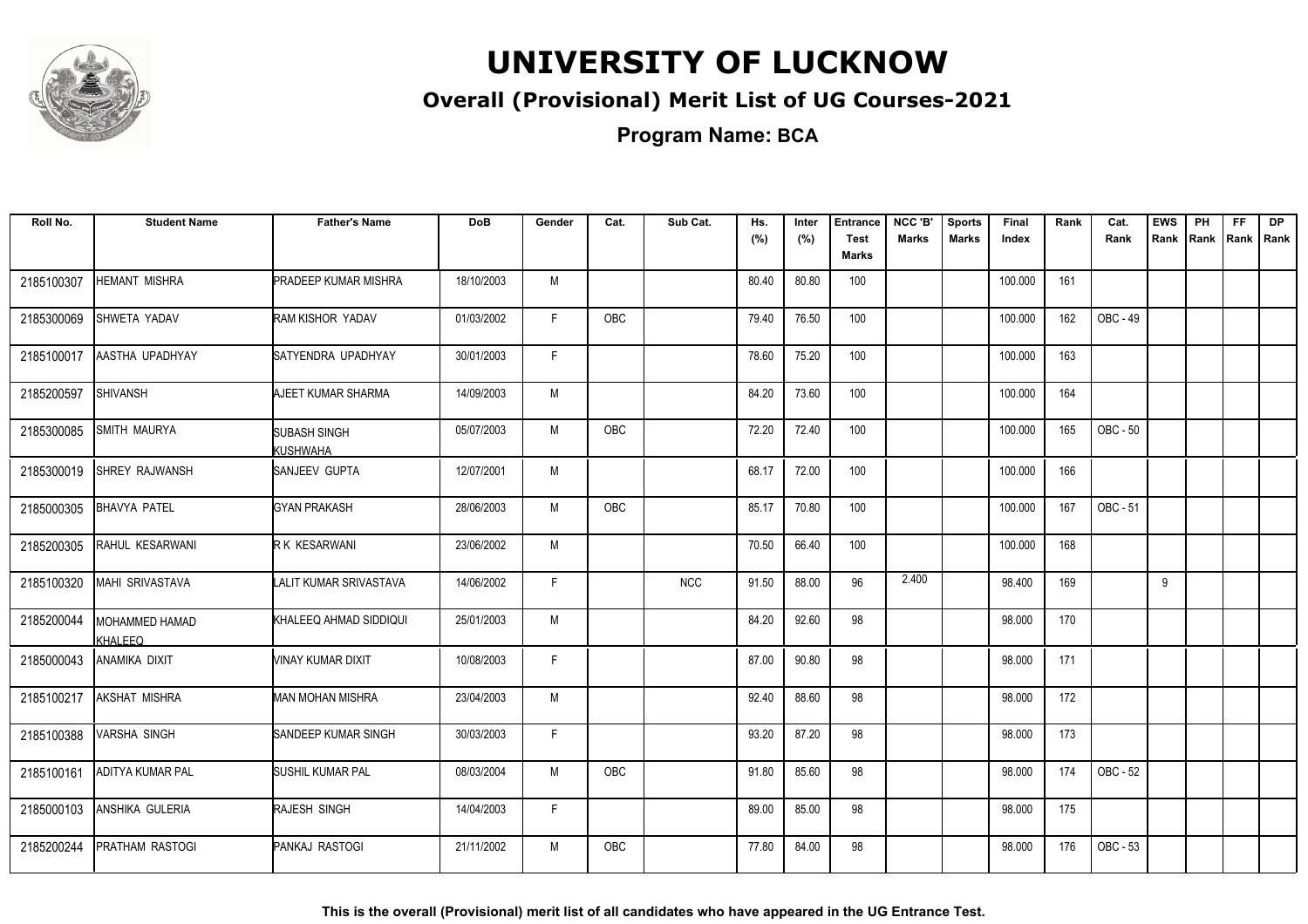# UNIVERSITY OF LUCKNOW

## Overall (Provisional) Merit List of UG Courses-2021

**Program Name: BCA**

| Roll No. | Student Name | Father's Name | DoB | Gender | Cat. | Sub Cat. | Hs. (%) | Inter (%) | Entrance Test Marks | NCC 'B' Marks | Sports Marks | Final Index | Rank | Cat. Rank | EWS Rank | PH Rank | FF Rank | DP Rank |
|---|---|---|---|---|---|---|---|---|---|---|---|---|---|---|---|---|---|---|
| 2185100307 | HEMANT MISHRA | PRADEEP KUMAR MISHRA | 18/10/2003 | M | | | 80.40 | 80.80 | 100 | | | 100.000 | 161 | | | | | |
| 2185300069 | SHWETA YADAV | RAM KISHOR YADAV | 01/03/2002 | F | OBC | | 79.40 | 76.50 | 100 | | | 100.000 | 162 | OBC - 49 | | | | |
| 2185100017 | AASTHA UPADHYAY | SATYENDRA UPADHYAY | 30/01/2003 | F | | | 78.60 | 75.20 | 100 | | | 100.000 | 163 | | | | | |
| 2185200597 | SHIVANSH | AJEET KUMAR SHARMA | 14/09/2003 | M | | | 84.20 | 73.60 | 100 | | | 100.000 | 164 | | | | | |
| 2185300085 | SMITH MAURYA | SUBASH SINGH KUSHWAHA | 05/07/2003 | M | OBC | | 72.20 | 72.40 | 100 | | | 100.000 | 165 | OBC - 50 | | | | |
| 2185300019 | SHREY RAJWANSH | SANJEEV GUPTA | 12/07/2001 | M | | | 68.17 | 72.00 | 100 | | | 100.000 | 166 | | | | | |
| 2185000305 | BHAVYA PATEL | GYAN PRAKASH | 28/06/2003 | M | OBC | | 85.17 | 70.80 | 100 | | | 100.000 | 167 | OBC - 51 | | | | |
| 2185200305 | RAHUL KESARWANI | R K KESARWANI | 23/06/2002 | M | | | 70.50 | 66.40 | 100 | | | 100.000 | 168 | | | | | |
| 2185100320 | MAHI SRIVASTAVA | LALIT KUMAR SRIVASTAVA | 14/06/2002 | F | | NCC | 91.50 | 88.00 | 96 | 2.400 | | 98.400 | 169 | | 9 | | | |
| 2185200044 | MOHAMMED HAMAD KHALEEQ | KHALEEQ AHMAD SIDDIQUI | 25/01/2003 | M | | | 84.20 | 92.60 | 98 | | | 98.000 | 170 | | | | | |
| 2185000043 | ANAMIKA DIXIT | VINAY KUMAR DIXIT | 10/08/2003 | F | | | 87.00 | 90.80 | 98 | | | 98.000 | 171 | | | | | |
| 2185100217 | AKSHAT MISHRA | MAN MOHAN MISHRA | 23/04/2003 | M | | | 92.40 | 88.60 | 98 | | | 98.000 | 172 | | | | | |
| 2185100388 | VARSHA SINGH | SANDEEP KUMAR SINGH | 30/03/2003 | F | | | 93.20 | 87.20 | 98 | | | 98.000 | 173 | | | | | |
| 2185100161 | ADITYA KUMAR PAL | SUSHIL KUMAR PAL | 08/03/2004 | M | OBC | | 91.80 | 85.60 | 98 | | | 98.000 | 174 | OBC - 52 | | | | |
| 2185000103 | ANSHIKA GULERIA | RAJESH SINGH | 14/04/2003 | F | | | 89.00 | 85.00 | 98 | | | 98.000 | 175 | | | | | |
| 2185200244 | PRATHAM RASTOGI | PANKAJ RASTOGI | 21/11/2002 | M | OBC | | 77.80 | 84.00 | 98 | | | 98.000 | 176 | OBC - 53 | | | | |

**This is the overall (Provisional) merit list of all candidates who have appeared in the UG Entrance Test.**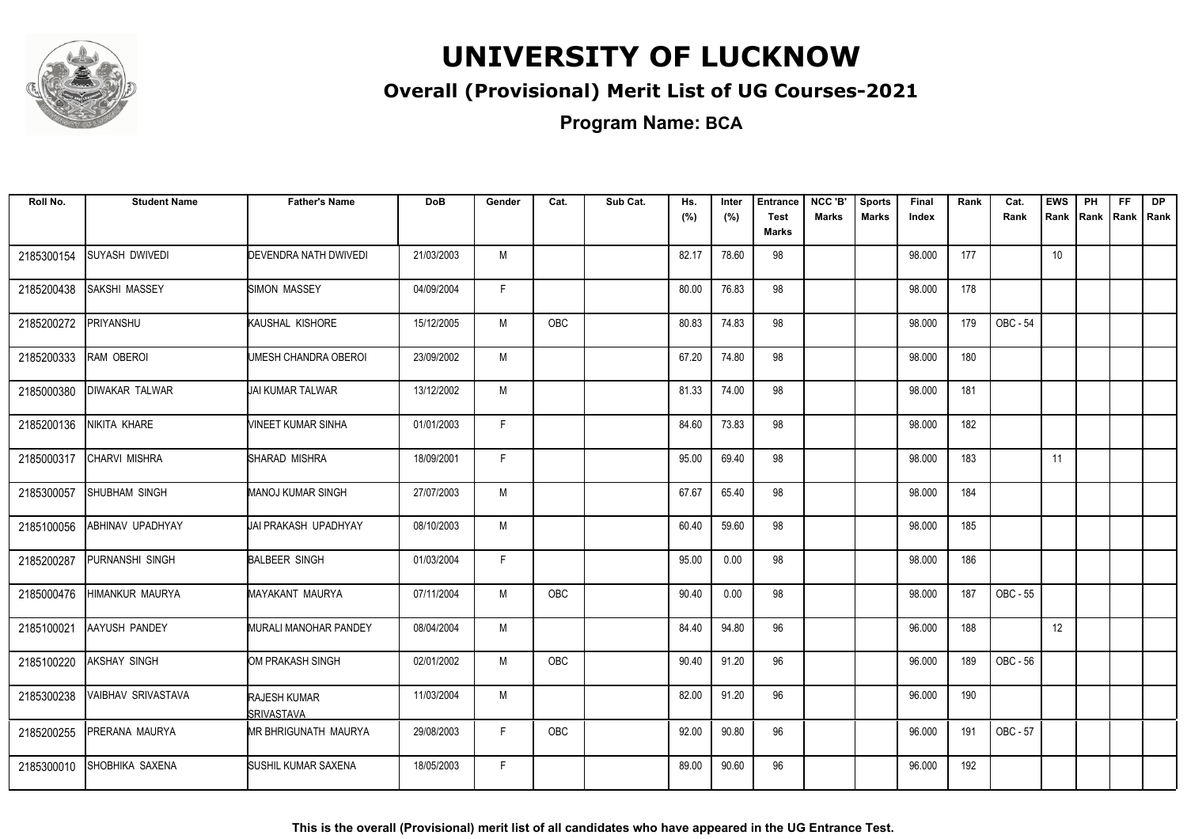# UNIVERSITY OF LUCKNOW

## Overall (Provisional) Merit List of UG Courses-2021

**Program Name: BCA**

| Roll No. | Student Name | Father's Name | DoB | Gender | Cat. | Sub Cat. | Hs. (%) | Inter (%) | Entrance Test Marks | NCC 'B' Marks | Sports Marks | Final Index | Rank | Cat. Rank | EWS Rank | PH Rank | FF Rank | DP Rank |
|---|---|---|---|---|---|---|---|---|---|---|---|---|---|---|---|---|---|---|
| 2185300154 | SUYASH DWIVEDI | DEVENDRA NATH DWIVEDI | 21/03/2003 | M | | | 82.17 | 78.60 | 98 | | | 98.000 | 177 | | 10 | | | |
| 2185200438 | SAKSHI MASSEY | SIMON MASSEY | 04/09/2004 | F | | | 80.00 | 76.83 | 98 | | | 98.000 | 178 | | | | | |
| 2185200272 | PRIYANSHU | KAUSHAL KISHORE | 15/12/2005 | M | OBC | | 80.83 | 74.83 | 98 | | | 98.000 | 179 | OBC - 54 | | | | |
| 2185200333 | RAM OBEROI | UMESH CHANDRA OBEROI | 23/09/2002 | M | | | 67.20 | 74.80 | 98 | | | 98.000 | 180 | | | | | |
| 2185000380 | DIWAKAR TALWAR | JAI KUMAR TALWAR | 13/12/2002 | M | | | 81.33 | 74.00 | 98 | | | 98.000 | 181 | | | | | |
| 2185200136 | NIKITA KHARE | VINEET KUMAR SINHA | 01/01/2003 | F | | | 84.60 | 73.83 | 98 | | | 98.000 | 182 | | | | | |
| 2185000317 | CHARVI MISHRA | SHARAD MISHRA | 18/09/2001 | F | | | 95.00 | 69.40 | 98 | | | 98.000 | 183 | | 11 | | | |
| 2185300057 | SHUBHAM SINGH | MANOJ KUMAR SINGH | 27/07/2003 | M | | | 67.67 | 65.40 | 98 | | | 98.000 | 184 | | | | | |
| 2185100056 | ABHINAV UPADHYAY | JAI PRAKASH UPADHYAY | 08/10/2003 | M | | | 60.40 | 59.60 | 98 | | | 98.000 | 185 | | | | | |
| 2185200287 | PURNANSHI SINGH | BALBEER SINGH | 01/03/2004 | F | | | 95.00 | 0.00 | 98 | | | 98.000 | 186 | | | | | |
| 2185000476 | HIMANKUR MAURYA | MAYAKANT MAURYA | 07/11/2004 | M | OBC | | 90.40 | 0.00 | 98 | | | 98.000 | 187 | OBC - 55 | | | | |
| 2185100021 | AAYUSH PANDEY | MURALI MANOHAR PANDEY | 08/04/2004 | M | | | 84.40 | 94.80 | 96 | | | 96.000 | 188 | | 12 | | | |
| 2185100220 | AKSHAY SINGH | OM PRAKASH SINGH | 02/01/2002 | M | OBC | | 90.40 | 91.20 | 96 | | | 96.000 | 189 | OBC - 56 | | | | |
| 2185300238 | VAIBHAV SRIVASTAVA | RAJESH KUMAR SRIVASTAVA | 11/03/2004 | M | | | 82.00 | 91.20 | 96 | | | 96.000 | 190 | | | | | |
| 2185200255 | PRERANA MAURYA | MR BHRIGUNATH MAURYA | 29/08/2003 | F | OBC | | 92.00 | 90.80 | 96 | | | 96.000 | 191 | OBC - 57 | | | | |
| 2185300010 | SHOBHIKA SAXENA | SUSHIL KUMAR SAXENA | 18/05/2003 | F | | | 89.00 | 90.60 | 96 | | | 96.000 | 192 | | | | | |

**This is the overall (Provisional) merit list of all candidates who have appeared in the UG Entrance Test.**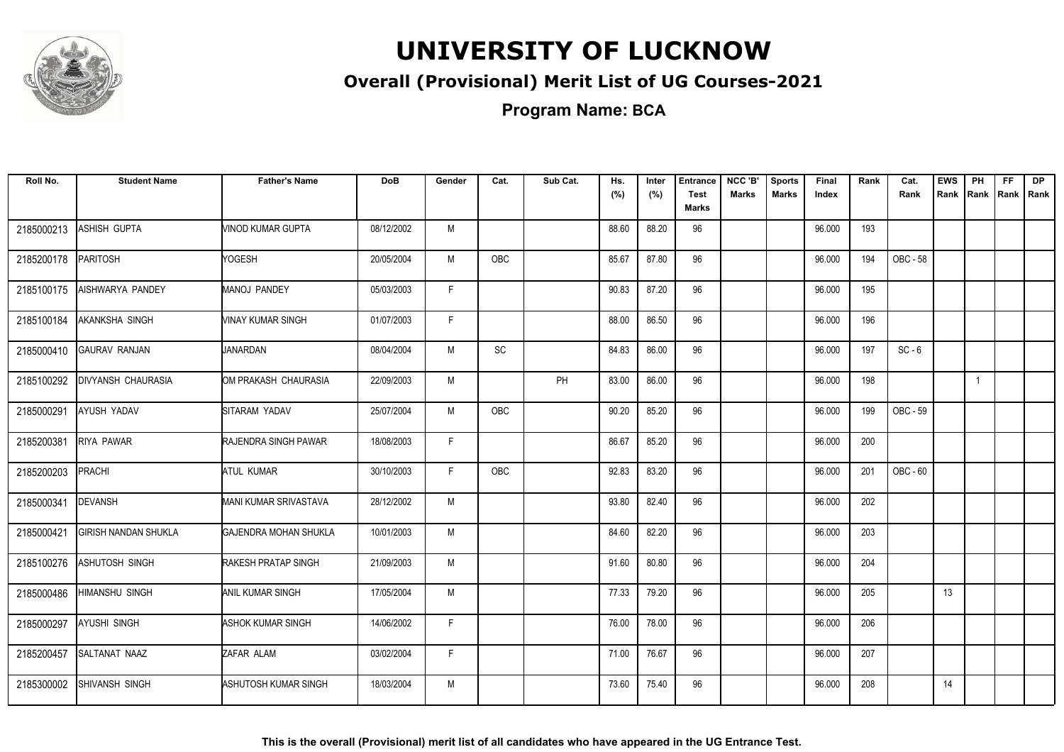# UNIVERSITY OF LUCKNOW

## Overall (Provisional) Merit List of UG Courses-2021

### Program Name: BCA

| Roll No. | Student Name | Father's Name | DoB | Gender | Cat. | Sub Cat. | Hs. (%) | Inter (%) | Entrance Test Marks | NCC 'B' Marks | Sports Marks | Final Index | Rank | Cat. Rank | EWS Rank | PH Rank | FF Rank | DP Rank |
|---|---|---|---|---|---|---|---|---|---|---|---|---|---|---|---|---|---|---|
| 2185000213 | ASHISH GUPTA | VINOD KUMAR GUPTA | 08/12/2002 | M | | | 88.60 | 88.20 | 96 | | | 96.000 | 193 | | | | | |
| 2185200178 | PARITOSH | YOGESH | 20/05/2004 | M | OBC | | 85.67 | 87.80 | 96 | | | 96.000 | 194 | OBC - 58 | | | | |
| 2185100175 | AISHWARYA PANDEY | MANOJ PANDEY | 05/03/2003 | F | | | 90.83 | 87.20 | 96 | | | 96.000 | 195 | | | | | |
| 2185100184 | AKANKSHA SINGH | VINAY KUMAR SINGH | 01/07/2003 | F | | | 88.00 | 86.50 | 96 | | | 96.000 | 196 | | | | | |
| 2185000410 | GAURAV RANJAN | JANARDAN | 08/04/2004 | M | SC | | 84.83 | 86.00 | 96 | | | 96.000 | 197 | SC - 6 | | | | |
| 2185100292 | DIVYANSH CHAURASIA | OM PRAKASH CHAURASIA | 22/09/2003 | M | | PH | 83.00 | 86.00 | 96 | | | 96.000 | 198 | | | 1 | | |
| 2185000291 | AYUSH YADAV | SITARAM YADAV | 25/07/2004 | M | OBC | | 90.20 | 85.20 | 96 | | | 96.000 | 199 | OBC - 59 | | | | |
| 2185200381 | RIYA PAWAR | RAJENDRA SINGH PAWAR | 18/08/2003 | F | | | 86.67 | 85.20 | 96 | | | 96.000 | 200 | | | | | |
| 2185200203 | PRACHI | ATUL KUMAR | 30/10/2003 | F | OBC | | 92.83 | 83.20 | 96 | | | 96.000 | 201 | OBC - 60 | | | | |
| 2185000341 | DEVANSH | MANI KUMAR SRIVASTAVA | 28/12/2002 | M | | | 93.80 | 82.40 | 96 | | | 96.000 | 202 | | | | | |
| 2185000421 | GIRISH NANDAN SHUKLA | GAJENDRA MOHAN SHUKLA | 10/01/2003 | M | | | 84.60 | 82.20 | 96 | | | 96.000 | 203 | | | | | |
| 2185100276 | ASHUTOSH SINGH | RAKESH PRATAP SINGH | 21/09/2003 | M | | | 91.60 | 80.80 | 96 | | | 96.000 | 204 | | | | | |
| 2185000486 | HIMANSHU SINGH | ANIL KUMAR SINGH | 17/05/2004 | M | | | 77.33 | 79.20 | 96 | | | 96.000 | 205 | | 13 | | | |
| 2185000297 | AYUSHI SINGH | ASHOK KUMAR SINGH | 14/06/2002 | F | | | 76.00 | 78.00 | 96 | | | 96.000 | 206 | | | | | |
| 2185200457 | SALTANAT NAAZ | ZAFAR ALAM | 03/02/2004 | F | | | 71.00 | 76.67 | 96 | | | 96.000 | 207 | | | | | |
| 2185300002 | SHIVANSH SINGH | ASHUTOSH KUMAR SINGH | 18/03/2004 | M | | | 73.60 | 75.40 | 96 | | | 96.000 | 208 | | 14 | | | |

**This is the overall (Provisional) merit list of all candidates who have appeared in the UG Entrance Test.**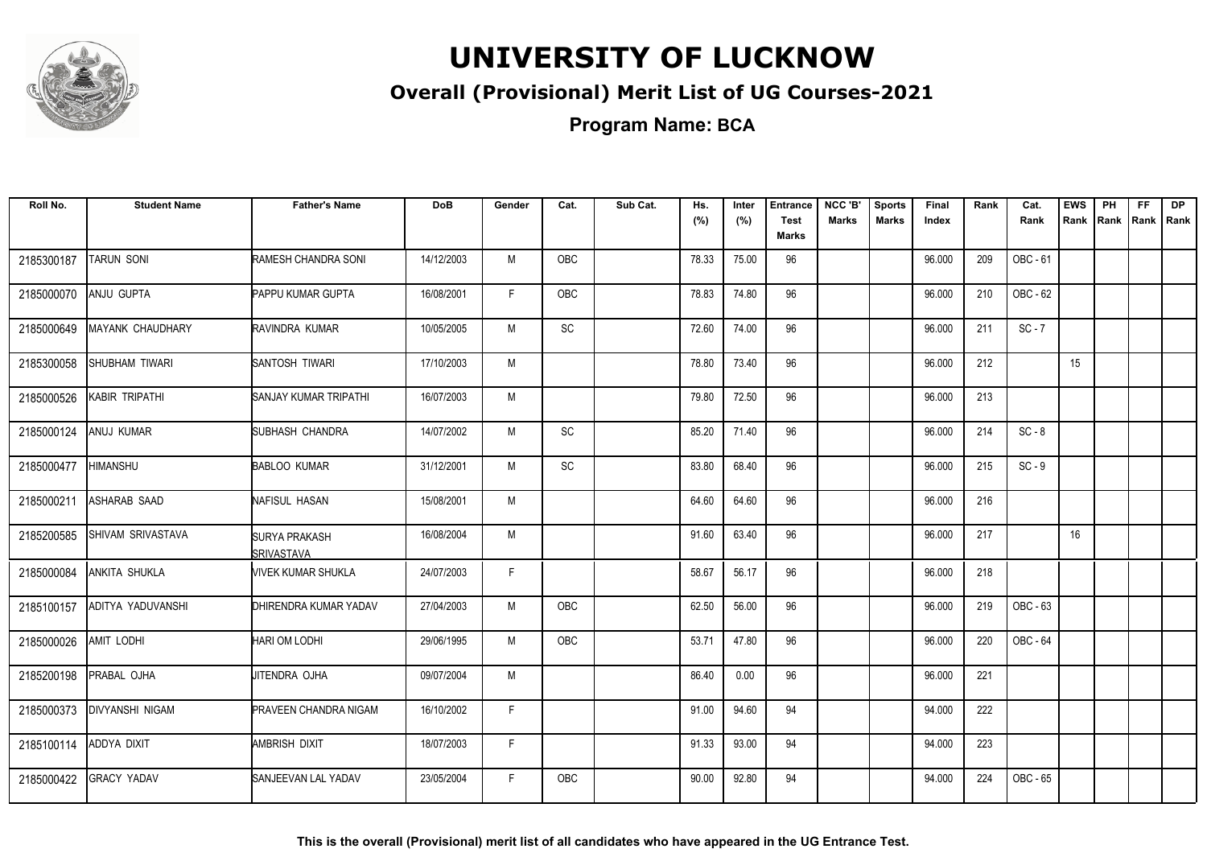# UNIVERSITY OF LUCKNOW

## Overall (Provisional) Merit List of UG Courses-2021

### Program Name: BCA

| Roll No. | Student Name | Father's Name | DoB | Gender | Cat. | Sub Cat. | Hs. (%) | Inter (%) | Entrance Test Marks | NCC 'B' Marks | Sports Marks | Final Index | Rank | Cat. Rank | EWS Rank | PH Rank | FF Rank | DP Rank |
|---|---|---|---|---|---|---|---|---|---|---|---|---|---|---|---|---|---|---|
| 2185300187 | TARUN SONI | RAMESH CHANDRA SONI | 14/12/2003 | M | OBC | | 78.33 | 75.00 | 96 | | | 96.000 | 209 | OBC - 61 | | | | |
| 2185000070 | ANJU GUPTA | PAPPU KUMAR GUPTA | 16/08/2001 | F | OBC | | 78.83 | 74.80 | 96 | | | 96.000 | 210 | OBC - 62 | | | | |
| 2185000649 | MAYANK CHAUDHARY | RAVINDRA KUMAR | 10/05/2005 | M | SC | | 72.60 | 74.00 | 96 | | | 96.000 | 211 | SC - 7 | | | | |
| 2185300058 | SHUBHAM TIWARI | SANTOSH TIWARI | 17/10/2003 | M | | | 78.80 | 73.40 | 96 | | | 96.000 | 212 | | 15 | | | |
| 2185000526 | KABIR TRIPATHI | SANJAY KUMAR TRIPATHI | 16/07/2003 | M | | | 79.80 | 72.50 | 96 | | | 96.000 | 213 | | | | | |
| 2185000124 | ANUJ KUMAR | SUBHASH CHANDRA | 14/07/2002 | M | SC | | 85.20 | 71.40 | 96 | | | 96.000 | 214 | SC - 8 | | | | |
| 2185000477 | HIMANSHU | BABLOO KUMAR | 31/12/2001 | M | SC | | 83.80 | 68.40 | 96 | | | 96.000 | 215 | SC - 9 | | | | |
| 2185000211 | ASHARAB SAAD | NAFISUL HASAN | 15/08/2001 | M | | | 64.60 | 64.60 | 96 | | | 96.000 | 216 | | | | | |
| 2185200585 | SHIVAM SRIVASTAVA | SURYA PRAKASH SRIVASTAVA | 16/08/2004 | M | | | 91.60 | 63.40 | 96 | | | 96.000 | 217 | | 16 | | | |
| 2185000084 | ANKITA SHUKLA | VIVEK KUMAR SHUKLA | 24/07/2003 | F | | | 58.67 | 56.17 | 96 | | | 96.000 | 218 | | | | | |
| 2185100157 | ADITYA YADUVANSHI | DHIRENDRA KUMAR YADAV | 27/04/2003 | M | OBC | | 62.50 | 56.00 | 96 | | | 96.000 | 219 | OBC - 63 | | | | |
| 2185000026 | AMIT LODHI | HARI OM LODHI | 29/06/1995 | M | OBC | | 53.71 | 47.80 | 96 | | | 96.000 | 220 | OBC - 64 | | | | |
| 2185200198 | PRABAL OJHA | JITENDRA OJHA | 09/07/2004 | M | | | 86.40 | 0.00 | 96 | | | 96.000 | 221 | | | | | |
| 2185000373 | DIVYANSHI NIGAM | PRAVEEN CHANDRA NIGAM | 16/10/2002 | F | | | 91.00 | 94.60 | 94 | | | 94.000 | 222 | | | | | |
| 2185100114 | ADDYA DIXIT | AMBRISH DIXIT | 18/07/2003 | F | | | 91.33 | 93.00 | 94 | | | 94.000 | 223 | | | | | |
| 2185000422 | GRACY YADAV | SANJEEVAN LAL YADAV | 23/05/2004 | F | OBC | | 90.00 | 92.80 | 94 | | | 94.000 | 224 | OBC - 65 | | | | |

**This is the overall (Provisional) merit list of all candidates who have appeared in the UG Entrance Test.**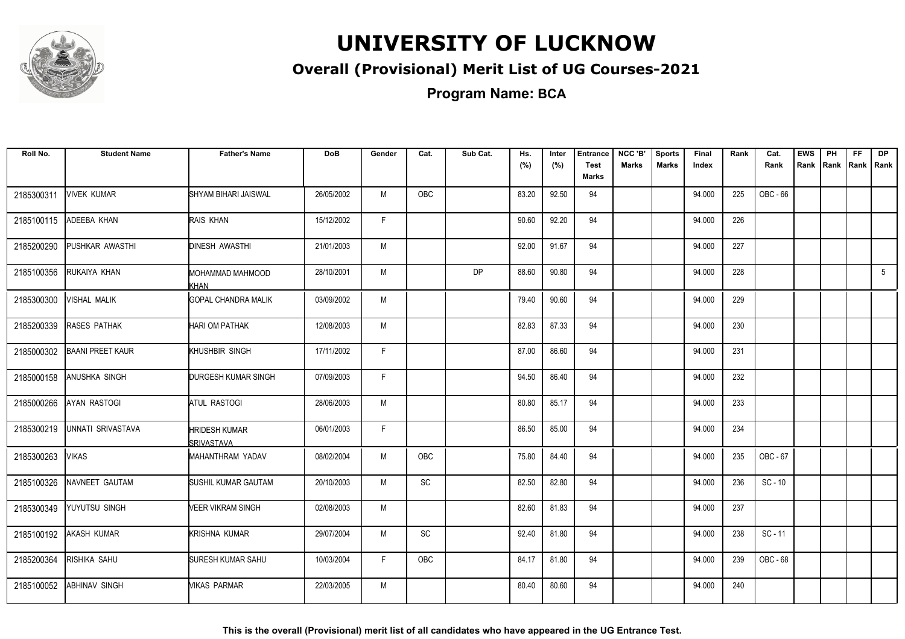# UNIVERSITY OF LUCKNOW

## Overall (Provisional) Merit List of UG Courses-2021

### Program Name: BCA

| Roll No. | Student Name | Father's Name | DoB | Gender | Cat. | Sub Cat. | Hs. (%) | Inter (%) | Entrance Test Marks | NCC 'B' Marks | Sports Marks | Final Index | Rank | Cat. Rank | EWS Rank | PH Rank | FF Rank | DP Rank |
|---|---|---|---|---|---|---|---|---|---|---|---|---|---|---|---|---|---|---|
| 2185300311 | VIVEK KUMAR | SHYAM BIHARI JAISWAL | 26/05/2002 | M | OBC | | 83.20 | 92.50 | 94 | | | 94.000 | 225 | OBC - 66 | | | | |
| 2185100115 | ADEEBA KHAN | RAIS KHAN | 15/12/2002 | F | | | 90.60 | 92.20 | 94 | | | 94.000 | 226 | | | | | |
| 2185200290 | PUSHKAR AWASTHI | DINESH AWASTHI | 21/01/2003 | M | | | 92.00 | 91.67 | 94 | | | 94.000 | 227 | | | | | |
| 2185100356 | RUKAIYA KHAN | MOHAMMAD MAHMOOD KHAN | 28/10/2001 | M | | DP | 88.60 | 90.80 | 94 | | | 94.000 | 228 | | | | | 5 |
| 2185300300 | VISHAL MALIK | GOPAL CHANDRA MALIK | 03/09/2002 | M | | | 79.40 | 90.60 | 94 | | | 94.000 | 229 | | | | | |
| 2185200339 | RASES PATHAK | HARI OM PATHAK | 12/08/2003 | M | | | 82.83 | 87.33 | 94 | | | 94.000 | 230 | | | | | |
| 2185000302 | BAANI PREET KAUR | KHUSHBIR SINGH | 17/11/2002 | F | | | 87.00 | 86.60 | 94 | | | 94.000 | 231 | | | | | |
| 2185000158 | ANUSHKA SINGH | DURGESH KUMAR SINGH | 07/09/2003 | F | | | 94.50 | 86.40 | 94 | | | 94.000 | 232 | | | | | |
| 2185000266 | AYAN RASTOGI | ATUL RASTOGI | 28/06/2003 | M | | | 80.80 | 85.17 | 94 | | | 94.000 | 233 | | | | | |
| 2185300219 | UNNATI SRIVASTAVA | HRIDESH KUMAR SRIVASTAVA | 06/01/2003 | F | | | 86.50 | 85.00 | 94 | | | 94.000 | 234 | | | | | |
| 2185300263 | VIKAS | MAHANTHRAM YADAV | 08/02/2004 | M | OBC | | 75.80 | 84.40 | 94 | | | 94.000 | 235 | OBC - 67 | | | | |
| 2185100326 | NAVNEET GAUTAM | SUSHIL KUMAR GAUTAM | 20/10/2003 | M | SC | | 82.50 | 82.80 | 94 | | | 94.000 | 236 | SC - 10 | | | | |
| 2185300349 | YUYUTSU SINGH | VEER VIKRAM SINGH | 02/08/2003 | M | | | 82.60 | 81.83 | 94 | | | 94.000 | 237 | | | | | |
| 2185100192 | AKASH KUMAR | KRISHNA KUMAR | 29/07/2004 | M | SC | | 92.40 | 81.80 | 94 | | | 94.000 | 238 | SC - 11 | | | | |
| 2185200364 | RISHIKA SAHU | SURESH KUMAR SAHU | 10/03/2004 | F | OBC | | 84.17 | 81.80 | 94 | | | 94.000 | 239 | OBC - 68 | | | | |
| 2185100052 | ABHINAV SINGH | VIKAS PARMAR | 22/03/2005 | M | | | 80.40 | 80.60 | 94 | | | 94.000 | 240 | | | | | |

**This is the overall (Provisional) merit list of all candidates who have appeared in the UG Entrance Test.**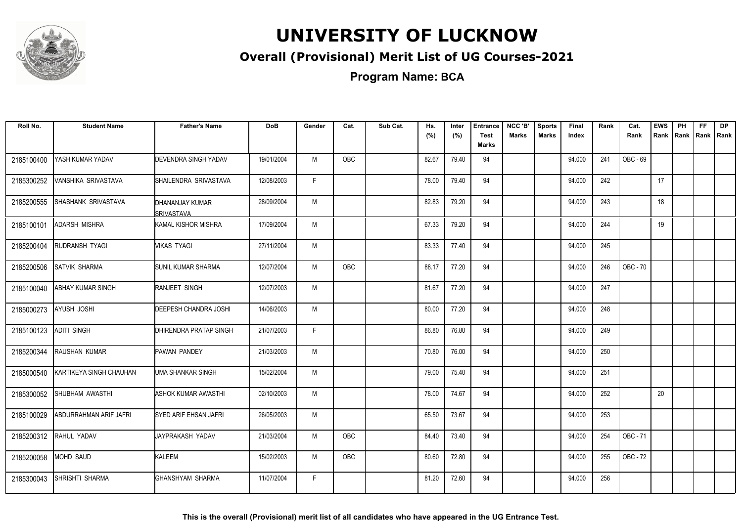# UNIVERSITY OF LUCKNOW

## Overall (Provisional) Merit List of UG Courses-2021

### Program Name: BCA

| Roll No. | Student Name | Father's Name | DoB | Gender | Cat. | Sub Cat. | Hs. (%) | Inter (%) | Entrance Test Marks | NCC 'B' Marks | Sports Marks | Final Index | Rank | Cat. Rank | EWS Rank | PH Rank | FF Rank | DP Rank |
|---|---|---|---|---|---|---|---|---|---|---|---|---|---|---|---|---|---|---|
| 2185100400 | YASH KUMAR YADAV | DEVENDRA SINGH YADAV | 19/01/2004 | M | OBC | | 82.67 | 79.40 | 94 | | | 94.000 | 241 | OBC - 69 | | | | |
| 2185300252 | VANSHIKA SRIVASTAVA | SHAILENDRA SRIVASTAVA | 12/08/2003 | F | | | 78.00 | 79.40 | 94 | | | 94.000 | 242 | | 17 | | | |
| 2185200555 | SHASHANK SRIVASTAVA | DHANANJAY KUMAR SRIVASTAVA | 28/09/2004 | M | | | 82.83 | 79.20 | 94 | | | 94.000 | 243 | | 18 | | | |
| 2185100101 | ADARSH MISHRA | KAMAL KISHOR MISHRA | 17/09/2004 | M | | | 67.33 | 79.20 | 94 | | | 94.000 | 244 | | 19 | | | |
| 2185200404 | RUDRANSH TYAGI | VIKAS TYAGI | 27/11/2004 | M | | | 83.33 | 77.40 | 94 | | | 94.000 | 245 | | | | | |
| 2185200506 | SATVIK SHARMA | SUNIL KUMAR SHARMA | 12/07/2004 | M | OBC | | 88.17 | 77.20 | 94 | | | 94.000 | 246 | OBC - 70 | | | | |
| 2185100040 | ABHAY KUMAR SINGH | RANJEET SINGH | 12/07/2003 | M | | | 81.67 | 77.20 | 94 | | | 94.000 | 247 | | | | | |
| 2185000273 | AYUSH JOSHI | DEEPESH CHANDRA JOSHI | 14/06/2003 | M | | | 80.00 | 77.20 | 94 | | | 94.000 | 248 | | | | | |
| 2185100123 | ADITI SINGH | DHIRENDRA PRATAP SINGH | 21/07/2003 | F | | | 86.80 | 76.80 | 94 | | | 94.000 | 249 | | | | | |
| 2185200344 | RAUSHAN KUMAR | PAWAN PANDEY | 21/03/2003 | M | | | 70.80 | 76.00 | 94 | | | 94.000 | 250 | | | | | |
| 2185000540 | KARTIKEYA SINGH CHAUHAN | UMA SHANKAR SINGH | 15/02/2004 | M | | | 79.00 | 75.40 | 94 | | | 94.000 | 251 | | | | | |
| 2185300052 | SHUBHAM AWASTHI | ASHOK KUMAR AWASTHI | 02/10/2003 | M | | | 78.00 | 74.67 | 94 | | | 94.000 | 252 | | 20 | | | |
| 2185100029 | ABDURRAHMAN ARIF JAFRI | SYED ARIF EHSAN JAFRI | 26/05/2003 | M | | | 65.50 | 73.67 | 94 | | | 94.000 | 253 | | | | | |
| 2185200312 | RAHUL YADAV | JAYPRAKASH YADAV | 21/03/2004 | M | OBC | | 84.40 | 73.40 | 94 | | | 94.000 | 254 | OBC - 71 | | | | |
| 2185200058 | MOHD SAUD | KALEEM | 15/02/2003 | M | OBC | | 80.60 | 72.80 | 94 | | | 94.000 | 255 | OBC - 72 | | | | |
| 2185300043 | SHRISHTI SHARMA | GHANSHYAM SHARMA | 11/07/2004 | F | | | 81.20 | 72.60 | 94 | | | 94.000 | 256 | | | | | |

**This is the overall (Provisional) merit list of all candidates who have appeared in the UG Entrance Test.**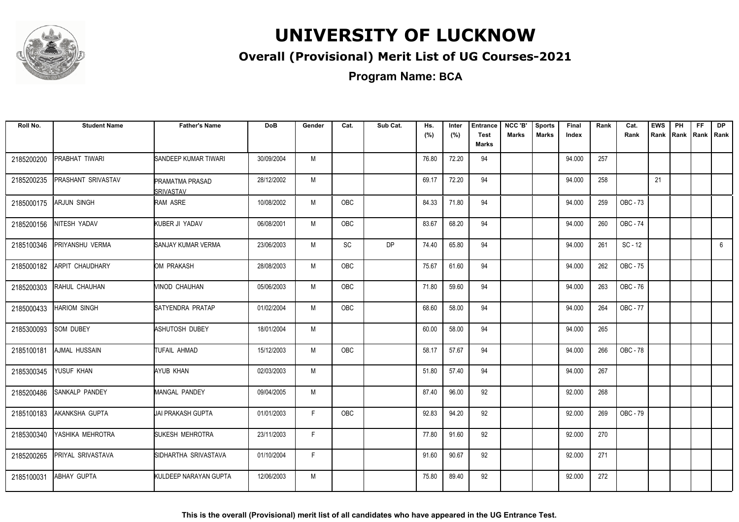# UNIVERSITY OF LUCKNOW

## Overall (Provisional) Merit List of UG Courses-2021

**Program Name: BCA**

| Roll No. | Student Name | Father's Name | DoB | Gender | Cat. | Sub Cat. | Hs. (%) | Inter (%) | Entrance Test Marks | NCC 'B' Marks | Sports Marks | Final Index | Rank | Cat. Rank | EWS Rank | PH Rank | FF Rank | DP Rank |
|---|---|---|---|---|---|---|---|---|---|---|---|---|---|---|---|---|---|---|
| 2185200200 | PRABHAT TIWARI | SANDEEP KUMAR TIWARI | 30/09/2004 | M | | | 76.80 | 72.20 | 94 | | | 94.000 | 257 | | | | | |
| 2185200235 | PRASHANT SRIVASTAV | PRAMATMA PRASAD SRIVASTAV | 28/12/2002 | M | | | 69.17 | 72.20 | 94 | | | 94.000 | 258 | | 21 | | | |
| 2185000175 | ARJUN SINGH | RAM ASRE | 10/08/2002 | M | OBC | | 84.33 | 71.80 | 94 | | | 94.000 | 259 | OBC - 73 | | | | |
| 2185200156 | NITESH YADAV | KUBER JI YADAV | 06/08/2001 | M | OBC | | 83.67 | 68.20 | 94 | | | 94.000 | 260 | OBC - 74 | | | | |
| 2185100346 | PRIYANSHU VERMA | SANJAY KUMAR VERMA | 23/06/2003 | M | SC | DP | 74.40 | 65.80 | 94 | | | 94.000 | 261 | SC - 12 | | | | 6 |
| 2185000182 | ARPIT CHAUDHARY | OM PRAKASH | 28/08/2003 | M | OBC | | 75.67 | 61.60 | 94 | | | 94.000 | 262 | OBC - 75 | | | | |
| 2185200303 | RAHUL CHAUHAN | VINOD CHAUHAN | 05/06/2003 | M | OBC | | 71.80 | 59.60 | 94 | | | 94.000 | 263 | OBC - 76 | | | | |
| 2185000433 | HARIOM SINGH | SATYENDRA PRATAP | 01/02/2004 | M | OBC | | 68.60 | 58.00 | 94 | | | 94.000 | 264 | OBC - 77 | | | | |
| 2185300093 | SOM DUBEY | ASHUTOSH DUBEY | 18/01/2004 | M | | | 60.00 | 58.00 | 94 | | | 94.000 | 265 | | | | | |
| 2185100181 | AJMAL HUSSAIN | TUFAIL AHMAD | 15/12/2003 | M | OBC | | 58.17 | 57.67 | 94 | | | 94.000 | 266 | OBC - 78 | | | | |
| 2185300345 | YUSUF KHAN | AYUB KHAN | 02/03/2003 | M | | | 51.80 | 57.40 | 94 | | | 94.000 | 267 | | | | | |
| 2185200486 | SANKALP PANDEY | MANGAL PANDEY | 09/04/2005 | M | | | 87.40 | 96.00 | 92 | | | 92.000 | 268 | | | | | |
| 2185100183 | AKANKSHA GUPTA | JAI PRAKASH GUPTA | 01/01/2003 | F | OBC | | 92.83 | 94.20 | 92 | | | 92.000 | 269 | OBC - 79 | | | | |
| 2185300340 | YASHIKA MEHROTRA | SUKESH MEHROTRA | 23/11/2003 | F | | | 77.80 | 91.60 | 92 | | | 92.000 | 270 | | | | | |
| 2185200265 | PRIYAL SRIVASTAVA | SIDHARTHA SRIVASTAVA | 01/10/2004 | F | | | 91.60 | 90.67 | 92 | | | 92.000 | 271 | | | | | |
| 2185100031 | ABHAY GUPTA | KULDEEP NARAYAN GUPTA | 12/06/2003 | M | | | 75.80 | 89.40 | 92 | | | 92.000 | 272 | | | | | |

**This is the overall (Provisional) merit list of all candidates who have appeared in the UG Entrance Test.**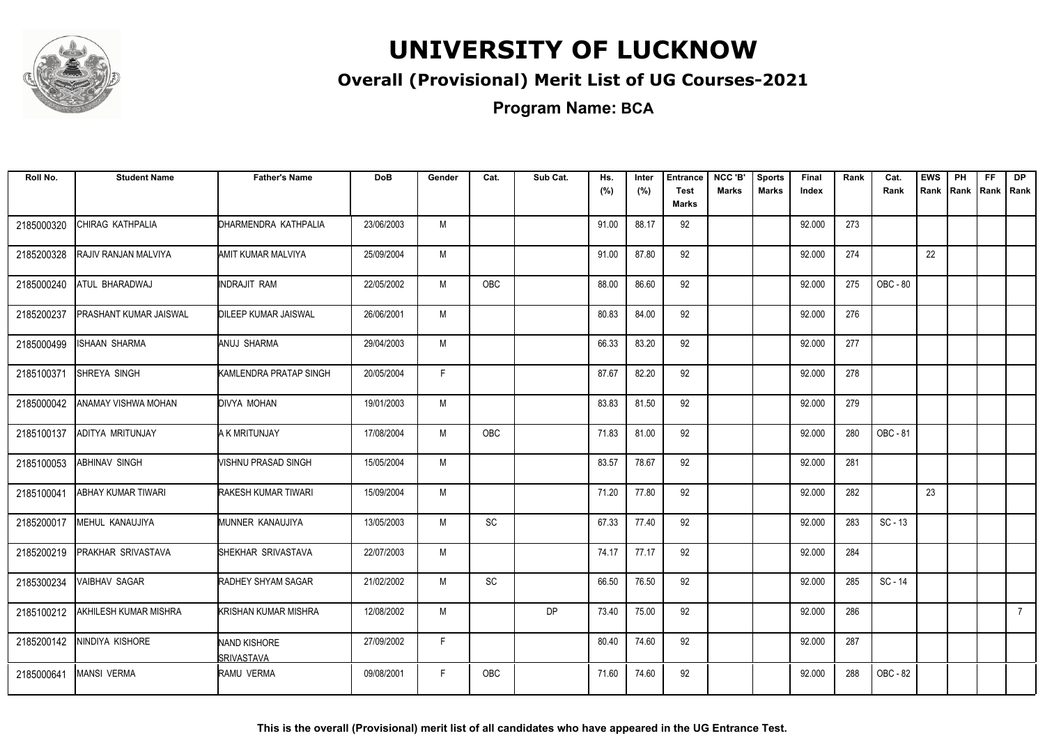# UNIVERSITY OF LUCKNOW

## Overall (Provisional) Merit List of UG Courses-2021

**Program Name: BCA**

| Roll No. | Student Name | Father's Name | DoB | Gender | Cat. | Sub Cat. | Hs. (%) | Inter (%) | Entrance Test Marks | NCC 'B' Marks | Sports Marks | Final Index | Rank | Cat. Rank | EWS Rank | PH Rank | FF Rank | DP Rank |
|---|---|---|---|---|---|---|---|---|---|---|---|---|---|---|---|---|---|---|
| 2185000320 | CHIRAG KATHPALIA | DHARMENDRA KATHPALIA | 23/06/2003 | M | | | 91.00 | 88.17 | 92 | | | 92.000 | 273 | | | | | |
| 2185200328 | RAJIV RANJAN MALVIYA | AMIT KUMAR MALVIYA | 25/09/2004 | M | | | 91.00 | 87.80 | 92 | | | 92.000 | 274 | | 22 | | | |
| 2185000240 | ATUL BHARADWAJ | INDRAJIT RAM | 22/05/2002 | M | OBC | | 88.00 | 86.60 | 92 | | | 92.000 | 275 | OBC - 80 | | | | |
| 2185200237 | PRASHANT KUMAR JAISWAL | DILEEP KUMAR JAISWAL | 26/06/2001 | M | | | 80.83 | 84.00 | 92 | | | 92.000 | 276 | | | | | |
| 2185000499 | ISHAAN SHARMA | ANUJ SHARMA | 29/04/2003 | M | | | 66.33 | 83.20 | 92 | | | 92.000 | 277 | | | | | |
| 2185100371 | SHREYA SINGH | KAMLENDRA PRATAP SINGH | 20/05/2004 | F | | | 87.67 | 82.20 | 92 | | | 92.000 | 278 | | | | | |
| 2185000042 | ANAMAY VISHWA MOHAN | DIVYA MOHAN | 19/01/2003 | M | | | 83.83 | 81.50 | 92 | | | 92.000 | 279 | | | | | |
| 2185100137 | ADITYA MRITUNJAY | A K MRITUNJAY | 17/08/2004 | M | OBC | | 71.83 | 81.00 | 92 | | | 92.000 | 280 | OBC - 81 | | | | |
| 2185100053 | ABHINAV SINGH | VISHNU PRASAD SINGH | 15/05/2004 | M | | | 83.57 | 78.67 | 92 | | | 92.000 | 281 | | | | | |
| 2185100041 | ABHAY KUMAR TIWARI | RAKESH KUMAR TIWARI | 15/09/2004 | M | | | 71.20 | 77.80 | 92 | | | 92.000 | 282 | | 23 | | | |
| 2185200017 | MEHUL KANAUJIYA | MUNNER KANAUJIYA | 13/05/2003 | M | SC | | 67.33 | 77.40 | 92 | | | 92.000 | 283 | SC - 13 | | | | |
| 2185200219 | PRAKHAR SRIVASTAVA | SHEKHAR SRIVASTAVA | 22/07/2003 | M | | | 74.17 | 77.17 | 92 | | | 92.000 | 284 | | | | | |
| 2185300234 | VAIBHAV SAGAR | RADHEY SHYAM SAGAR | 21/02/2002 | M | SC | | 66.50 | 76.50 | 92 | | | 92.000 | 285 | SC - 14 | | | | |
| 2185100212 | AKHILESH KUMAR MISHRA | KRISHAN KUMAR MISHRA | 12/08/2002 | M | | DP | 73.40 | 75.00 | 92 | | | 92.000 | 286 | | | | | 7 |
| 2185200142 | NINDIYA KISHORE | NAND KISHORE SRIVASTAVA | 27/09/2002 | F | | | 80.40 | 74.60 | 92 | | | 92.000 | 287 | | | | | |
| 2185000641 | MANSI VERMA | RAMU VERMA | 09/08/2001 | F | OBC | | 71.60 | 74.60 | 92 | | | 92.000 | 288 | OBC - 82 | | | | |

**This is the overall (Provisional) merit list of all candidates who have appeared in the UG Entrance Test.**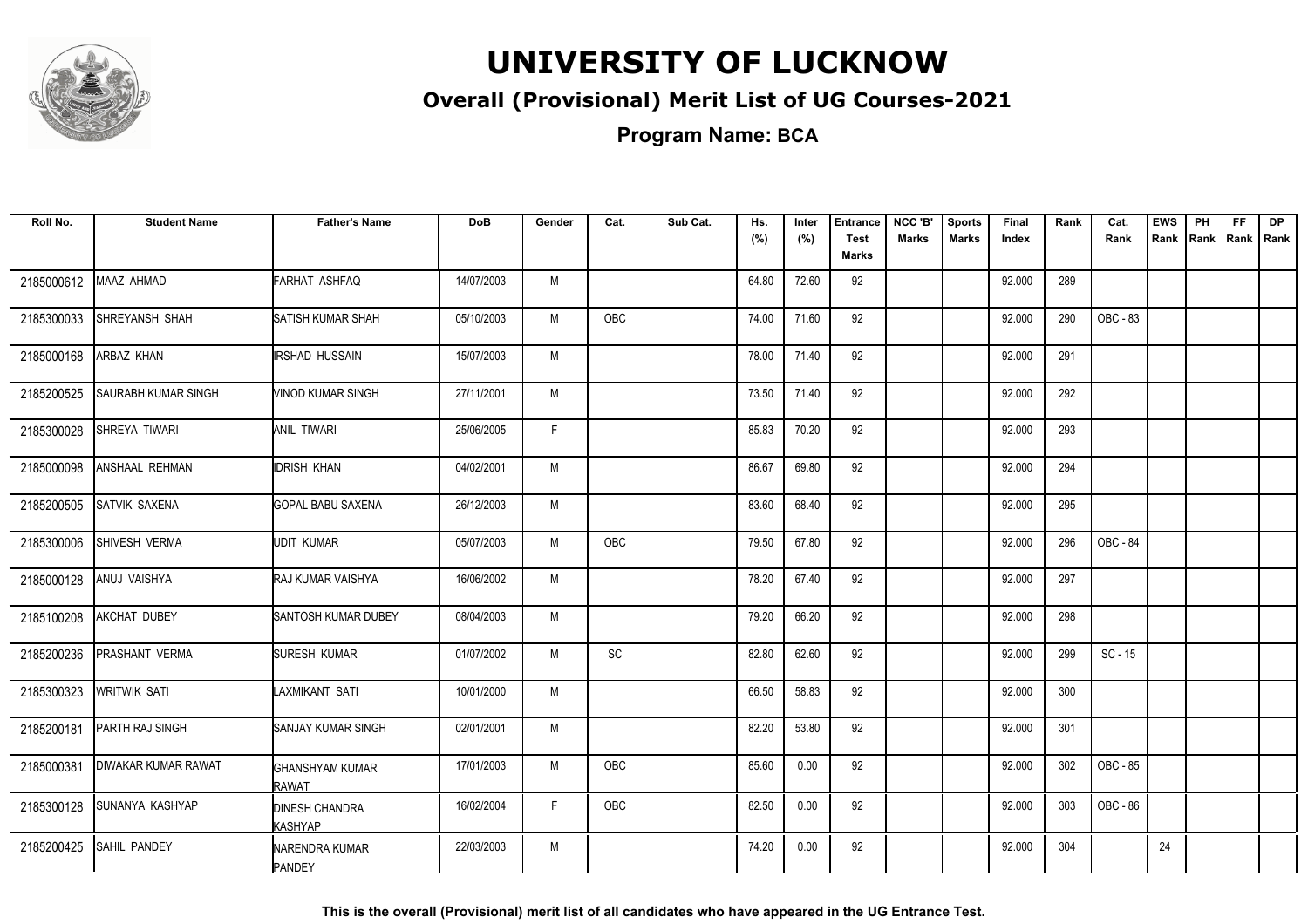# UNIVERSITY OF LUCKNOW

## Overall (Provisional) Merit List of UG Courses-2021

### Program Name: BCA

| Roll No. | Student Name | Father's Name | DoB | Gender | Cat. | Sub Cat. | Hs. (%) | Inter (%) | Entrance Test Marks | NCC 'B' Marks | Sports Marks | Final Index | Rank | Cat. Rank | EWS Rank | PH Rank | FF Rank | DP Rank |
|---|---|---|---|---|---|---|---|---|---|---|---|---|---|---|---|---|---|---|
| 2185000612 | MAAZ AHMAD | FARHAT ASHFAQ | 14/07/2003 | M | | | 64.80 | 72.60 | 92 | | | 92.000 | 289 | | | | | |
| 2185300033 | SHREYANSH SHAH | SATISH KUMAR SHAH | 05/10/2003 | M | OBC | | 74.00 | 71.60 | 92 | | | 92.000 | 290 | OBC - 83 | | | | |
| 2185000168 | ARBAZ KHAN | IRSHAD HUSSAIN | 15/07/2003 | M | | | 78.00 | 71.40 | 92 | | | 92.000 | 291 | | | | | |
| 2185200525 | SAURABH KUMAR SINGH | VINOD KUMAR SINGH | 27/11/2001 | M | | | 73.50 | 71.40 | 92 | | | 92.000 | 292 | | | | | |
| 2185300028 | SHREYA TIWARI | ANIL TIWARI | 25/06/2005 | F | | | 85.83 | 70.20 | 92 | | | 92.000 | 293 | | | | | |
| 2185000098 | ANSHAAL REHMAN | IDRISH KHAN | 04/02/2001 | M | | | 86.67 | 69.80 | 92 | | | 92.000 | 294 | | | | | |
| 2185200505 | SATVIK SAXENA | GOPAL BABU SAXENA | 26/12/2003 | M | | | 83.60 | 68.40 | 92 | | | 92.000 | 295 | | | | | |
| 2185300006 | SHIVESH VERMA | UDIT KUMAR | 05/07/2003 | M | OBC | | 79.50 | 67.80 | 92 | | | 92.000 | 296 | OBC - 84 | | | | |
| 2185000128 | ANUJ VAISHYA | RAJ KUMAR VAISHYA | 16/06/2002 | M | | | 78.20 | 67.40 | 92 | | | 92.000 | 297 | | | | | |
| 2185100208 | AKCHAT DUBEY | SANTOSH KUMAR DUBEY | 08/04/2003 | M | | | 79.20 | 66.20 | 92 | | | 92.000 | 298 | | | | | |
| 2185200236 | PRASHANT VERMA | SURESH KUMAR | 01/07/2002 | M | SC | | 82.80 | 62.60 | 92 | | | 92.000 | 299 | SC - 15 | | | | |
| 2185300323 | WRITWIK SATI | LAXMIKANT SATI | 10/01/2000 | M | | | 66.50 | 58.83 | 92 | | | 92.000 | 300 | | | | | |
| 2185200181 | PARTH RAJ SINGH | SANJAY KUMAR SINGH | 02/01/2001 | M | | | 82.20 | 53.80 | 92 | | | 92.000 | 301 | | | | | |
| 2185000381 | DIWAKAR KUMAR RAWAT | GHANSHYAM KUMAR RAWAT | 17/01/2003 | M | OBC | | 85.60 | 0.00 | 92 | | | 92.000 | 302 | OBC - 85 | | | | |
| 2185300128 | SUNANYA KASHYAP | DINESH CHANDRA KASHYAP | 16/02/2004 | F | OBC | | 82.50 | 0.00 | 92 | | | 92.000 | 303 | OBC - 86 | | | | |
| 2185200425 | SAHIL PANDEY | NARENDRA KUMAR PANDEY | 22/03/2003 | M | | | 74.20 | 0.00 | 92 | | | 92.000 | 304 | | 24 | | | |

**This is the overall (Provisional) merit list of all candidates who have appeared in the UG Entrance Test.**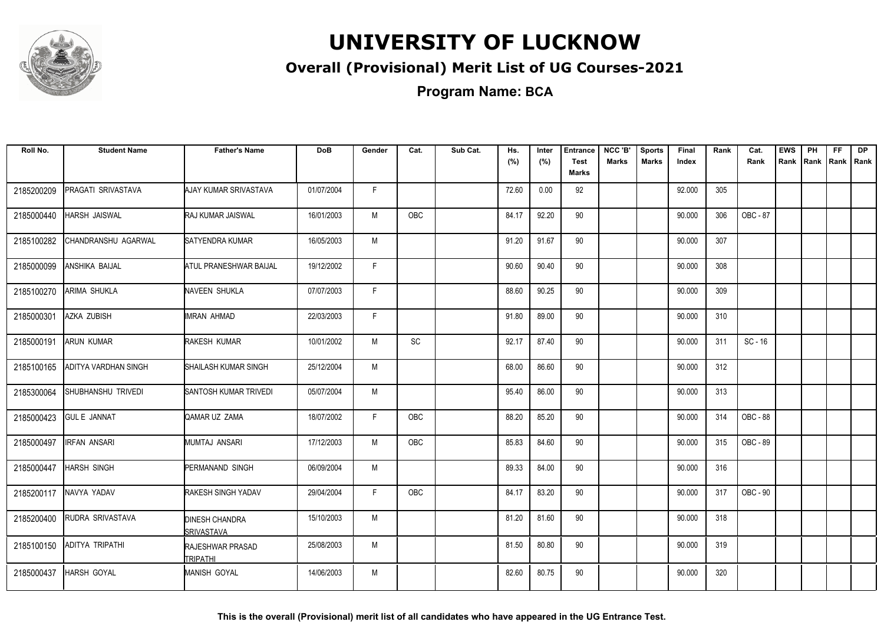# UNIVERSITY OF LUCKNOW

## Overall (Provisional) Merit List of UG Courses-2021

### Program Name: BCA

| Roll No. | Student Name | Father's Name | DoB | Gender | Cat. | Sub Cat. | Hs. (%) | Inter (%) | Entrance Test Marks | NCC 'B' Marks | Sports Marks | Final Index | Rank | Cat. Rank | EWS Rank | PH Rank | FF Rank | DP Rank |
|---|---|---|---|---|---|---|---|---|---|---|---|---|---|---|---|---|---|---|
| 2185200209 | PRAGATI SRIVASTAVA | AJAY KUMAR SRIVASTAVA | 01/07/2004 | F | | | 72.60 | 0.00 | 92 | | | 92.000 | 305 | | | | | |
| 2185000440 | HARSH JAISWAL | RAJ KUMAR JAISWAL | 16/01/2003 | M | OBC | | 84.17 | 92.20 | 90 | | | 90.000 | 306 | OBC - 87 | | | | |
| 2185100282 | CHANDRANSHU AGARWAL | SATYENDRA KUMAR | 16/05/2003 | M | | | 91.20 | 91.67 | 90 | | | 90.000 | 307 | | | | | |
| 2185000099 | ANSHIKA BAIJAL | ATUL PRANESHWAR BAIJAL | 19/12/2002 | F | | | 90.60 | 90.40 | 90 | | | 90.000 | 308 | | | | | |
| 2185100270 | ARIMA SHUKLA | NAVEEN SHUKLA | 07/07/2003 | F | | | 88.60 | 90.25 | 90 | | | 90.000 | 309 | | | | | |
| 2185000301 | AZKA ZUBISH | IMRAN AHMAD | 22/03/2003 | F | | | 91.80 | 89.00 | 90 | | | 90.000 | 310 | | | | | |
| 2185000191 | ARUN KUMAR | RAKESH KUMAR | 10/01/2002 | M | SC | | 92.17 | 87.40 | 90 | | | 90.000 | 311 | SC - 16 | | | | |
| 2185100165 | ADITYA VARDHAN SINGH | SHAILASH KUMAR SINGH | 25/12/2004 | M | | | 68.00 | 86.60 | 90 | | | 90.000 | 312 | | | | | |
| 2185300064 | SHUBHANSHU TRIVEDI | SANTOSH KUMAR TRIVEDI | 05/07/2004 | M | | | 95.40 | 86.00 | 90 | | | 90.000 | 313 | | | | | |
| 2185000423 | GUL E JANNAT | QAMAR UZ ZAMA | 18/07/2002 | F | OBC | | 88.20 | 85.20 | 90 | | | 90.000 | 314 | OBC - 88 | | | | |
| 2185000497 | IRFAN ANSARI | MUMTAJ ANSARI | 17/12/2003 | M | OBC | | 85.83 | 84.60 | 90 | | | 90.000 | 315 | OBC - 89 | | | | |
| 2185000447 | HARSH SINGH | PERMANAND SINGH | 06/09/2004 | M | | | 89.33 | 84.00 | 90 | | | 90.000 | 316 | | | | | |
| 2185200117 | NAVYA YADAV | RAKESH SINGH YADAV | 29/04/2004 | F | OBC | | 84.17 | 83.20 | 90 | | | 90.000 | 317 | OBC - 90 | | | | |
| 2185200400 | RUDRA SRIVASTAVA | DINESH CHANDRA SRIVASTAVA | 15/10/2003 | M | | | 81.20 | 81.60 | 90 | | | 90.000 | 318 | | | | | |
| 2185100150 | ADITYA TRIPATHI | RAJESHWAR PRASAD TRIPATHI | 25/08/2003 | M | | | 81.50 | 80.80 | 90 | | | 90.000 | 319 | | | | | |
| 2185000437 | HARSH GOYAL | MANISH GOYAL | 14/06/2003 | M | | | 82.60 | 80.75 | 90 | | | 90.000 | 320 | | | | | |

**This is the overall (Provisional) merit list of all candidates who have appeared in the UG Entrance Test.**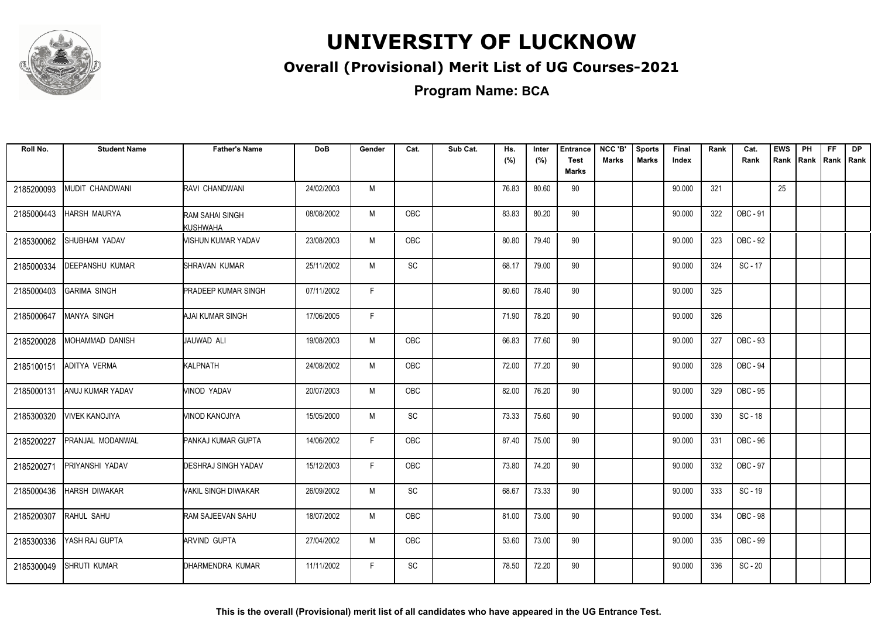# UNIVERSITY OF LUCKNOW

## Overall (Provisional) Merit List of UG Courses-2021

**Program Name: BCA**

| Roll No. | Student Name | Father's Name | DoB | Gender | Cat. | Sub Cat. | Hs. (%) | Inter (%) | Entrance Test Marks | NCC 'B' Marks | Sports Marks | Final Index | Rank | Cat. Rank | EWS Rank | PH Rank | FF Rank | DP Rank |
|---|---|---|---|---|---|---|---|---|---|---|---|---|---|---|---|---|---|---|
| 2185200093 | MUDIT CHANDWANI | RAVI CHANDWANI | 24/02/2003 | M | | | 76.83 | 80.60 | 90 | | | 90.000 | 321 | | 25 | | | |
| 2185000443 | HARSH MAURYA | RAM SAHAI SINGH KUSHWAHA | 08/08/2002 | M | OBC | | 83.83 | 80.20 | 90 | | | 90.000 | 322 | OBC - 91 | | | | |
| 2185300062 | SHUBHAM YADAV | VISHUN KUMAR YADAV | 23/08/2003 | M | OBC | | 80.80 | 79.40 | 90 | | | 90.000 | 323 | OBC - 92 | | | | |
| 2185000334 | DEEPANSHU KUMAR | SHRAVAN KUMAR | 25/11/2002 | M | SC | | 68.17 | 79.00 | 90 | | | 90.000 | 324 | SC - 17 | | | | |
| 2185000403 | GARIMA SINGH | PRADEEP KUMAR SINGH | 07/11/2002 | F | | | 80.60 | 78.40 | 90 | | | 90.000 | 325 | | | | | |
| 2185000647 | MANYA SINGH | AJAI KUMAR SINGH | 17/06/2005 | F | | | 71.90 | 78.20 | 90 | | | 90.000 | 326 | | | | | |
| 2185200028 | MOHAMMAD DANISH | JAUWAD ALI | 19/08/2003 | M | OBC | | 66.83 | 77.60 | 90 | | | 90.000 | 327 | OBC - 93 | | | | |
| 2185100151 | ADITYA VERMA | KALPNATH | 24/08/2002 | M | OBC | | 72.00 | 77.20 | 90 | | | 90.000 | 328 | OBC - 94 | | | | |
| 2185000131 | ANUJ KUMAR YADAV | VINOD YADAV | 20/07/2003 | M | OBC | | 82.00 | 76.20 | 90 | | | 90.000 | 329 | OBC - 95 | | | | |
| 2185300320 | VIVEK KANOJIYA | VINOD KANOJIYA | 15/05/2000 | M | SC | | 73.33 | 75.60 | 90 | | | 90.000 | 330 | SC - 18 | | | | |
| 2185200227 | PRANJAL MODANWAL | PANKAJ KUMAR GUPTA | 14/06/2002 | F | OBC | | 87.40 | 75.00 | 90 | | | 90.000 | 331 | OBC - 96 | | | | |
| 2185200271 | PRIYANSHI YADAV | DESHRAJ SINGH YADAV | 15/12/2003 | F | OBC | | 73.80 | 74.20 | 90 | | | 90.000 | 332 | OBC - 97 | | | | |
| 2185000436 | HARSH DIWAKAR | VAKIL SINGH DIWAKAR | 26/09/2002 | M | SC | | 68.67 | 73.33 | 90 | | | 90.000 | 333 | SC - 19 | | | | |
| 2185200307 | RAHUL SAHU | RAM SAJEEVAN SAHU | 18/07/2002 | M | OBC | | 81.00 | 73.00 | 90 | | | 90.000 | 334 | OBC - 98 | | | | |
| 2185300336 | YASH RAJ GUPTA | ARVIND GUPTA | 27/04/2002 | M | OBC | | 53.60 | 73.00 | 90 | | | 90.000 | 335 | OBC - 99 | | | | |
| 2185300049 | SHRUTI KUMAR | DHARMENDRA KUMAR | 11/11/2002 | F | SC | | 78.50 | 72.20 | 90 | | | 90.000 | 336 | SC - 20 | | | | |

**This is the overall (Provisional) merit list of all candidates who have appeared in the UG Entrance Test.**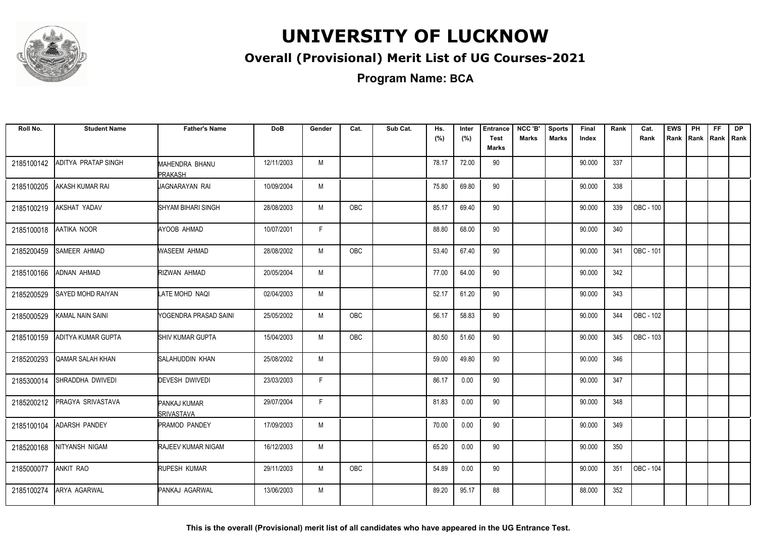# UNIVERSITY OF LUCKNOW

## Overall (Provisional) Merit List of UG Courses-2021

**Program Name: BCA**

| Roll No. | Student Name | Father's Name | DoB | Gender | Cat. | Sub Cat. | Hs. (%) | Inter (%) | Entrance Test Marks | NCC 'B' Marks | Sports Marks | Final Index | Rank | Cat. Rank | EWS Rank | PH Rank | FF Rank | DP Rank |
|---|---|---|---|---|---|---|---|---|---|---|---|---|---|---|---|---|---|---|
| 2185100142 | ADITYA PRATAP SINGH | MAHENDRA BHANU PRAKASH | 12/11/2003 | M | | | 78.17 | 72.00 | 90 | | | 90.000 | 337 | | | | | |
| 2185100205 | AKASH KUMAR RAI | JAGNARAYAN RAI | 10/09/2004 | M | | | 75.80 | 69.80 | 90 | | | 90.000 | 338 | | | | | |
| 2185100219 | AKSHAT YADAV | SHYAM BIHARI SINGH | 28/08/2003 | M | OBC | | 85.17 | 69.40 | 90 | | | 90.000 | 339 | OBC - 100 | | | | |
| 2185100018 | AATIKA NOOR | AYOOB AHMAD | 10/07/2001 | F | | | 88.80 | 68.00 | 90 | | | 90.000 | 340 | | | | | |
| 2185200459 | SAMEER AHMAD | WASEEM AHMAD | 28/08/2002 | M | OBC | | 53.40 | 67.40 | 90 | | | 90.000 | 341 | OBC - 101 | | | | |
| 2185100166 | ADNAN AHMAD | RIZWAN AHMAD | 20/05/2004 | M | | | 77.00 | 64.00 | 90 | | | 90.000 | 342 | | | | | |
| 2185200529 | SAYED MOHD RAIYAN | LATE MOHD NAQI | 02/04/2003 | M | | | 52.17 | 61.20 | 90 | | | 90.000 | 343 | | | | | |
| 2185000529 | KAMAL NAIN SAINI | YOGENDRA PRASAD SAINI | 25/05/2002 | M | OBC | | 56.17 | 58.83 | 90 | | | 90.000 | 344 | OBC - 102 | | | | |
| 2185100159 | ADITYA KUMAR GUPTA | SHIV KUMAR GUPTA | 15/04/2003 | M | OBC | | 80.50 | 51.60 | 90 | | | 90.000 | 345 | OBC - 103 | | | | |
| 2185200293 | QAMAR SALAH KHAN | SALAHUDDIN KHAN | 25/08/2002 | M | | | 59.00 | 49.80 | 90 | | | 90.000 | 346 | | | | | |
| 2185300014 | SHRADDHA DWIVEDI | DEVESH DWIVEDI | 23/03/2003 | F | | | 86.17 | 0.00 | 90 | | | 90.000 | 347 | | | | | |
| 2185200212 | PRAGYA SRIVASTAVA | PANKAJ KUMAR SRIVASTAVA | 29/07/2004 | F | | | 81.83 | 0.00 | 90 | | | 90.000 | 348 | | | | | |
| 2185100104 | ADARSH PANDEY | PRAMOD PANDEY | 17/09/2003 | M | | | 70.00 | 0.00 | 90 | | | 90.000 | 349 | | | | | |
| 2185200168 | NITYANSH NIGAM | RAJEEV KUMAR NIGAM | 16/12/2003 | M | | | 65.20 | 0.00 | 90 | | | 90.000 | 350 | | | | | |
| 2185000077 | ANKIT RAO | RUPESH KUMAR | 29/11/2003 | M | OBC | | 54.89 | 0.00 | 90 | | | 90.000 | 351 | OBC - 104 | | | | |
| 2185100274 | ARYA AGARWAL | PANKAJ AGARWAL | 13/06/2003 | M | | | 89.20 | 95.17 | 88 | | | 88.000 | 352 | | | | | |

**This is the overall (Provisional) merit list of all candidates who have appeared in the UG Entrance Test.**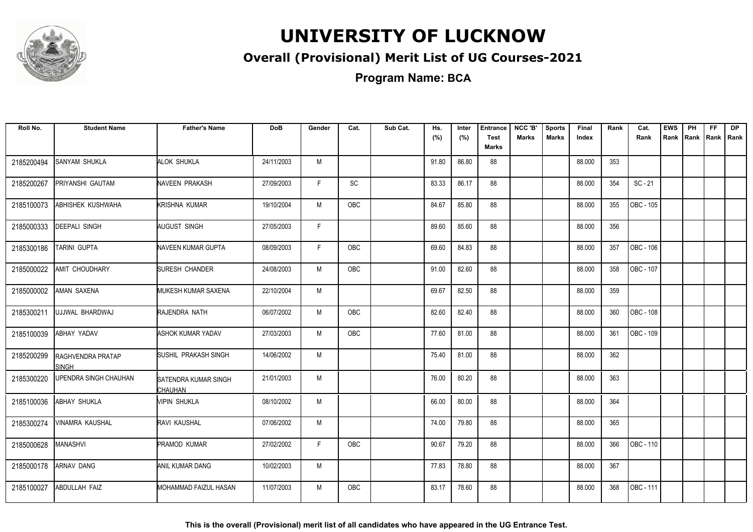# UNIVERSITY OF LUCKNOW

## Overall (Provisional) Merit List of UG Courses-2021

### Program Name: BCA

| Roll No. | Student Name | Father's Name | DoB | Gender | Cat. | Sub Cat. | Hs. (%) | Inter (%) | Entrance Test Marks | NCC 'B' Marks | Sports Marks | Final Index | Rank | Cat. Rank | EWS Rank | PH Rank | FF Rank | DP Rank |
|---|---|---|---|---|---|---|---|---|---|---|---|---|---|---|---|---|---|---|
| 2185200494 | SANYAM SHUKLA | ALOK SHUKLA | 24/11/2003 | M | | | 91.80 | 86.80 | 88 | | | 88.000 | 353 | | | | | |
| 2185200267 | PRIYANSHI GAUTAM | NAVEEN PRAKASH | 27/09/2003 | F | SC | | 83.33 | 86.17 | 88 | | | 88.000 | 354 | SC - 21 | | | | |
| 2185100073 | ABHISHEK KUSHWAHA | KRISHNA KUMAR | 19/10/2004 | M | OBC | | 84.67 | 85.80 | 88 | | | 88.000 | 355 | OBC - 105 | | | | |
| 2185000333 | DEEPALI SINGH | AUGUST SINGH | 27/05/2003 | F | | | 89.60 | 85.60 | 88 | | | 88.000 | 356 | | | | | |
| 2185300186 | TARINI GUPTA | NAVEEN KUMAR GUPTA | 08/09/2003 | F | OBC | | 69.60 | 84.83 | 88 | | | 88.000 | 357 | OBC - 106 | | | | |
| 2185000022 | AMIT CHOUDHARY | SURESH CHANDER | 24/08/2003 | M | OBC | | 91.00 | 82.60 | 88 | | | 88.000 | 358 | OBC - 107 | | | | |
| 2185000002 | AMAN SAXENA | MUKESH KUMAR SAXENA | 22/10/2004 | M | | | 69.67 | 82.50 | 88 | | | 88.000 | 359 | | | | | |
| 2185300211 | UJJWAL BHARDWAJ | RAJENDRA NATH | 06/07/2002 | M | OBC | | 82.60 | 82.40 | 88 | | | 88.000 | 360 | OBC - 108 | | | | |
| 2185100039 | ABHAY YADAV | ASHOK KUMAR YADAV | 27/03/2003 | M | OBC | | 77.60 | 81.00 | 88 | | | 88.000 | 361 | OBC - 109 | | | | |
| 2185200299 | RAGHVENDRA PRATAP SINGH | SUSHIL PRAKASH SINGH | 14/06/2002 | M | | | 75.40 | 81.00 | 88 | | | 88.000 | 362 | | | | | |
| 2185300220 | UPENDRA SINGH CHAUHAN | SATENDRA KUMAR SINGH CHAUHAN | 21/01/2003 | M | | | 76.00 | 80.20 | 88 | | | 88.000 | 363 | | | | | |
| 2185100036 | ABHAY SHUKLA | VIPIN SHUKLA | 08/10/2002 | M | | | 66.00 | 80.00 | 88 | | | 88.000 | 364 | | | | | |
| 2185300274 | VINAMRA KAUSHAL | RAVI KAUSHAL | 07/06/2002 | M | | | 74.00 | 79.80 | 88 | | | 88.000 | 365 | | | | | |
| 2185000628 | MANASHVI | PRAMOD KUMAR | 27/02/2002 | F | OBC | | 90.67 | 79.20 | 88 | | | 88.000 | 366 | OBC - 110 | | | | |
| 2185000178 | ARNAV DANG | ANIL KUMAR DANG | 10/02/2003 | M | | | 77.83 | 78.80 | 88 | | | 88.000 | 367 | | | | | |
| 2185100027 | ABDULLAH FAIZ | MOHAMMAD FAIZUL HASAN | 11/07/2003 | M | OBC | | 83.17 | 78.60 | 88 | | | 88.000 | 368 | OBC - 111 | | | | |

This is the overall (Provisional) merit list of all candidates who have appeared in the UG Entrance Test.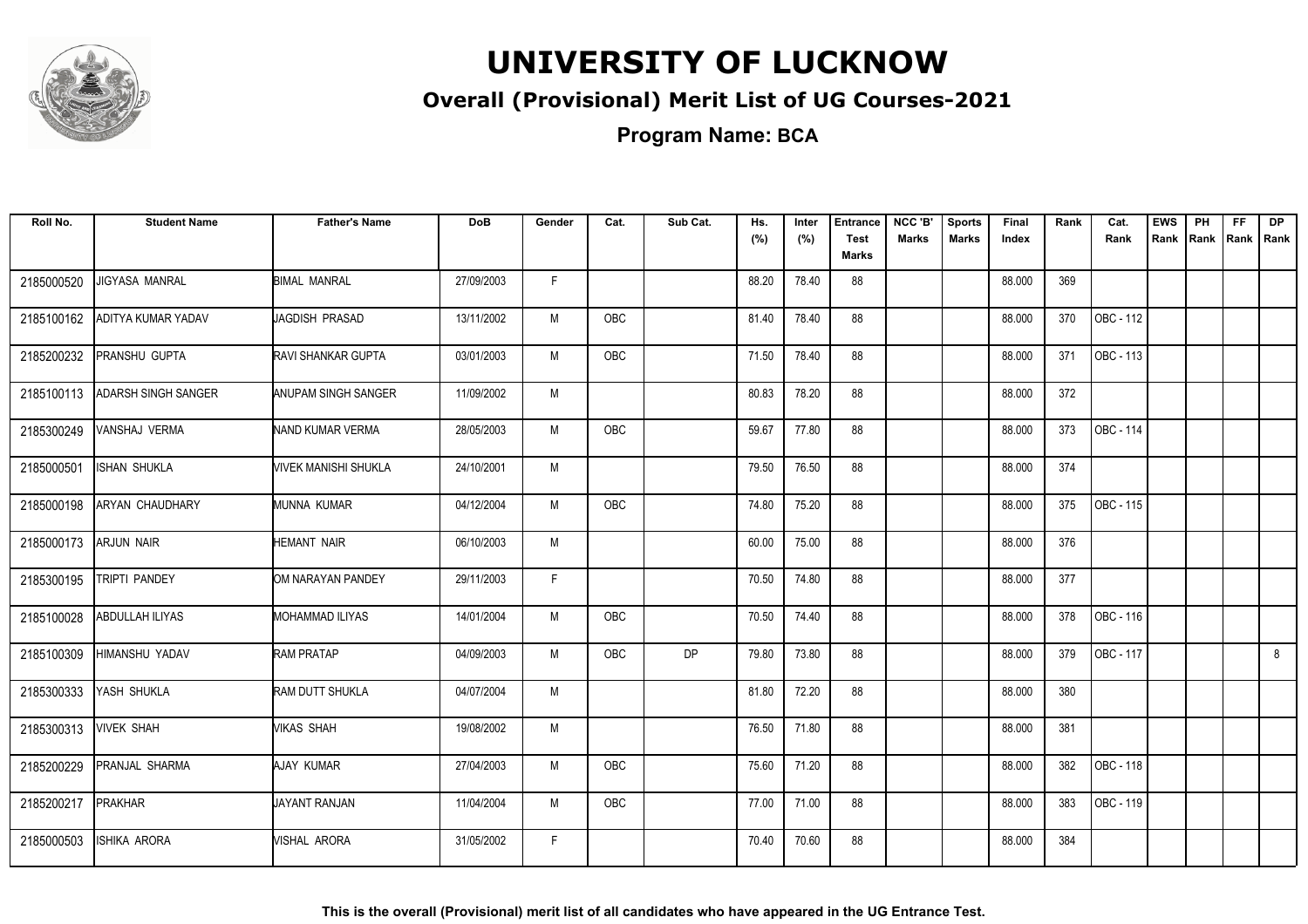# UNIVERSITY OF LUCKNOW

## Overall (Provisional) Merit List of UG Courses-2021

### Program Name: BCA

| Roll No. | Student Name | Father's Name | DoB | Gender | Cat. | Sub Cat. | Hs. (%) | Inter (%) | Entrance Test Marks | NCC 'B' Marks | Sports Marks | Final Index | Rank | Cat. Rank | EWS Rank | PH Rank | FF Rank | DP Rank |
|---|---|---|---|---|---|---|---|---|---|---|---|---|---|---|---|---|---|---|
| 2185000520 | JIGYASA MANRAL | BIMAL MANRAL | 27/09/2003 | F | | | 88.20 | 78.40 | 88 | | | 88.000 | 369 | | | | | |
| 2185100162 | ADITYA KUMAR YADAV | JAGDISH PRASAD | 13/11/2002 | M | OBC | | 81.40 | 78.40 | 88 | | | 88.000 | 370 | OBC - 112 | | | | |
| 2185200232 | PRANSHU GUPTA | RAVI SHANKAR GUPTA | 03/01/2003 | M | OBC | | 71.50 | 78.40 | 88 | | | 88.000 | 371 | OBC - 113 | | | | |
| 2185100113 | ADARSH SINGH SANGER | ANUPAM SINGH SANGER | 11/09/2002 | M | | | 80.83 | 78.20 | 88 | | | 88.000 | 372 | | | | | |
| 2185300249 | VANSHAJ VERMA | NAND KUMAR VERMA | 28/05/2003 | M | OBC | | 59.67 | 77.80 | 88 | | | 88.000 | 373 | OBC - 114 | | | | |
| 2185000501 | ISHAN SHUKLA | VIVEK MANISHI SHUKLA | 24/10/2001 | M | | | 79.50 | 76.50 | 88 | | | 88.000 | 374 | | | | | |
| 2185000198 | ARYAN CHAUDHARY | MUNNA KUMAR | 04/12/2004 | M | OBC | | 74.80 | 75.20 | 88 | | | 88.000 | 375 | OBC - 115 | | | | |
| 2185000173 | ARJUN NAIR | HEMANT NAIR | 06/10/2003 | M | | | 60.00 | 75.00 | 88 | | | 88.000 | 376 | | | | | |
| 2185300195 | TRIPTI PANDEY | OM NARAYAN PANDEY | 29/11/2003 | F | | | 70.50 | 74.80 | 88 | | | 88.000 | 377 | | | | | |
| 2185100028 | ABDULLAH ILIYAS | MOHAMMAD ILIYAS | 14/01/2004 | M | OBC | | 70.50 | 74.40 | 88 | | | 88.000 | 378 | OBC - 116 | | | | |
| 2185100309 | HIMANSHU YADAV | RAM PRATAP | 04/09/2003 | M | OBC | DP | 79.80 | 73.80 | 88 | | | 88.000 | 379 | OBC - 117 | | | | 8 |
| 2185300333 | YASH SHUKLA | RAM DUTT SHUKLA | 04/07/2004 | M | | | 81.80 | 72.20 | 88 | | | 88.000 | 380 | | | | | |
| 2185300313 | VIVEK SHAH | VIKAS SHAH | 19/08/2002 | M | | | 76.50 | 71.80 | 88 | | | 88.000 | 381 | | | | | |
| 2185200229 | PRANJAL SHARMA | AJAY KUMAR | 27/04/2003 | M | OBC | | 75.60 | 71.20 | 88 | | | 88.000 | 382 | OBC - 118 | | | | |
| 2185200217 | PRAKHAR | JAYANT RANJAN | 11/04/2004 | M | OBC | | 77.00 | 71.00 | 88 | | | 88.000 | 383 | OBC - 119 | | | | |
| 2185000503 | ISHIKA ARORA | VISHAL ARORA | 31/05/2002 | F | | | 70.40 | 70.60 | 88 | | | 88.000 | 384 | | | | | |

**This is the overall (Provisional) merit list of all candidates who have appeared in the UG Entrance Test.**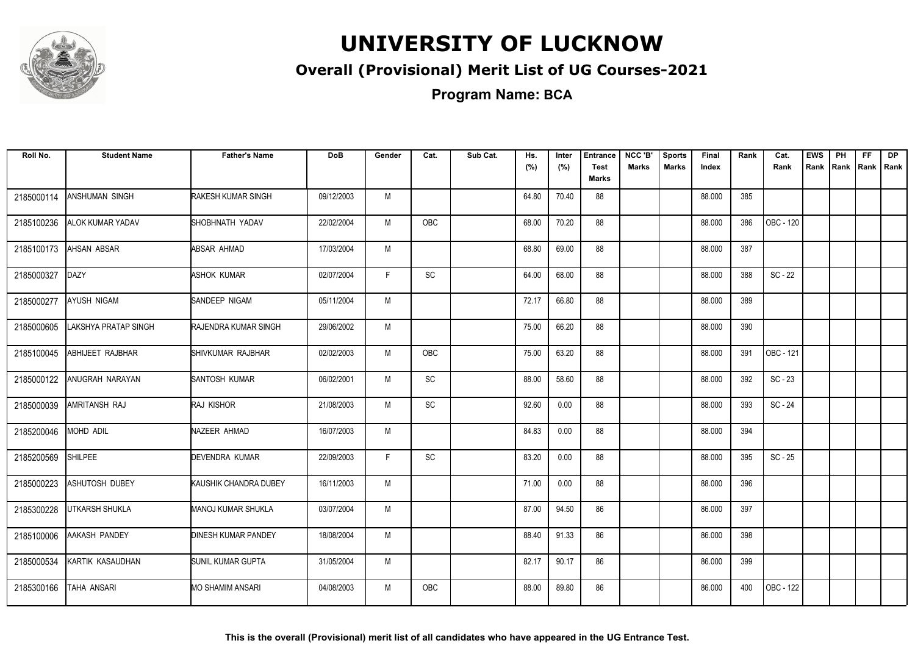# UNIVERSITY OF LUCKNOW

## Overall (Provisional) Merit List of UG Courses-2021

### Program Name: BCA

| Roll No. | Student Name | Father's Name | DoB | Gender | Cat. | Sub Cat. | Hs. (%) | Inter (%) | Entrance Test Marks | NCC 'B' Marks | Sports Marks | Final Index | Rank | Cat. Rank | EWS Rank | PH Rank | FF Rank | DP Rank |
|---|---|---|---|---|---|---|---|---|---|---|---|---|---|---|---|---|---|---|
| 2185000114 | ANSHUMAN SINGH | RAKESH KUMAR SINGH | 09/12/2003 | M | | | 64.80 | 70.40 | 88 | | | 88.000 | 385 | | | | | |
| 2185100236 | ALOK KUMAR YADAV | SHOBHNATH YADAV | 22/02/2004 | M | OBC | | 68.00 | 70.20 | 88 | | | 88.000 | 386 | OBC - 120 | | | | |
| 2185100173 | AHSAN ABSAR | ABSAR AHMAD | 17/03/2004 | M | | | 68.80 | 69.00 | 88 | | | 88.000 | 387 | | | | | |
| 2185000327 | DAZY | ASHOK KUMAR | 02/07/2004 | F | SC | | 64.00 | 68.00 | 88 | | | 88.000 | 388 | SC - 22 | | | | |
| 2185000277 | AYUSH NIGAM | SANDEEP NIGAM | 05/11/2004 | M | | | 72.17 | 66.80 | 88 | | | 88.000 | 389 | | | | | |
| 2185000605 | LAKSHYA PRATAP SINGH | RAJENDRA KUMAR SINGH | 29/06/2002 | M | | | 75.00 | 66.20 | 88 | | | 88.000 | 390 | | | | | |
| 2185100045 | ABHIJEET RAJBHAR | SHIVKUMAR RAJBHAR | 02/02/2003 | M | OBC | | 75.00 | 63.20 | 88 | | | 88.000 | 391 | OBC - 121 | | | | |
| 2185000122 | ANUGRAH NARAYAN | SANTOSH KUMAR | 06/02/2001 | M | SC | | 88.00 | 58.60 | 88 | | | 88.000 | 392 | SC - 23 | | | | |
| 2185000039 | AMRITANSH RAJ | RAJ KISHOR | 21/08/2003 | M | SC | | 92.60 | 0.00 | 88 | | | 88.000 | 393 | SC - 24 | | | | |
| 2185200046 | MOHD ADIL | NAZEER AHMAD | 16/07/2003 | M | | | 84.83 | 0.00 | 88 | | | 88.000 | 394 | | | | | |
| 2185200569 | SHILPEE | DEVENDRA KUMAR | 22/09/2003 | F | SC | | 83.20 | 0.00 | 88 | | | 88.000 | 395 | SC - 25 | | | | |
| 2185000223 | ASHUTOSH DUBEY | KAUSHIK CHANDRA DUBEY | 16/11/2003 | M | | | 71.00 | 0.00 | 88 | | | 88.000 | 396 | | | | | |
| 2185300228 | UTKARSH SHUKLA | MANOJ KUMAR SHUKLA | 03/07/2004 | M | | | 87.00 | 94.50 | 86 | | | 86.000 | 397 | | | | | |
| 2185100006 | AAKASH PANDEY | DINESH KUMAR PANDEY | 18/08/2004 | M | | | 88.40 | 91.33 | 86 | | | 86.000 | 398 | | | | | |
| 2185000534 | KARTIK KASAUDHAN | SUNIL KUMAR GUPTA | 31/05/2004 | M | | | 82.17 | 90.17 | 86 | | | 86.000 | 399 | | | | | |
| 2185300166 | TAHA ANSARI | MO SHAMIM ANSARI | 04/08/2003 | M | OBC | | 88.00 | 89.80 | 86 | | | 86.000 | 400 | OBC - 122 | | | | |

**This is the overall (Provisional) merit list of all candidates who have appeared in the UG Entrance Test.**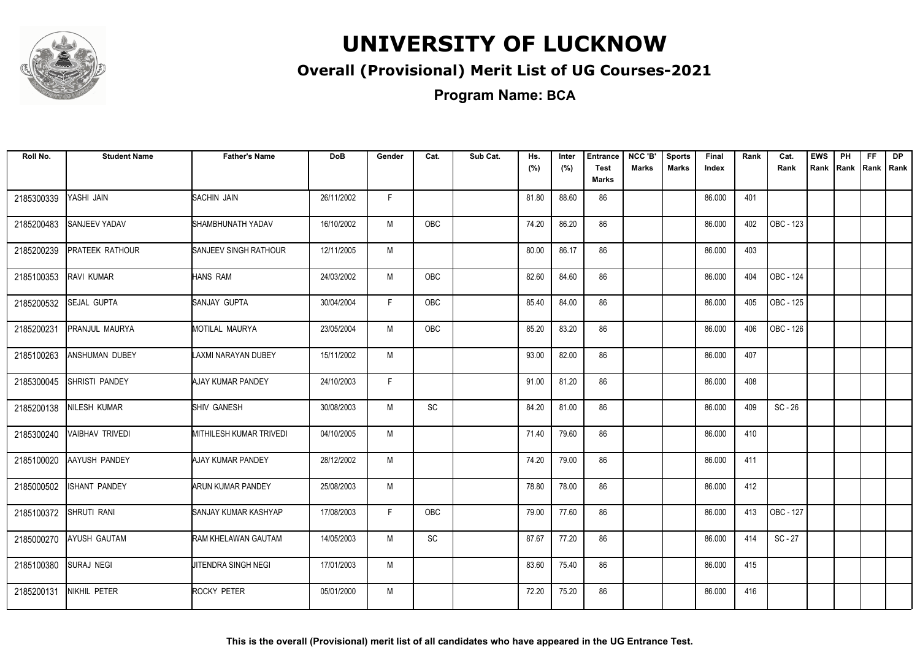# UNIVERSITY OF LUCKNOW

## Overall (Provisional) Merit List of UG Courses-2021

### Program Name: BCA

| Roll No. | Student Name | Father's Name | DoB | Gender | Cat. | Sub Cat. | Hs. (%) | Inter (%) | Entrance Test Marks | NCC 'B' Marks | Sports Marks | Final Index | Rank | Cat. Rank | EWS Rank | PH Rank | FF Rank | DP Rank |
|---|---|---|---|---|---|---|---|---|---|---|---|---|---|---|---|---|---|---|
| 2185300339 | YASHI JAIN | SACHIN JAIN | 26/11/2002 | F | | | 81.80 | 88.60 | 86 | | | 86.000 | 401 | | | | | |
| 2185200483 | SANJEEV YADAV | SHAMBHUNATH YADAV | 16/10/2002 | M | OBC | | 74.20 | 86.20 | 86 | | | 86.000 | 402 | OBC - 123 | | | | |
| 2185200239 | PRATEEK RATHOUR | SANJEEV SINGH RATHOUR | 12/11/2005 | M | | | 80.00 | 86.17 | 86 | | | 86.000 | 403 | | | | | |
| 2185100353 | RAVI KUMAR | HANS RAM | 24/03/2002 | M | OBC | | 82.60 | 84.60 | 86 | | | 86.000 | 404 | OBC - 124 | | | | |
| 2185200532 | SEJAL GUPTA | SANJAY GUPTA | 30/04/2004 | F | OBC | | 85.40 | 84.00 | 86 | | | 86.000 | 405 | OBC - 125 | | | | |
| 2185200231 | PRANJUL MAURYA | MOTILAL MAURYA | 23/05/2004 | M | OBC | | 85.20 | 83.20 | 86 | | | 86.000 | 406 | OBC - 126 | | | | |
| 2185100263 | ANSHUMAN DUBEY | LAXMI NARAYAN DUBEY | 15/11/2002 | M | | | 93.00 | 82.00 | 86 | | | 86.000 | 407 | | | | | |
| 2185300045 | SHRISTI PANDEY | AJAY KUMAR PANDEY | 24/10/2003 | F | | | 91.00 | 81.20 | 86 | | | 86.000 | 408 | | | | | |
| 2185200138 | NILESH KUMAR | SHIV GANESH | 30/08/2003 | M | SC | | 84.20 | 81.00 | 86 | | | 86.000 | 409 | SC - 26 | | | | |
| 2185300240 | VAIBHAV TRIVEDI | MITHILESH KUMAR TRIVEDI | 04/10/2005 | M | | | 71.40 | 79.60 | 86 | | | 86.000 | 410 | | | | | |
| 2185100020 | AAYUSH PANDEY | AJAY KUMAR PANDEY | 28/12/2002 | M | | | 74.20 | 79.00 | 86 | | | 86.000 | 411 | | | | | |
| 2185000502 | ISHANT PANDEY | ARUN KUMAR PANDEY | 25/08/2003 | M | | | 78.80 | 78.00 | 86 | | | 86.000 | 412 | | | | | |
| 2185100372 | SHRUTI RANI | SANJAY KUMAR KASHYAP | 17/08/2003 | F | OBC | | 79.00 | 77.60 | 86 | | | 86.000 | 413 | OBC - 127 | | | | |
| 2185000270 | AYUSH GAUTAM | RAM KHELAWAN GAUTAM | 14/05/2003 | M | SC | | 87.67 | 77.20 | 86 | | | 86.000 | 414 | SC - 27 | | | | |
| 2185100380 | SURAJ NEGI | JITENDRA SINGH NEGI | 17/01/2003 | M | | | 83.60 | 75.40 | 86 | | | 86.000 | 415 | | | | | |
| 2185200131 | NIKHIL PETER | ROCKY PETER | 05/01/2000 | M | | | 72.20 | 75.20 | 86 | | | 86.000 | 416 | | | | | |

**This is the overall (Provisional) merit list of all candidates who have appeared in the UG Entrance Test.**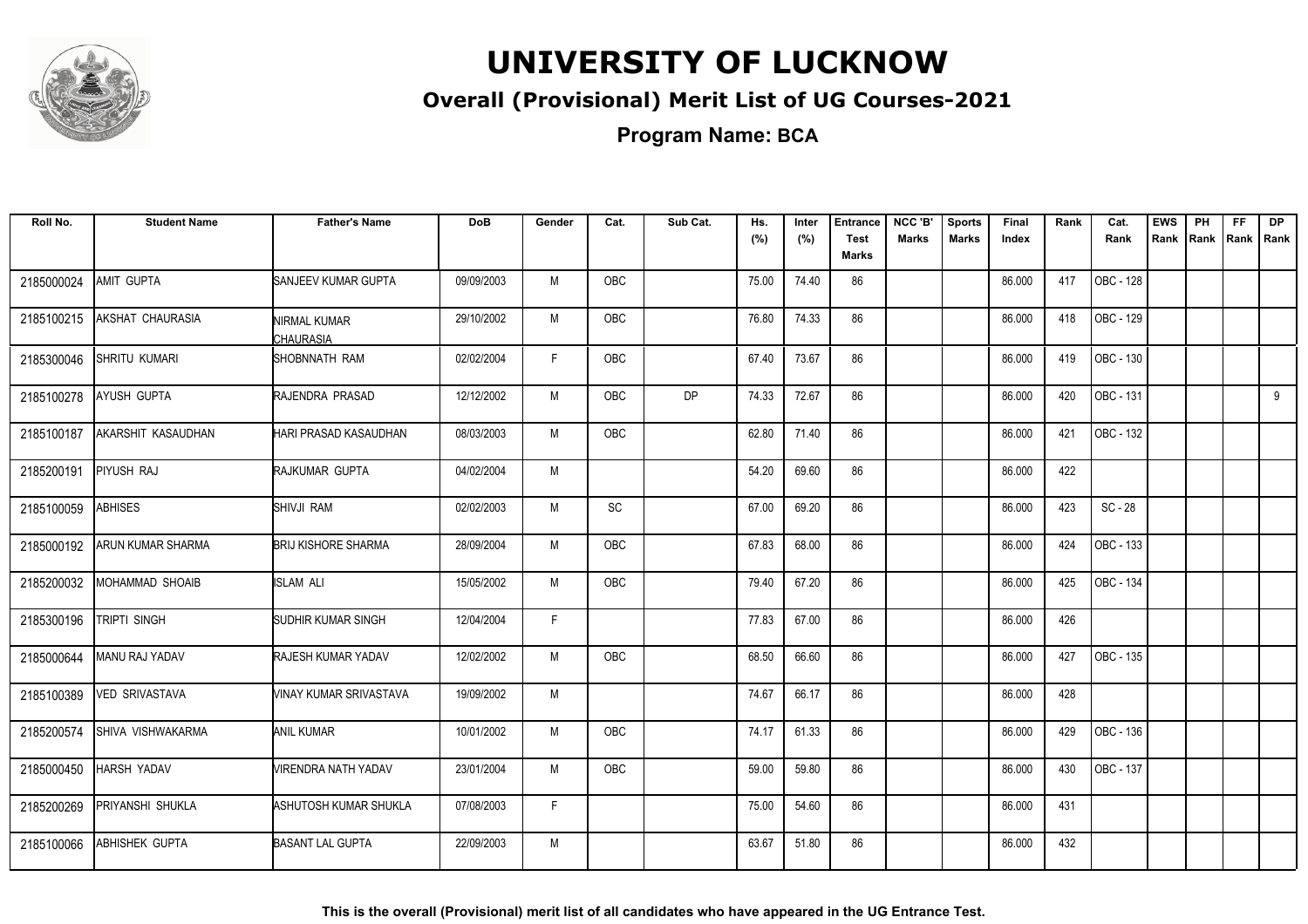# UNIVERSITY OF LUCKNOW

## Overall (Provisional) Merit List of UG Courses-2021

### Program Name: BCA

| Roll No. | Student Name | Father's Name | DoB | Gender | Cat. | Sub Cat. | Hs. (%) | Inter (%) | Entrance Test Marks | NCC 'B' Marks | Sports Marks | Final Index | Rank | Cat. Rank | EWS Rank | PH Rank | FF Rank | DP Rank |
|---|---|---|---|---|---|---|---|---|---|---|---|---|---|---|---|---|---|---|
| 2185000024 | AMIT GUPTA | SANJEEV KUMAR GUPTA | 09/09/2003 | M | OBC | | 75.00 | 74.40 | 86 | | | 86.000 | 417 | OBC - 128 | | | | |
| 2185100215 | AKSHAT CHAURASIA | NIRMAL KUMAR CHAURASIA | 29/10/2002 | M | OBC | | 76.80 | 74.33 | 86 | | | 86.000 | 418 | OBC - 129 | | | | |
| 2185300046 | SHRITU KUMARI | SHOBNNATH RAM | 02/02/2004 | F | OBC | | 67.40 | 73.67 | 86 | | | 86.000 | 419 | OBC - 130 | | | | |
| 2185100278 | AYUSH GUPTA | RAJENDRA PRASAD | 12/12/2002 | M | OBC | DP | 74.33 | 72.67 | 86 | | | 86.000 | 420 | OBC - 131 | | | | 9 |
| 2185100187 | AKARSHIT KASAUDHAN | HARI PRASAD KASAUDHAN | 08/03/2003 | M | OBC | | 62.80 | 71.40 | 86 | | | 86.000 | 421 | OBC - 132 | | | | |
| 2185200191 | PIYUSH RAJ | RAJKUMAR GUPTA | 04/02/2004 | M | | | 54.20 | 69.60 | 86 | | | 86.000 | 422 | | | | | |
| 2185100059 | ABHISES | SHIVJI RAM | 02/02/2003 | M | SC | | 67.00 | 69.20 | 86 | | | 86.000 | 423 | SC - 28 | | | | |
| 2185000192 | ARUN KUMAR SHARMA | BRIJ KISHORE SHARMA | 28/09/2004 | M | OBC | | 67.83 | 68.00 | 86 | | | 86.000 | 424 | OBC - 133 | | | | |
| 2185200032 | MOHAMMAD SHOAIB | ISLAM ALI | 15/05/2002 | M | OBC | | 79.40 | 67.20 | 86 | | | 86.000 | 425 | OBC - 134 | | | | |
| 2185300196 | TRIPTI SINGH | SUDHIR KUMAR SINGH | 12/04/2004 | F | | | 77.83 | 67.00 | 86 | | | 86.000 | 426 | | | | | |
| 2185000644 | MANU RAJ YADAV | RAJESH KUMAR YADAV | 12/02/2002 | M | OBC | | 68.50 | 66.60 | 86 | | | 86.000 | 427 | OBC - 135 | | | | |
| 2185100389 | VED SRIVASTAVA | VINAY KUMAR SRIVASTAVA | 19/09/2002 | M | | | 74.67 | 66.17 | 86 | | | 86.000 | 428 | | | | | |
| 2185200574 | SHIVA VISHWAKARMA | ANIL KUMAR | 10/01/2002 | M | OBC | | 74.17 | 61.33 | 86 | | | 86.000 | 429 | OBC - 136 | | | | |
| 2185000450 | HARSH YADAV | VIRENDRA NATH YADAV | 23/01/2004 | M | OBC | | 59.00 | 59.80 | 86 | | | 86.000 | 430 | OBC - 137 | | | | |
| 2185200269 | PRIYANSHI SHUKLA | ASHUTOSH KUMAR SHUKLA | 07/08/2003 | F | | | 75.00 | 54.60 | 86 | | | 86.000 | 431 | | | | | |
| 2185100066 | ABHISHEK GUPTA | BASANT LAL GUPTA | 22/09/2003 | M | | | 63.67 | 51.80 | 86 | | | 86.000 | 432 | | | | | |

**This is the overall (Provisional) merit list of all candidates who have appeared in the UG Entrance Test.**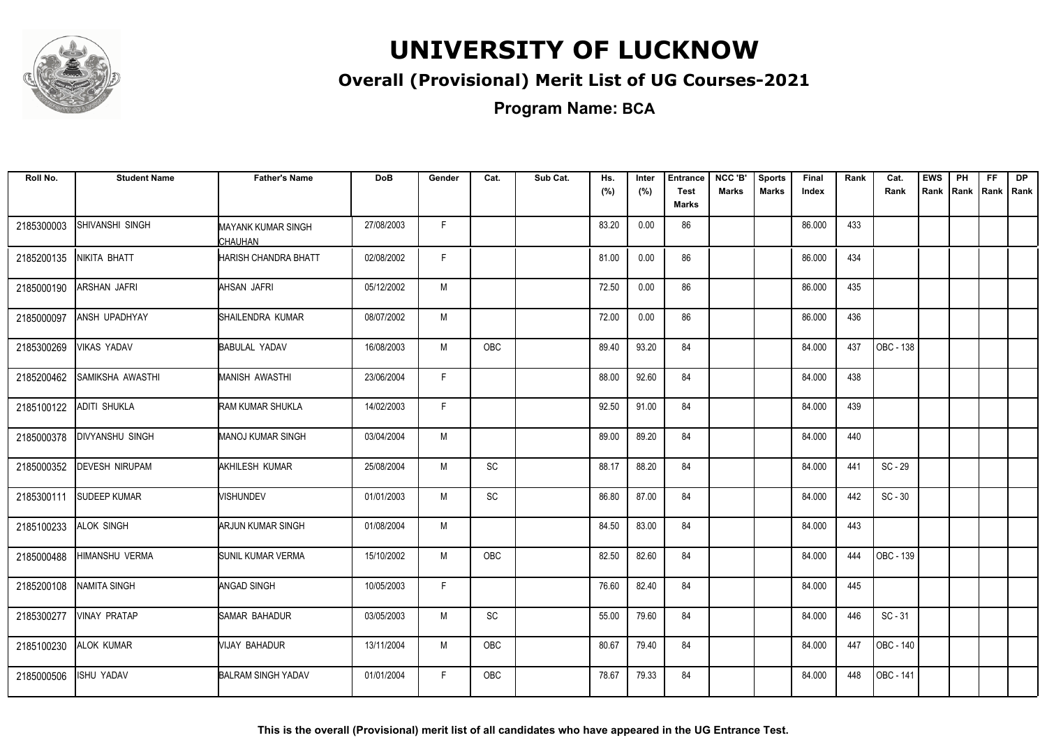# UNIVERSITY OF LUCKNOW

## Overall (Provisional) Merit List of UG Courses-2021

### Program Name: BCA

| Roll No. | Student Name | Father's Name | DoB | Gender | Cat. | Sub Cat. | Hs. (%) | Inter (%) | Entrance Test Marks | NCC 'B' Marks | Sports Marks | Final Index | Rank | Cat. Rank | EWS Rank | PH Rank | FF Rank | DP Rank |
|---|---|---|---|---|---|---|---|---|---|---|---|---|---|---|---|---|---|---|
| 2185300003 | SHIVANSHI SINGH | MAYANK KUMAR SINGH CHAUHAN | 27/08/2003 | F | | | 83.20 | 0.00 | 86 | | | 86.000 | 433 | | | | | |
| 2185200135 | NIKITA BHATT | HARISH CHANDRA BHATT | 02/08/2002 | F | | | 81.00 | 0.00 | 86 | | | 86.000 | 434 | | | | | |
| 2185000190 | ARSHAN JAFRI | AHSAN JAFRI | 05/12/2002 | M | | | 72.50 | 0.00 | 86 | | | 86.000 | 435 | | | | | |
| 2185000097 | ANSH UPADHYAY | SHAILENDRA KUMAR | 08/07/2002 | M | | | 72.00 | 0.00 | 86 | | | 86.000 | 436 | | | | | |
| 2185300269 | VIKAS YADAV | BABULAL YADAV | 16/08/2003 | M | OBC | | 89.40 | 93.20 | 84 | | | 84.000 | 437 | OBC - 138 | | | | |
| 2185200462 | SAMIKSHA AWASTHI | MANISH AWASTHI | 23/06/2004 | F | | | 88.00 | 92.60 | 84 | | | 84.000 | 438 | | | | | |
| 2185100122 | ADITI SHUKLA | RAM KUMAR SHUKLA | 14/02/2003 | F | | | 92.50 | 91.00 | 84 | | | 84.000 | 439 | | | | | |
| 2185000378 | DIVYANSHU SINGH | MANOJ KUMAR SINGH | 03/04/2004 | M | | | 89.00 | 89.20 | 84 | | | 84.000 | 440 | | | | | |
| 2185000352 | DEVESH NIRUPAM | AKHILESH KUMAR | 25/08/2004 | M | SC | | 88.17 | 88.20 | 84 | | | 84.000 | 441 | SC - 29 | | | | |
| 2185300111 | SUDEEP KUMAR | VISHUNDEV | 01/01/2003 | M | SC | | 86.80 | 87.00 | 84 | | | 84.000 | 442 | SC - 30 | | | | |
| 2185100233 | ALOK SINGH | ARJUN KUMAR SINGH | 01/08/2004 | M | | | 84.50 | 83.00 | 84 | | | 84.000 | 443 | | | | | |
| 2185000488 | HIMANSHU VERMA | SUNIL KUMAR VERMA | 15/10/2002 | M | OBC | | 82.50 | 82.60 | 84 | | | 84.000 | 444 | OBC - 139 | | | | |
| 2185200108 | NAMITA SINGH | ANGAD SINGH | 10/05/2003 | F | | | 76.60 | 82.40 | 84 | | | 84.000 | 445 | | | | | |
| 2185300277 | VINAY PRATAP | SAMAR BAHADUR | 03/05/2003 | M | SC | | 55.00 | 79.60 | 84 | | | 84.000 | 446 | SC - 31 | | | | |
| 2185100230 | ALOK KUMAR | VIJAY BAHADUR | 13/11/2004 | M | OBC | | 80.67 | 79.40 | 84 | | | 84.000 | 447 | OBC - 140 | | | | |
| 2185000506 | ISHU YADAV | BALRAM SINGH YADAV | 01/01/2004 | F | OBC | | 78.67 | 79.33 | 84 | | | 84.000 | 448 | OBC - 141 | | | | |

**This is the overall (Provisional) merit list of all candidates who have appeared in the UG Entrance Test.**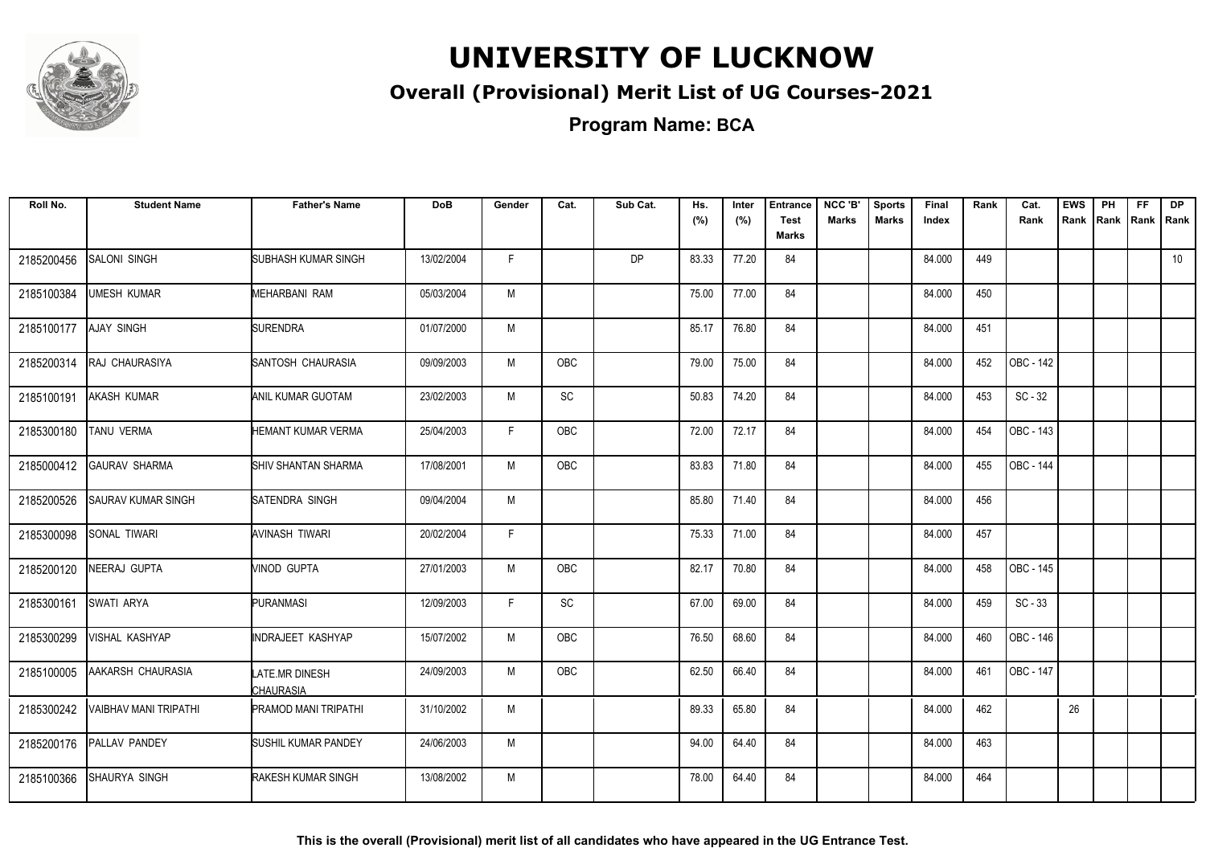# UNIVERSITY OF LUCKNOW

## Overall (Provisional) Merit List of UG Courses-2021

**Program Name: BCA**

| Roll No. | Student Name | Father's Name | DoB | Gender | Cat. | Sub Cat. | Hs. (%) | Inter (%) | Entrance Test Marks | NCC 'B' Marks | Sports Marks | Final Index | Rank | Cat. Rank | EWS Rank | PH Rank | FF Rank | DP Rank |
|---|---|---|---|---|---|---|---|---|---|---|---|---|---|---|---|---|---|---|
| 2185200456 | SALONI SINGH | SUBHASH KUMAR SINGH | 13/02/2004 | F | | DP | 83.33 | 77.20 | 84 | | | 84.000 | 449 | | | | | 10 |
| 2185100384 | UMESH KUMAR | MEHARBANI RAM | 05/03/2004 | M | | | 75.00 | 77.00 | 84 | | | 84.000 | 450 | | | | | |
| 2185100177 | AJAY SINGH | SURENDRA | 01/07/2000 | M | | | 85.17 | 76.80 | 84 | | | 84.000 | 451 | | | | | |
| 2185200314 | RAJ CHAURASIYA | SANTOSH CHAURASIA | 09/09/2003 | M | OBC | | 79.00 | 75.00 | 84 | | | 84.000 | 452 | OBC - 142 | | | | |
| 2185100191 | AKASH KUMAR | ANIL KUMAR GUOTAM | 23/02/2003 | M | SC | | 50.83 | 74.20 | 84 | | | 84.000 | 453 | SC - 32 | | | | |
| 2185300180 | TANU VERMA | HEMANT KUMAR VERMA | 25/04/2003 | F | OBC | | 72.00 | 72.17 | 84 | | | 84.000 | 454 | OBC - 143 | | | | |
| 2185000412 | GAURAV SHARMA | SHIV SHANTAN SHARMA | 17/08/2001 | M | OBC | | 83.83 | 71.80 | 84 | | | 84.000 | 455 | OBC - 144 | | | | |
| 2185200526 | SAURAV KUMAR SINGH | SATENDRA SINGH | 09/04/2004 | M | | | 85.80 | 71.40 | 84 | | | 84.000 | 456 | | | | | |
| 2185300098 | SONAL TIWARI | AVINASH TIWARI | 20/02/2004 | F | | | 75.33 | 71.00 | 84 | | | 84.000 | 457 | | | | | |
| 2185200120 | NEERAJ GUPTA | VINOD GUPTA | 27/01/2003 | M | OBC | | 82.17 | 70.80 | 84 | | | 84.000 | 458 | OBC - 145 | | | | |
| 2185300161 | SWATI ARYA | PURANMASI | 12/09/2003 | F | SC | | 67.00 | 69.00 | 84 | | | 84.000 | 459 | SC - 33 | | | | |
| 2185300299 | VISHAL KASHYAP | INDRAJEET KASHYAP | 15/07/2002 | M | OBC | | 76.50 | 68.60 | 84 | | | 84.000 | 460 | OBC - 146 | | | | |
| 2185100005 | AAKARSH CHAURASIA | LATE.MR DINESH CHAURASIA | 24/09/2003 | M | OBC | | 62.50 | 66.40 | 84 | | | 84.000 | 461 | OBC - 147 | | | | |
| 2185300242 | VAIBHAV MANI TRIPATHI | PRAMOD MANI TRIPATHI | 31/10/2002 | M | | | 89.33 | 65.80 | 84 | | | 84.000 | 462 | | 26 | | | |
| 2185200176 | PALLAV PANDEY | SUSHIL KUMAR PANDEY | 24/06/2003 | M | | | 94.00 | 64.40 | 84 | | | 84.000 | 463 | | | | | |
| 2185100366 | SHAURYA SINGH | RAKESH KUMAR SINGH | 13/08/2002 | M | | | 78.00 | 64.40 | 84 | | | 84.000 | 464 | | | | | |

**This is the overall (Provisional) merit list of all candidates who have appeared in the UG Entrance Test.**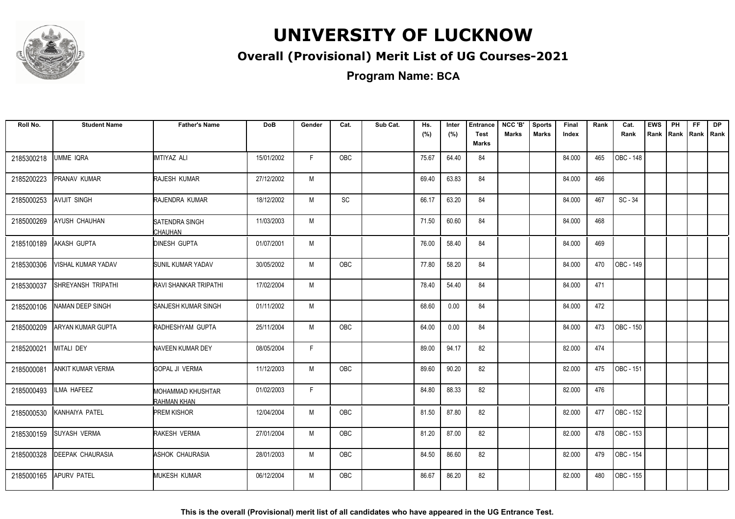# UNIVERSITY OF LUCKNOW

## Overall (Provisional) Merit List of UG Courses-2021

### Program Name: BCA

| Roll No. | Student Name | Father's Name | DoB | Gender | Cat. | Sub Cat. | Hs. (%) | Inter (%) | Entrance Test Marks | NCC 'B' Marks | Sports Marks | Final Index | Rank | Cat. Rank | EWS Rank | PH Rank | FF Rank | DP Rank |
|---|---|---|---|---|---|---|---|---|---|---|---|---|---|---|---|---|---|---|
| 2185300218 | UMME IQRA | IMTIYAZ ALI | 15/01/2002 | F | OBC | | 75.67 | 64.40 | 84 | | | 84.000 | 465 | OBC - 148 | | | | |
| 2185200223 | PRANAV KUMAR | RAJESH KUMAR | 27/12/2002 | M | | | 69.40 | 63.83 | 84 | | | 84.000 | 466 | | | | | |
| 2185000253 | AVIJIT SINGH | RAJENDRA KUMAR | 18/12/2002 | M | SC | | 66.17 | 63.20 | 84 | | | 84.000 | 467 | SC - 34 | | | | |
| 2185000269 | AYUSH CHAUHAN | SATENDRA SINGH CHAUHAN | 11/03/2003 | M | | | 71.50 | 60.60 | 84 | | | 84.000 | 468 | | | | | |
| 2185100189 | AKASH GUPTA | DINESH GUPTA | 01/07/2001 | M | | | 76.00 | 58.40 | 84 | | | 84.000 | 469 | | | | | |
| 2185300306 | VISHAL KUMAR YADAV | SUNIL KUMAR YADAV | 30/05/2002 | M | OBC | | 77.80 | 58.20 | 84 | | | 84.000 | 470 | OBC - 149 | | | | |
| 2185300037 | SHREYANSH TRIPATHI | RAVI SHANKAR TRIPATHI | 17/02/2004 | M | | | 78.40 | 54.40 | 84 | | | 84.000 | 471 | | | | | |
| 2185200106 | NAMAN DEEP SINGH | SANJESH KUMAR SINGH | 01/11/2002 | M | | | 68.60 | 0.00 | 84 | | | 84.000 | 472 | | | | | |
| 2185000209 | ARYAN KUMAR GUPTA | RADHESHYAM GUPTA | 25/11/2004 | M | OBC | | 64.00 | 0.00 | 84 | | | 84.000 | 473 | OBC - 150 | | | | |
| 2185200021 | MITALI DEY | NAVEEN KUMAR DEY | 08/05/2004 | F | | | 89.00 | 94.17 | 82 | | | 82.000 | 474 | | | | | |
| 2185000081 | ANKIT KUMAR VERMA | GOPAL JI VERMA | 11/12/2003 | M | OBC | | 89.60 | 90.20 | 82 | | | 82.000 | 475 | OBC - 151 | | | | |
| 2185000493 | ILMA HAFEEZ | MOHAMMAD KHUSHTAR RAHMAN KHAN | 01/02/2003 | F | | | 84.80 | 88.33 | 82 | | | 82.000 | 476 | | | | | |
| 2185000530 | KANHAIYA PATEL | PREM KISHOR | 12/04/2004 | M | OBC | | 81.50 | 87.80 | 82 | | | 82.000 | 477 | OBC - 152 | | | | |
| 2185300159 | SUYASH VERMA | RAKESH VERMA | 27/01/2004 | M | OBC | | 81.20 | 87.00 | 82 | | | 82.000 | 478 | OBC - 153 | | | | |
| 2185000328 | DEEPAK CHAURASIA | ASHOK CHAURASIA | 28/01/2003 | M | OBC | | 84.50 | 86.60 | 82 | | | 82.000 | 479 | OBC - 154 | | | | |
| 2185000165 | APURV PATEL | MUKESH KUMAR | 06/12/2004 | M | OBC | | 86.67 | 86.20 | 82 | | | 82.000 | 480 | OBC - 155 | | | | |

**This is the overall (Provisional) merit list of all candidates who have appeared in the UG Entrance Test.**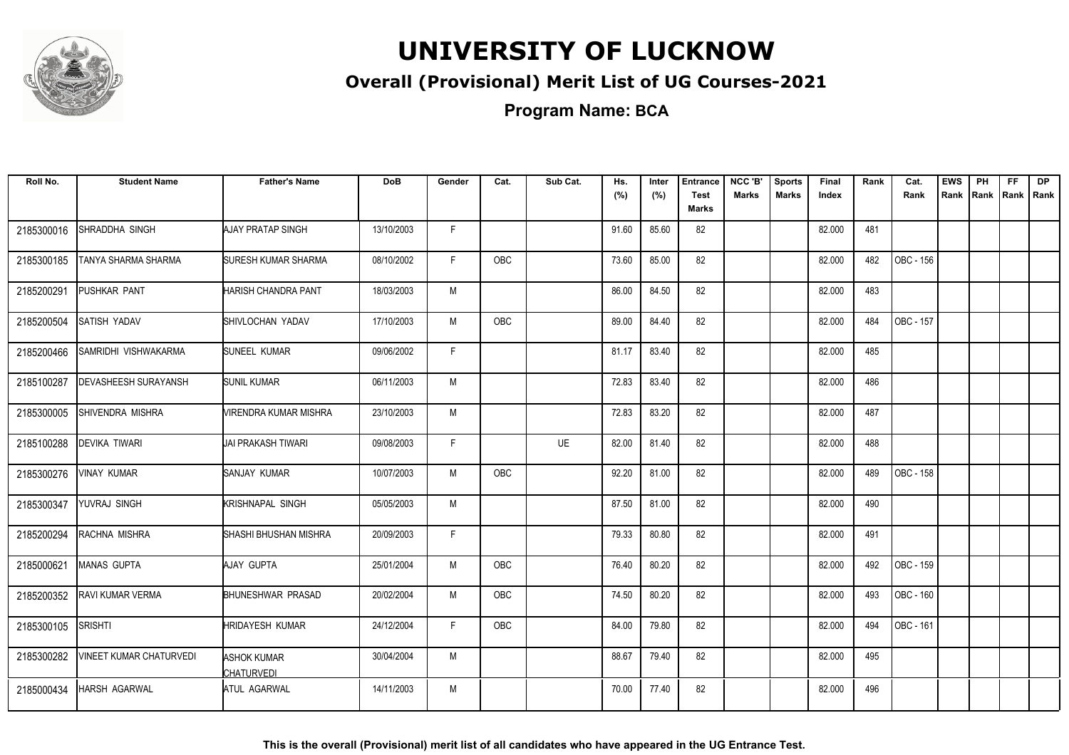# UNIVERSITY OF LUCKNOW

## Overall (Provisional) Merit List of UG Courses-2021

**Program Name: BCA**

| Roll No. | Student Name | Father's Name | DoB | Gender | Cat. | Sub Cat. | Hs. (%) | Inter (%) | Entrance Test Marks | NCC 'B' Marks | Sports Marks | Final Index | Rank | Cat. Rank | EWS Rank | PH Rank | FF Rank | DP Rank |
|---|---|---|---|---|---|---|---|---|---|---|---|---|---|---|---|---|---|---|
| 2185300016 | SHRADDHA SINGH | AJAY PRATAP SINGH | 13/10/2003 | F | | | 91.60 | 85.60 | 82 | | | 82.000 | 481 | | | | | |
| 2185300185 | TANYA SHARMA SHARMA | SURESH KUMAR SHARMA | 08/10/2002 | F | OBC | | 73.60 | 85.00 | 82 | | | 82.000 | 482 | OBC - 156 | | | | |
| 2185200291 | PUSHKAR PANT | HARISH CHANDRA PANT | 18/03/2003 | M | | | 86.00 | 84.50 | 82 | | | 82.000 | 483 | | | | | |
| 2185200504 | SATISH YADAV | SHIVLOCHAN YADAV | 17/10/2003 | M | OBC | | 89.00 | 84.40 | 82 | | | 82.000 | 484 | OBC - 157 | | | | |
| 2185200466 | SAMRIDHI VISHWAKARMA | SUNEEL KUMAR | 09/06/2002 | F | | | 81.17 | 83.40 | 82 | | | 82.000 | 485 | | | | | |
| 2185100287 | DEVASHEESH SURAYANSH | SUNIL KUMAR | 06/11/2003 | M | | | 72.83 | 83.40 | 82 | | | 82.000 | 486 | | | | | |
| 2185300005 | SHIVENDRA MISHRA | VIRENDRA KUMAR MISHRA | 23/10/2003 | M | | | 72.83 | 83.20 | 82 | | | 82.000 | 487 | | | | | |
| 2185100288 | DEVIKA TIWARI | JAI PRAKASH TIWARI | 09/08/2003 | F | | UE | 82.00 | 81.40 | 82 | | | 82.000 | 488 | | | | | |
| 2185300276 | VINAY KUMAR | SANJAY KUMAR | 10/07/2003 | M | OBC | | 92.20 | 81.00 | 82 | | | 82.000 | 489 | OBC - 158 | | | | |
| 2185300347 | YUVRAJ SINGH | KRISHNAPAL SINGH | 05/05/2003 | M | | | 87.50 | 81.00 | 82 | | | 82.000 | 490 | | | | | |
| 2185200294 | RACHNA MISHRA | SHASHI BHUSHAN MISHRA | 20/09/2003 | F | | | 79.33 | 80.80 | 82 | | | 82.000 | 491 | | | | | |
| 2185000621 | MANAS GUPTA | AJAY GUPTA | 25/01/2004 | M | OBC | | 76.40 | 80.20 | 82 | | | 82.000 | 492 | OBC - 159 | | | | |
| 2185200352 | RAVI KUMAR VERMA | BHUNESHWAR PRASAD | 20/02/2004 | M | OBC | | 74.50 | 80.20 | 82 | | | 82.000 | 493 | OBC - 160 | | | | |
| 2185300105 | SRISHTI | HRIDAYESH KUMAR | 24/12/2004 | F | OBC | | 84.00 | 79.80 | 82 | | | 82.000 | 494 | OBC - 161 | | | | |
| 2185300282 | VINEET KUMAR CHATURVEDI | ASHOK KUMAR CHATURVEDI | 30/04/2004 | M | | | 88.67 | 79.40 | 82 | | | 82.000 | 495 | | | | | |
| 2185000434 | HARSH AGARWAL | ATUL AGARWAL | 14/11/2003 | M | | | 70.00 | 77.40 | 82 | | | 82.000 | 496 | | | | | |

**This is the overall (Provisional) merit list of all candidates who have appeared in the UG Entrance Test.**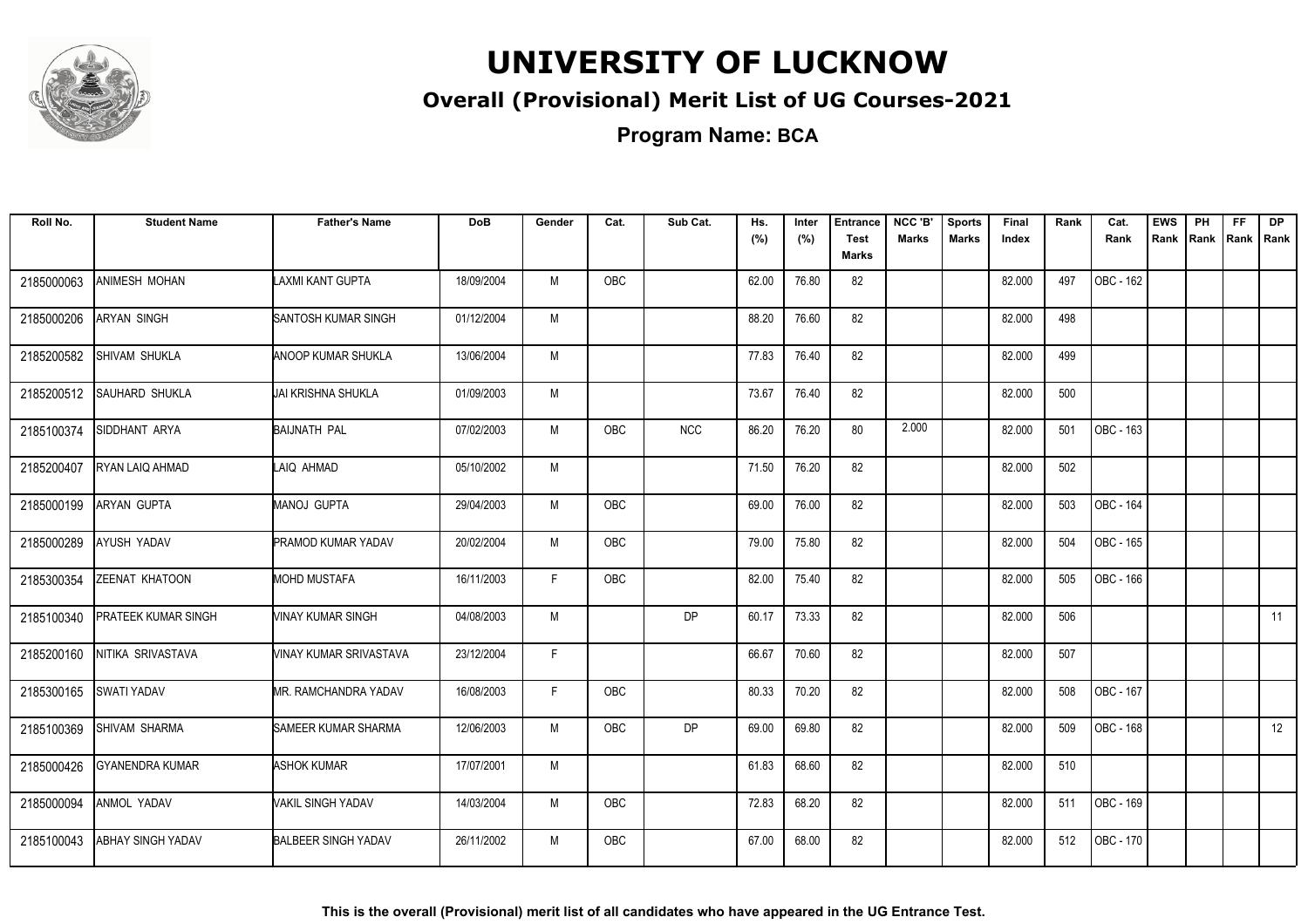# UNIVERSITY OF LUCKNOW

## Overall (Provisional) Merit List of UG Courses-2021

### Program Name: BCA

| Roll No. | Student Name | Father's Name | DoB | Gender | Cat. | Sub Cat. | Hs. (%) | Inter (%) | Entrance Test Marks | NCC 'B' Marks | Sports Marks | Final Index | Rank | Cat. Rank | EWS Rank | PH Rank | FF Rank | DP Rank |
|---|---|---|---|---|---|---|---|---|---|---|---|---|---|---|---|---|---|---|
| 2185000063 | ANIMESH MOHAN | LAXMI KANT GUPTA | 18/09/2004 | M | OBC | | 62.00 | 76.80 | 82 | | | 82.000 | 497 | OBC - 162 | | | | |
| 2185000206 | ARYAN SINGH | SANTOSH KUMAR SINGH | 01/12/2004 | M | | | 88.20 | 76.60 | 82 | | | 82.000 | 498 | | | | | |
| 2185200582 | SHIVAM SHUKLA | ANOOP KUMAR SHUKLA | 13/06/2004 | M | | | 77.83 | 76.40 | 82 | | | 82.000 | 499 | | | | | |
| 2185200512 | SAUHARD SHUKLA | JAI KRISHNA SHUKLA | 01/09/2003 | M | | | 73.67 | 76.40 | 82 | | | 82.000 | 500 | | | | | |
| 2185100374 | SIDDHANT ARYA | BAIJNATH PAL | 07/02/2003 | M | OBC | NCC | 86.20 | 76.20 | 80 | 2.000 | | 82.000 | 501 | OBC - 163 | | | | |
| 2185200407 | RYAN LAIQ AHMAD | LAIQ AHMAD | 05/10/2002 | M | | | 71.50 | 76.20 | 82 | | | 82.000 | 502 | | | | | |
| 2185000199 | ARYAN GUPTA | MANOJ GUPTA | 29/04/2003 | M | OBC | | 69.00 | 76.00 | 82 | | | 82.000 | 503 | OBC - 164 | | | | |
| 2185000289 | AYUSH YADAV | PRAMOD KUMAR YADAV | 20/02/2004 | M | OBC | | 79.00 | 75.80 | 82 | | | 82.000 | 504 | OBC - 165 | | | | |
| 2185300354 | ZEENAT KHATOON | MOHD MUSTAFA | 16/11/2003 | F | OBC | | 82.00 | 75.40 | 82 | | | 82.000 | 505 | OBC - 166 | | | | |
| 2185100340 | PRATEEK KUMAR SINGH | VINAY KUMAR SINGH | 04/08/2003 | M | | DP | 60.17 | 73.33 | 82 | | | 82.000 | 506 | | | | | 11 |
| 2185200160 | NITIKA SRIVASTAVA | VINAY KUMAR SRIVASTAVA | 23/12/2004 | F | | | 66.67 | 70.60 | 82 | | | 82.000 | 507 | | | | | |
| 2185300165 | SWATI YADAV | MR. RAMCHANDRA YADAV | 16/08/2003 | F | OBC | | 80.33 | 70.20 | 82 | | | 82.000 | 508 | OBC - 167 | | | | |
| 2185100369 | SHIVAM SHARMA | SAMEER KUMAR SHARMA | 12/06/2003 | M | OBC | DP | 69.00 | 69.80 | 82 | | | 82.000 | 509 | OBC - 168 | | | | 12 |
| 2185000426 | GYANENDRA KUMAR | ASHOK KUMAR | 17/07/2001 | M | | | 61.83 | 68.60 | 82 | | | 82.000 | 510 | | | | | |
| 2185000094 | ANMOL YADAV | VAKIL SINGH YADAV | 14/03/2004 | M | OBC | | 72.83 | 68.20 | 82 | | | 82.000 | 511 | OBC - 169 | | | | |
| 2185100043 | ABHAY SINGH YADAV | BALBEER SINGH YADAV | 26/11/2002 | M | OBC | | 67.00 | 68.00 | 82 | | | 82.000 | 512 | OBC - 170 | | | | |

**This is the overall (Provisional) merit list of all candidates who have appeared in the UG Entrance Test.**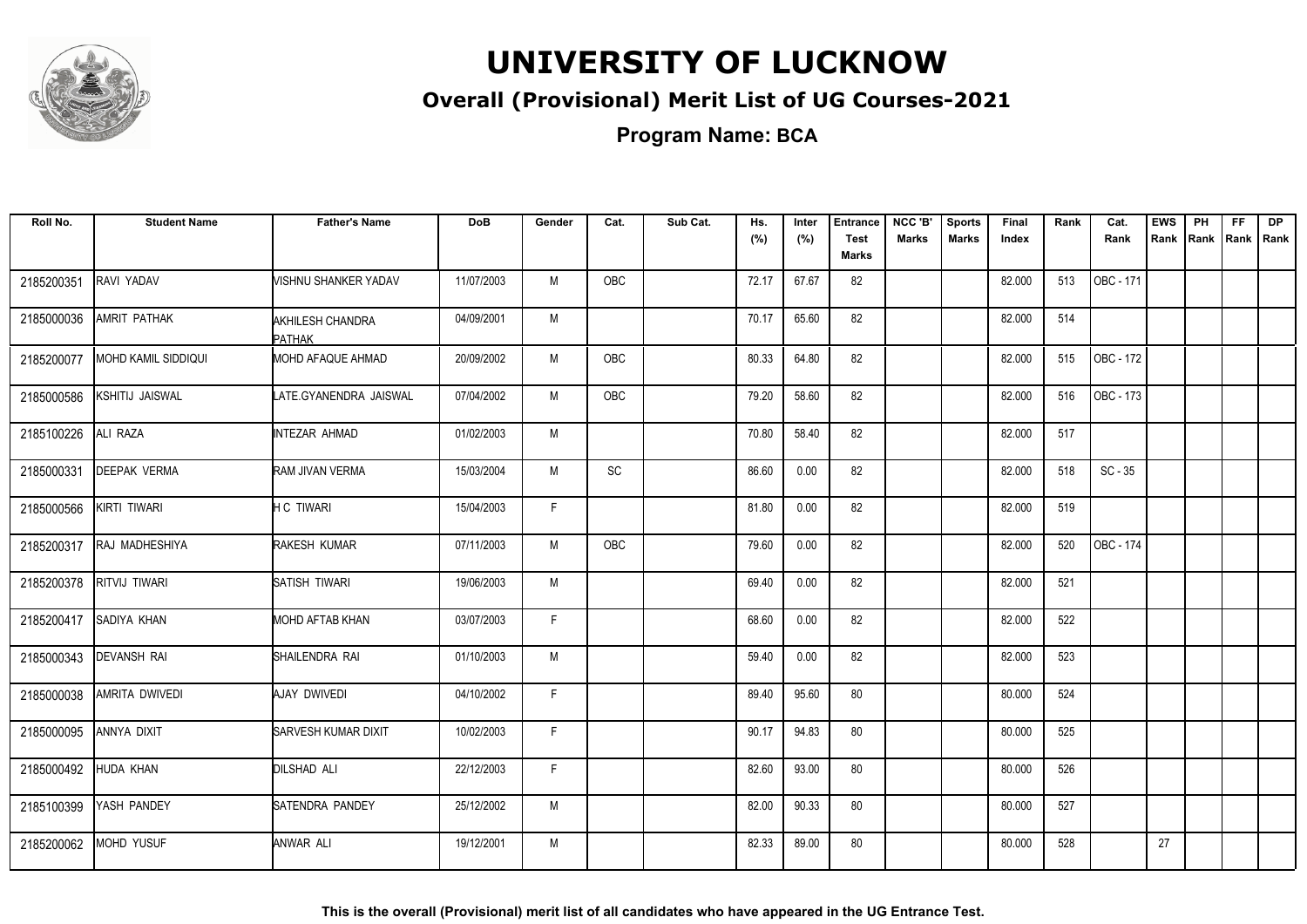# UNIVERSITY OF LUCKNOW

## Overall (Provisional) Merit List of UG Courses-2021

**Program Name: BCA**

| Roll No. | Student Name | Father's Name | DoB | Gender | Cat. | Sub Cat. | Hs. (%) | Inter (%) | Entrance Test Marks | NCC 'B' Marks | Sports Marks | Final Index | Rank | Cat. Rank | EWS Rank | PH Rank | FF Rank | DP Rank |
|---|---|---|---|---|---|---|---|---|---|---|---|---|---|---|---|---|---|---|
| 2185200351 | RAVI YADAV | VISHNU SHANKER YADAV | 11/07/2003 | M | OBC | | 72.17 | 67.67 | 82 | | | 82.000 | 513 | OBC - 171 | | | | |
| 2185000036 | AMRIT PATHAK | AKHILESH CHANDRA PATHAK | 04/09/2001 | M | | | 70.17 | 65.60 | 82 | | | 82.000 | 514 | | | | | |
| 2185200077 | MOHD KAMIL SIDDIQUI | MOHD AFAQUE AHMAD | 20/09/2002 | M | OBC | | 80.33 | 64.80 | 82 | | | 82.000 | 515 | OBC - 172 | | | | |
| 2185000586 | KSHITIJ JAISWAL | LATE.GYANENDRA JAISWAL | 07/04/2002 | M | OBC | | 79.20 | 58.60 | 82 | | | 82.000 | 516 | OBC - 173 | | | | |
| 2185100226 | ALI RAZA | INTEZAR AHMAD | 01/02/2003 | M | | | 70.80 | 58.40 | 82 | | | 82.000 | 517 | | | | | |
| 2185000331 | DEEPAK VERMA | RAM JIVAN VERMA | 15/03/2004 | M | SC | | 86.60 | 0.00 | 82 | | | 82.000 | 518 | SC - 35 | | | | |
| 2185000566 | KIRTI TIWARI | H C TIWARI | 15/04/2003 | F | | | 81.80 | 0.00 | 82 | | | 82.000 | 519 | | | | | |
| 2185200317 | RAJ MADHESHIYA | RAKESH KUMAR | 07/11/2003 | M | OBC | | 79.60 | 0.00 | 82 | | | 82.000 | 520 | OBC - 174 | | | | |
| 2185200378 | RITVIJ TIWARI | SATISH TIWARI | 19/06/2003 | M | | | 69.40 | 0.00 | 82 | | | 82.000 | 521 | | | | | |
| 2185200417 | SADIYA KHAN | MOHD AFTAB KHAN | 03/07/2003 | F | | | 68.60 | 0.00 | 82 | | | 82.000 | 522 | | | | | |
| 2185000343 | DEVANSH RAI | SHAILENDRA RAI | 01/10/2003 | M | | | 59.40 | 0.00 | 82 | | | 82.000 | 523 | | | | | |
| 2185000038 | AMRITA DWIVEDI | AJAY DWIVEDI | 04/10/2002 | F | | | 89.40 | 95.60 | 80 | | | 80.000 | 524 | | | | | |
| 2185000095 | ANNYA DIXIT | SARVESH KUMAR DIXIT | 10/02/2003 | F | | | 90.17 | 94.83 | 80 | | | 80.000 | 525 | | | | | |
| 2185000492 | HUDA KHAN | DILSHAD ALI | 22/12/2003 | F | | | 82.60 | 93.00 | 80 | | | 80.000 | 526 | | | | | |
| 2185100399 | YASH PANDEY | SATENDRA PANDEY | 25/12/2002 | M | | | 82.00 | 90.33 | 80 | | | 80.000 | 527 | | | | | |
| 2185200062 | MOHD YUSUF | ANWAR ALI | 19/12/2001 | M | | | 82.33 | 89.00 | 80 | | | 80.000 | 528 | | 27 | | | |

**This is the overall (Provisional) merit list of all candidates who have appeared in the UG Entrance Test.**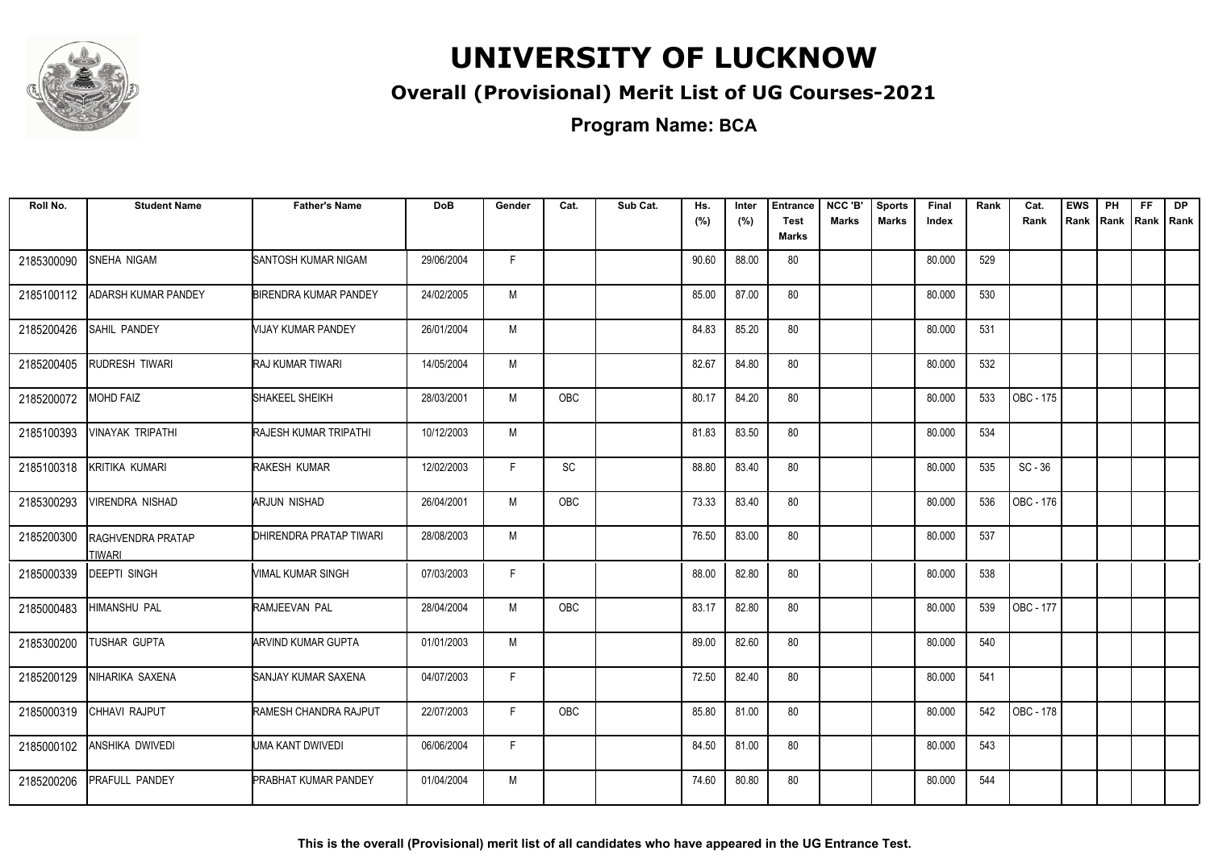# UNIVERSITY OF LUCKNOW

## Overall (Provisional) Merit List of UG Courses-2021

### Program Name: BCA

| Roll No. | Student Name | Father's Name | DoB | Gender | Cat. | Sub Cat. | Hs. (%) | Inter (%) | Entrance Test Marks | NCC 'B' Marks | Sports Marks | Final Index | Rank | Cat. Rank | EWS Rank | PH Rank | FF Rank | DP Rank |
|---|---|---|---|---|---|---|---|---|---|---|---|---|---|---|---|---|---|---|
| 2185300090 | SNEHA NIGAM | SANTOSH KUMAR NIGAM | 29/06/2004 | F | | | 90.60 | 88.00 | 80 | | | 80.000 | 529 | | | | | |
| 2185100112 | ADARSH KUMAR PANDEY | BIRENDRA KUMAR PANDEY | 24/02/2005 | M | | | 85.00 | 87.00 | 80 | | | 80.000 | 530 | | | | | |
| 2185200426 | SAHIL PANDEY | VIJAY KUMAR PANDEY | 26/01/2004 | M | | | 84.83 | 85.20 | 80 | | | 80.000 | 531 | | | | | |
| 2185200405 | RUDRESH TIWARI | RAJ KUMAR TIWARI | 14/05/2004 | M | | | 82.67 | 84.80 | 80 | | | 80.000 | 532 | | | | | |
| 2185200072 | MOHD FAIZ | SHAKEEL SHEIKH | 28/03/2001 | M | OBC | | 80.17 | 84.20 | 80 | | | 80.000 | 533 | OBC - 175 | | | | |
| 2185100393 | VINAYAK TRIPATHI | RAJESH KUMAR TRIPATHI | 10/12/2003 | M | | | 81.83 | 83.50 | 80 | | | 80.000 | 534 | | | | | |
| 2185100318 | KRITIKA KUMARI | RAKESH KUMAR | 12/02/2003 | F | SC | | 88.80 | 83.40 | 80 | | | 80.000 | 535 | SC - 36 | | | | |
| 2185300293 | VIRENDRA NISHAD | ARJUN NISHAD | 26/04/2001 | M | OBC | | 73.33 | 83.40 | 80 | | | 80.000 | 536 | OBC - 176 | | | | |
| 2185200300 | RAGHVENDRA PRATAP TIWARI | DHIRENDRA PRATAP TIWARI | 28/08/2003 | M | | | 76.50 | 83.00 | 80 | | | 80.000 | 537 | | | | | |
| 2185000339 | DEEPTI SINGH | VIMAL KUMAR SINGH | 07/03/2003 | F | | | 88.00 | 82.80 | 80 | | | 80.000 | 538 | | | | | |
| 2185000483 | HIMANSHU PAL | RAMJEEVAN PAL | 28/04/2004 | M | OBC | | 83.17 | 82.80 | 80 | | | 80.000 | 539 | OBC - 177 | | | | |
| 2185300200 | TUSHAR GUPTA | ARVIND KUMAR GUPTA | 01/01/2003 | M | | | 89.00 | 82.60 | 80 | | | 80.000 | 540 | | | | | |
| 2185200129 | NIHARIKA SAXENA | SANJAY KUMAR SAXENA | 04/07/2003 | F | | | 72.50 | 82.40 | 80 | | | 80.000 | 541 | | | | | |
| 2185000319 | CHHAVI RAJPUT | RAMESH CHANDRA RAJPUT | 22/07/2003 | F | OBC | | 85.80 | 81.00 | 80 | | | 80.000 | 542 | OBC - 178 | | | | |
| 2185000102 | ANSHIKA DWIVEDI | UMA KANT DWIVEDI | 06/06/2004 | F | | | 84.50 | 81.00 | 80 | | | 80.000 | 543 | | | | | |
| 2185200206 | PRAFULL PANDEY | PRABHAT KUMAR PANDEY | 01/04/2004 | M | | | 74.60 | 80.80 | 80 | | | 80.000 | 544 | | | | | |

**This is the overall (Provisional) merit list of all candidates who have appeared in the UG Entrance Test.**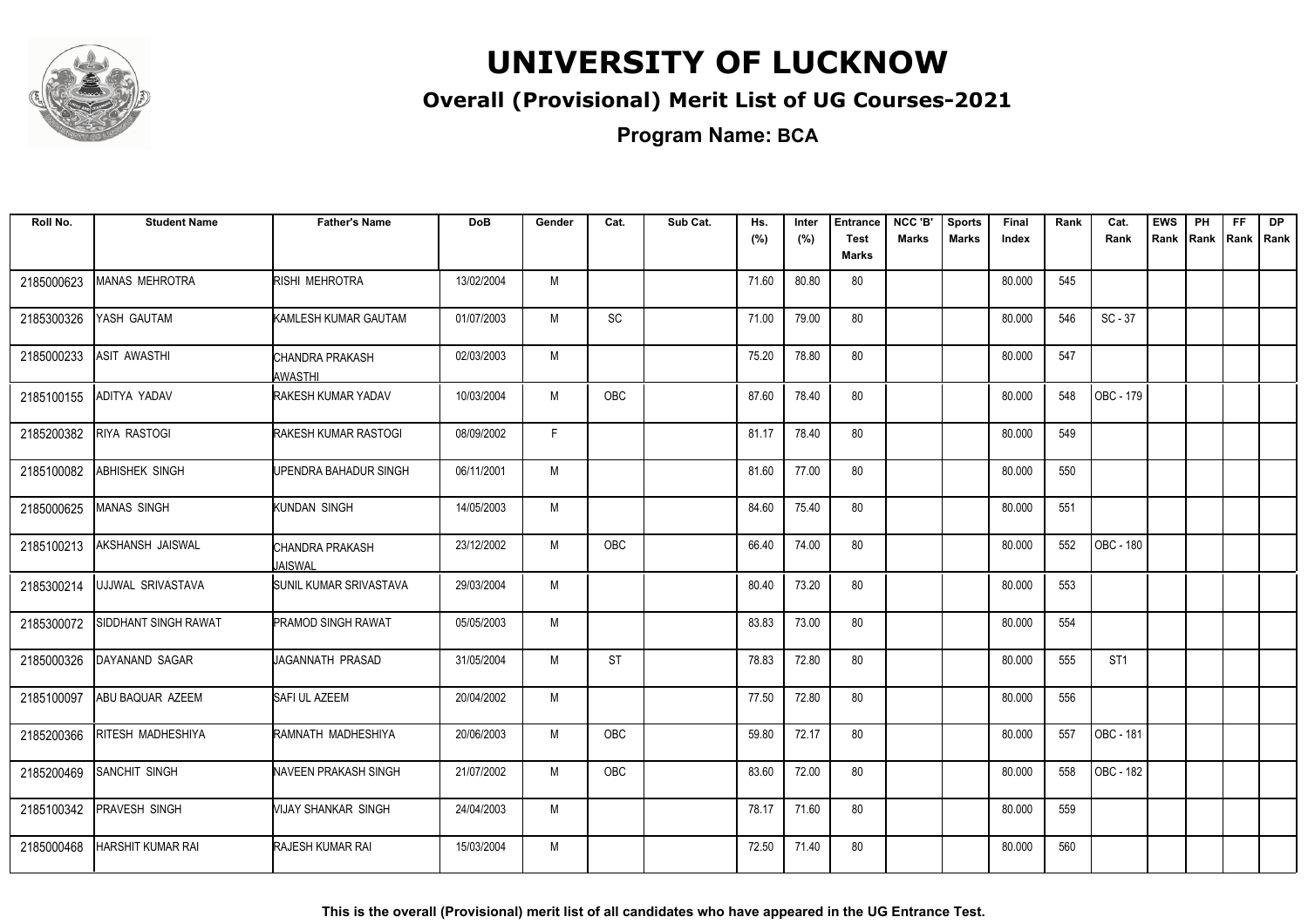# UNIVERSITY OF LUCKNOW

## Overall (Provisional) Merit List of UG Courses-2021

### Program Name: BCA

| Roll No. | Student Name | Father's Name | DoB | Gender | Cat. | Sub Cat. | Hs. (%) | Inter (%) | Entrance Test Marks | NCC 'B' Marks | Sports Marks | Final Index | Rank | Cat. Rank | EWS Rank | PH Rank | FF Rank | DP Rank |
|---|---|---|---|---|---|---|---|---|---|---|---|---|---|---|---|---|---|---|
| 2185000623 | MANAS MEHROTRA | RISHI MEHROTRA | 13/02/2004 | M | | | 71.60 | 80.80 | 80 | | | 80.000 | 545 | | | | | |
| 2185300326 | YASH GAUTAM | KAMLESH KUMAR GAUTAM | 01/07/2003 | M | SC | | 71.00 | 79.00 | 80 | | | 80.000 | 546 | SC - 37 | | | | |
| 2185000233 | ASIT AWASTHI | CHANDRA PRAKASH AWASTHI | 02/03/2003 | M | | | 75.20 | 78.80 | 80 | | | 80.000 | 547 | | | | | |
| 2185100155 | ADITYA YADAV | RAKESH KUMAR YADAV | 10/03/2004 | M | OBC | | 87.60 | 78.40 | 80 | | | 80.000 | 548 | OBC - 179 | | | | |
| 2185200382 | RIYA RASTOGI | RAKESH KUMAR RASTOGI | 08/09/2002 | F | | | 81.17 | 78.40 | 80 | | | 80.000 | 549 | | | | | |
| 2185100082 | ABHISHEK SINGH | UPENDRA BAHADUR SINGH | 06/11/2001 | M | | | 81.60 | 77.00 | 80 | | | 80.000 | 550 | | | | | |
| 2185000625 | MANAS SINGH | KUNDAN SINGH | 14/05/2003 | M | | | 84.60 | 75.40 | 80 | | | 80.000 | 551 | | | | | |
| 2185100213 | AKSHANSH JAISWAL | CHANDRA PRAKASH JAISWAL | 23/12/2002 | M | OBC | | 66.40 | 74.00 | 80 | | | 80.000 | 552 | OBC - 180 | | | | |
| 2185300214 | UJJWAL SRIVASTAVA | SUNIL KUMAR SRIVASTAVA | 29/03/2004 | M | | | 80.40 | 73.20 | 80 | | | 80.000 | 553 | | | | | |
| 2185300072 | SIDDHANT SINGH RAWAT | PRAMOD SINGH RAWAT | 05/05/2003 | M | | | 83.83 | 73.00 | 80 | | | 80.000 | 554 | | | | | |
| 2185000326 | DAYANAND SAGAR | JAGANNATH PRASAD | 31/05/2004 | M | ST | | 78.83 | 72.80 | 80 | | | 80.000 | 555 | ST1 | | | | |
| 2185100097 | ABU BAQUAR AZEEM | SAFI UL AZEEM | 20/04/2002 | M | | | 77.50 | 72.80 | 80 | | | 80.000 | 556 | | | | | |
| 2185200366 | RITESH MADHESHIYA | RAMNATH MADHESHIYA | 20/06/2003 | M | OBC | | 59.80 | 72.17 | 80 | | | 80.000 | 557 | OBC - 181 | | | | |
| 2185200469 | SANCHIT SINGH | NAVEEN PRAKASH SINGH | 21/07/2002 | M | OBC | | 83.60 | 72.00 | 80 | | | 80.000 | 558 | OBC - 182 | | | | |
| 2185100342 | PRAVESH SINGH | VIJAY SHANKAR SINGH | 24/04/2003 | M | | | 78.17 | 71.60 | 80 | | | 80.000 | 559 | | | | | |
| 2185000468 | HARSHIT KUMAR RAI | RAJESH KUMAR RAI | 15/03/2004 | M | | | 72.50 | 71.40 | 80 | | | 80.000 | 560 | | | | | |

**This is the overall (Provisional) merit list of all candidates who have appeared in the UG Entrance Test.**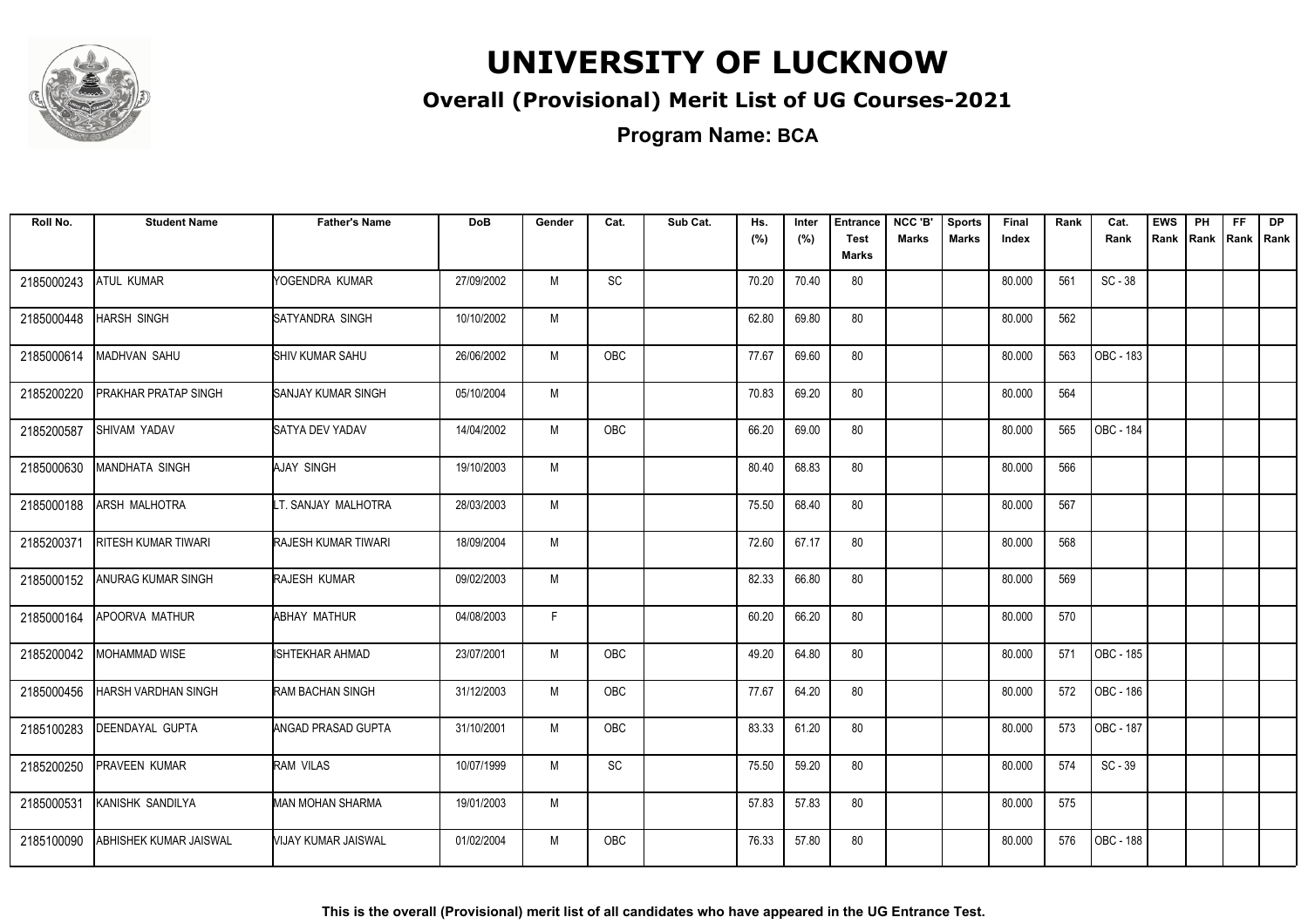# UNIVERSITY OF LUCKNOW

## Overall (Provisional) Merit List of UG Courses-2021

### Program Name: BCA

| Roll No. | Student Name | Father's Name | DoB | Gender | Cat. | Sub Cat. | Hs. (%) | Inter (%) | Entrance Test Marks | NCC 'B' Marks | Sports Marks | Final Index | Rank | Cat. Rank | EWS Rank | PH Rank | FF Rank | DP Rank |
|---|---|---|---|---|---|---|---|---|---|---|---|---|---|---|---|---|---|---|
| 2185000243 | ATUL KUMAR | YOGENDRA KUMAR | 27/09/2002 | M | SC | | 70.20 | 70.40 | 80 | | | 80.000 | 561 | SC - 38 | | | | |
| 2185000448 | HARSH SINGH | SATYANDRA SINGH | 10/10/2002 | M | | | 62.80 | 69.80 | 80 | | | 80.000 | 562 | | | | | |
| 2185000614 | MADHVAN SAHU | SHIV KUMAR SAHU | 26/06/2002 | M | OBC | | 77.67 | 69.60 | 80 | | | 80.000 | 563 | OBC - 183 | | | | |
| 2185200220 | PRAKHAR PRATAP SINGH | SANJAY KUMAR SINGH | 05/10/2004 | M | | | 70.83 | 69.20 | 80 | | | 80.000 | 564 | | | | | |
| 2185200587 | SHIVAM YADAV | SATYA DEV YADAV | 14/04/2002 | M | OBC | | 66.20 | 69.00 | 80 | | | 80.000 | 565 | OBC - 184 | | | | |
| 2185000630 | MANDHATA SINGH | AJAY SINGH | 19/10/2003 | M | | | 80.40 | 68.83 | 80 | | | 80.000 | 566 | | | | | |
| 2185000188 | ARSH MALHOTRA | LT. SANJAY MALHOTRA | 28/03/2003 | M | | | 75.50 | 68.40 | 80 | | | 80.000 | 567 | | | | | |
| 2185200371 | RITESH KUMAR TIWARI | RAJESH KUMAR TIWARI | 18/09/2004 | M | | | 72.60 | 67.17 | 80 | | | 80.000 | 568 | | | | | |
| 2185000152 | ANURAG KUMAR SINGH | RAJESH KUMAR | 09/02/2003 | M | | | 82.33 | 66.80 | 80 | | | 80.000 | 569 | | | | | |
| 2185000164 | APOORVA MATHUR | ABHAY MATHUR | 04/08/2003 | F | | | 60.20 | 66.20 | 80 | | | 80.000 | 570 | | | | | |
| 2185200042 | MOHAMMAD WISE | ISHTEKHAR AHMAD | 23/07/2001 | M | OBC | | 49.20 | 64.80 | 80 | | | 80.000 | 571 | OBC - 185 | | | | |
| 2185000456 | HARSH VARDHAN SINGH | RAM BACHAN SINGH | 31/12/2003 | M | OBC | | 77.67 | 64.20 | 80 | | | 80.000 | 572 | OBC - 186 | | | | |
| 2185100283 | DEENDAYAL GUPTA | ANGAD PRASAD GUPTA | 31/10/2001 | M | OBC | | 83.33 | 61.20 | 80 | | | 80.000 | 573 | OBC - 187 | | | | |
| 2185200250 | PRAVEEN KUMAR | RAM VILAS | 10/07/1999 | M | SC | | 75.50 | 59.20 | 80 | | | 80.000 | 574 | SC - 39 | | | | |
| 2185000531 | KANISHK SANDILYA | MAN MOHAN SHARMA | 19/01/2003 | M | | | 57.83 | 57.83 | 80 | | | 80.000 | 575 | | | | | |
| 2185100090 | ABHISHEK KUMAR JAISWAL | VIJAY KUMAR JAISWAL | 01/02/2004 | M | OBC | | 76.33 | 57.80 | 80 | | | 80.000 | 576 | OBC - 188 | | | | |

**This is the overall (Provisional) merit list of all candidates who have appeared in the UG Entrance Test.**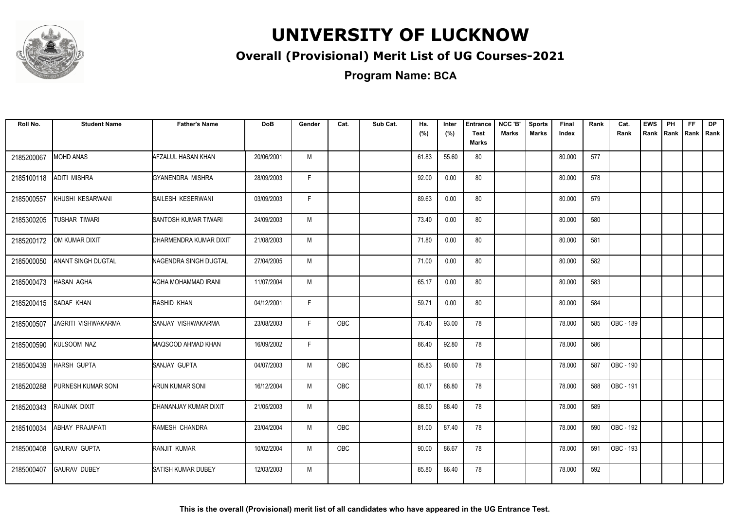# UNIVERSITY OF LUCKNOW

## Overall (Provisional) Merit List of UG Courses-2021

### Program Name: BCA

| Roll No. | Student Name | Father's Name | DoB | Gender | Cat. | Sub Cat. | Hs. (%) | Inter (%) | Entrance Test Marks | NCC 'B' Marks | Sports Marks | Final Index | Rank | Cat. Rank | EWS Rank | PH Rank | FF Rank | DP Rank |
|---|---|---|---|---|---|---|---|---|---|---|---|---|---|---|---|---|---|---|
| 2185200067 | MOHD ANAS | AFZALUL HASAN KHAN | 20/06/2001 | M | | | 61.83 | 55.60 | 80 | | | 80.000 | 577 | | | | | |
| 2185100118 | ADITI MISHRA | GYANENDRA MISHRA | 28/09/2003 | F | | | 92.00 | 0.00 | 80 | | | 80.000 | 578 | | | | | |
| 2185000557 | KHUSHI KESARWANI | SAILESH KESERWANI | 03/09/2003 | F | | | 89.63 | 0.00 | 80 | | | 80.000 | 579 | | | | | |
| 2185300205 | TUSHAR TIWARI | SANTOSH KUMAR TIWARI | 24/09/2003 | M | | | 73.40 | 0.00 | 80 | | | 80.000 | 580 | | | | | |
| 2185200172 | OM KUMAR DIXIT | DHARMENDRA KUMAR DIXIT | 21/08/2003 | M | | | 71.80 | 0.00 | 80 | | | 80.000 | 581 | | | | | |
| 2185000050 | ANANT SINGH DUGTAL | NAGENDRA SINGH DUGTAL | 27/04/2005 | M | | | 71.00 | 0.00 | 80 | | | 80.000 | 582 | | | | | |
| 2185000473 | HASAN AGHA | AGHA MOHAMMAD IRANI | 11/07/2004 | M | | | 65.17 | 0.00 | 80 | | | 80.000 | 583 | | | | | |
| 2185200415 | SADAF KHAN | RASHID KHAN | 04/12/2001 | F | | | 59.71 | 0.00 | 80 | | | 80.000 | 584 | | | | | |
| 2185000507 | JAGRITI VISHWAKARMA | SANJAY VISHWAKARMA | 23/08/2003 | F | OBC | | 76.40 | 93.00 | 78 | | | 78.000 | 585 | OBC - 189 | | | | |
| 2185000590 | KULSOOM NAZ | MAQSOOD AHMAD KHAN | 16/09/2002 | F | | | 86.40 | 92.80 | 78 | | | 78.000 | 586 | | | | | |
| 2185000439 | HARSH GUPTA | SANJAY GUPTA | 04/07/2003 | M | OBC | | 85.83 | 90.60 | 78 | | | 78.000 | 587 | OBC - 190 | | | | |
| 2185200288 | PURNESH KUMAR SONI | ARUN KUMAR SONI | 16/12/2004 | M | OBC | | 80.17 | 88.80 | 78 | | | 78.000 | 588 | OBC - 191 | | | | |
| 2185200343 | RAUNAK DIXIT | DHANANJAY KUMAR DIXIT | 21/05/2003 | M | | | 88.50 | 88.40 | 78 | | | 78.000 | 589 | | | | | |
| 2185100034 | ABHAY PRAJAPATI | RAMESH CHANDRA | 23/04/2004 | M | OBC | | 81.00 | 87.40 | 78 | | | 78.000 | 590 | OBC - 192 | | | | |
| 2185000408 | GAURAV GUPTA | RANJIT KUMAR | 10/02/2004 | M | OBC | | 90.00 | 86.67 | 78 | | | 78.000 | 591 | OBC - 193 | | | | |
| 2185000407 | GAURAV DUBEY | SATISH KUMAR DUBEY | 12/03/2003 | M | | | 85.80 | 86.40 | 78 | | | 78.000 | 592 | | | | | |

**This is the overall (Provisional) merit list of all candidates who have appeared in the UG Entrance Test.**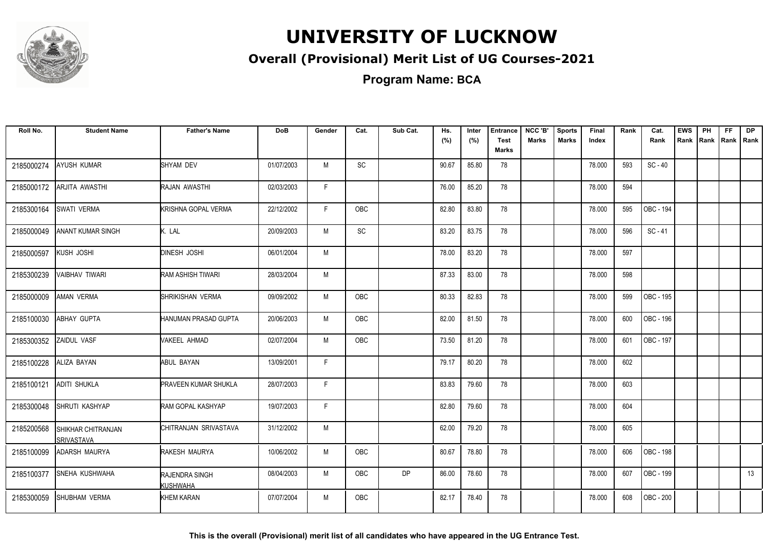# UNIVERSITY OF LUCKNOW

## Overall (Provisional) Merit List of UG Courses-2021

**Program Name: BCA**

| Roll No. | Student Name | Father's Name | DoB | Gender | Cat. | Sub Cat. | Hs. (%) | Inter (%) | Entrance Test Marks | NCC 'B' Marks | Sports Marks | Final Index | Rank | Cat. Rank | EWS Rank | PH Rank | FF Rank | DP Rank |
|---|---|---|---|---|---|---|---|---|---|---|---|---|---|---|---|---|---|---|
| 2185000274 | AYUSH KUMAR | SHYAM DEV | 01/07/2003 | M | SC | | 90.67 | 85.80 | 78 | | | 78.000 | 593 | SC - 40 | | | | |
| 2185000172 | ARJITA AWASTHI | RAJAN AWASTHI | 02/03/2003 | F | | | 76.00 | 85.20 | 78 | | | 78.000 | 594 | | | | | |
| 2185300164 | SWATI VERMA | KRISHNA GOPAL VERMA | 22/12/2002 | F | OBC | | 82.80 | 83.80 | 78 | | | 78.000 | 595 | OBC - 194 | | | | |
| 2185000049 | ANANT KUMAR SINGH | K. LAL | 20/09/2003 | M | SC | | 83.20 | 83.75 | 78 | | | 78.000 | 596 | SC - 41 | | | | |
| 2185000597 | KUSH JOSHI | DINESH JOSHI | 06/01/2004 | M | | | 78.00 | 83.20 | 78 | | | 78.000 | 597 | | | | | |
| 2185300239 | VAIBHAV TIWARI | RAM ASHISH TIWARI | 28/03/2004 | M | | | 87.33 | 83.00 | 78 | | | 78.000 | 598 | | | | | |
| 2185000009 | AMAN VERMA | SHRIKISHAN VERMA | 09/09/2002 | M | OBC | | 80.33 | 82.83 | 78 | | | 78.000 | 599 | OBC - 195 | | | | |
| 2185100030 | ABHAY GUPTA | HANUMAN PRASAD GUPTA | 20/06/2003 | M | OBC | | 82.00 | 81.50 | 78 | | | 78.000 | 600 | OBC - 196 | | | | |
| 2185300352 | ZAIDUL VASF | VAKEEL AHMAD | 02/07/2004 | M | OBC | | 73.50 | 81.20 | 78 | | | 78.000 | 601 | OBC - 197 | | | | |
| 2185100228 | ALIZA BAYAN | ABUL BAYAN | 13/09/2001 | F | | | 79.17 | 80.20 | 78 | | | 78.000 | 602 | | | | | |
| 2185100121 | ADITI SHUKLA | PRAVEEN KUMAR SHUKLA | 28/07/2003 | F | | | 83.83 | 79.60 | 78 | | | 78.000 | 603 | | | | | |
| 2185300048 | SHRUTI KASHYAP | RAM GOPAL KASHYAP | 19/07/2003 | F | | | 82.80 | 79.60 | 78 | | | 78.000 | 604 | | | | | |
| 2185200568 | SHIKHAR CHITRANJAN SRIVASTAVA | CHITRANJAN SRIVASTAVA | 31/12/2002 | M | | | 62.00 | 79.20 | 78 | | | 78.000 | 605 | | | | | |
| 2185100099 | ADARSH MAURYA | RAKESH MAURYA | 10/06/2002 | M | OBC | | 80.67 | 78.80 | 78 | | | 78.000 | 606 | OBC - 198 | | | | |
| 2185100377 | SNEHA KUSHWAHA | RAJENDRA SINGH KUSHWAHA | 08/04/2003 | M | OBC | DP | 86.00 | 78.60 | 78 | | | 78.000 | 607 | OBC - 199 | | | | 13 |
| 2185300059 | SHUBHAM VERMA | KHEM KARAN | 07/07/2004 | M | OBC | | 82.17 | 78.40 | 78 | | | 78.000 | 608 | OBC - 200 | | | | |

**This is the overall (Provisional) merit list of all candidates who have appeared in the UG Entrance Test.**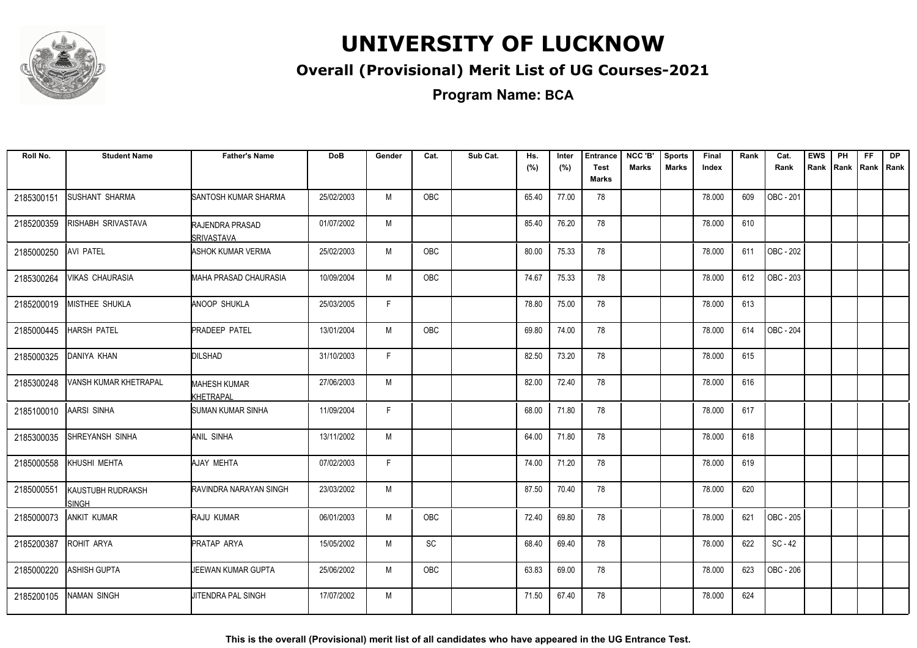# UNIVERSITY OF LUCKNOW

## Overall (Provisional) Merit List of UG Courses-2021

### Program Name: BCA

| Roll No. | Student Name | Father's Name | DoB | Gender | Cat. | Sub Cat. | Hs. (%) | Inter (%) | Entrance Test Marks | NCC 'B' Marks | Sports Marks | Final Index | Rank | Cat. Rank | EWS Rank | PH Rank | FF Rank | DP Rank |
|---|---|---|---|---|---|---|---|---|---|---|---|---|---|---|---|---|---|---|
| 2185300151 | SUSHANT SHARMA | SANTOSH KUMAR SHARMA | 25/02/2003 | M | OBC | | 65.40 | 77.00 | 78 | | | 78.000 | 609 | OBC - 201 | | | | |
| 2185200359 | RISHABH SRIVASTAVA | RAJENDRA PRASAD SRIVASTAVA | 01/07/2002 | M | | | 85.40 | 76.20 | 78 | | | 78.000 | 610 | | | | | |
| 2185000250 | AVI PATEL | ASHOK KUMAR VERMA | 25/02/2003 | M | OBC | | 80.00 | 75.33 | 78 | | | 78.000 | 611 | OBC - 202 | | | | |
| 2185300264 | VIKAS CHAURASIA | MAHA PRASAD CHAURASIA | 10/09/2004 | M | OBC | | 74.67 | 75.33 | 78 | | | 78.000 | 612 | OBC - 203 | | | | |
| 2185200019 | MISTHEE SHUKLA | ANOOP SHUKLA | 25/03/2005 | F | | | 78.80 | 75.00 | 78 | | | 78.000 | 613 | | | | | |
| 2185000445 | HARSH PATEL | PRADEEP PATEL | 13/01/2004 | M | OBC | | 69.80 | 74.00 | 78 | | | 78.000 | 614 | OBC - 204 | | | | |
| 2185000325 | DANIYA KHAN | DILSHAD | 31/10/2003 | F | | | 82.50 | 73.20 | 78 | | | 78.000 | 615 | | | | | |
| 2185300248 | VANSH KUMAR KHETRAPAL | MAHESH KUMAR KHETRAPAL | 27/06/2003 | M | | | 82.00 | 72.40 | 78 | | | 78.000 | 616 | | | | | |
| 2185100010 | AARSI SINHA | SUMAN KUMAR SINHA | 11/09/2004 | F | | | 68.00 | 71.80 | 78 | | | 78.000 | 617 | | | | | |
| 2185300035 | SHREYANSH SINHA | ANIL SINHA | 13/11/2002 | M | | | 64.00 | 71.80 | 78 | | | 78.000 | 618 | | | | | |
| 2185000558 | KHUSHI MEHTA | AJAY MEHTA | 07/02/2003 | F | | | 74.00 | 71.20 | 78 | | | 78.000 | 619 | | | | | |
| 2185000551 | KAUSTUBH RUDRAKSH SINGH | RAVINDRA NARAYAN SINGH | 23/03/2002 | M | | | 87.50 | 70.40 | 78 | | | 78.000 | 620 | | | | | |
| 2185000073 | ANKIT KUMAR | RAJU KUMAR | 06/01/2003 | M | OBC | | 72.40 | 69.80 | 78 | | | 78.000 | 621 | OBC - 205 | | | | |
| 2185200387 | ROHIT ARYA | PRATAP ARYA | 15/05/2002 | M | SC | | 68.40 | 69.40 | 78 | | | 78.000 | 622 | SC - 42 | | | | |
| 2185000220 | ASHISH GUPTA | JEEWAN KUMAR GUPTA | 25/06/2002 | M | OBC | | 63.83 | 69.00 | 78 | | | 78.000 | 623 | OBC - 206 | | | | |
| 2185200105 | NAMAN SINGH | JITENDRA PAL SINGH | 17/07/2002 | M | | | 71.50 | 67.40 | 78 | | | 78.000 | 624 | | | | | |

**This is the overall (Provisional) merit list of all candidates who have appeared in the UG Entrance Test.**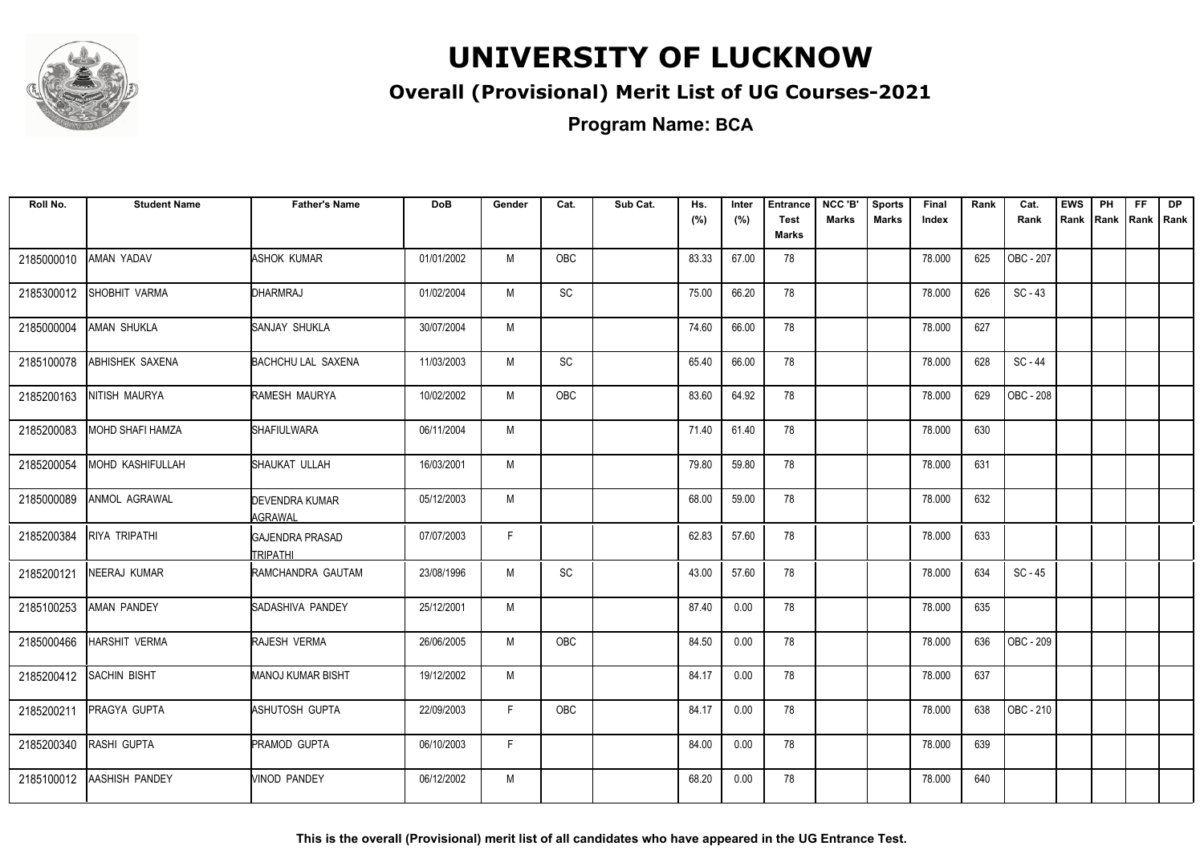# UNIVERSITY OF LUCKNOW

## Overall (Provisional) Merit List of UG Courses-2021

### Program Name: BCA

| Roll No. | Student Name | Father's Name | DoB | Gender | Cat. | Sub Cat. | Hs. (%) | Inter (%) | Entrance Test Marks | NCC 'B' Marks | Sports Marks | Final Index | Rank | Cat. Rank | EWS Rank | PH Rank | FF Rank | DP Rank |
|---|---|---|---|---|---|---|---|---|---|---|---|---|---|---|---|---|---|---|
| 2185000010 | AMAN YADAV | ASHOK KUMAR | 01/01/2002 | M | OBC | | 83.33 | 67.00 | 78 | | | 78.000 | 625 | OBC - 207 | | | | |
| 2185300012 | SHOBHIT VARMA | DHARMRAJ | 01/02/2004 | M | SC | | 75.00 | 66.20 | 78 | | | 78.000 | 626 | SC - 43 | | | | |
| 2185000004 | AMAN SHUKLA | SANJAY SHUKLA | 30/07/2004 | M | | | 74.60 | 66.00 | 78 | | | 78.000 | 627 | | | | | |
| 2185100078 | ABHISHEK SAXENA | BACHCHU LAL SAXENA | 11/03/2003 | M | SC | | 65.40 | 66.00 | 78 | | | 78.000 | 628 | SC - 44 | | | | |
| 2185200163 | NITISH MAURYA | RAMESH MAURYA | 10/02/2002 | M | OBC | | 83.60 | 64.92 | 78 | | | 78.000 | 629 | OBC - 208 | | | | |
| 2185200083 | MOHD SHAFI HAMZA | SHAFIULWARA | 06/11/2004 | M | | | 71.40 | 61.40 | 78 | | | 78.000 | 630 | | | | | |
| 2185200054 | MOHD KASHIFULLAH | SHAUKAT ULLAH | 16/03/2001 | M | | | 79.80 | 59.80 | 78 | | | 78.000 | 631 | | | | | |
| 2185000089 | ANMOL AGRAWAL | DEVENDRA KUMAR AGRAWAL | 05/12/2003 | M | | | 68.00 | 59.00 | 78 | | | 78.000 | 632 | | | | | |
| 2185200384 | RIYA TRIPATHI | GAJENDRA PRASAD TRIPATHI | 07/07/2003 | F | | | 62.83 | 57.60 | 78 | | | 78.000 | 633 | | | | | |
| 2185200121 | NEERAJ KUMAR | RAMCHANDRA GAUTAM | 23/08/1996 | M | SC | | 43.00 | 57.60 | 78 | | | 78.000 | 634 | SC - 45 | | | | |
| 2185100253 | AMAN PANDEY | SADASHIVA PANDEY | 25/12/2001 | M | | | 87.40 | 0.00 | 78 | | | 78.000 | 635 | | | | | |
| 2185000466 | HARSHIT VERMA | RAJESH VERMA | 26/06/2005 | M | OBC | | 84.50 | 0.00 | 78 | | | 78.000 | 636 | OBC - 209 | | | | |
| 2185200412 | SACHIN BISHT | MANOJ KUMAR BISHT | 19/12/2002 | M | | | 84.17 | 0.00 | 78 | | | 78.000 | 637 | | | | | |
| 2185200211 | PRAGYA GUPTA | ASHUTOSH GUPTA | 22/09/2003 | F | OBC | | 84.17 | 0.00 | 78 | | | 78.000 | 638 | OBC - 210 | | | | |
| 2185200340 | RASHI GUPTA | PRAMOD GUPTA | 06/10/2003 | F | | | 84.00 | 0.00 | 78 | | | 78.000 | 639 | | | | | |
| 2185100012 | AASHISH PANDEY | VINOD PANDEY | 06/12/2002 | M | | | 68.20 | 0.00 | 78 | | | 78.000 | 640 | | | | | |

**This is the overall (Provisional) merit list of all candidates who have appeared in the UG Entrance Test.**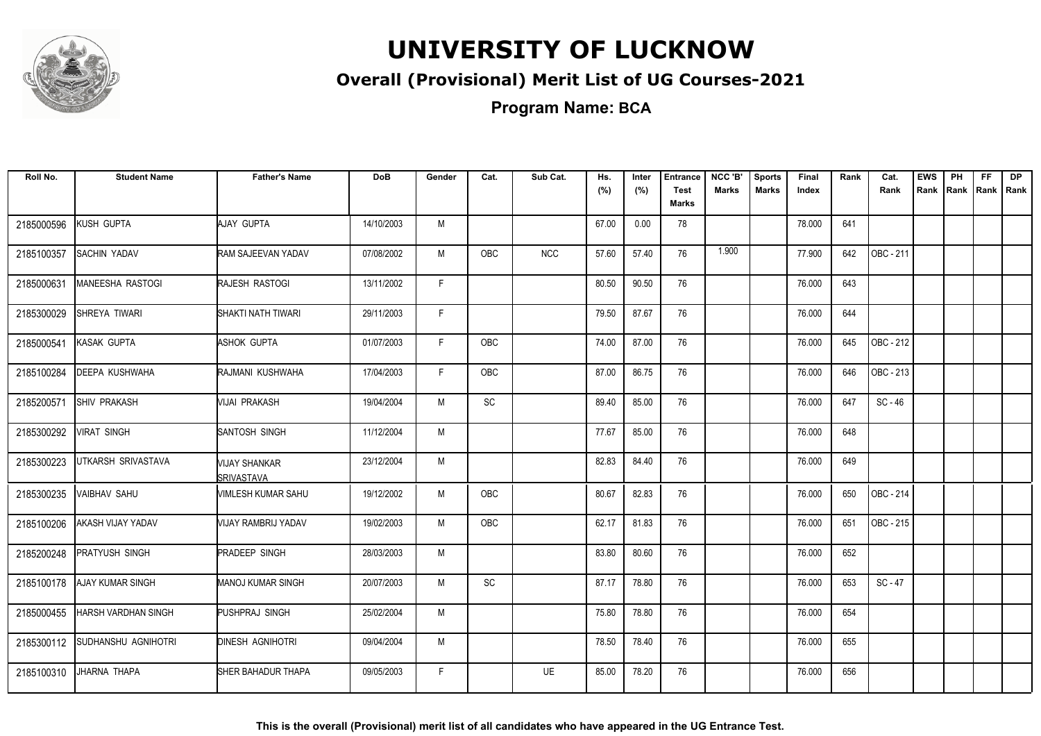# UNIVERSITY OF LUCKNOW

## Overall (Provisional) Merit List of UG Courses-2021

### Program Name: BCA

| Roll No. | Student Name | Father's Name | DoB | Gender | Cat. | Sub Cat. | Hs. (%) | Inter (%) | Entrance Test Marks | NCC 'B' Marks | Sports Marks | Final Index | Rank | Cat. Rank | EWS Rank | PH Rank | FF Rank | DP Rank |
|---|---|---|---|---|---|---|---|---|---|---|---|---|---|---|---|---|---|---|
| 2185000596 | KUSH GUPTA | AJAY GUPTA | 14/10/2003 | M | | | 67.00 | 0.00 | 78 | | | 78.000 | 641 | | | | | |
| 2185100357 | SACHIN YADAV | RAM SAJEEVAN YADAV | 07/08/2002 | M | OBC | NCC | 57.60 | 57.40 | 76 | 1.900 | | 77.900 | 642 | OBC - 211 | | | | |
| 2185000631 | MANEESHA RASTOGI | RAJESH RASTOGI | 13/11/2002 | F | | | 80.50 | 90.50 | 76 | | | 76.000 | 643 | | | | | |
| 2185300029 | SHREYA TIWARI | SHAKTI NATH TIWARI | 29/11/2003 | F | | | 79.50 | 87.67 | 76 | | | 76.000 | 644 | | | | | |
| 2185000541 | KASAK GUPTA | ASHOK GUPTA | 01/07/2003 | F | OBC | | 74.00 | 87.00 | 76 | | | 76.000 | 645 | OBC - 212 | | | | |
| 2185100284 | DEEPA KUSHWAHA | RAJMANI KUSHWAHA | 17/04/2003 | F | OBC | | 87.00 | 86.75 | 76 | | | 76.000 | 646 | OBC - 213 | | | | |
| 2185200571 | SHIV PRAKASH | VIJAI PRAKASH | 19/04/2004 | M | SC | | 89.40 | 85.00 | 76 | | | 76.000 | 647 | SC - 46 | | | | |
| 2185300292 | VIRAT SINGH | SANTOSH SINGH | 11/12/2004 | M | | | 77.67 | 85.00 | 76 | | | 76.000 | 648 | | | | | |
| 2185300223 | UTKARSH SRIVASTAVA | VIJAY SHANKAR SRIVASTAVA | 23/12/2004 | M | | | 82.83 | 84.40 | 76 | | | 76.000 | 649 | | | | | |
| 2185300235 | VAIBHAV SAHU | VIMLESH KUMAR SAHU | 19/12/2002 | M | OBC | | 80.67 | 82.83 | 76 | | | 76.000 | 650 | OBC - 214 | | | | |
| 2185100206 | AKASH VIJAY YADAV | VIJAY RAMBRIJ YADAV | 19/02/2003 | M | OBC | | 62.17 | 81.83 | 76 | | | 76.000 | 651 | OBC - 215 | | | | |
| 2185200248 | PRATYUSH SINGH | PRADEEP SINGH | 28/03/2003 | M | | | 83.80 | 80.60 | 76 | | | 76.000 | 652 | | | | | |
| 2185100178 | AJAY KUMAR SINGH | MANOJ KUMAR SINGH | 20/07/2003 | M | SC | | 87.17 | 78.80 | 76 | | | 76.000 | 653 | SC - 47 | | | | |
| 2185000455 | HARSH VARDHAN SINGH | PUSHPRAJ SINGH | 25/02/2004 | M | | | 75.80 | 78.80 | 76 | | | 76.000 | 654 | | | | | |
| 2185300112 | SUDHANSHU AGNIHOTRI | DINESH AGNIHOTRI | 09/04/2004 | M | | | 78.50 | 78.40 | 76 | | | 76.000 | 655 | | | | | |
| 2185100310 | JHARNA THAPA | SHER BAHADUR THAPA | 09/05/2003 | F | | UE | 85.00 | 78.20 | 76 | | | 76.000 | 656 | | | | | |

**This is the overall (Provisional) merit list of all candidates who have appeared in the UG Entrance Test.**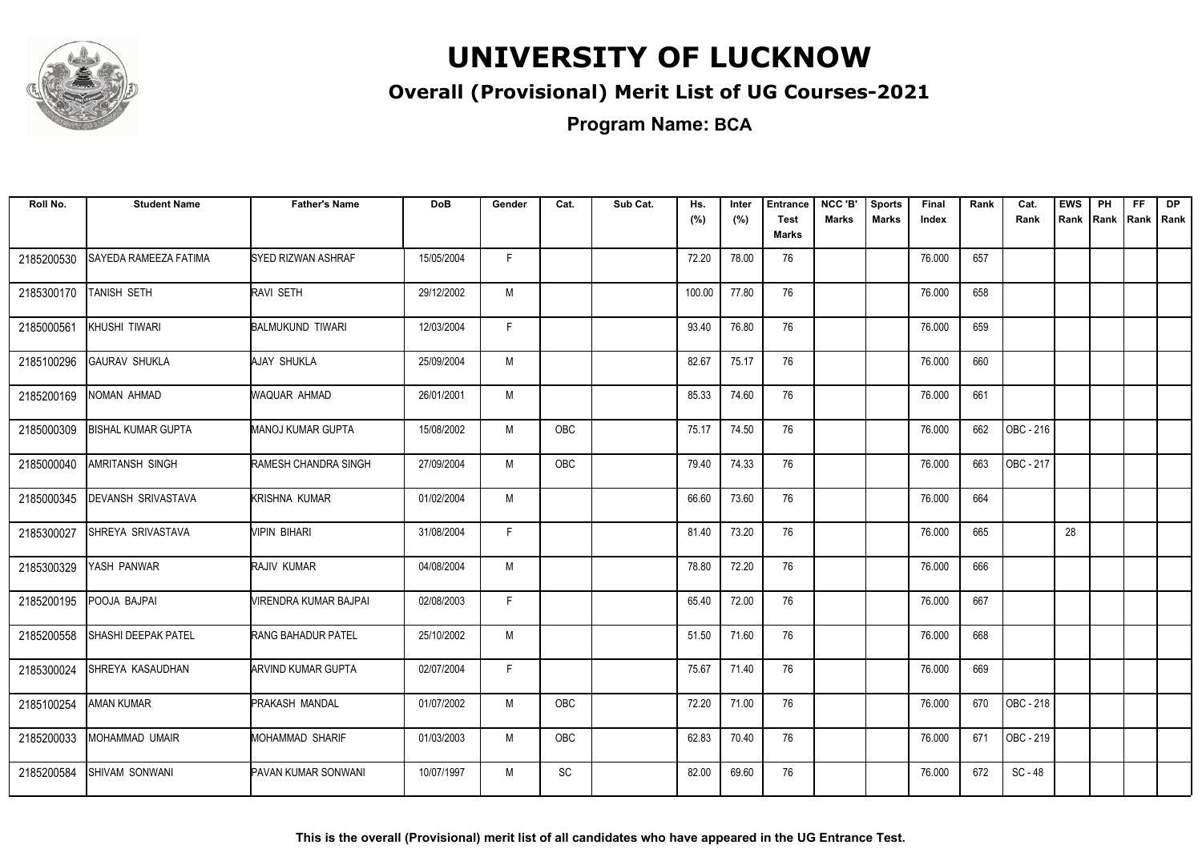# UNIVERSITY OF LUCKNOW

## Overall (Provisional) Merit List of UG Courses-2021

### Program Name: BCA

| Roll No. | Student Name | Father's Name | DoB | Gender | Cat. | Sub Cat. | Hs. (%) | Inter (%) | Entrance Test Marks | NCC 'B' Marks | Sports Marks | Final Index | Rank | Cat. Rank | EWS Rank | PH Rank | FF Rank | DP Rank |
|---|---|---|---|---|---|---|---|---|---|---|---|---|---|---|---|---|---|---|
| 2185200530 | SAYEDA RAMEEZA FATIMA | SYED RIZWAN ASHRAF | 15/05/2004 | F | | | 72.20 | 78.00 | 76 | | | 76.000 | 657 | | | | | |
| 2185300170 | TANISH SETH | RAVI SETH | 29/12/2002 | M | | | 100.00 | 77.80 | 76 | | | 76.000 | 658 | | | | | |
| 2185000561 | KHUSHI TIWARI | BALMUKUND TIWARI | 12/03/2004 | F | | | 93.40 | 76.80 | 76 | | | 76.000 | 659 | | | | | |
| 2185100296 | GAURAV SHUKLA | AJAY SHUKLA | 25/09/2004 | M | | | 82.67 | 75.17 | 76 | | | 76.000 | 660 | | | | | |
| 2185200169 | NOMAN AHMAD | WAQUAR AHMAD | 26/01/2001 | M | | | 85.33 | 74.60 | 76 | | | 76.000 | 661 | | | | | |
| 2185000309 | BISHAL KUMAR GUPTA | MANOJ KUMAR GUPTA | 15/08/2002 | M | OBC | | 75.17 | 74.50 | 76 | | | 76.000 | 662 | OBC - 216 | | | | |
| 2185000040 | AMRITANSH SINGH | RAMESH CHANDRA SINGH | 27/09/2004 | M | OBC | | 79.40 | 74.33 | 76 | | | 76.000 | 663 | OBC - 217 | | | | |
| 2185000345 | DEVANSH SRIVASTAVA | KRISHNA KUMAR | 01/02/2004 | M | | | 66.60 | 73.60 | 76 | | | 76.000 | 664 | | | | | |
| 2185300027 | SHREYA SRIVASTAVA | VIPIN BIHARI | 31/08/2004 | F | | | 81.40 | 73.20 | 76 | | | 76.000 | 665 | | 28 | | | |
| 2185300329 | YASH PANWAR | RAJIV KUMAR | 04/08/2004 | M | | | 78.80 | 72.20 | 76 | | | 76.000 | 666 | | | | | |
| 2185200195 | POOJA BAJPAI | VIRENDRA KUMAR BAJPAI | 02/08/2003 | F | | | 65.40 | 72.00 | 76 | | | 76.000 | 667 | | | | | |
| 2185200558 | SHASHI DEEPAK PATEL | RANG BAHADUR PATEL | 25/10/2002 | M | | | 51.50 | 71.60 | 76 | | | 76.000 | 668 | | | | | |
| 2185300024 | SHREYA KASAUDHAN | ARVIND KUMAR GUPTA | 02/07/2004 | F | | | 75.67 | 71.40 | 76 | | | 76.000 | 669 | | | | | |
| 2185100254 | AMAN KUMAR | PRAKASH MANDAL | 01/07/2002 | M | OBC | | 72.20 | 71.00 | 76 | | | 76.000 | 670 | OBC - 218 | | | | |
| 2185200033 | MOHAMMAD UMAIR | MOHAMMAD SHARIF | 01/03/2003 | M | OBC | | 62.83 | 70.40 | 76 | | | 76.000 | 671 | OBC - 219 | | | | |
| 2185200584 | SHIVAM SONWANI | PAVAN KUMAR SONWANI | 10/07/1997 | M | SC | | 82.00 | 69.60 | 76 | | | 76.000 | 672 | SC - 48 | | | | |

**This is the overall (Provisional) merit list of all candidates who have appeared in the UG Entrance Test.**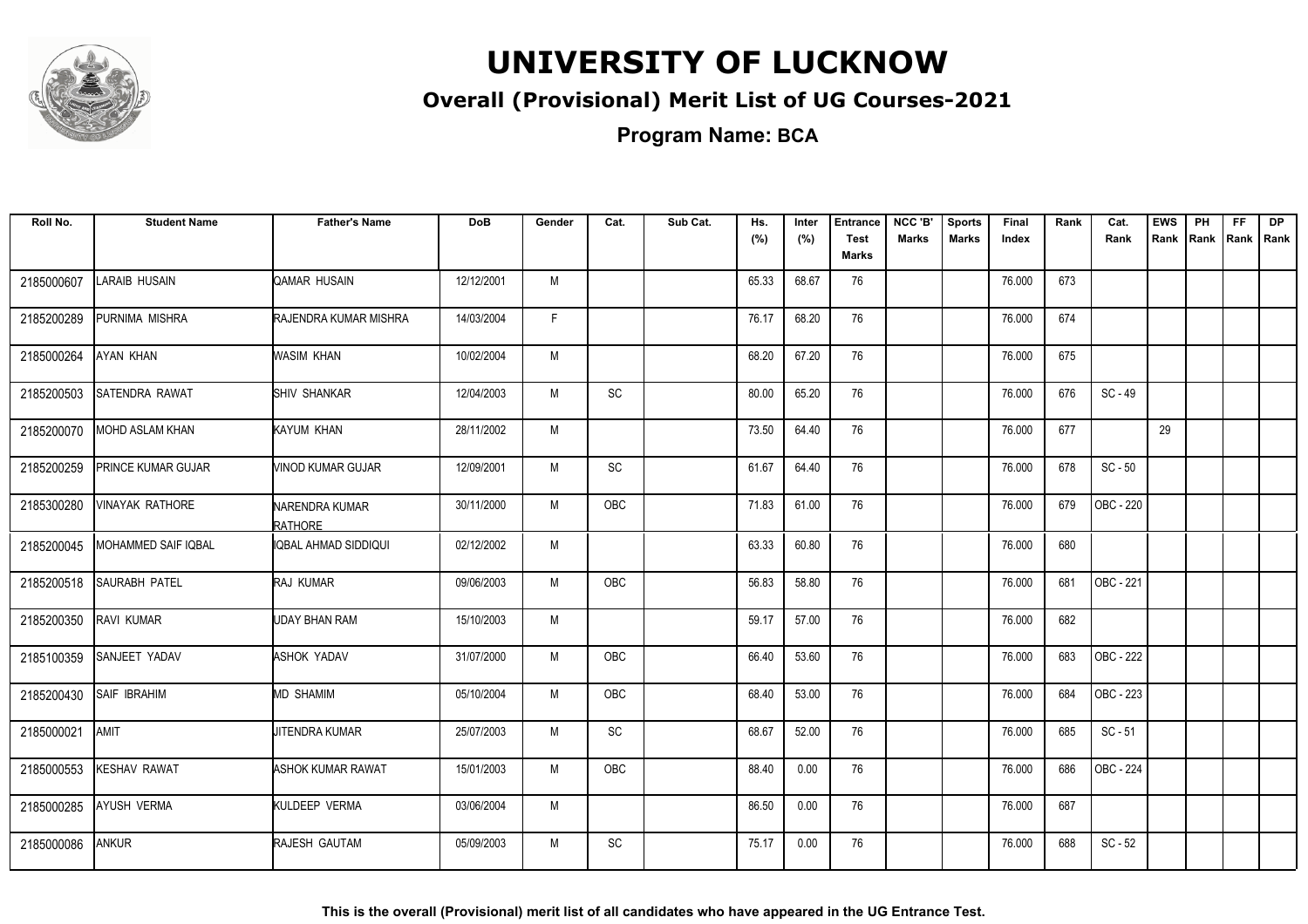# UNIVERSITY OF LUCKNOW

## Overall (Provisional) Merit List of UG Courses-2021

### Program Name: BCA

| Roll No. | Student Name | Father's Name | DoB | Gender | Cat. | Sub Cat. | Hs. (%) | Inter (%) | Entrance Test Marks | NCC 'B' Marks | Sports Marks | Final Index | Rank | Cat. Rank | EWS Rank | PH Rank | FF Rank | DP Rank |
|---|---|---|---|---|---|---|---|---|---|---|---|---|---|---|---|---|---|---|
| 2185000607 | LARAIB HUSAIN | QAMAR HUSAIN | 12/12/2001 | M | | | 65.33 | 68.67 | 76 | | | 76.000 | 673 | | | | | |
| 2185200289 | PURNIMA MISHRA | RAJENDRA KUMAR MISHRA | 14/03/2004 | F | | | 76.17 | 68.20 | 76 | | | 76.000 | 674 | | | | | |
| 2185000264 | AYAN KHAN | WASIM KHAN | 10/02/2004 | M | | | 68.20 | 67.20 | 76 | | | 76.000 | 675 | | | | | |
| 2185200503 | SATENDRA RAWAT | SHIV SHANKAR | 12/04/2003 | M | SC | | 80.00 | 65.20 | 76 | | | 76.000 | 676 | SC - 49 | | | | |
| 2185200070 | MOHD ASLAM KHAN | KAYUM KHAN | 28/11/2002 | M | | | 73.50 | 64.40 | 76 | | | 76.000 | 677 | | 29 | | | |
| 2185200259 | PRINCE KUMAR GUJAR | VINOD KUMAR GUJAR | 12/09/2001 | M | SC | | 61.67 | 64.40 | 76 | | | 76.000 | 678 | SC - 50 | | | | |
| 2185300280 | VINAYAK RATHORE | NARENDRA KUMAR RATHORE | 30/11/2000 | M | OBC | | 71.83 | 61.00 | 76 | | | 76.000 | 679 | OBC - 220 | | | | |
| 2185200045 | MOHAMMED SAIF IQBAL | IQBAL AHMAD SIDDIQUI | 02/12/2002 | M | | | 63.33 | 60.80 | 76 | | | 76.000 | 680 | | | | | |
| 2185200518 | SAURABH PATEL | RAJ KUMAR | 09/06/2003 | M | OBC | | 56.83 | 58.80 | 76 | | | 76.000 | 681 | OBC - 221 | | | | |
| 2185200350 | RAVI KUMAR | UDAY BHAN RAM | 15/10/2003 | M | | | 59.17 | 57.00 | 76 | | | 76.000 | 682 | | | | | |
| 2185100359 | SANJEET YADAV | ASHOK YADAV | 31/07/2000 | M | OBC | | 66.40 | 53.60 | 76 | | | 76.000 | 683 | OBC - 222 | | | | |
| 2185200430 | SAIF IBRAHIM | MD SHAMIM | 05/10/2004 | M | OBC | | 68.40 | 53.00 | 76 | | | 76.000 | 684 | OBC - 223 | | | | |
| 2185000021 | AMIT | JITENDRA KUMAR | 25/07/2003 | M | SC | | 68.67 | 52.00 | 76 | | | 76.000 | 685 | SC - 51 | | | | |
| 2185000553 | KESHAV RAWAT | ASHOK KUMAR RAWAT | 15/01/2003 | M | OBC | | 88.40 | 0.00 | 76 | | | 76.000 | 686 | OBC - 224 | | | | |
| 2185000285 | AYUSH VERMA | KULDEEP VERMA | 03/06/2004 | M | | | 86.50 | 0.00 | 76 | | | 76.000 | 687 | | | | | |
| 2185000086 | ANKUR | RAJESH GAUTAM | 05/09/2003 | M | SC | | 75.17 | 0.00 | 76 | | | 76.000 | 688 | SC - 52 | | | | |

**This is the overall (Provisional) merit list of all candidates who have appeared in the UG Entrance Test.**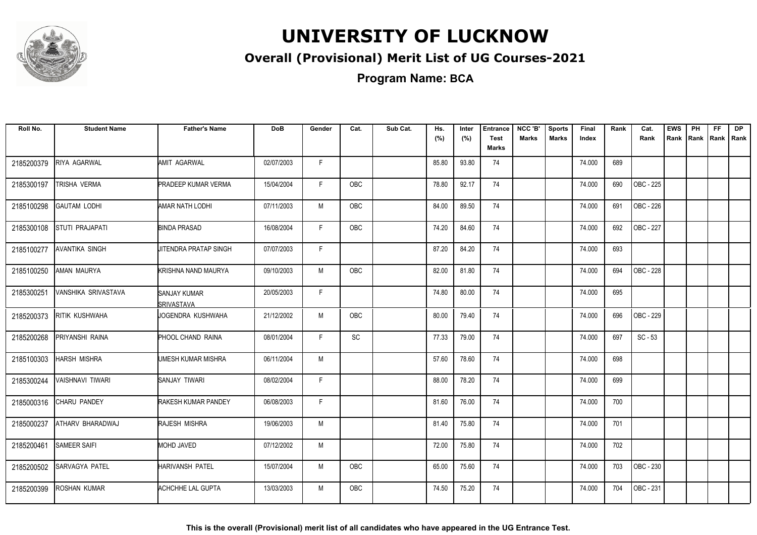# UNIVERSITY OF LUCKNOW

## Overall (Provisional) Merit List of UG Courses-2021

### Program Name: BCA

| Roll No. | Student Name | Father's Name | DoB | Gender | Cat. | Sub Cat. | Hs. (%) | Inter (%) | Entrance Test Marks | NCC 'B' Marks | Sports Marks | Final Index | Rank | Cat. Rank | EWS Rank | PH Rank | FF Rank | DP Rank |
|---|---|---|---|---|---|---|---|---|---|---|---|---|---|---|---|---|---|---|
| 2185200379 | RIYA AGARWAL | AMIT AGARWAL | 02/07/2003 | F | | | 85.80 | 93.80 | 74 | | | 74.000 | 689 | | | | | |
| 2185300197 | TRISHA VERMA | PRADEEP KUMAR VERMA | 15/04/2004 | F | OBC | | 78.80 | 92.17 | 74 | | | 74.000 | 690 | OBC - 225 | | | | |
| 2185100298 | GAUTAM LODHI | AMAR NATH LODHI | 07/11/2003 | M | OBC | | 84.00 | 89.50 | 74 | | | 74.000 | 691 | OBC - 226 | | | | |
| 2185300108 | STUTI PRAJAPATI | BINDA PRASAD | 16/08/2004 | F | OBC | | 74.20 | 84.60 | 74 | | | 74.000 | 692 | OBC - 227 | | | | |
| 2185100277 | AVANTIKA SINGH | JITENDRA PRATAP SINGH | 07/07/2003 | F | | | 87.20 | 84.20 | 74 | | | 74.000 | 693 | | | | | |
| 2185100250 | AMAN MAURYA | KRISHNA NAND MAURYA | 09/10/2003 | M | OBC | | 82.00 | 81.80 | 74 | | | 74.000 | 694 | OBC - 228 | | | | |
| 2185300251 | VANSHIKA SRIVASTAVA | SANJAY KUMAR SRIVASTAVA | 20/05/2003 | F | | | 74.80 | 80.00 | 74 | | | 74.000 | 695 | | | | | |
| 2185200373 | RITIK KUSHWAHA | JOGENDRA KUSHWAHA | 21/12/2002 | M | OBC | | 80.00 | 79.40 | 74 | | | 74.000 | 696 | OBC - 229 | | | | |
| 2185200268 | PRIYANSHI RAINA | PHOOL CHAND RAINA | 08/01/2004 | F | SC | | 77.33 | 79.00 | 74 | | | 74.000 | 697 | SC - 53 | | | | |
| 2185100303 | HARSH MISHRA | UMESH KUMAR MISHRA | 06/11/2004 | M | | | 57.60 | 78.60 | 74 | | | 74.000 | 698 | | | | | |
| 2185300244 | VAISHNAVI TIWARI | SANJAY TIWARI | 08/02/2004 | F | | | 88.00 | 78.20 | 74 | | | 74.000 | 699 | | | | | |
| 2185000316 | CHARU PANDEY | RAKESH KUMAR PANDEY | 06/08/2003 | F | | | 81.60 | 76.00 | 74 | | | 74.000 | 700 | | | | | |
| 2185000237 | ATHARV BHARADWAJ | RAJESH MISHRA | 19/06/2003 | M | | | 81.40 | 75.80 | 74 | | | 74.000 | 701 | | | | | |
| 2185200461 | SAMEER SAIFI | MOHD JAVED | 07/12/2002 | M | | | 72.00 | 75.80 | 74 | | | 74.000 | 702 | | | | | |
| 2185200502 | SARVAGYA PATEL | HARIVANSH PATEL | 15/07/2004 | M | OBC | | 65.00 | 75.60 | 74 | | | 74.000 | 703 | OBC - 230 | | | | |
| 2185200399 | ROSHAN KUMAR | ACHCHHE LAL GUPTA | 13/03/2003 | M | OBC | | 74.50 | 75.20 | 74 | | | 74.000 | 704 | OBC - 231 | | | | |

**This is the overall (Provisional) merit list of all candidates who have appeared in the UG Entrance Test.**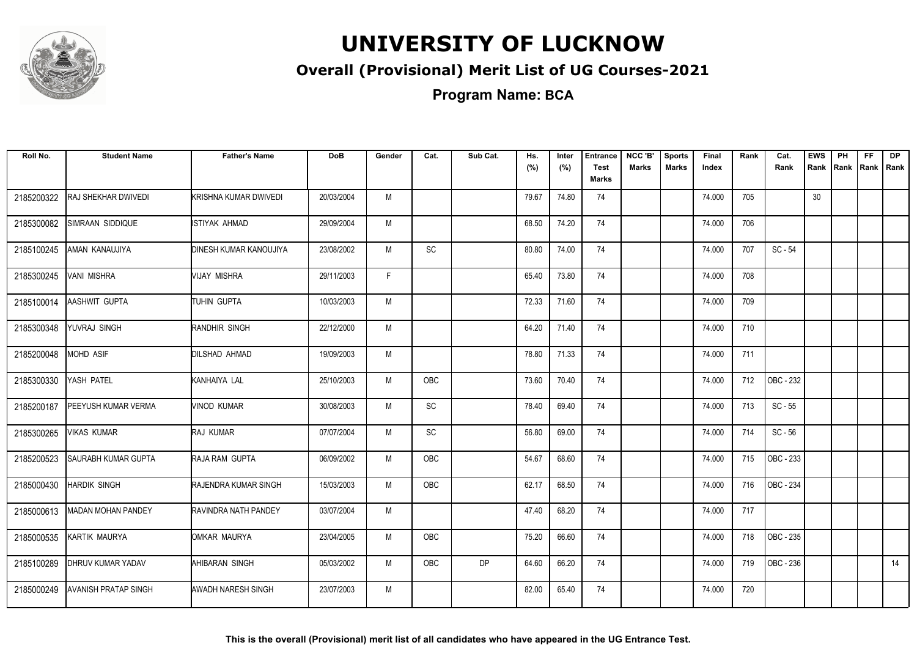# UNIVERSITY OF LUCKNOW

## Overall (Provisional) Merit List of UG Courses-2021

### Program Name: BCA

| Roll No. | Student Name | Father's Name | DoB | Gender | Cat. | Sub Cat. | Hs. (%) | Inter (%) | Entrance Test Marks | NCC 'B' Marks | Sports Marks | Final Index | Rank | Cat. Rank | EWS Rank | PH Rank | FF Rank | DP Rank |
|---|---|---|---|---|---|---|---|---|---|---|---|---|---|---|---|---|---|---|
| 2185200322 | RAJ SHEKHAR DWIVEDI | KRISHNA KUMAR DWIVEDI | 20/03/2004 | M | | | 79.67 | 74.80 | 74 | | | 74.000 | 705 | | 30 | | | |
| 2185300082 | SIMRAAN SIDDIQUE | ISTIYAK AHMAD | 29/09/2004 | M | | | 68.50 | 74.20 | 74 | | | 74.000 | 706 | | | | | |
| 2185100245 | AMAN KANAUJIYA | DINESH KUMAR KANOUJIYA | 23/08/2002 | M | SC | | 80.80 | 74.00 | 74 | | | 74.000 | 707 | SC - 54 | | | | |
| 2185300245 | VANI MISHRA | VIJAY MISHRA | 29/11/2003 | F | | | 65.40 | 73.80 | 74 | | | 74.000 | 708 | | | | | |
| 2185100014 | AASHWIT GUPTA | TUHIN GUPTA | 10/03/2003 | M | | | 72.33 | 71.60 | 74 | | | 74.000 | 709 | | | | | |
| 2185300348 | YUVRAJ SINGH | RANDHIR SINGH | 22/12/2000 | M | | | 64.20 | 71.40 | 74 | | | 74.000 | 710 | | | | | |
| 2185200048 | MOHD ASIF | DILSHAD AHMAD | 19/09/2003 | M | | | 78.80 | 71.33 | 74 | | | 74.000 | 711 | | | | | |
| 2185300330 | YASH PATEL | KANHAIYA LAL | 25/10/2003 | M | OBC | | 73.60 | 70.40 | 74 | | | 74.000 | 712 | OBC - 232 | | | | |
| 2185200187 | PEEYUSH KUMAR VERMA | VINOD KUMAR | 30/08/2003 | M | SC | | 78.40 | 69.40 | 74 | | | 74.000 | 713 | SC - 55 | | | | |
| 2185300265 | VIKAS KUMAR | RAJ KUMAR | 07/07/2004 | M | SC | | 56.80 | 69.00 | 74 | | | 74.000 | 714 | SC - 56 | | | | |
| 2185200523 | SAURABH KUMAR GUPTA | RAJA RAM GUPTA | 06/09/2002 | M | OBC | | 54.67 | 68.60 | 74 | | | 74.000 | 715 | OBC - 233 | | | | |
| 2185000430 | HARDIK SINGH | RAJENDRA KUMAR SINGH | 15/03/2003 | M | OBC | | 62.17 | 68.50 | 74 | | | 74.000 | 716 | OBC - 234 | | | | |
| 2185000613 | MADAN MOHAN PANDEY | RAVINDRA NATH PANDEY | 03/07/2004 | M | | | 47.40 | 68.20 | 74 | | | 74.000 | 717 | | | | | |
| 2185000535 | KARTIK MAURYA | OMKAR MAURYA | 23/04/2005 | M | OBC | | 75.20 | 66.60 | 74 | | | 74.000 | 718 | OBC - 235 | | | | |
| 2185100289 | DHRUV KUMAR YADAV | AHIBARAN SINGH | 05/03/2002 | M | OBC | DP | 64.60 | 66.20 | 74 | | | 74.000 | 719 | OBC - 236 | | | | 14 |
| 2185000249 | AVANISH PRATAP SINGH | AWADH NARESH SINGH | 23/07/2003 | M | | | 82.00 | 65.40 | 74 | | | 74.000 | 720 | | | | | |

**This is the overall (Provisional) merit list of all candidates who have appeared in the UG Entrance Test.**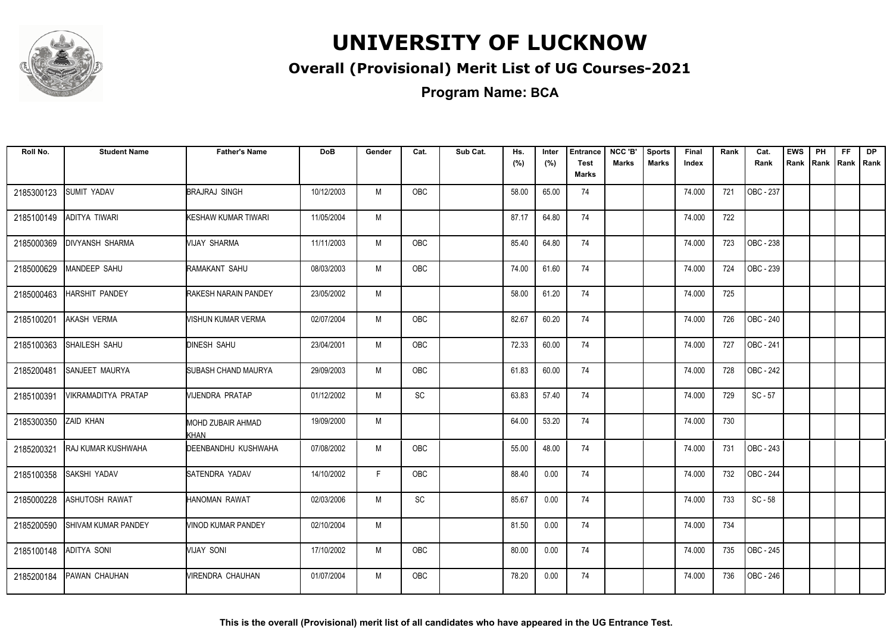# UNIVERSITY OF LUCKNOW

## Overall (Provisional) Merit List of UG Courses-2021

### Program Name: BCA

| Roll No. | Student Name | Father's Name | DoB | Gender | Cat. | Sub Cat. | Hs. (%) | Inter (%) | Entrance Test Marks | NCC 'B' Marks | Sports Marks | Final Index | Rank | Cat. Rank | EWS Rank | PH Rank | FF Rank | DP Rank |
|---|---|---|---|---|---|---|---|---|---|---|---|---|---|---|---|---|---|---|
| 2185300123 | SUMIT YADAV | BRAJRAJ SINGH | 10/12/2003 | M | OBC | | 58.00 | 65.00 | 74 | | | 74.000 | 721 | OBC - 237 | | | | |
| 2185100149 | ADITYA TIWARI | KESHAW KUMAR TIWARI | 11/05/2004 | M | | | 87.17 | 64.80 | 74 | | | 74.000 | 722 | | | | | |
| 2185000369 | DIVYANSH SHARMA | VIJAY SHARMA | 11/11/2003 | M | OBC | | 85.40 | 64.80 | 74 | | | 74.000 | 723 | OBC - 238 | | | | |
| 2185000629 | MANDEEP SAHU | RAMAKANT SAHU | 08/03/2003 | M | OBC | | 74.00 | 61.60 | 74 | | | 74.000 | 724 | OBC - 239 | | | | |
| 2185000463 | HARSHIT PANDEY | RAKESH NARAIN PANDEY | 23/05/2002 | M | | | 58.00 | 61.20 | 74 | | | 74.000 | 725 | | | | | |
| 2185100201 | AKASH VERMA | VISHUN KUMAR VERMA | 02/07/2004 | M | OBC | | 82.67 | 60.20 | 74 | | | 74.000 | 726 | OBC - 240 | | | | |
| 2185100363 | SHAILESH SAHU | DINESH SAHU | 23/04/2001 | M | OBC | | 72.33 | 60.00 | 74 | | | 74.000 | 727 | OBC - 241 | | | | |
| 2185200481 | SANJEET MAURYA | SUBASH CHAND MAURYA | 29/09/2003 | M | OBC | | 61.83 | 60.00 | 74 | | | 74.000 | 728 | OBC - 242 | | | | |
| 2185100391 | VIKRAMADITYA PRATAP | VIJENDRA PRATAP | 01/12/2002 | M | SC | | 63.83 | 57.40 | 74 | | | 74.000 | 729 | SC - 57 | | | | |
| 2185300350 | ZAID KHAN | MOHD ZUBAIR AHMAD KHAN | 19/09/2000 | M | | | 64.00 | 53.20 | 74 | | | 74.000 | 730 | | | | | |
| 2185200321 | RAJ KUMAR KUSHWAHA | DEENBANDHU KUSHWAHA | 07/08/2002 | M | OBC | | 55.00 | 48.00 | 74 | | | 74.000 | 731 | OBC - 243 | | | | |
| 2185100358 | SAKSHI YADAV | SATENDRA YADAV | 14/10/2002 | F | OBC | | 88.40 | 0.00 | 74 | | | 74.000 | 732 | OBC - 244 | | | | |
| 2185000228 | ASHUTOSH RAWAT | HANOMAN RAWAT | 02/03/2006 | M | SC | | 85.67 | 0.00 | 74 | | | 74.000 | 733 | SC - 58 | | | | |
| 2185200590 | SHIVAM KUMAR PANDEY | VINOD KUMAR PANDEY | 02/10/2004 | M | | | 81.50 | 0.00 | 74 | | | 74.000 | 734 | | | | | |
| 2185100148 | ADITYA SONI | VIJAY SONI | 17/10/2002 | M | OBC | | 80.00 | 0.00 | 74 | | | 74.000 | 735 | OBC - 245 | | | | |
| 2185200184 | PAWAN CHAUHAN | VIRENDRA CHAUHAN | 01/07/2004 | M | OBC | | 78.20 | 0.00 | 74 | | | 74.000 | 736 | OBC - 246 | | | | |

**This is the overall (Provisional) merit list of all candidates who have appeared in the UG Entrance Test.**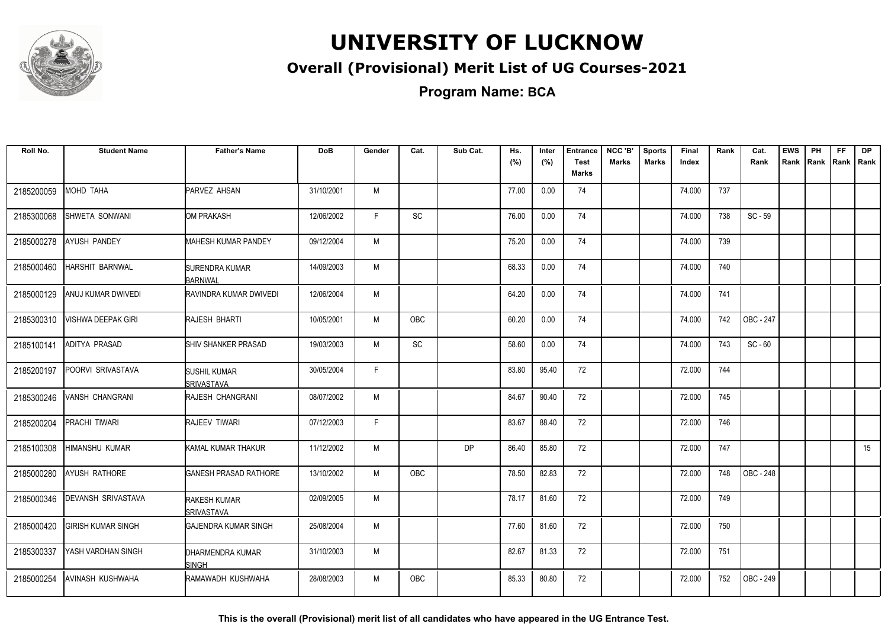# UNIVERSITY OF LUCKNOW

## Overall (Provisional) Merit List of UG Courses-2021

**Program Name: BCA**

| Roll No. | Student Name | Father's Name | DoB | Gender | Cat. | Sub Cat. | Hs. (%) | Inter (%) | Entrance Test Marks | NCC 'B' Marks | Sports Marks | Final Index | Rank | Cat. Rank | EWS Rank | PH Rank | FF Rank | DP Rank |
|---|---|---|---|---|---|---|---|---|---|---|---|---|---|---|---|---|---|---|
| 2185200059 | MOHD TAHA | PARVEZ AHSAN | 31/10/2001 | M | | | 77.00 | 0.00 | 74 | | | 74.000 | 737 | | | | | |
| 2185300068 | SHWETA SONWANI | OM PRAKASH | 12/06/2002 | F | SC | | 76.00 | 0.00 | 74 | | | 74.000 | 738 | SC - 59 | | | | |
| 2185000278 | AYUSH PANDEY | MAHESH KUMAR PANDEY | 09/12/2004 | M | | | 75.20 | 0.00 | 74 | | | 74.000 | 739 | | | | | |
| 2185000460 | HARSHIT BARNWAL | SURENDRA KUMAR BARNWAL | 14/09/2003 | M | | | 68.33 | 0.00 | 74 | | | 74.000 | 740 | | | | | |
| 2185000129 | ANUJ KUMAR DWIVEDI | RAVINDRA KUMAR DWIVEDI | 12/06/2004 | M | | | 64.20 | 0.00 | 74 | | | 74.000 | 741 | | | | | |
| 2185300310 | VISHWA DEEPAK GIRI | RAJESH BHARTI | 10/05/2001 | M | OBC | | 60.20 | 0.00 | 74 | | | 74.000 | 742 | OBC - 247 | | | | |
| 2185100141 | ADITYA PRASAD | SHIV SHANKER PRASAD | 19/03/2003 | M | SC | | 58.60 | 0.00 | 74 | | | 74.000 | 743 | SC - 60 | | | | |
| 2185200197 | POORVI SRIVASTAVA | SUSHIL KUMAR SRIVASTAVA | 30/05/2004 | F | | | 83.80 | 95.40 | 72 | | | 72.000 | 744 | | | | | |
| 2185300246 | VANSH CHANGRANI | RAJESH CHANGRANI | 08/07/2002 | M | | | 84.67 | 90.40 | 72 | | | 72.000 | 745 | | | | | |
| 2185200204 | PRACHI TIWARI | RAJEEV TIWARI | 07/12/2003 | F | | | 83.67 | 88.40 | 72 | | | 72.000 | 746 | | | | | |
| 2185100308 | HIMANSHU KUMAR | KAMAL KUMAR THAKUR | 11/12/2002 | M | | DP | 86.40 | 85.80 | 72 | | | 72.000 | 747 | | | | | 15 |
| 2185000280 | AYUSH RATHORE | GANESH PRASAD RATHORE | 13/10/2002 | M | OBC | | 78.50 | 82.83 | 72 | | | 72.000 | 748 | OBC - 248 | | | | |
| 2185000346 | DEVANSH SRIVASTAVA | RAKESH KUMAR SRIVASTAVA | 02/09/2005 | M | | | 78.17 | 81.60 | 72 | | | 72.000 | 749 | | | | | |
| 2185000420 | GIRISH KUMAR SINGH | GAJENDRA KUMAR SINGH | 25/08/2004 | M | | | 77.60 | 81.60 | 72 | | | 72.000 | 750 | | | | | |
| 2185300337 | YASH VARDHAN SINGH | DHARMENDRA KUMAR SINGH | 31/10/2003 | M | | | 82.67 | 81.33 | 72 | | | 72.000 | 751 | | | | | |
| 2185000254 | AVINASH KUSHWAHA | RAMAWADH KUSHWAHA | 28/08/2003 | M | OBC | | 85.33 | 80.80 | 72 | | | 72.000 | 752 | OBC - 249 | | | | |

**This is the overall (Provisional) merit list of all candidates who have appeared in the UG Entrance Test.**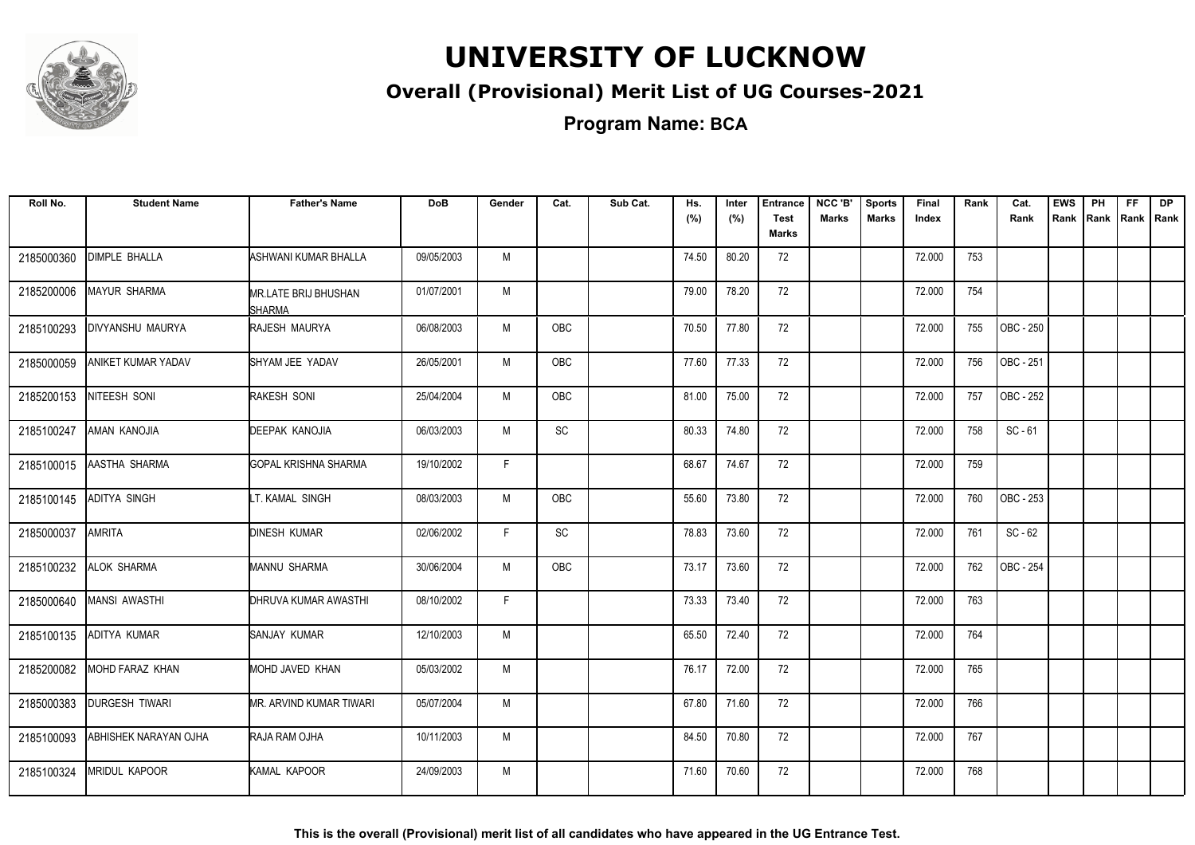# UNIVERSITY OF LUCKNOW

## Overall (Provisional) Merit List of UG Courses-2021

### Program Name: BCA

| Roll No. | Student Name | Father's Name | DoB | Gender | Cat. | Sub Cat. | Hs. (%) | Inter (%) | Entrance Test Marks | NCC 'B' Marks | Sports Marks | Final Index | Rank | Cat. Rank | EWS Rank | PH Rank | FF Rank | DP Rank |
|---|---|---|---|---|---|---|---|---|---|---|---|---|---|---|---|---|---|---|
| 2185000360 | DIMPLE BHALLA | ASHWANI KUMAR BHALLA | 09/05/2003 | M | | | 74.50 | 80.20 | 72 | | | 72.000 | 753 | | | | | |
| 2185200006 | MAYUR SHARMA | MR.LATE BRIJ BHUSHAN SHARMA | 01/07/2001 | M | | | 79.00 | 78.20 | 72 | | | 72.000 | 754 | | | | | |
| 2185100293 | DIVYANSHU MAURYA | RAJESH MAURYA | 06/08/2003 | M | OBC | | 70.50 | 77.80 | 72 | | | 72.000 | 755 | OBC - 250 | | | | |
| 2185000059 | ANIKET KUMAR YADAV | SHYAM JEE YADAV | 26/05/2001 | M | OBC | | 77.60 | 77.33 | 72 | | | 72.000 | 756 | OBC - 251 | | | | |
| 2185200153 | NITEESH SONI | RAKESH SONI | 25/04/2004 | M | OBC | | 81.00 | 75.00 | 72 | | | 72.000 | 757 | OBC - 252 | | | | |
| 2185100247 | AMAN KANOJIA | DEEPAK KANOJIA | 06/03/2003 | M | SC | | 80.33 | 74.80 | 72 | | | 72.000 | 758 | SC - 61 | | | | |
| 2185100015 | AASTHA SHARMA | GOPAL KRISHNA SHARMA | 19/10/2002 | F | | | 68.67 | 74.67 | 72 | | | 72.000 | 759 | | | | | |
| 2185100145 | ADITYA SINGH | LT. KAMAL SINGH | 08/03/2003 | M | OBC | | 55.60 | 73.80 | 72 | | | 72.000 | 760 | OBC - 253 | | | | |
| 2185000037 | AMRITA | DINESH KUMAR | 02/06/2002 | F | SC | | 78.83 | 73.60 | 72 | | | 72.000 | 761 | SC - 62 | | | | |
| 2185100232 | ALOK SHARMA | MANNU SHARMA | 30/06/2004 | M | OBC | | 73.17 | 73.60 | 72 | | | 72.000 | 762 | OBC - 254 | | | | |
| 2185000640 | MANSI AWASTHI | DHRUVA KUMAR AWASTHI | 08/10/2002 | F | | | 73.33 | 73.40 | 72 | | | 72.000 | 763 | | | | | |
| 2185100135 | ADITYA KUMAR | SANJAY KUMAR | 12/10/2003 | M | | | 65.50 | 72.40 | 72 | | | 72.000 | 764 | | | | | |
| 2185200082 | MOHD FARAZ KHAN | MOHD JAVED KHAN | 05/03/2002 | M | | | 76.17 | 72.00 | 72 | | | 72.000 | 765 | | | | | |
| 2185000383 | DURGESH TIWARI | MR. ARVIND KUMAR TIWARI | 05/07/2004 | M | | | 67.80 | 71.60 | 72 | | | 72.000 | 766 | | | | | |
| 2185100093 | ABHISHEK NARAYAN OJHA | RAJA RAM OJHA | 10/11/2003 | M | | | 84.50 | 70.80 | 72 | | | 72.000 | 767 | | | | | |
| 2185100324 | MRIDUL KAPOOR | KAMAL KAPOOR | 24/09/2003 | M | | | 71.60 | 70.60 | 72 | | | 72.000 | 768 | | | | | |

**This is the overall (Provisional) merit list of all candidates who have appeared in the UG Entrance Test.**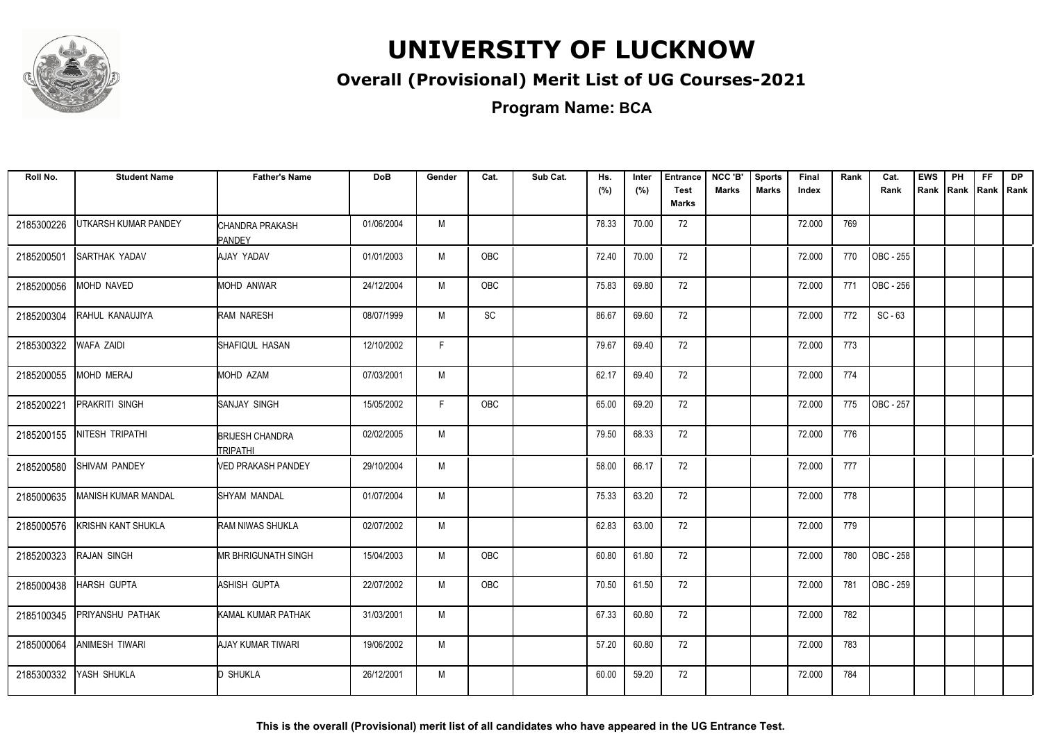# UNIVERSITY OF LUCKNOW

## Overall (Provisional) Merit List of UG Courses-2021

### Program Name: BCA

| Roll No. | Student Name | Father's Name | DoB | Gender | Cat. | Sub Cat. | Hs. (%) | Inter (%) | Entrance Test Marks | NCC 'B' Marks | Sports Marks | Final Index | Rank | Cat. Rank | EWS Rank | PH Rank | FF Rank | DP Rank |
|---|---|---|---|---|---|---|---|---|---|---|---|---|---|---|---|---|---|---|
| 2185300226 | UTKARSH KUMAR PANDEY | CHANDRA PRAKASH PANDEY | 01/06/2004 | M | | | 78.33 | 70.00 | 72 | | | 72.000 | 769 | | | | | |
| 2185200501 | SARTHAK YADAV | AJAY YADAV | 01/01/2003 | M | OBC | | 72.40 | 70.00 | 72 | | | 72.000 | 770 | OBC - 255 | | | | |
| 2185200056 | MOHD NAVED | MOHD ANWAR | 24/12/2004 | M | OBC | | 75.83 | 69.80 | 72 | | | 72.000 | 771 | OBC - 256 | | | | |
| 2185200304 | RAHUL KANAUJIYA | RAM NARESH | 08/07/1999 | M | SC | | 86.67 | 69.60 | 72 | | | 72.000 | 772 | SC - 63 | | | | |
| 2185300322 | WAFA ZAIDI | SHAFIQUL HASAN | 12/10/2002 | F | | | 79.67 | 69.40 | 72 | | | 72.000 | 773 | | | | | |
| 2185200055 | MOHD MERAJ | MOHD AZAM | 07/03/2001 | M | | | 62.17 | 69.40 | 72 | | | 72.000 | 774 | | | | | |
| 2185200221 | PRAKRITI SINGH | SANJAY SINGH | 15/05/2002 | F | OBC | | 65.00 | 69.20 | 72 | | | 72.000 | 775 | OBC - 257 | | | | |
| 2185200155 | NITESH TRIPATHI | BRIJESH CHANDRA TRIPATHI | 02/02/2005 | M | | | 79.50 | 68.33 | 72 | | | 72.000 | 776 | | | | | |
| 2185200580 | SHIVAM PANDEY | VED PRAKASH PANDEY | 29/10/2004 | M | | | 58.00 | 66.17 | 72 | | | 72.000 | 777 | | | | | |
| 2185000635 | MANISH KUMAR MANDAL | SHYAM MANDAL | 01/07/2004 | M | | | 75.33 | 63.20 | 72 | | | 72.000 | 778 | | | | | |
| 2185000576 | KRISHN KANT SHUKLA | RAM NIWAS SHUKLA | 02/07/2002 | M | | | 62.83 | 63.00 | 72 | | | 72.000 | 779 | | | | | |
| 2185200323 | RAJAN SINGH | MR BHRIGUNATH SINGH | 15/04/2003 | M | OBC | | 60.80 | 61.80 | 72 | | | 72.000 | 780 | OBC - 258 | | | | |
| 2185000438 | HARSH GUPTA | ASHISH GUPTA | 22/07/2002 | M | OBC | | 70.50 | 61.50 | 72 | | | 72.000 | 781 | OBC - 259 | | | | |
| 2185100345 | PRIYANSHU PATHAK | KAMAL KUMAR PATHAK | 31/03/2001 | M | | | 67.33 | 60.80 | 72 | | | 72.000 | 782 | | | | | |
| 2185000064 | ANIMESH TIWARI | AJAY KUMAR TIWARI | 19/06/2002 | M | | | 57.20 | 60.80 | 72 | | | 72.000 | 783 | | | | | |
| 2185300332 | YASH SHUKLA | D SHUKLA | 26/12/2001 | M | | | 60.00 | 59.20 | 72 | | | 72.000 | 784 | | | | | |

**This is the overall (Provisional) merit list of all candidates who have appeared in the UG Entrance Test.**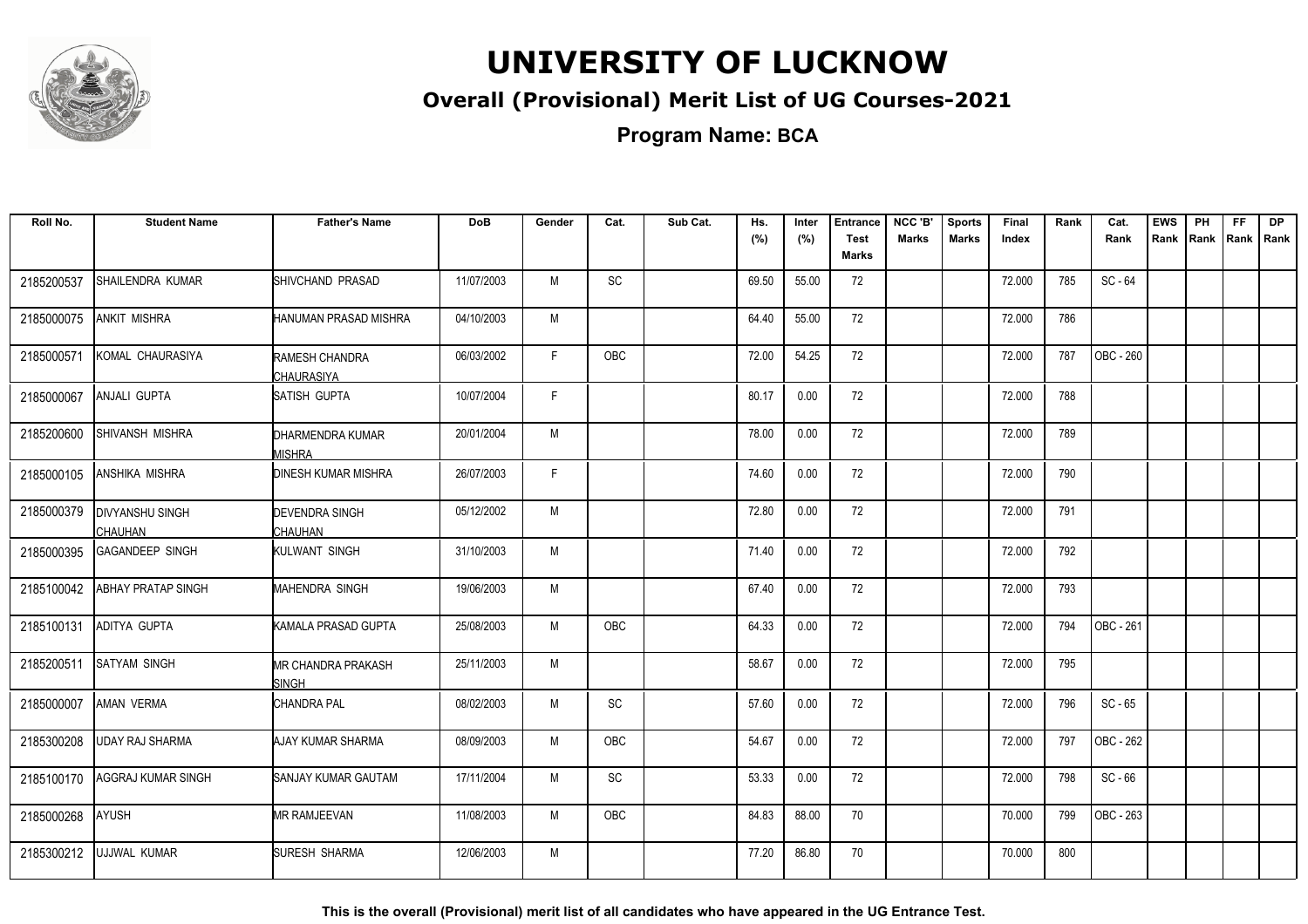# UNIVERSITY OF LUCKNOW

## Overall (Provisional) Merit List of UG Courses-2021

### Program Name: BCA

| Roll No. | Student Name | Father's Name | DoB | Gender | Cat. | Sub Cat. | Hs. (%) | Inter (%) | Entrance Test Marks | NCC 'B' Marks | Sports Marks | Final Index | Rank | Cat. Rank | EWS Rank | PH Rank | FF Rank | DP Rank |
|---|---|---|---|---|---|---|---|---|---|---|---|---|---|---|---|---|---|---|
| 2185200537 | SHAILENDRA KUMAR | SHIVCHAND PRASAD | 11/07/2003 | M | SC | | 69.50 | 55.00 | 72 | | | 72.000 | 785 | SC - 64 | | | | |
| 2185000075 | ANKIT MISHRA | HANUMAN PRASAD MISHRA | 04/10/2003 | M | | | 64.40 | 55.00 | 72 | | | 72.000 | 786 | | | | | |
| 2185000571 | KOMAL CHAURASIYA | RAMESH CHANDRA CHAURASIYA | 06/03/2002 | F | OBC | | 72.00 | 54.25 | 72 | | | 72.000 | 787 | OBC - 260 | | | | |
| 2185000067 | ANJALI GUPTA | SATISH GUPTA | 10/07/2004 | F | | | 80.17 | 0.00 | 72 | | | 72.000 | 788 | | | | | |
| 2185200600 | SHIVANSH MISHRA | DHARMENDRA KUMAR MISHRA | 20/01/2004 | M | | | 78.00 | 0.00 | 72 | | | 72.000 | 789 | | | | | |
| 2185000105 | ANSHIKA MISHRA | DINESH KUMAR MISHRA | 26/07/2003 | F | | | 74.60 | 0.00 | 72 | | | 72.000 | 790 | | | | | |
| 2185000379 | DIVYANSHU SINGH CHAUHAN | DEVENDRA SINGH CHAUHAN | 05/12/2002 | M | | | 72.80 | 0.00 | 72 | | | 72.000 | 791 | | | | | |
| 2185000395 | GAGANDEEP SINGH | KULWANT SINGH | 31/10/2003 | M | | | 71.40 | 0.00 | 72 | | | 72.000 | 792 | | | | | |
| 2185100042 | ABHAY PRATAP SINGH | MAHENDRA SINGH | 19/06/2003 | M | | | 67.40 | 0.00 | 72 | | | 72.000 | 793 | | | | | |
| 2185100131 | ADITYA GUPTA | KAMALA PRASAD GUPTA | 25/08/2003 | M | OBC | | 64.33 | 0.00 | 72 | | | 72.000 | 794 | OBC - 261 | | | | |
| 2185200511 | SATYAM SINGH | MR CHANDRA PRAKASH SINGH | 25/11/2003 | M | | | 58.67 | 0.00 | 72 | | | 72.000 | 795 | | | | | |
| 2185000007 | AMAN VERMA | CHANDRA PAL | 08/02/2003 | M | SC | | 57.60 | 0.00 | 72 | | | 72.000 | 796 | SC - 65 | | | | |
| 2185300208 | UDAY RAJ SHARMA | AJAY KUMAR SHARMA | 08/09/2003 | M | OBC | | 54.67 | 0.00 | 72 | | | 72.000 | 797 | OBC - 262 | | | | |
| 2185100170 | AGGRAJ KUMAR SINGH | SANJAY KUMAR GAUTAM | 17/11/2004 | M | SC | | 53.33 | 0.00 | 72 | | | 72.000 | 798 | SC - 66 | | | | |
| 2185000268 | AYUSH | MR RAMJEEVAN | 11/08/2003 | M | OBC | | 84.83 | 88.00 | 70 | | | 70.000 | 799 | OBC - 263 | | | | |
| 2185300212 | UJJWAL KUMAR | SURESH SHARMA | 12/06/2003 | M | | | 77.20 | 86.80 | 70 | | | 70.000 | 800 | | | | | |

**This is the overall (Provisional) merit list of all candidates who have appeared in the UG Entrance Test.**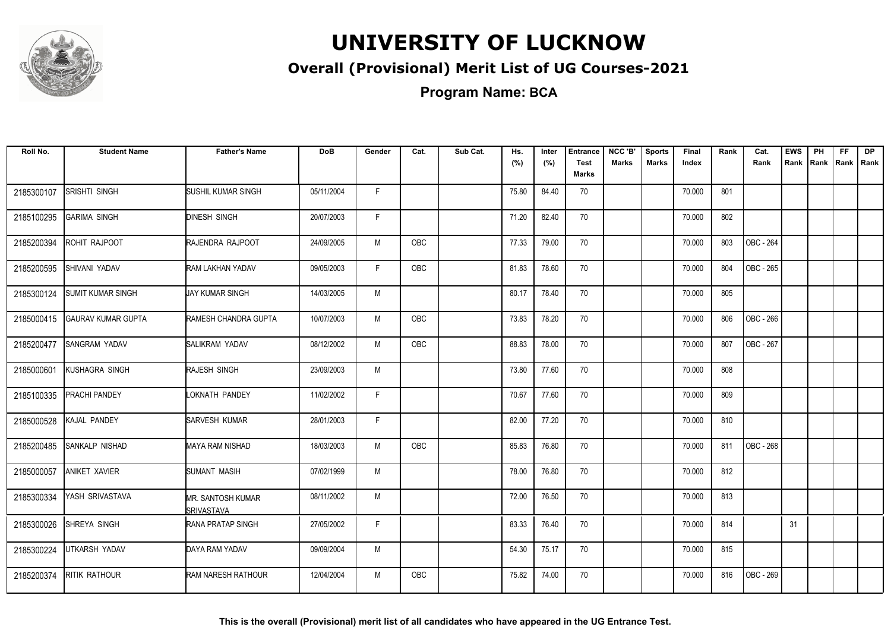# UNIVERSITY OF LUCKNOW

## Overall (Provisional) Merit List of UG Courses-2021

### Program Name: BCA

| Roll No. | Student Name | Father's Name | DoB | Gender | Cat. | Sub Cat. | Hs. (%) | Inter (%) | Entrance Test Marks | NCC 'B' Marks | Sports Marks | Final Index | Rank | Cat. Rank | EWS Rank | PH Rank | FF Rank | DP Rank |
|---|---|---|---|---|---|---|---|---|---|---|---|---|---|---|---|---|---|---|
| 2185300107 | SRISHTI SINGH | SUSHIL KUMAR SINGH | 05/11/2004 | F | | | 75.80 | 84.40 | 70 | | | 70.000 | 801 | | | | | |
| 2185100295 | GARIMA SINGH | DINESH SINGH | 20/07/2003 | F | | | 71.20 | 82.40 | 70 | | | 70.000 | 802 | | | | | |
| 2185200394 | ROHIT RAJPOOT | RAJENDRA RAJPOOT | 24/09/2005 | M | OBC | | 77.33 | 79.00 | 70 | | | 70.000 | 803 | OBC - 264 | | | | |
| 2185200595 | SHIVANI YADAV | RAM LAKHAN YADAV | 09/05/2003 | F | OBC | | 81.83 | 78.60 | 70 | | | 70.000 | 804 | OBC - 265 | | | | |
| 2185300124 | SUMIT KUMAR SINGH | JAY KUMAR SINGH | 14/03/2005 | M | | | 80.17 | 78.40 | 70 | | | 70.000 | 805 | | | | | |
| 2185000415 | GAURAV KUMAR GUPTA | RAMESH CHANDRA GUPTA | 10/07/2003 | M | OBC | | 73.83 | 78.20 | 70 | | | 70.000 | 806 | OBC - 266 | | | | |
| 2185200477 | SANGRAM YADAV | SALIKRAM YADAV | 08/12/2002 | M | OBC | | 88.83 | 78.00 | 70 | | | 70.000 | 807 | OBC - 267 | | | | |
| 2185000601 | KUSHAGRA SINGH | RAJESH SINGH | 23/09/2003 | M | | | 73.80 | 77.60 | 70 | | | 70.000 | 808 | | | | | |
| 2185100335 | PRACHI PANDEY | LOKNATH PANDEY | 11/02/2002 | F | | | 70.67 | 77.60 | 70 | | | 70.000 | 809 | | | | | |
| 2185000528 | KAJAL PANDEY | SARVESH KUMAR | 28/01/2003 | F | | | 82.00 | 77.20 | 70 | | | 70.000 | 810 | | | | | |
| 2185200485 | SANKALP NISHAD | MAYA RAM NISHAD | 18/03/2003 | M | OBC | | 85.83 | 76.80 | 70 | | | 70.000 | 811 | OBC - 268 | | | | |
| 2185000057 | ANIKET XAVIER | SUMANT MASIH | 07/02/1999 | M | | | 78.00 | 76.80 | 70 | | | 70.000 | 812 | | | | | |
| 2185300334 | YASH SRIVASTAVA | MR. SANTOSH KUMAR SRIVASTAVA | 08/11/2002 | M | | | 72.00 | 76.50 | 70 | | | 70.000 | 813 | | | | | |
| 2185300026 | SHREYA SINGH | RANA PRATAP SINGH | 27/05/2002 | F | | | 83.33 | 76.40 | 70 | | | 70.000 | 814 | | 31 | | | |
| 2185300224 | UTKARSH YADAV | DAYA RAM YADAV | 09/09/2004 | M | | | 54.30 | 75.17 | 70 | | | 70.000 | 815 | | | | | |
| 2185200374 | RITIK RATHOUR | RAM NARESH RATHOUR | 12/04/2004 | M | OBC | | 75.82 | 74.00 | 70 | | | 70.000 | 816 | OBC - 269 | | | | |

**This is the overall (Provisional) merit list of all candidates who have appeared in the UG Entrance Test.**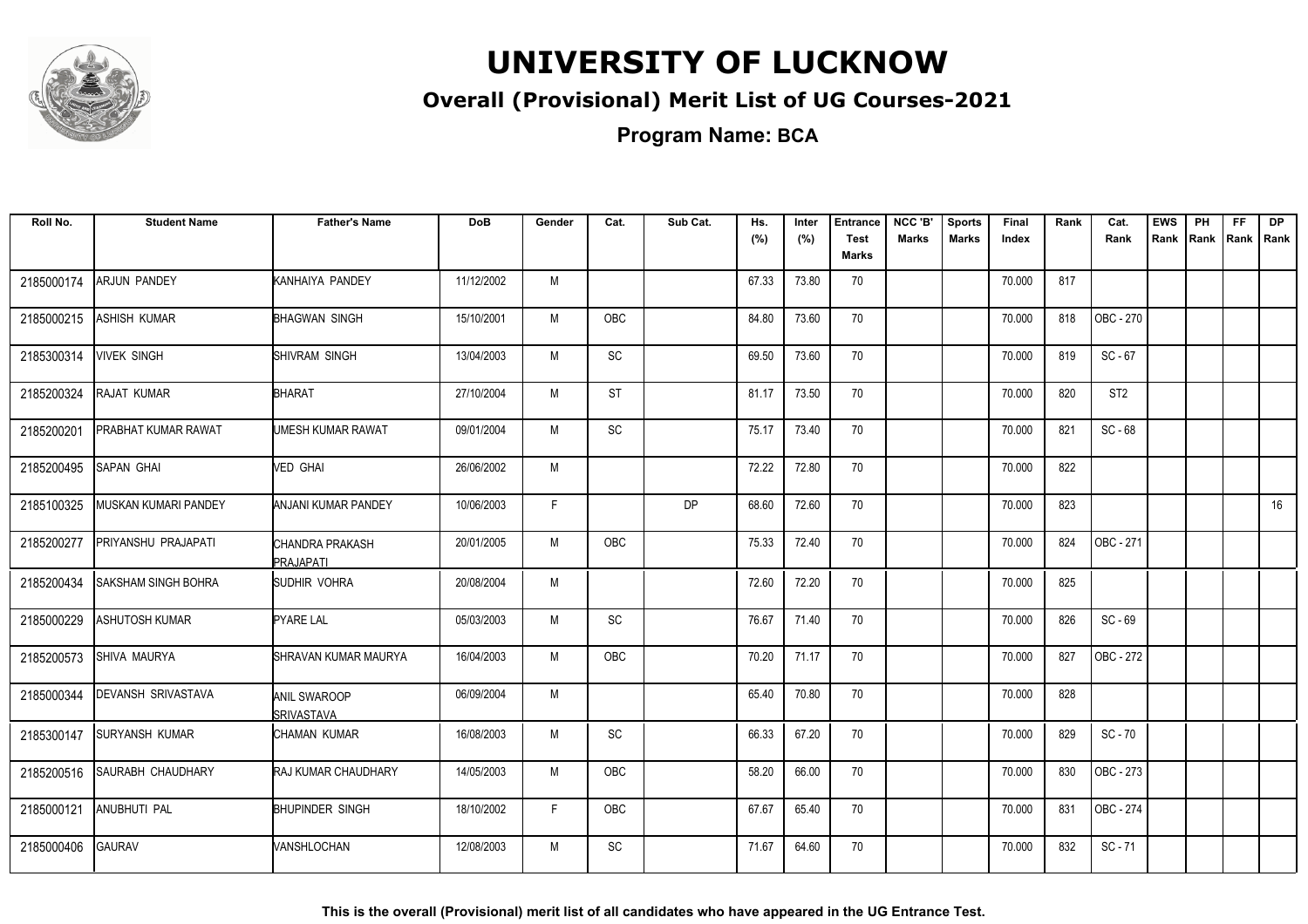# UNIVERSITY OF LUCKNOW

## Overall (Provisional) Merit List of UG Courses-2021

**Program Name: BCA**

| Roll No. | Student Name | Father's Name | DoB | Gender | Cat. | Sub Cat. | Hs. (%) | Inter (%) | Entrance Test Marks | NCC 'B' Marks | Sports Marks | Final Index | Rank | Cat. Rank | EWS Rank | PH Rank | FF Rank | DP Rank |
|---|---|---|---|---|---|---|---|---|---|---|---|---|---|---|---|---|---|---|
| 2185000174 | ARJUN PANDEY | KANHAIYA PANDEY | 11/12/2002 | M | | | 67.33 | 73.80 | 70 | | | 70.000 | 817 | | | | | |
| 2185000215 | ASHISH KUMAR | BHAGWAN SINGH | 15/10/2001 | M | OBC | | 84.80 | 73.60 | 70 | | | 70.000 | 818 | OBC - 270 | | | | |
| 2185300314 | VIVEK SINGH | SHIVRAM SINGH | 13/04/2003 | M | SC | | 69.50 | 73.60 | 70 | | | 70.000 | 819 | SC - 67 | | | | |
| 2185200324 | RAJAT KUMAR | BHARAT | 27/10/2004 | M | ST | | 81.17 | 73.50 | 70 | | | 70.000 | 820 | ST2 | | | | |
| 2185200201 | PRABHAT KUMAR RAWAT | UMESH KUMAR RAWAT | 09/01/2004 | M | SC | | 75.17 | 73.40 | 70 | | | 70.000 | 821 | SC - 68 | | | | |
| 2185200495 | SAPAN GHAI | VED GHAI | 26/06/2002 | M | | | 72.22 | 72.80 | 70 | | | 70.000 | 822 | | | | | |
| 2185100325 | MUSKAN KUMARI PANDEY | ANJANI KUMAR PANDEY | 10/06/2003 | F | | DP | 68.60 | 72.60 | 70 | | | 70.000 | 823 | | | | | 16 |
| 2185200277 | PRIYANSHU PRAJAPATI | CHANDRA PRAKASH PRAJAPATI | 20/01/2005 | M | OBC | | 75.33 | 72.40 | 70 | | | 70.000 | 824 | OBC - 271 | | | | |
| 2185200434 | SAKSHAM SINGH BOHRA | SUDHIR VOHRA | 20/08/2004 | M | | | 72.60 | 72.20 | 70 | | | 70.000 | 825 | | | | | |
| 2185000229 | ASHUTOSH KUMAR | PYARE LAL | 05/03/2003 | M | SC | | 76.67 | 71.40 | 70 | | | 70.000 | 826 | SC - 69 | | | | |
| 2185200573 | SHIVA MAURYA | SHRAVAN KUMAR MAURYA | 16/04/2003 | M | OBC | | 70.20 | 71.17 | 70 | | | 70.000 | 827 | OBC - 272 | | | | |
| 2185000344 | DEVANSH SRIVASTAVA | ANIL SWAROOP SRIVASTAVA | 06/09/2004 | M | | | 65.40 | 70.80 | 70 | | | 70.000 | 828 | | | | | |
| 2185300147 | SURYANSH KUMAR | CHAMAN KUMAR | 16/08/2003 | M | SC | | 66.33 | 67.20 | 70 | | | 70.000 | 829 | SC - 70 | | | | |
| 2185200516 | SAURABH CHAUDHARY | RAJ KUMAR CHAUDHARY | 14/05/2003 | M | OBC | | 58.20 | 66.00 | 70 | | | 70.000 | 830 | OBC - 273 | | | | |
| 2185000121 | ANUBHUTI PAL | BHUPINDER SINGH | 18/10/2002 | F | OBC | | 67.67 | 65.40 | 70 | | | 70.000 | 831 | OBC - 274 | | | | |
| 2185000406 | GAURAV | VANSHLOCHAN | 12/08/2003 | M | SC | | 71.67 | 64.60 | 70 | | | 70.000 | 832 | SC - 71 | | | | |

**This is the overall (Provisional) merit list of all candidates who have appeared in the UG Entrance Test.**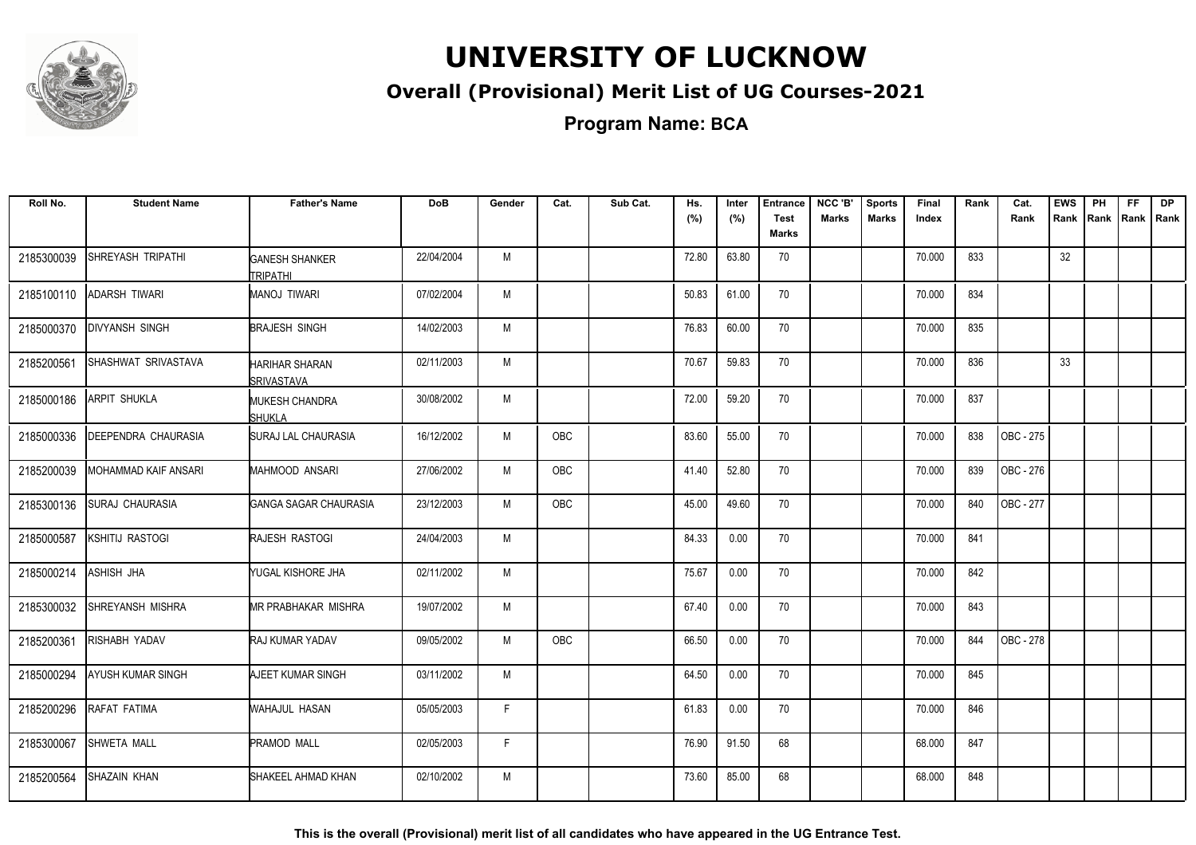# UNIVERSITY OF LUCKNOW

## Overall (Provisional) Merit List of UG Courses-2021

### Program Name: BCA

| Roll No. | Student Name | Father's Name | DoB | Gender | Cat. | Sub Cat. | Hs. (%) | Inter (%) | Entrance Test Marks | NCC 'B' Marks | Sports Marks | Final Index | Rank | Cat. Rank | EWS Rank | PH Rank | FF Rank | DP Rank |
|---|---|---|---|---|---|---|---|---|---|---|---|---|---|---|---|---|---|---|
| 2185300039 | SHREYASH TRIPATHI | GANESH SHANKER TRIPATHI | 22/04/2004 | M | | | 72.80 | 63.80 | 70 | | | 70.000 | 833 | | 32 | | | |
| 2185100110 | ADARSH TIWARI | MANOJ TIWARI | 07/02/2004 | M | | | 50.83 | 61.00 | 70 | | | 70.000 | 834 | | | | | |
| 2185000370 | DIVYANSH SINGH | BRAJESH SINGH | 14/02/2003 | M | | | 76.83 | 60.00 | 70 | | | 70.000 | 835 | | | | | |
| 2185200561 | SHASHWAT SRIVASTAVA | HARIHAR SHARAN SRIVASTAVA | 02/11/2003 | M | | | 70.67 | 59.83 | 70 | | | 70.000 | 836 | | 33 | | | |
| 2185000186 | ARPIT SHUKLA | MUKESH CHANDRA SHUKLA | 30/08/2002 | M | | | 72.00 | 59.20 | 70 | | | 70.000 | 837 | | | | | |
| 2185000336 | DEEPENDRA CHAURASIA | SURAJ LAL CHAURASIA | 16/12/2002 | M | OBC | | 83.60 | 55.00 | 70 | | | 70.000 | 838 | OBC - 275 | | | | |
| 2185200039 | MOHAMMAD KAIF ANSARI | MAHMOOD ANSARI | 27/06/2002 | M | OBC | | 41.40 | 52.80 | 70 | | | 70.000 | 839 | OBC - 276 | | | | |
| 2185300136 | SURAJ CHAURASIA | GANGA SAGAR CHAURASIA | 23/12/2003 | M | OBC | | 45.00 | 49.60 | 70 | | | 70.000 | 840 | OBC - 277 | | | | |
| 2185000587 | KSHITIJ RASTOGI | RAJESH RASTOGI | 24/04/2003 | M | | | 84.33 | 0.00 | 70 | | | 70.000 | 841 | | | | | |
| 2185000214 | ASHISH JHA | YUGAL KISHORE JHA | 02/11/2002 | M | | | 75.67 | 0.00 | 70 | | | 70.000 | 842 | | | | | |
| 2185300032 | SHREYANSH MISHRA | MR PRABHAKAR MISHRA | 19/07/2002 | M | | | 67.40 | 0.00 | 70 | | | 70.000 | 843 | | | | | |
| 2185200361 | RISHABH YADAV | RAJ KUMAR YADAV | 09/05/2002 | M | OBC | | 66.50 | 0.00 | 70 | | | 70.000 | 844 | OBC - 278 | | | | |
| 2185000294 | AYUSH KUMAR SINGH | AJEET KUMAR SINGH | 03/11/2002 | M | | | 64.50 | 0.00 | 70 | | | 70.000 | 845 | | | | | |
| 2185200296 | RAFAT FATIMA | WAHAJUL HASAN | 05/05/2003 | F | | | 61.83 | 0.00 | 70 | | | 70.000 | 846 | | | | | |
| 2185300067 | SHWETA MALL | PRAMOD MALL | 02/05/2003 | F | | | 76.90 | 91.50 | 68 | | | 68.000 | 847 | | | | | |
| 2185200564 | SHAZAIN KHAN | SHAKEEL AHMAD KHAN | 02/10/2002 | M | | | 73.60 | 85.00 | 68 | | | 68.000 | 848 | | | | | |

**This is the overall (Provisional) merit list of all candidates who have appeared in the UG Entrance Test.**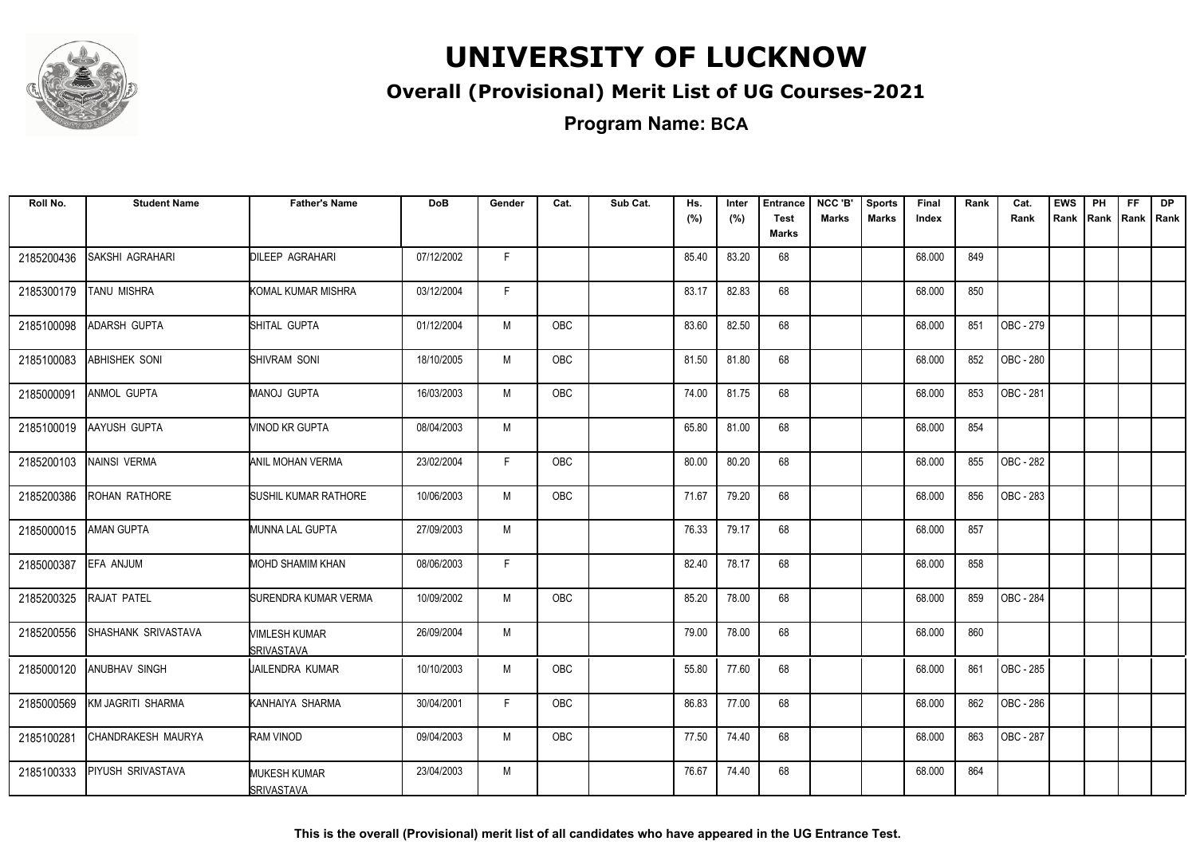# UNIVERSITY OF LUCKNOW

## Overall (Provisional) Merit List of UG Courses-2021

### Program Name: BCA

| Roll No. | Student Name | Father's Name | DoB | Gender | Cat. | Sub Cat. | Hs. (%) | Inter (%) | Entrance Test Marks | NCC 'B' Marks | Sports Marks | Final Index | Rank | Cat. Rank | EWS Rank | PH Rank | FF Rank | DP Rank |
|---|---|---|---|---|---|---|---|---|---|---|---|---|---|---|---|---|---|---|
| 2185200436 | SAKSHI AGRAHARI | DILEEP AGRAHARI | 07/12/2002 | F | | | 85.40 | 83.20 | 68 | | | 68.000 | 849 | | | | | |
| 2185300179 | TANU MISHRA | KOMAL KUMAR MISHRA | 03/12/2004 | F | | | 83.17 | 82.83 | 68 | | | 68.000 | 850 | | | | | |
| 2185100098 | ADARSH GUPTA | SHITAL GUPTA | 01/12/2004 | M | OBC | | 83.60 | 82.50 | 68 | | | 68.000 | 851 | OBC - 279 | | | | |
| 2185100083 | ABHISHEK SONI | SHIVRAM SONI | 18/10/2005 | M | OBC | | 81.50 | 81.80 | 68 | | | 68.000 | 852 | OBC - 280 | | | | |
| 2185000091 | ANMOL GUPTA | MANOJ GUPTA | 16/03/2003 | M | OBC | | 74.00 | 81.75 | 68 | | | 68.000 | 853 | OBC - 281 | | | | |
| 2185100019 | AAYUSH GUPTA | VINOD KR GUPTA | 08/04/2003 | M | | | 65.80 | 81.00 | 68 | | | 68.000 | 854 | | | | | |
| 2185200103 | NAINSI VERMA | ANIL MOHAN VERMA | 23/02/2004 | F | OBC | | 80.00 | 80.20 | 68 | | | 68.000 | 855 | OBC - 282 | | | | |
| 2185200386 | ROHAN RATHORE | SUSHIL KUMAR RATHORE | 10/06/2003 | M | OBC | | 71.67 | 79.20 | 68 | | | 68.000 | 856 | OBC - 283 | | | | |
| 2185000015 | AMAN GUPTA | MUNNA LAL GUPTA | 27/09/2003 | M | | | 76.33 | 79.17 | 68 | | | 68.000 | 857 | | | | | |
| 2185000387 | EFA ANJUM | MOHD SHAMIM KHAN | 08/06/2003 | F | | | 82.40 | 78.17 | 68 | | | 68.000 | 858 | | | | | |
| 2185200325 | RAJAT PATEL | SURENDRA KUMAR VERMA | 10/09/2002 | M | OBC | | 85.20 | 78.00 | 68 | | | 68.000 | 859 | OBC - 284 | | | | |
| 2185200556 | SHASHANK SRIVASTAVA | VIMLESH KUMAR SRIVASTAVA | 26/09/2004 | M | | | 79.00 | 78.00 | 68 | | | 68.000 | 860 | | | | | |
| 2185000120 | ANUBHAV SINGH | JAILENDRA KUMAR | 10/10/2003 | M | OBC | | 55.80 | 77.60 | 68 | | | 68.000 | 861 | OBC - 285 | | | | |
| 2185000569 | KM JAGRITI SHARMA | KANHAIYA SHARMA | 30/04/2001 | F | OBC | | 86.83 | 77.00 | 68 | | | 68.000 | 862 | OBC - 286 | | | | |
| 2185100281 | CHANDRAKESH MAURYA | RAM VINOD | 09/04/2003 | M | OBC | | 77.50 | 74.40 | 68 | | | 68.000 | 863 | OBC - 287 | | | | |
| 2185100333 | PIYUSH SRIVASTAVA | MUKESH KUMAR SRIVASTAVA | 23/04/2003 | M | | | 76.67 | 74.40 | 68 | | | 68.000 | 864 | | | | | |

**This is the overall (Provisional) merit list of all candidates who have appeared in the UG Entrance Test.**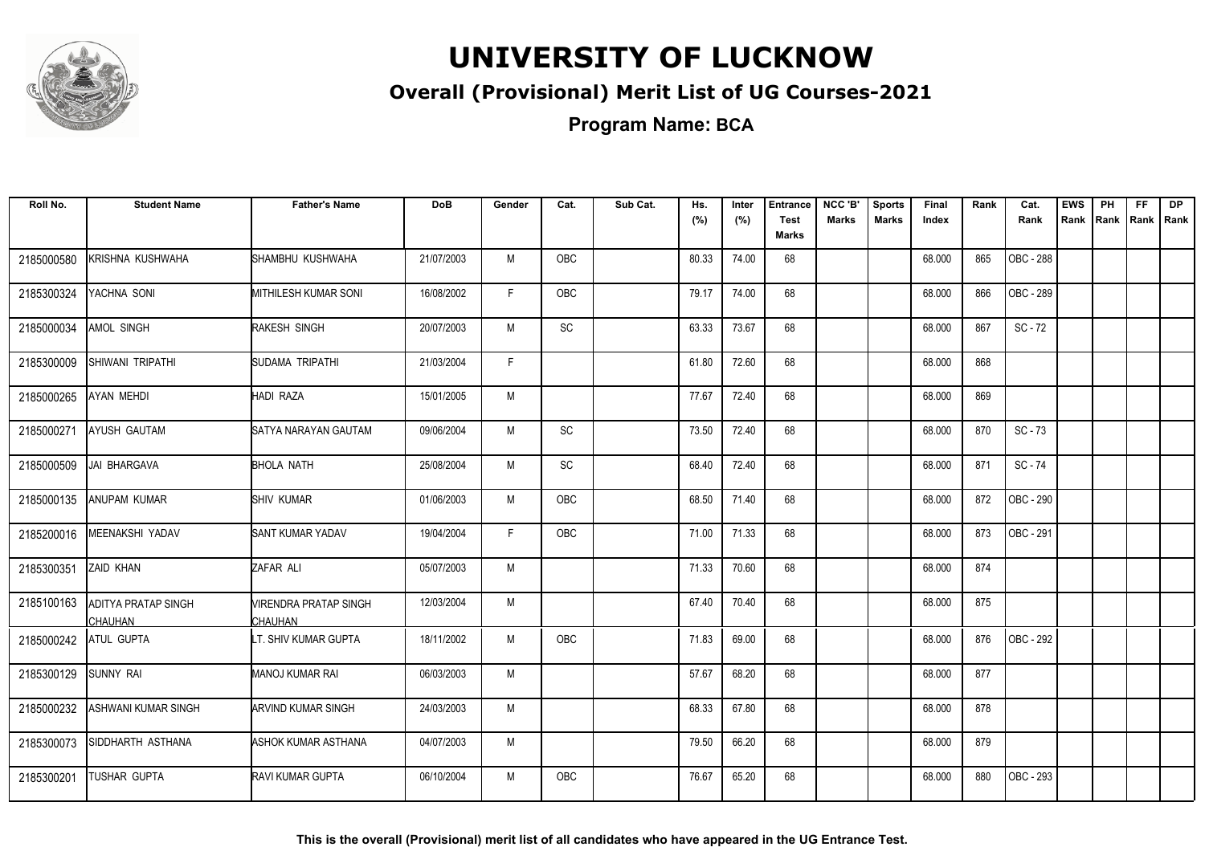# UNIVERSITY OF LUCKNOW

## Overall (Provisional) Merit List of UG Courses-2021

### Program Name: BCA

| Roll No. | Student Name | Father's Name | DoB | Gender | Cat. | Sub Cat. | Hs. (%) | Inter (%) | Entrance Test Marks | NCC 'B' Marks | Sports Marks | Final Index | Rank | Cat. Rank | EWS Rank | PH Rank | FF Rank | DP Rank |
|---|---|---|---|---|---|---|---|---|---|---|---|---|---|---|---|---|---|---|
| 2185000580 | KRISHNA KUSHWAHA | SHAMBHU KUSHWAHA | 21/07/2003 | M | OBC | | 80.33 | 74.00 | 68 | | | 68.000 | 865 | OBC - 288 | | | | |
| 2185300324 | YACHNA SONI | MITHILESH KUMAR SONI | 16/08/2002 | F | OBC | | 79.17 | 74.00 | 68 | | | 68.000 | 866 | OBC - 289 | | | | |
| 2185000034 | AMOL SINGH | RAKESH SINGH | 20/07/2003 | M | SC | | 63.33 | 73.67 | 68 | | | 68.000 | 867 | SC - 72 | | | | |
| 2185300009 | SHIWANI TRIPATHI | SUDAMA TRIPATHI | 21/03/2004 | F | | | 61.80 | 72.60 | 68 | | | 68.000 | 868 | | | | | |
| 2185000265 | AYAN MEHDI | HADI RAZA | 15/01/2005 | M | | | 77.67 | 72.40 | 68 | | | 68.000 | 869 | | | | | |
| 2185000271 | AYUSH GAUTAM | SATYA NARAYAN GAUTAM | 09/06/2004 | M | SC | | 73.50 | 72.40 | 68 | | | 68.000 | 870 | SC - 73 | | | | |
| 2185000509 | JAI BHARGAVA | BHOLA NATH | 25/08/2004 | M | SC | | 68.40 | 72.40 | 68 | | | 68.000 | 871 | SC - 74 | | | | |
| 2185000135 | ANUPAM KUMAR | SHIV KUMAR | 01/06/2003 | M | OBC | | 68.50 | 71.40 | 68 | | | 68.000 | 872 | OBC - 290 | | | | |
| 2185200016 | MEENAKSHI YADAV | SANT KUMAR YADAV | 19/04/2004 | F | OBC | | 71.00 | 71.33 | 68 | | | 68.000 | 873 | OBC - 291 | | | | |
| 2185300351 | ZAID KHAN | ZAFAR ALI | 05/07/2003 | M | | | 71.33 | 70.60 | 68 | | | 68.000 | 874 | | | | | |
| 2185100163 | ADITYA PRATAP SINGH CHAUHAN | VIRENDRA PRATAP SINGH CHAUHAN | 12/03/2004 | M | | | 67.40 | 70.40 | 68 | | | 68.000 | 875 | | | | | |
| 2185000242 | ATUL GUPTA | LT. SHIV KUMAR GUPTA | 18/11/2002 | M | OBC | | 71.83 | 69.00 | 68 | | | 68.000 | 876 | OBC - 292 | | | | |
| 2185300129 | SUNNY RAI | MANOJ KUMAR RAI | 06/03/2003 | M | | | 57.67 | 68.20 | 68 | | | 68.000 | 877 | | | | | |
| 2185000232 | ASHWANI KUMAR SINGH | ARVIND KUMAR SINGH | 24/03/2003 | M | | | 68.33 | 67.80 | 68 | | | 68.000 | 878 | | | | | |
| 2185300073 | SIDDHARTH ASTHANA | ASHOK KUMAR ASTHANA | 04/07/2003 | M | | | 79.50 | 66.20 | 68 | | | 68.000 | 879 | | | | | |
| 2185300201 | TUSHAR GUPTA | RAVI KUMAR GUPTA | 06/10/2004 | M | OBC | | 76.67 | 65.20 | 68 | | | 68.000 | 880 | OBC - 293 | | | | |

**This is the overall (Provisional) merit list of all candidates who have appeared in the UG Entrance Test.**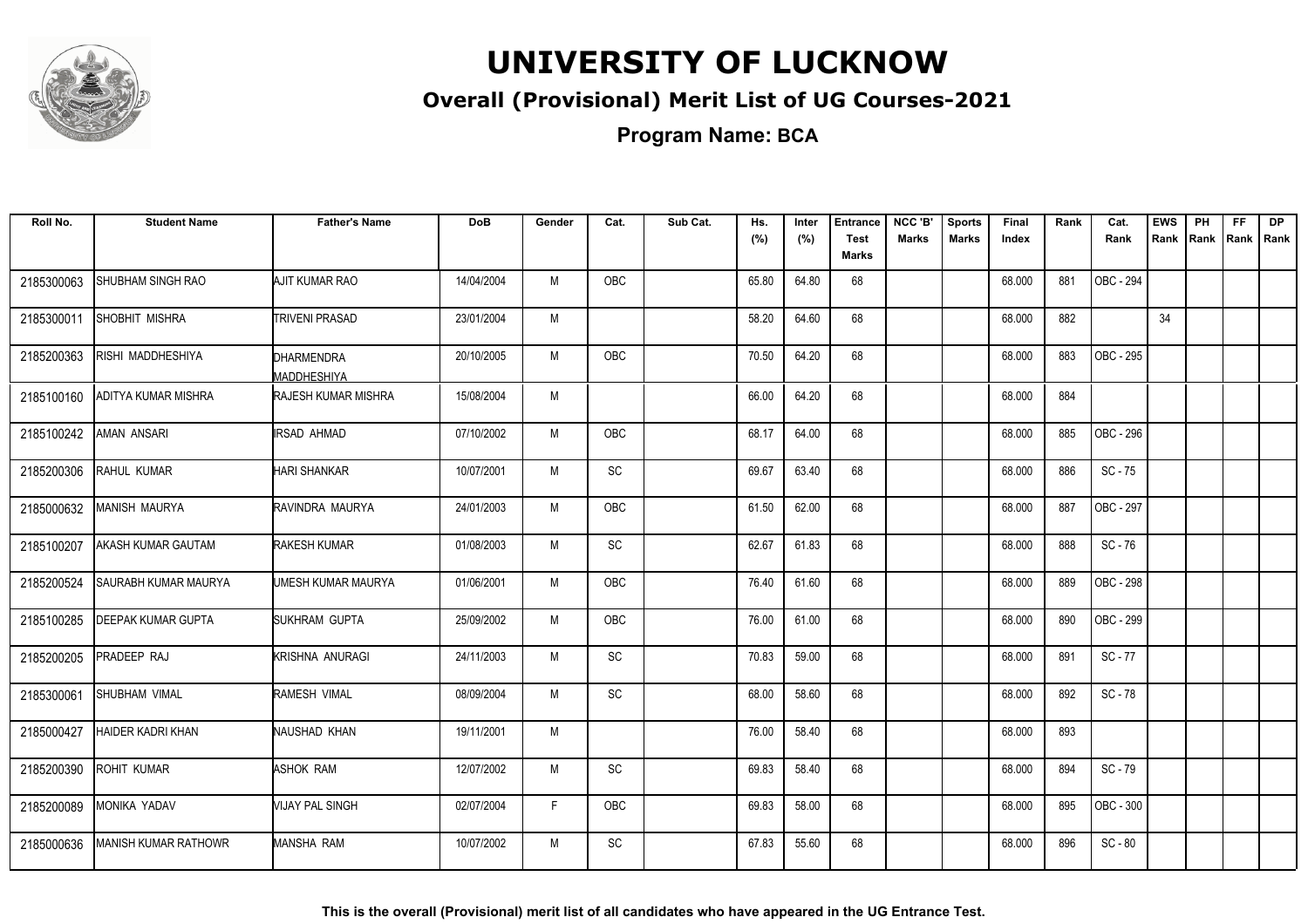# UNIVERSITY OF LUCKNOW

## Overall (Provisional) Merit List of UG Courses-2021

### Program Name: BCA

| Roll No. | Student Name | Father's Name | DoB | Gender | Cat. | Sub Cat. | Hs. (%) | Inter (%) | Entrance Test Marks | NCC 'B' Marks | Sports Marks | Final Index | Rank | Cat. Rank | EWS Rank | PH Rank | FF Rank | DP Rank |
|---|---|---|---|---|---|---|---|---|---|---|---|---|---|---|---|---|---|---|
| 2185300063 | SHUBHAM SINGH RAO | AJIT KUMAR RAO | 14/04/2004 | M | OBC | | 65.80 | 64.80 | 68 | | | 68.000 | 881 | OBC - 294 | | | | |
| 2185300011 | SHOBHIT MISHRA | TRIVENI PRASAD | 23/01/2004 | M | | | 58.20 | 64.60 | 68 | | | 68.000 | 882 | | 34 | | | |
| 2185200363 | RISHI MADDHESHIYA | DHARMENDRA MADDHESHIYA | 20/10/2005 | M | OBC | | 70.50 | 64.20 | 68 | | | 68.000 | 883 | OBC - 295 | | | | |
| 2185100160 | ADITYA KUMAR MISHRA | RAJESH KUMAR MISHRA | 15/08/2004 | M | | | 66.00 | 64.20 | 68 | | | 68.000 | 884 | | | | | |
| 2185100242 | AMAN ANSARI | IRSAD AHMAD | 07/10/2002 | M | OBC | | 68.17 | 64.00 | 68 | | | 68.000 | 885 | OBC - 296 | | | | |
| 2185200306 | RAHUL KUMAR | HARI SHANKAR | 10/07/2001 | M | SC | | 69.67 | 63.40 | 68 | | | 68.000 | 886 | SC - 75 | | | | |
| 2185000632 | MANISH MAURYA | RAVINDRA MAURYA | 24/01/2003 | M | OBC | | 61.50 | 62.00 | 68 | | | 68.000 | 887 | OBC - 297 | | | | |
| 2185100207 | AKASH KUMAR GAUTAM | RAKESH KUMAR | 01/08/2003 | M | SC | | 62.67 | 61.83 | 68 | | | 68.000 | 888 | SC - 76 | | | | |
| 2185200524 | SAURABH KUMAR MAURYA | UMESH KUMAR MAURYA | 01/06/2001 | M | OBC | | 76.40 | 61.60 | 68 | | | 68.000 | 889 | OBC - 298 | | | | |
| 2185100285 | DEEPAK KUMAR GUPTA | SUKHRAM GUPTA | 25/09/2002 | M | OBC | | 76.00 | 61.00 | 68 | | | 68.000 | 890 | OBC - 299 | | | | |
| 2185200205 | PRADEEP RAJ | KRISHNA ANURAGI | 24/11/2003 | M | SC | | 70.83 | 59.00 | 68 | | | 68.000 | 891 | SC - 77 | | | | |
| 2185300061 | SHUBHAM VIMAL | RAMESH VIMAL | 08/09/2004 | M | SC | | 68.00 | 58.60 | 68 | | | 68.000 | 892 | SC - 78 | | | | |
| 2185000427 | HAIDER KADRI KHAN | NAUSHAD KHAN | 19/11/2001 | M | | | 76.00 | 58.40 | 68 | | | 68.000 | 893 | | | | | |
| 2185200390 | ROHIT KUMAR | ASHOK RAM | 12/07/2002 | M | SC | | 69.83 | 58.40 | 68 | | | 68.000 | 894 | SC - 79 | | | | |
| 2185200089 | MONIKA YADAV | VIJAY PAL SINGH | 02/07/2004 | F | OBC | | 69.83 | 58.00 | 68 | | | 68.000 | 895 | OBC - 300 | | | | |
| 2185000636 | MANISH KUMAR RATHOWR | MANSHA RAM | 10/07/2002 | M | SC | | 67.83 | 55.60 | 68 | | | 68.000 | 896 | SC - 80 | | | | |

**This is the overall (Provisional) merit list of all candidates who have appeared in the UG Entrance Test.**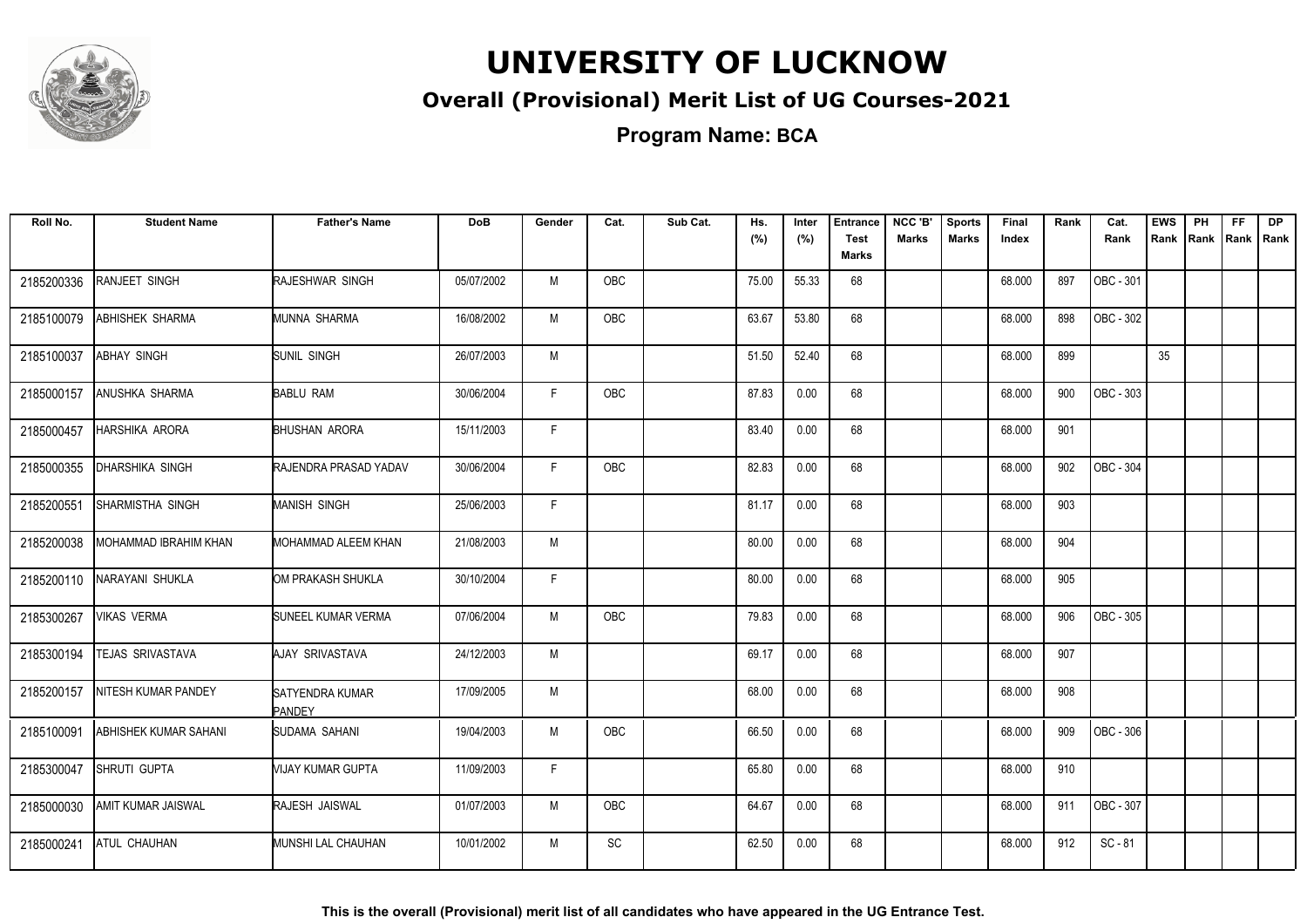# UNIVERSITY OF LUCKNOW

## Overall (Provisional) Merit List of UG Courses-2021

**Program Name: BCA**

| Roll No. | Student Name | Father's Name | DoB | Gender | Cat. | Sub Cat. | Hs. (%) | Inter (%) | Entrance Test Marks | NCC 'B' Marks | Sports Marks | Final Index | Rank | Cat. Rank | EWS Rank | PH Rank | FF Rank | DP Rank |
|---|---|---|---|---|---|---|---|---|---|---|---|---|---|---|---|---|---|---|
| 2185200336 | RANJEET SINGH | RAJESHWAR SINGH | 05/07/2002 | M | OBC | | 75.00 | 55.33 | 68 | | | 68.000 | 897 | OBC - 301 | | | | |
| 2185100079 | ABHISHEK SHARMA | MUNNA SHARMA | 16/08/2002 | M | OBC | | 63.67 | 53.80 | 68 | | | 68.000 | 898 | OBC - 302 | | | | |
| 2185100037 | ABHAY SINGH | SUNIL SINGH | 26/07/2003 | M | | | 51.50 | 52.40 | 68 | | | 68.000 | 899 | | 35 | | | |
| 2185000157 | ANUSHKA SHARMA | BABLU RAM | 30/06/2004 | F | OBC | | 87.83 | 0.00 | 68 | | | 68.000 | 900 | OBC - 303 | | | | |
| 2185000457 | HARSHIKA ARORA | BHUSHAN ARORA | 15/11/2003 | F | | | 83.40 | 0.00 | 68 | | | 68.000 | 901 | | | | | |
| 2185000355 | DHARSHIKA SINGH | RAJENDRA PRASAD YADAV | 30/06/2004 | F | OBC | | 82.83 | 0.00 | 68 | | | 68.000 | 902 | OBC - 304 | | | | |
| 2185200551 | SHARMISTHA SINGH | MANISH SINGH | 25/06/2003 | F | | | 81.17 | 0.00 | 68 | | | 68.000 | 903 | | | | | |
| 2185200038 | MOHAMMAD IBRAHIM KHAN | MOHAMMAD ALEEM KHAN | 21/08/2003 | M | | | 80.00 | 0.00 | 68 | | | 68.000 | 904 | | | | | |
| 2185200110 | NARAYANI SHUKLA | OM PRAKASH SHUKLA | 30/10/2004 | F | | | 80.00 | 0.00 | 68 | | | 68.000 | 905 | | | | | |
| 2185300267 | VIKAS VERMA | SUNEEL KUMAR VERMA | 07/06/2004 | M | OBC | | 79.83 | 0.00 | 68 | | | 68.000 | 906 | OBC - 305 | | | | |
| 2185300194 | TEJAS SRIVASTAVA | AJAY SRIVASTAVA | 24/12/2003 | M | | | 69.17 | 0.00 | 68 | | | 68.000 | 907 | | | | | |
| 2185200157 | NITESH KUMAR PANDEY | SATYENDRA KUMAR PANDEY | 17/09/2005 | M | | | 68.00 | 0.00 | 68 | | | 68.000 | 908 | | | | | |
| 2185100091 | ABHISHEK KUMAR SAHANI | SUDAMA SAHANI | 19/04/2003 | M | OBC | | 66.50 | 0.00 | 68 | | | 68.000 | 909 | OBC - 306 | | | | |
| 2185300047 | SHRUTI GUPTA | VIJAY KUMAR GUPTA | 11/09/2003 | F | | | 65.80 | 0.00 | 68 | | | 68.000 | 910 | | | | | |
| 2185000030 | AMIT KUMAR JAISWAL | RAJESH JAISWAL | 01/07/2003 | M | OBC | | 64.67 | 0.00 | 68 | | | 68.000 | 911 | OBC - 307 | | | | |
| 2185000241 | ATUL CHAUHAN | MUNSHI LAL CHAUHAN | 10/01/2002 | M | SC | | 62.50 | 0.00 | 68 | | | 68.000 | 912 | SC - 81 | | | | |

**This is the overall (Provisional) merit list of all candidates who have appeared in the UG Entrance Test.**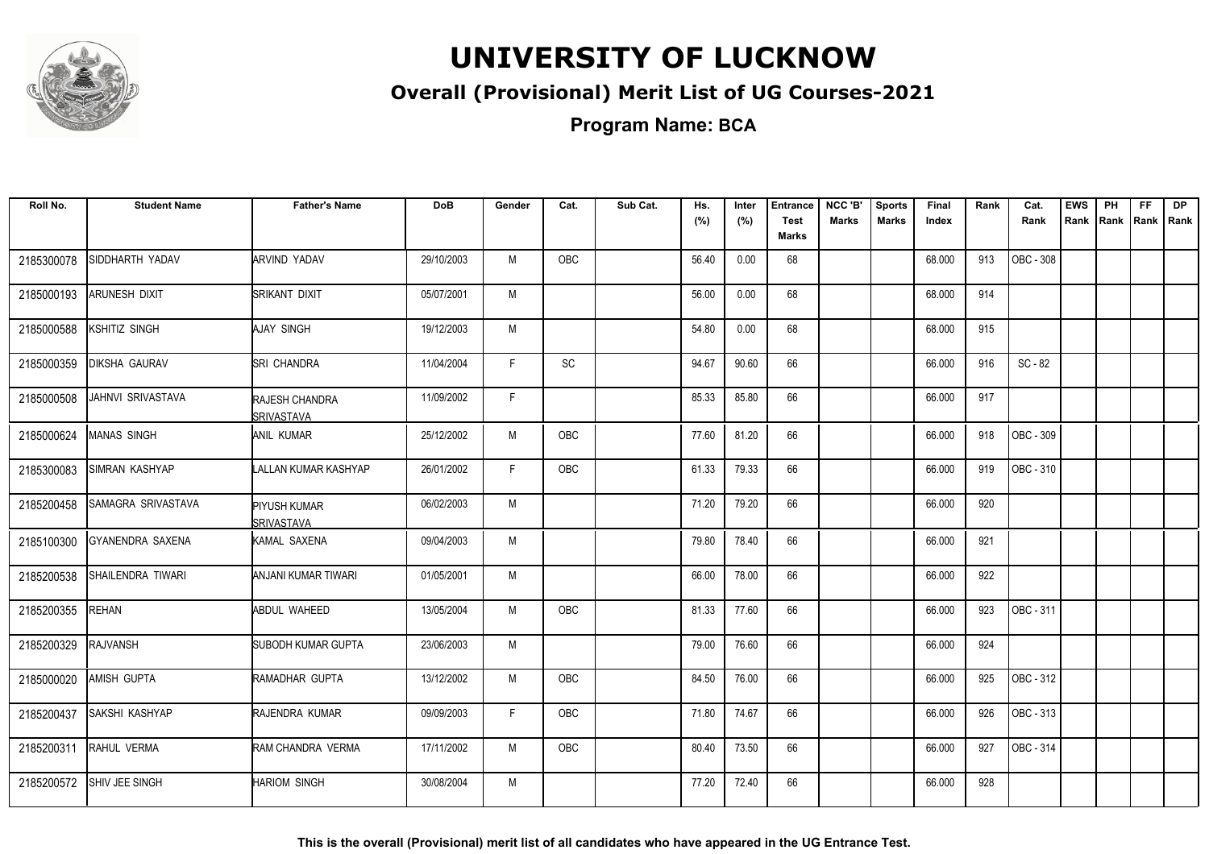# UNIVERSITY OF LUCKNOW

## Overall (Provisional) Merit List of UG Courses-2021

### Program Name: BCA

| Roll No. | Student Name | Father's Name | DoB | Gender | Cat. | Sub Cat. | Hs. (%) | Inter (%) | Entrance Test Marks | NCC 'B' Marks | Sports Marks | Final Index | Rank | Cat. Rank | EWS Rank | PH Rank | FF Rank | DP Rank |
|---|---|---|---|---|---|---|---|---|---|---|---|---|---|---|---|---|---|---|
| 2185300078 | SIDDHARTH YADAV | ARVIND YADAV | 29/10/2003 | M | OBC | | 56.40 | 0.00 | 68 | | | 68.000 | 913 | OBC - 308 | | | | |
| 2185000193 | ARUNESH DIXIT | SRIKANT DIXIT | 05/07/2001 | M | | | 56.00 | 0.00 | 68 | | | 68.000 | 914 | | | | | |
| 2185000588 | KSHITIZ SINGH | AJAY SINGH | 19/12/2003 | M | | | 54.80 | 0.00 | 68 | | | 68.000 | 915 | | | | | |
| 2185000359 | DIKSHA GAURAV | SRI CHANDRA | 11/04/2004 | F | SC | | 94.67 | 90.60 | 66 | | | 66.000 | 916 | SC - 82 | | | | |
| 2185000508 | JAHNVI SRIVASTAVA | RAJESH CHANDRA SRIVASTAVA | 11/09/2002 | F | | | 85.33 | 85.80 | 66 | | | 66.000 | 917 | | | | | |
| 2185000624 | MANAS SINGH | ANIL KUMAR | 25/12/2002 | M | OBC | | 77.60 | 81.20 | 66 | | | 66.000 | 918 | OBC - 309 | | | | |
| 2185300083 | SIMRAN KASHYAP | LALLAN KUMAR KASHYAP | 26/01/2002 | F | OBC | | 61.33 | 79.33 | 66 | | | 66.000 | 919 | OBC - 310 | | | | |
| 2185200458 | SAMAGRA SRIVASTAVA | PIYUSH KUMAR SRIVASTAVA | 06/02/2003 | M | | | 71.20 | 79.20 | 66 | | | 66.000 | 920 | | | | | |
| 2185100300 | GYANENDRA SAXENA | KAMAL SAXENA | 09/04/2003 | M | | | 79.80 | 78.40 | 66 | | | 66.000 | 921 | | | | | |
| 2185200538 | SHAILENDRA TIWARI | ANJANI KUMAR TIWARI | 01/05/2001 | M | | | 66.00 | 78.00 | 66 | | | 66.000 | 922 | | | | | |
| 2185200355 | REHAN | ABDUL WAHEED | 13/05/2004 | M | OBC | | 81.33 | 77.60 | 66 | | | 66.000 | 923 | OBC - 311 | | | | |
| 2185200329 | RAJVANSH | SUBODH KUMAR GUPTA | 23/06/2003 | M | | | 79.00 | 76.60 | 66 | | | 66.000 | 924 | | | | | |
| 2185000020 | AMISH GUPTA | RAMADHAR GUPTA | 13/12/2002 | M | OBC | | 84.50 | 76.00 | 66 | | | 66.000 | 925 | OBC - 312 | | | | |
| 2185200437 | SAKSHI KASHYAP | RAJENDRA KUMAR | 09/09/2003 | F | OBC | | 71.80 | 74.67 | 66 | | | 66.000 | 926 | OBC - 313 | | | | |
| 2185200311 | RAHUL VERMA | RAM CHANDRA VERMA | 17/11/2002 | M | OBC | | 80.40 | 73.50 | 66 | | | 66.000 | 927 | OBC - 314 | | | | |
| 2185200572 | SHIV JEE SINGH | HARIOM SINGH | 30/08/2004 | M | | | 77.20 | 72.40 | 66 | | | 66.000 | 928 | | | | | |

**This is the overall (Provisional) merit list of all candidates who have appeared in the UG Entrance Test.**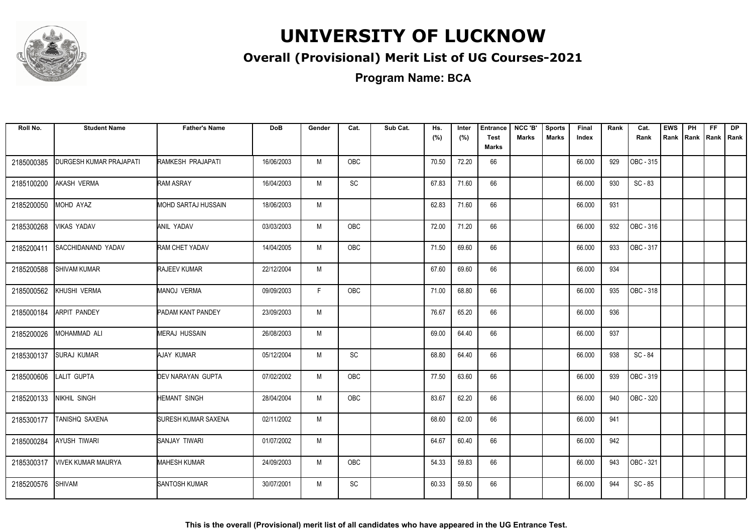# UNIVERSITY OF LUCKNOW

## Overall (Provisional) Merit List of UG Courses-2021

### Program Name: BCA

| Roll No. | Student Name | Father's Name | DoB | Gender | Cat. | Sub Cat. | Hs. (%) | Inter (%) | Entrance Test Marks | NCC 'B' Marks | Sports Marks | Final Index | Rank | Cat. Rank | EWS Rank | PH Rank | FF Rank | DP Rank |
|---|---|---|---|---|---|---|---|---|---|---|---|---|---|---|---|---|---|---|
| 2185000385 | DURGESH KUMAR PRAJAPATI | RAMKESH PRAJAPATI | 16/06/2003 | M | OBC | | 70.50 | 72.20 | 66 | | | 66.000 | 929 | OBC - 315 | | | | |
| 2185100200 | AKASH VERMA | RAM ASRAY | 16/04/2003 | M | SC | | 67.83 | 71.60 | 66 | | | 66.000 | 930 | SC - 83 | | | | |
| 2185200050 | MOHD AYAZ | MOHD SARTAJ HUSSAIN | 18/06/2003 | M | | | 62.83 | 71.60 | 66 | | | 66.000 | 931 | | | | | |
| 2185300268 | VIKAS YADAV | ANIL YADAV | 03/03/2003 | M | OBC | | 72.00 | 71.20 | 66 | | | 66.000 | 932 | OBC - 316 | | | | |
| 2185200411 | SACCHIDANAND YADAV | RAM CHET YADAV | 14/04/2005 | M | OBC | | 71.50 | 69.60 | 66 | | | 66.000 | 933 | OBC - 317 | | | | |
| 2185200588 | SHIVAM KUMAR | RAJEEV KUMAR | 22/12/2004 | M | | | 67.60 | 69.60 | 66 | | | 66.000 | 934 | | | | | |
| 2185000562 | KHUSHI VERMA | MANOJ VERMA | 09/09/2003 | F | OBC | | 71.00 | 68.80 | 66 | | | 66.000 | 935 | OBC - 318 | | | | |
| 2185000184 | ARPIT PANDEY | PADAM KANT PANDEY | 23/09/2003 | M | | | 76.67 | 65.20 | 66 | | | 66.000 | 936 | | | | | |
| 2185200026 | MOHAMMAD ALI | MERAJ HUSSAIN | 26/08/2003 | M | | | 69.00 | 64.40 | 66 | | | 66.000 | 937 | | | | | |
| 2185300137 | SURAJ KUMAR | AJAY KUMAR | 05/12/2004 | M | SC | | 68.80 | 64.40 | 66 | | | 66.000 | 938 | SC - 84 | | | | |
| 2185000606 | LALIT GUPTA | DEV NARAYAN GUPTA | 07/02/2002 | M | OBC | | 77.50 | 63.60 | 66 | | | 66.000 | 939 | OBC - 319 | | | | |
| 2185200133 | NIKHIL SINGH | HEMANT SINGH | 28/04/2004 | M | OBC | | 83.67 | 62.20 | 66 | | | 66.000 | 940 | OBC - 320 | | | | |
| 2185300177 | TANISHQ SAXENA | SURESH KUMAR SAXENA | 02/11/2002 | M | | | 68.60 | 62.00 | 66 | | | 66.000 | 941 | | | | | |
| 2185000284 | AYUSH TIWARI | SANJAY TIWARI | 01/07/2002 | M | | | 64.67 | 60.40 | 66 | | | 66.000 | 942 | | | | | |
| 2185300317 | VIVEK KUMAR MAURYA | MAHESH KUMAR | 24/09/2003 | M | OBC | | 54.33 | 59.83 | 66 | | | 66.000 | 943 | OBC - 321 | | | | |
| 2185200576 | SHIVAM | SANTOSH KUMAR | 30/07/2001 | M | SC | | 60.33 | 59.50 | 66 | | | 66.000 | 944 | SC - 85 | | | | |

**This is the overall (Provisional) merit list of all candidates who have appeared in the UG Entrance Test.**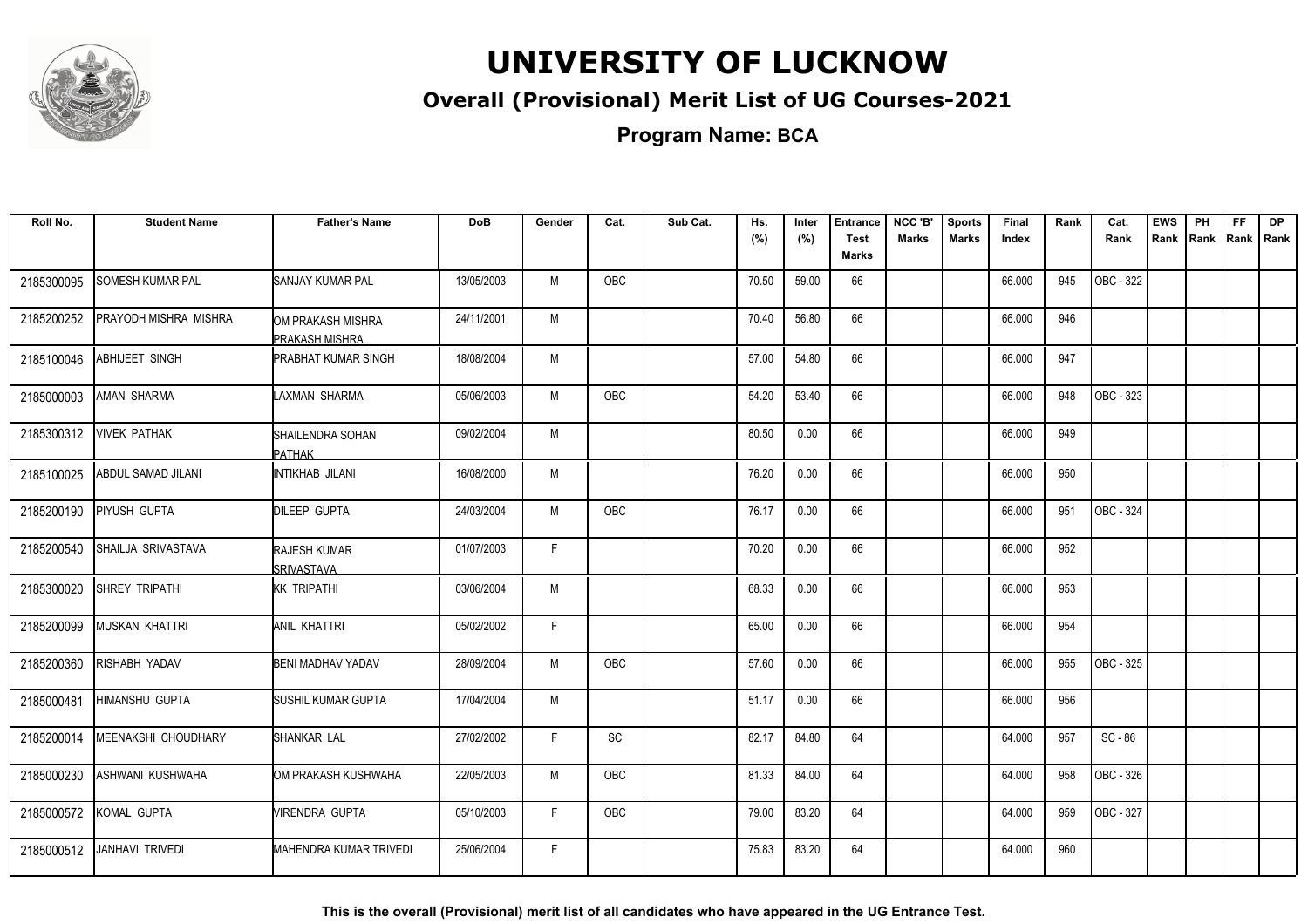# UNIVERSITY OF LUCKNOW

## Overall (Provisional) Merit List of UG Courses-2021

### Program Name: BCA

| Roll No. | Student Name | Father's Name | DoB | Gender | Cat. | Sub Cat. | Hs. (%) | Inter (%) | Entrance Test Marks | NCC 'B' Marks | Sports Marks | Final Index | Rank | Cat. Rank | EWS Rank | PH Rank | FF Rank | DP Rank |
|---|---|---|---|---|---|---|---|---|---|---|---|---|---|---|---|---|---|---|
| 2185300095 | SOMESH KUMAR PAL | SANJAY KUMAR PAL | 13/05/2003 | M | OBC | | 70.50 | 59.00 | 66 | | | 66.000 | 945 | OBC - 322 | | | | |
| 2185200252 | PRAYODH MISHRA MISHRA | OM PRAKASH MISHRA PRAKASH MISHRA | 24/11/2001 | M | | | 70.40 | 56.80 | 66 | | | 66.000 | 946 | | | | | |
| 2185100046 | ABHIJEET SINGH | PRABHAT KUMAR SINGH | 18/08/2004 | M | | | 57.00 | 54.80 | 66 | | | 66.000 | 947 | | | | | |
| 2185000003 | AMAN SHARMA | LAXMAN SHARMA | 05/06/2003 | M | OBC | | 54.20 | 53.40 | 66 | | | 66.000 | 948 | OBC - 323 | | | | |
| 2185300312 | VIVEK PATHAK | SHAILENDRA SOHAN PATHAK | 09/02/2004 | M | | | 80.50 | 0.00 | 66 | | | 66.000 | 949 | | | | | |
| 2185100025 | ABDUL SAMAD JILANI | INTIKHAB JILANI | 16/08/2000 | M | | | 76.20 | 0.00 | 66 | | | 66.000 | 950 | | | | | |
| 2185200190 | PIYUSH GUPTA | DILEEP GUPTA | 24/03/2004 | M | OBC | | 76.17 | 0.00 | 66 | | | 66.000 | 951 | OBC - 324 | | | | |
| 2185200540 | SHAILJA SRIVASTAVA | RAJESH KUMAR SRIVASTAVA | 01/07/2003 | F | | | 70.20 | 0.00 | 66 | | | 66.000 | 952 | | | | | |
| 2185300020 | SHREY TRIPATHI | KK TRIPATHI | 03/06/2004 | M | | | 68.33 | 0.00 | 66 | | | 66.000 | 953 | | | | | |
| 2185200099 | MUSKAN KHATTRI | ANIL KHATTRI | 05/02/2002 | F | | | 65.00 | 0.00 | 66 | | | 66.000 | 954 | | | | | |
| 2185200360 | RISHABH YADAV | BENI MADHAV YADAV | 28/09/2004 | M | OBC | | 57.60 | 0.00 | 66 | | | 66.000 | 955 | OBC - 325 | | | | |
| 2185000481 | HIMANSHU GUPTA | SUSHIL KUMAR GUPTA | 17/04/2004 | M | | | 51.17 | 0.00 | 66 | | | 66.000 | 956 | | | | | |
| 2185200014 | MEENAKSHI CHOUDHARY | SHANKAR LAL | 27/02/2002 | F | SC | | 82.17 | 84.80 | 64 | | | 64.000 | 957 | SC - 86 | | | | |
| 2185000230 | ASHWANI KUSHWAHA | OM PRAKASH KUSHWAHA | 22/05/2003 | M | OBC | | 81.33 | 84.00 | 64 | | | 64.000 | 958 | OBC - 326 | | | | |
| 2185000572 | KOMAL GUPTA | VIRENDRA GUPTA | 05/10/2003 | F | OBC | | 79.00 | 83.20 | 64 | | | 64.000 | 959 | OBC - 327 | | | | |
| 2185000512 | JANHAVI TRIVEDI | MAHENDRA KUMAR TRIVEDI | 25/06/2004 | F | | | 75.83 | 83.20 | 64 | | | 64.000 | 960 | | | | | |

**This is the overall (Provisional) merit list of all candidates who have appeared in the UG Entrance Test.**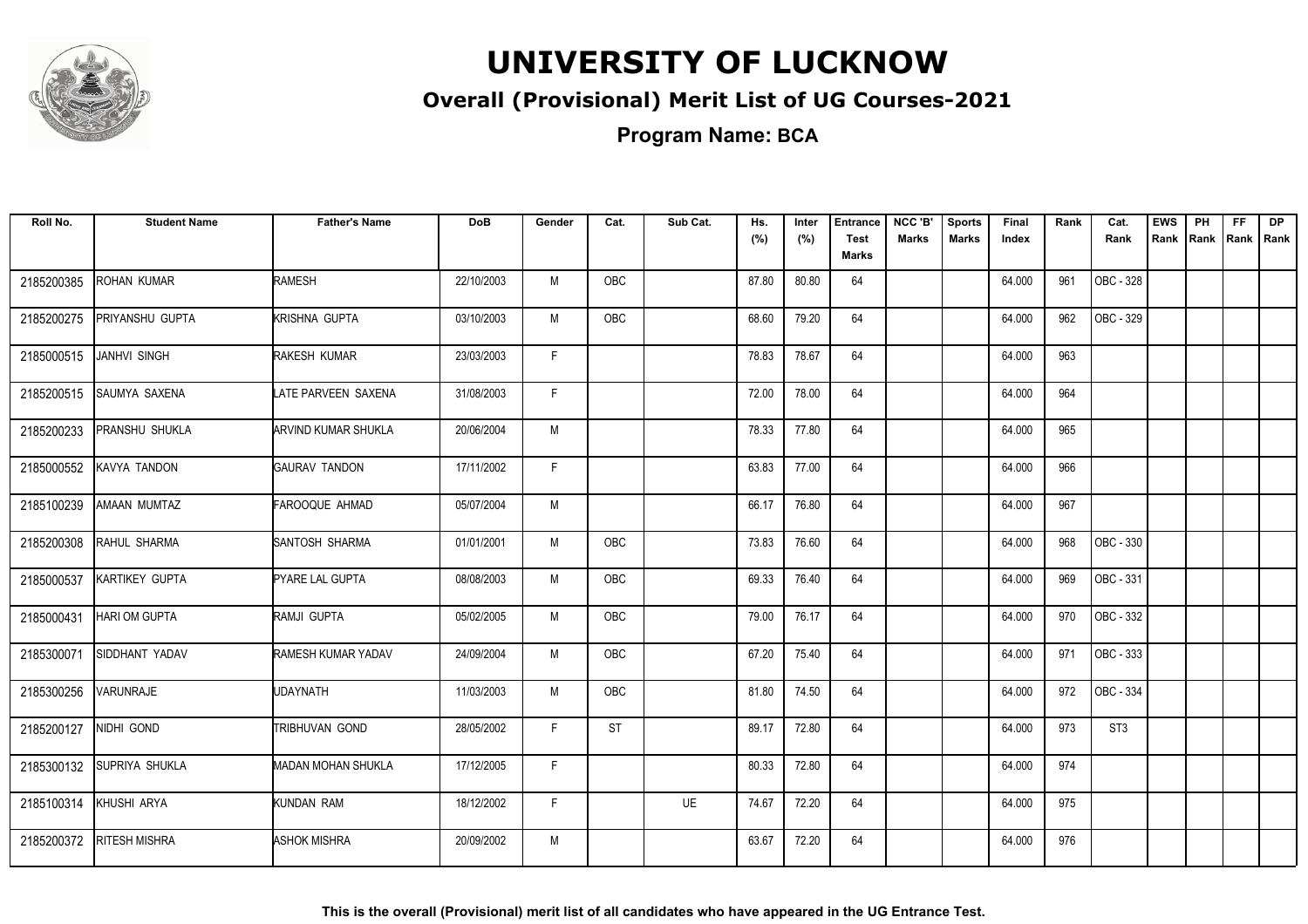# UNIVERSITY OF LUCKNOW

## Overall (Provisional) Merit List of UG Courses-2021

### Program Name: BCA

| Roll No. | Student Name | Father's Name | DoB | Gender | Cat. | Sub Cat. | Hs. (%) | Inter (%) | Entrance Test Marks | NCC 'B' Marks | Sports Marks | Final Index | Rank | Cat. Rank | EWS Rank | PH Rank | FF Rank | DP Rank |
|---|---|---|---|---|---|---|---|---|---|---|---|---|---|---|---|---|---|---|
| 2185200385 | ROHAN KUMAR | RAMESH | 22/10/2003 | M | OBC | | 87.80 | 80.80 | 64 | | | 64.000 | 961 | OBC - 328 | | | | |
| 2185200275 | PRIYANSHU GUPTA | KRISHNA GUPTA | 03/10/2003 | M | OBC | | 68.60 | 79.20 | 64 | | | 64.000 | 962 | OBC - 329 | | | | |
| 2185000515 | JANHVI SINGH | RAKESH KUMAR | 23/03/2003 | F | | | 78.83 | 78.67 | 64 | | | 64.000 | 963 | | | | | |
| 2185200515 | SAUMYA SAXENA | LATE PARVEEN SAXENA | 31/08/2003 | F | | | 72.00 | 78.00 | 64 | | | 64.000 | 964 | | | | | |
| 2185200233 | PRANSHU SHUKLA | ARVIND KUMAR SHUKLA | 20/06/2004 | M | | | 78.33 | 77.80 | 64 | | | 64.000 | 965 | | | | | |
| 2185000552 | KAVYA TANDON | GAURAV TANDON | 17/11/2002 | F | | | 63.83 | 77.00 | 64 | | | 64.000 | 966 | | | | | |
| 2185100239 | AMAAN MUMTAZ | FAROOQUE AHMAD | 05/07/2004 | M | | | 66.17 | 76.80 | 64 | | | 64.000 | 967 | | | | | |
| 2185200308 | RAHUL SHARMA | SANTOSH SHARMA | 01/01/2001 | M | OBC | | 73.83 | 76.60 | 64 | | | 64.000 | 968 | OBC - 330 | | | | |
| 2185000537 | KARTIKEY GUPTA | PYARE LAL GUPTA | 08/08/2003 | M | OBC | | 69.33 | 76.40 | 64 | | | 64.000 | 969 | OBC - 331 | | | | |
| 2185000431 | HARI OM GUPTA | RAMJI GUPTA | 05/02/2005 | M | OBC | | 79.00 | 76.17 | 64 | | | 64.000 | 970 | OBC - 332 | | | | |
| 2185300071 | SIDDHANT YADAV | RAMESH KUMAR YADAV | 24/09/2004 | M | OBC | | 67.20 | 75.40 | 64 | | | 64.000 | 971 | OBC - 333 | | | | |
| 2185300256 | VARUNRAJE | UDAYNATH | 11/03/2003 | M | OBC | | 81.80 | 74.50 | 64 | | | 64.000 | 972 | OBC - 334 | | | | |
| 2185200127 | NIDHI GOND | TRIBHUVAN GOND | 28/05/2002 | F | ST | | 89.17 | 72.80 | 64 | | | 64.000 | 973 | ST3 | | | | |
| 2185300132 | SUPRIYA SHUKLA | MADAN MOHAN SHUKLA | 17/12/2005 | F | | | 80.33 | 72.80 | 64 | | | 64.000 | 974 | | | | | |
| 2185100314 | KHUSHI ARYA | KUNDAN RAM | 18/12/2002 | F | | UE | 74.67 | 72.20 | 64 | | | 64.000 | 975 | | | | | |
| 2185200372 | RITESH MISHRA | ASHOK MISHRA | 20/09/2002 | M | | | 63.67 | 72.20 | 64 | | | 64.000 | 976 | | | | | |

**This is the overall (Provisional) merit list of all candidates who have appeared in the UG Entrance Test.**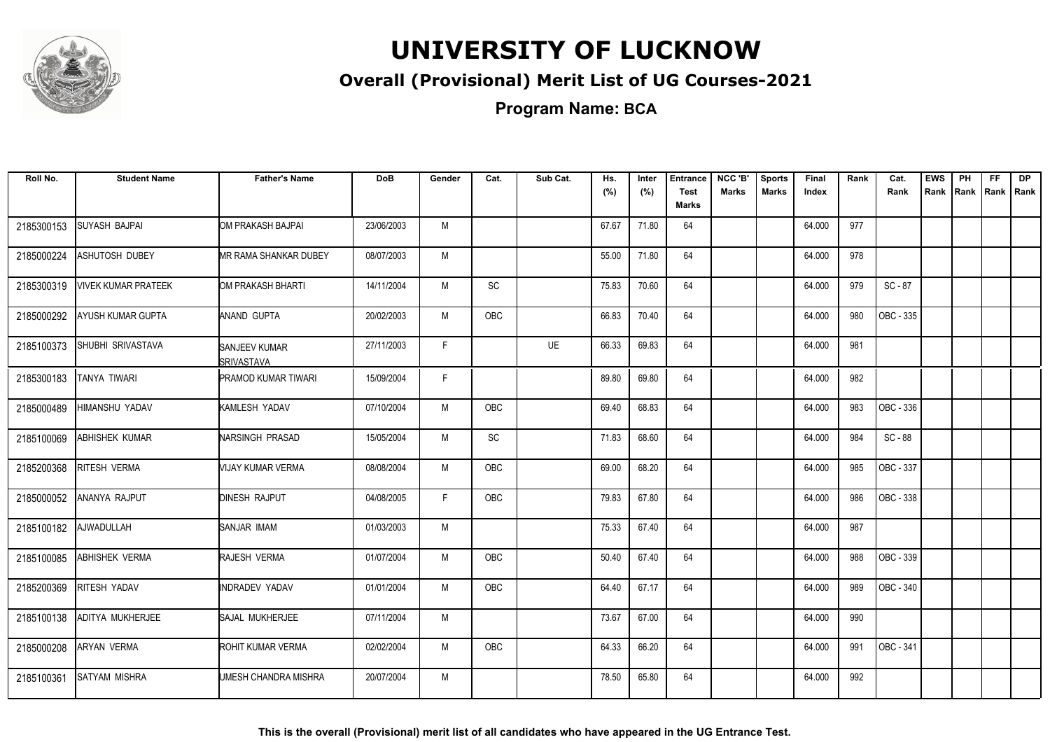# UNIVERSITY OF LUCKNOW

## Overall (Provisional) Merit List of UG Courses-2021

**Program Name: BCA**

| Roll No. | Student Name | Father's Name | DoB | Gender | Cat. | Sub Cat. | Hs. (%) | Inter (%) | Entrance Test Marks | NCC 'B' Marks | Sports Marks | Final Index | Rank | Cat. Rank | EWS Rank | PH Rank | FF Rank | DP Rank |
|---|---|---|---|---|---|---|---|---|---|---|---|---|---|---|---|---|---|---|
| 2185300153 | SUYASH BAJPAI | OM PRAKASH BAJPAI | 23/06/2003 | M | | | 67.67 | 71.80 | 64 | | | 64.000 | 977 | | | | | |
| 2185000224 | ASHUTOSH DUBEY | MR RAMA SHANKAR DUBEY | 08/07/2003 | M | | | 55.00 | 71.80 | 64 | | | 64.000 | 978 | | | | | |
| 2185300319 | VIVEK KUMAR PRATEEK | OM PRAKASH BHARTI | 14/11/2004 | M | SC | | 75.83 | 70.60 | 64 | | | 64.000 | 979 | SC - 87 | | | | |
| 2185000292 | AYUSH KUMAR GUPTA | ANAND GUPTA | 20/02/2003 | M | OBC | | 66.83 | 70.40 | 64 | | | 64.000 | 980 | OBC - 335 | | | | |
| 2185100373 | SHUBHI SRIVASTAVA | SANJEEV KUMAR SRIVASTAVA | 27/11/2003 | F | | UE | 66.33 | 69.83 | 64 | | | 64.000 | 981 | | | | | |
| 2185300183 | TANYA TIWARI | PRAMOD KUMAR TIWARI | 15/09/2004 | F | | | 89.80 | 69.80 | 64 | | | 64.000 | 982 | | | | | |
| 2185000489 | HIMANSHU YADAV | KAMLESH YADAV | 07/10/2004 | M | OBC | | 69.40 | 68.83 | 64 | | | 64.000 | 983 | OBC - 336 | | | | |
| 2185100069 | ABHISHEK KUMAR | NARSINGH PRASAD | 15/05/2004 | M | SC | | 71.83 | 68.60 | 64 | | | 64.000 | 984 | SC - 88 | | | | |
| 2185200368 | RITESH VERMA | VIJAY KUMAR VERMA | 08/08/2004 | M | OBC | | 69.00 | 68.20 | 64 | | | 64.000 | 985 | OBC - 337 | | | | |
| 2185000052 | ANANYA RAJPUT | DINESH RAJPUT | 04/08/2005 | F | OBC | | 79.83 | 67.80 | 64 | | | 64.000 | 986 | OBC - 338 | | | | |
| 2185100182 | AJWADULLAH | SANJAR IMAM | 01/03/2003 | M | | | 75.33 | 67.40 | 64 | | | 64.000 | 987 | | | | | |
| 2185100085 | ABHISHEK VERMA | RAJESH VERMA | 01/07/2004 | M | OBC | | 50.40 | 67.40 | 64 | | | 64.000 | 988 | OBC - 339 | | | | |
| 2185200369 | RITESH YADAV | INDRADEV YADAV | 01/01/2004 | M | OBC | | 64.40 | 67.17 | 64 | | | 64.000 | 989 | OBC - 340 | | | | |
| 2185100138 | ADITYA MUKHERJEE | SAJAL MUKHERJEE | 07/11/2004 | M | | | 73.67 | 67.00 | 64 | | | 64.000 | 990 | | | | | |
| 2185000208 | ARYAN VERMA | ROHIT KUMAR VERMA | 02/02/2004 | M | OBC | | 64.33 | 66.20 | 64 | | | 64.000 | 991 | OBC - 341 | | | | |
| 2185100361 | SATYAM MISHRA | UMESH CHANDRA MISHRA | 20/07/2004 | M | | | 78.50 | 65.80 | 64 | | | 64.000 | 992 | | | | | |

**This is the overall (Provisional) merit list of all candidates who have appeared in the UG Entrance Test.**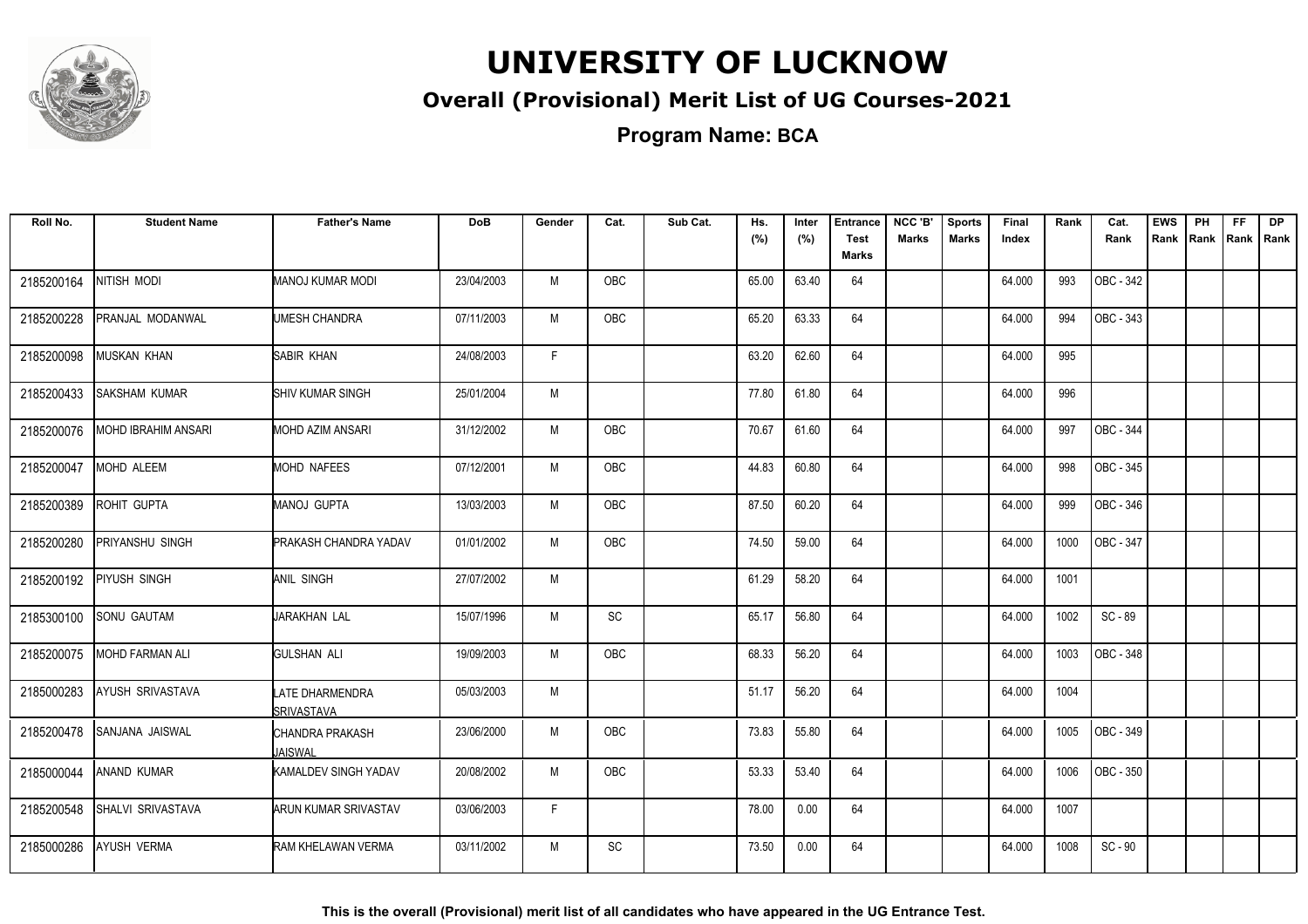# UNIVERSITY OF LUCKNOW

## Overall (Provisional) Merit List of UG Courses-2021

### Program Name: BCA

| Roll No. | Student Name | Father's Name | DoB | Gender | Cat. | Sub Cat. | Hs. (%) | Inter (%) | Entrance Test Marks | NCC 'B' Marks | Sports Marks | Final Index | Rank | Cat. Rank | EWS Rank | PH Rank | FF Rank | DP Rank |
|---|---|---|---|---|---|---|---|---|---|---|---|---|---|---|---|---|---|---|
| 2185200164 | NITISH MODI | MANOJ KUMAR MODI | 23/04/2003 | M | OBC | | 65.00 | 63.40 | 64 | | | 64.000 | 993 | OBC - 342 | | | | |
| 2185200228 | PRANJAL MODANWAL | UMESH CHANDRA | 07/11/2003 | M | OBC | | 65.20 | 63.33 | 64 | | | 64.000 | 994 | OBC - 343 | | | | |
| 2185200098 | MUSKAN KHAN | SABIR KHAN | 24/08/2003 | F | | | 63.20 | 62.60 | 64 | | | 64.000 | 995 | | | | | |
| 2185200433 | SAKSHAM KUMAR | SHIV KUMAR SINGH | 25/01/2004 | M | | | 77.80 | 61.80 | 64 | | | 64.000 | 996 | | | | | |
| 2185200076 | MOHD IBRAHIM ANSARI | MOHD AZIM ANSARI | 31/12/2002 | M | OBC | | 70.67 | 61.60 | 64 | | | 64.000 | 997 | OBC - 344 | | | | |
| 2185200047 | MOHD ALEEM | MOHD NAFEES | 07/12/2001 | M | OBC | | 44.83 | 60.80 | 64 | | | 64.000 | 998 | OBC - 345 | | | | |
| 2185200389 | ROHIT GUPTA | MANOJ GUPTA | 13/03/2003 | M | OBC | | 87.50 | 60.20 | 64 | | | 64.000 | 999 | OBC - 346 | | | | |
| 2185200280 | PRIYANSHU SINGH | PRAKASH CHANDRA YADAV | 01/01/2002 | M | OBC | | 74.50 | 59.00 | 64 | | | 64.000 | 1000 | OBC - 347 | | | | |
| 2185200192 | PIYUSH SINGH | ANIL SINGH | 27/07/2002 | M | | | 61.29 | 58.20 | 64 | | | 64.000 | 1001 | | | | | |
| 2185300100 | SONU GAUTAM | JARAKHAN LAL | 15/07/1996 | M | SC | | 65.17 | 56.80 | 64 | | | 64.000 | 1002 | SC - 89 | | | | |
| 2185200075 | MOHD FARMAN ALI | GULSHAN ALI | 19/09/2003 | M | OBC | | 68.33 | 56.20 | 64 | | | 64.000 | 1003 | OBC - 348 | | | | |
| 2185000283 | AYUSH SRIVASTAVA | LATE DHARMENDRA SRIVASTAVA | 05/03/2003 | M | | | 51.17 | 56.20 | 64 | | | 64.000 | 1004 | | | | | |
| 2185200478 | SANJANA JAISWAL | CHANDRA PRAKASH JAISWAL | 23/06/2000 | M | OBC | | 73.83 | 55.80 | 64 | | | 64.000 | 1005 | OBC - 349 | | | | |
| 2185000044 | ANAND KUMAR | KAMALDEV SINGH YADAV | 20/08/2002 | M | OBC | | 53.33 | 53.40 | 64 | | | 64.000 | 1006 | OBC - 350 | | | | |
| 2185200548 | SHALVI SRIVASTAVA | ARUN KUMAR SRIVASTAV | 03/06/2003 | F | | | 78.00 | 0.00 | 64 | | | 64.000 | 1007 | | | | | |
| 2185000286 | AYUSH VERMA | RAM KHELAWAN VERMA | 03/11/2002 | M | SC | | 73.50 | 0.00 | 64 | | | 64.000 | 1008 | SC - 90 | | | | |

**This is the overall (Provisional) merit list of all candidates who have appeared in the UG Entrance Test.**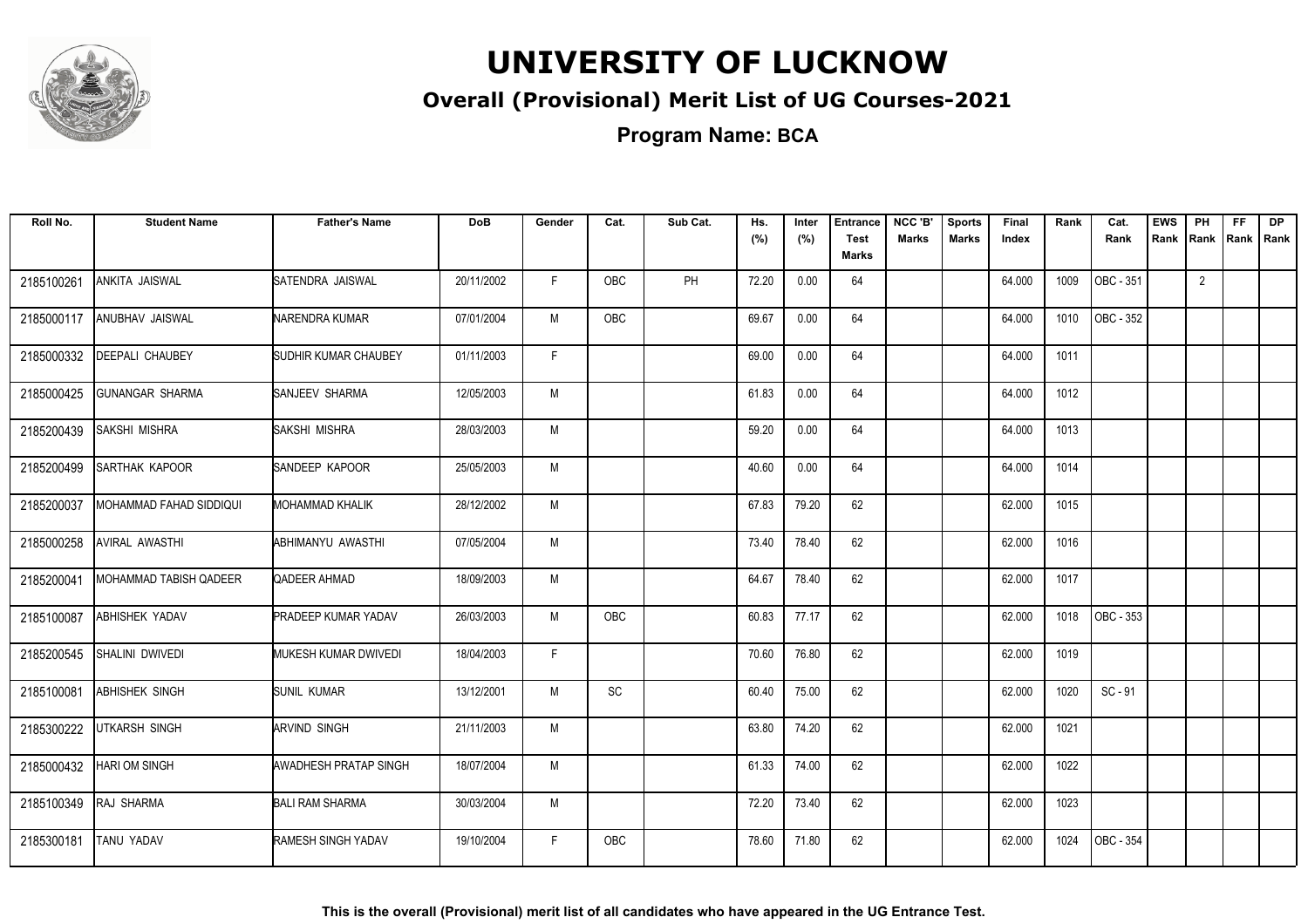# UNIVERSITY OF LUCKNOW

## Overall (Provisional) Merit List of UG Courses-2021

### Program Name: BCA

| Roll No. | Student Name | Father's Name | DoB | Gender | Cat. | Sub Cat. | Hs. (%) | Inter (%) | Entrance Test Marks | NCC 'B' Marks | Sports Marks | Final Index | Rank | Cat. Rank | EWS Rank | PH Rank | FF Rank | DP Rank |
|---|---|---|---|---|---|---|---|---|---|---|---|---|---|---|---|---|---|---|
| 2185100261 | ANKITA JAISWAL | SATENDRA JAISWAL | 20/11/2002 | F | OBC | PH | 72.20 | 0.00 | 64 | | | 64.000 | 1009 | OBC - 351 | | 2 | | |
| 2185000117 | ANUBHAV JAISWAL | NARENDRA KUMAR | 07/01/2004 | M | OBC | | 69.67 | 0.00 | 64 | | | 64.000 | 1010 | OBC - 352 | | | | |
| 2185000332 | DEEPALI CHAUBEY | SUDHIR KUMAR CHAUBEY | 01/11/2003 | F | | | 69.00 | 0.00 | 64 | | | 64.000 | 1011 | | | | | |
| 2185000425 | GUNANGAR SHARMA | SANJEEV SHARMA | 12/05/2003 | M | | | 61.83 | 0.00 | 64 | | | 64.000 | 1012 | | | | | |
| 2185200439 | SAKSHI MISHRA | SAKSHI MISHRA | 28/03/2003 | M | | | 59.20 | 0.00 | 64 | | | 64.000 | 1013 | | | | | |
| 2185200499 | SARTHAK KAPOOR | SANDEEP KAPOOR | 25/05/2003 | M | | | 40.60 | 0.00 | 64 | | | 64.000 | 1014 | | | | | |
| 2185200037 | MOHAMMAD FAHAD SIDDIQUI | MOHAMMAD KHALIK | 28/12/2002 | M | | | 67.83 | 79.20 | 62 | | | 62.000 | 1015 | | | | | |
| 2185000258 | AVIRAL AWASTHI | ABHIMANYU AWASTHI | 07/05/2004 | M | | | 73.40 | 78.40 | 62 | | | 62.000 | 1016 | | | | | |
| 2185200041 | MOHAMMAD TABISH QADEER | QADEER AHMAD | 18/09/2003 | M | | | 64.67 | 78.40 | 62 | | | 62.000 | 1017 | | | | | |
| 2185100087 | ABHISHEK YADAV | PRADEEP KUMAR YADAV | 26/03/2003 | M | OBC | | 60.83 | 77.17 | 62 | | | 62.000 | 1018 | OBC - 353 | | | | |
| 2185200545 | SHALINI DWIVEDI | MUKESH KUMAR DWIVEDI | 18/04/2003 | F | | | 70.60 | 76.80 | 62 | | | 62.000 | 1019 | | | | | |
| 2185100081 | ABHISHEK SINGH | SUNIL KUMAR | 13/12/2001 | M | SC | | 60.40 | 75.00 | 62 | | | 62.000 | 1020 | SC - 91 | | | | |
| 2185300222 | UTKARSH SINGH | ARVIND SINGH | 21/11/2003 | M | | | 63.80 | 74.20 | 62 | | | 62.000 | 1021 | | | | | |
| 2185000432 | HARI OM SINGH | AWADHESH PRATAP SINGH | 18/07/2004 | M | | | 61.33 | 74.00 | 62 | | | 62.000 | 1022 | | | | | |
| 2185100349 | RAJ SHARMA | BALI RAM SHARMA | 30/03/2004 | M | | | 72.20 | 73.40 | 62 | | | 62.000 | 1023 | | | | | |
| 2185300181 | TANU YADAV | RAMESH SINGH YADAV | 19/10/2004 | F | OBC | | 78.60 | 71.80 | 62 | | | 62.000 | 1024 | OBC - 354 | | | | |

**This is the overall (Provisional) merit list of all candidates who have appeared in the UG Entrance Test.**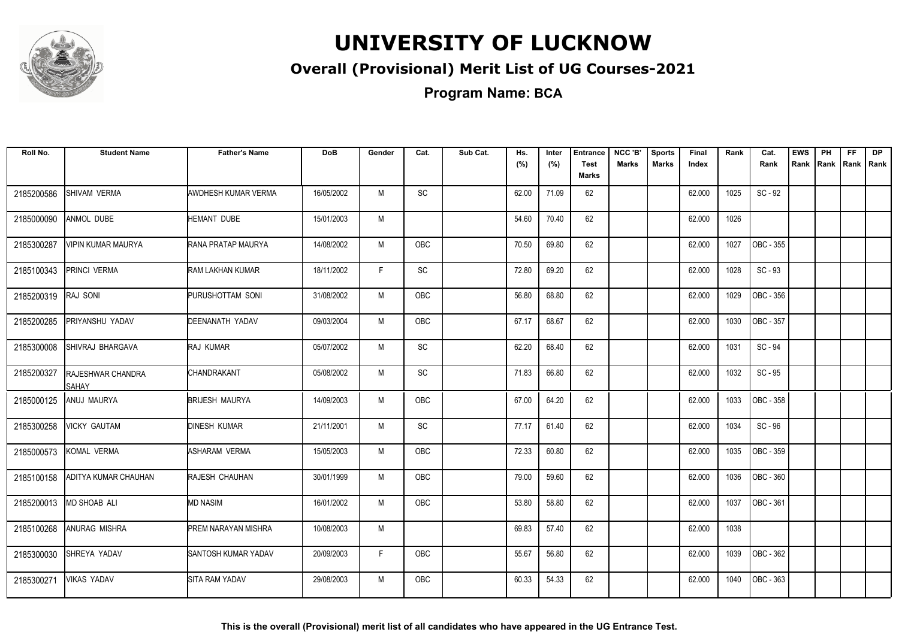# UNIVERSITY OF LUCKNOW

## Overall (Provisional) Merit List of UG Courses-2021

### Program Name: BCA

| Roll No. | Student Name | Father's Name | DoB | Gender | Cat. | Sub Cat. | Hs. (%) | Inter (%) | Entrance Test Marks | NCC 'B' Marks | Sports Marks | Final Index | Rank | Cat. Rank | EWS Rank | PH Rank | FF Rank | DP Rank |
|---|---|---|---|---|---|---|---|---|---|---|---|---|---|---|---|---|---|---|
| 2185200586 | SHIVAM VERMA | AWDHESH KUMAR VERMA | 16/05/2002 | M | SC | | 62.00 | 71.09 | 62 | | | 62.000 | 1025 | SC - 92 | | | | |
| 2185000090 | ANMOL DUBE | HEMANT DUBE | 15/01/2003 | M | | | 54.60 | 70.40 | 62 | | | 62.000 | 1026 | | | | | |
| 2185300287 | VIPIN KUMAR MAURYA | RANA PRATAP MAURYA | 14/08/2002 | M | OBC | | 70.50 | 69.80 | 62 | | | 62.000 | 1027 | OBC - 355 | | | | |
| 2185100343 | PRINCI VERMA | RAM LAKHAN KUMAR | 18/11/2002 | F | SC | | 72.80 | 69.20 | 62 | | | 62.000 | 1028 | SC - 93 | | | | |
| 2185200319 | RAJ SONI | PURUSHOTTAM SONI | 31/08/2002 | M | OBC | | 56.80 | 68.80 | 62 | | | 62.000 | 1029 | OBC - 356 | | | | |
| 2185200285 | PRIYANSHU YADAV | DEENANATH YADAV | 09/03/2004 | M | OBC | | 67.17 | 68.67 | 62 | | | 62.000 | 1030 | OBC - 357 | | | | |
| 2185300008 | SHIVRAJ BHARGAVA | RAJ KUMAR | 05/07/2002 | M | SC | | 62.20 | 68.40 | 62 | | | 62.000 | 1031 | SC - 94 | | | | |
| 2185200327 | RAJESHWAR CHANDRA SAHAY | CHANDRAKANT | 05/08/2002 | M | SC | | 71.83 | 66.80 | 62 | | | 62.000 | 1032 | SC - 95 | | | | |
| 2185000125 | ANUJ MAURYA | BRIJESH MAURYA | 14/09/2003 | M | OBC | | 67.00 | 64.20 | 62 | | | 62.000 | 1033 | OBC - 358 | | | | |
| 2185300258 | VICKY GAUTAM | DINESH KUMAR | 21/11/2001 | M | SC | | 77.17 | 61.40 | 62 | | | 62.000 | 1034 | SC - 96 | | | | |
| 2185000573 | KOMAL VERMA | ASHARAM VERMA | 15/05/2003 | M | OBC | | 72.33 | 60.80 | 62 | | | 62.000 | 1035 | OBC - 359 | | | | |
| 2185100158 | ADITYA KUMAR CHAUHAN | RAJESH CHAUHAN | 30/01/1999 | M | OBC | | 79.00 | 59.60 | 62 | | | 62.000 | 1036 | OBC - 360 | | | | |
| 2185200013 | MD SHOAB ALI | MD NASIM | 16/01/2002 | M | OBC | | 53.80 | 58.80 | 62 | | | 62.000 | 1037 | OBC - 361 | | | | |
| 2185100268 | ANURAG MISHRA | PREM NARAYAN MISHRA | 10/08/2003 | M | | | 69.83 | 57.40 | 62 | | | 62.000 | 1038 | | | | | |
| 2185300030 | SHREYA YADAV | SANTOSH KUMAR YADAV | 20/09/2003 | F | OBC | | 55.67 | 56.80 | 62 | | | 62.000 | 1039 | OBC - 362 | | | | |
| 2185300271 | VIKAS YADAV | SITA RAM YADAV | 29/08/2003 | M | OBC | | 60.33 | 54.33 | 62 | | | 62.000 | 1040 | OBC - 363 | | | | |

**This is the overall (Provisional) merit list of all candidates who have appeared in the UG Entrance Test.**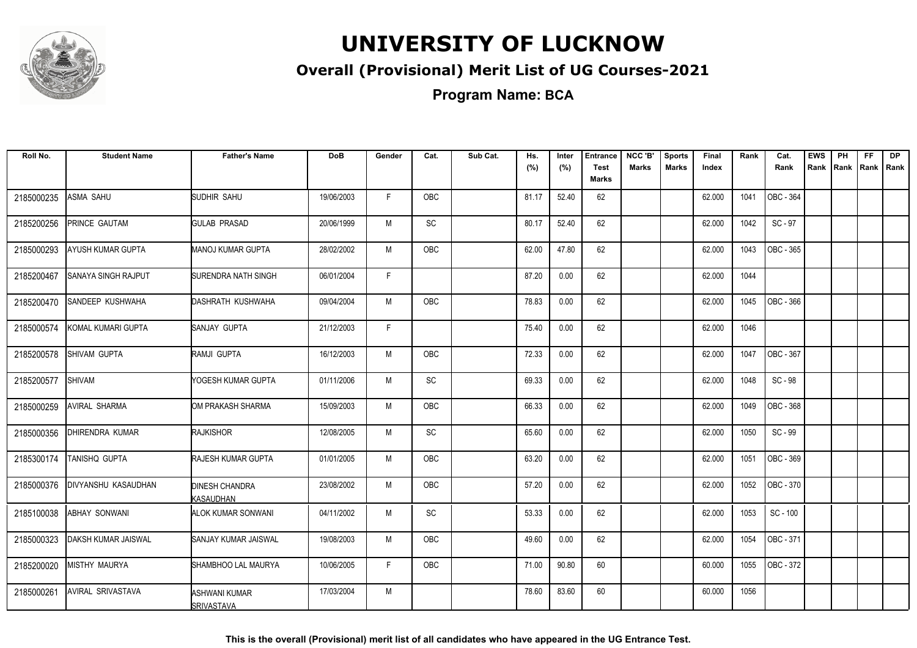# UNIVERSITY OF LUCKNOW

## Overall (Provisional) Merit List of UG Courses-2021

### Program Name: BCA

| Roll No. | Student Name | Father's Name | DoB | Gender | Cat. | Sub Cat. | Hs. (%) | Inter (%) | Entrance Test Marks | NCC 'B' Marks | Sports Marks | Final Index | Rank | Cat. Rank | EWS Rank | PH Rank | FF Rank | DP Rank |
|---|---|---|---|---|---|---|---|---|---|---|---|---|---|---|---|---|---|---|
| 2185000235 | ASMA SAHU | SUDHIR SAHU | 19/06/2003 | F | OBC | | 81.17 | 52.40 | 62 | | | 62.000 | 1041 | OBC - 364 | | | | |
| 2185200256 | PRINCE GAUTAM | GULAB PRASAD | 20/06/1999 | M | SC | | 80.17 | 52.40 | 62 | | | 62.000 | 1042 | SC - 97 | | | | |
| 2185000293 | AYUSH KUMAR GUPTA | MANOJ KUMAR GUPTA | 28/02/2002 | M | OBC | | 62.00 | 47.80 | 62 | | | 62.000 | 1043 | OBC - 365 | | | | |
| 2185200467 | SANAYA SINGH RAJPUT | SURENDRA NATH SINGH | 06/01/2004 | F | | | 87.20 | 0.00 | 62 | | | 62.000 | 1044 | | | | | |
| 2185200470 | SANDEEP KUSHWAHA | DASHRATH KUSHWAHA | 09/04/2004 | M | OBC | | 78.83 | 0.00 | 62 | | | 62.000 | 1045 | OBC - 366 | | | | |
| 2185000574 | KOMAL KUMARI GUPTA | SANJAY GUPTA | 21/12/2003 | F | | | 75.40 | 0.00 | 62 | | | 62.000 | 1046 | | | | | |
| 2185200578 | SHIVAM GUPTA | RAMJI GUPTA | 16/12/2003 | M | OBC | | 72.33 | 0.00 | 62 | | | 62.000 | 1047 | OBC - 367 | | | | |
| 2185200577 | SHIVAM | YOGESH KUMAR GUPTA | 01/11/2006 | M | SC | | 69.33 | 0.00 | 62 | | | 62.000 | 1048 | SC - 98 | | | | |
| 2185000259 | AVIRAL SHARMA | OM PRAKASH SHARMA | 15/09/2003 | M | OBC | | 66.33 | 0.00 | 62 | | | 62.000 | 1049 | OBC - 368 | | | | |
| 2185000356 | DHIRENDRA KUMAR | RAJKISHOR | 12/08/2005 | M | SC | | 65.60 | 0.00 | 62 | | | 62.000 | 1050 | SC - 99 | | | | |
| 2185300174 | TANISHQ GUPTA | RAJESH KUMAR GUPTA | 01/01/2005 | M | OBC | | 63.20 | 0.00 | 62 | | | 62.000 | 1051 | OBC - 369 | | | | |
| 2185000376 | DIVYANSHU KASAUDHAN | DINESH CHANDRA KASAUDHAN | 23/08/2002 | M | OBC | | 57.20 | 0.00 | 62 | | | 62.000 | 1052 | OBC - 370 | | | | |
| 2185100038 | ABHAY SONWANI | ALOK KUMAR SONWANI | 04/11/2002 | M | SC | | 53.33 | 0.00 | 62 | | | 62.000 | 1053 | SC - 100 | | | | |
| 2185000323 | DAKSH KUMAR JAISWAL | SANJAY KUMAR JAISWAL | 19/08/2003 | M | OBC | | 49.60 | 0.00 | 62 | | | 62.000 | 1054 | OBC - 371 | | | | |
| 2185200020 | MISTHY MAURYA | SHAMBHOO LAL MAURYA | 10/06/2005 | F | OBC | | 71.00 | 90.80 | 60 | | | 60.000 | 1055 | OBC - 372 | | | | |
| 2185000261 | AVIRAL SRIVASTAVA | ASHWANI KUMAR SRIVASTAVA | 17/03/2004 | M | | | 78.60 | 83.60 | 60 | | | 60.000 | 1056 | | | | | |

**This is the overall (Provisional) merit list of all candidates who have appeared in the UG Entrance Test.**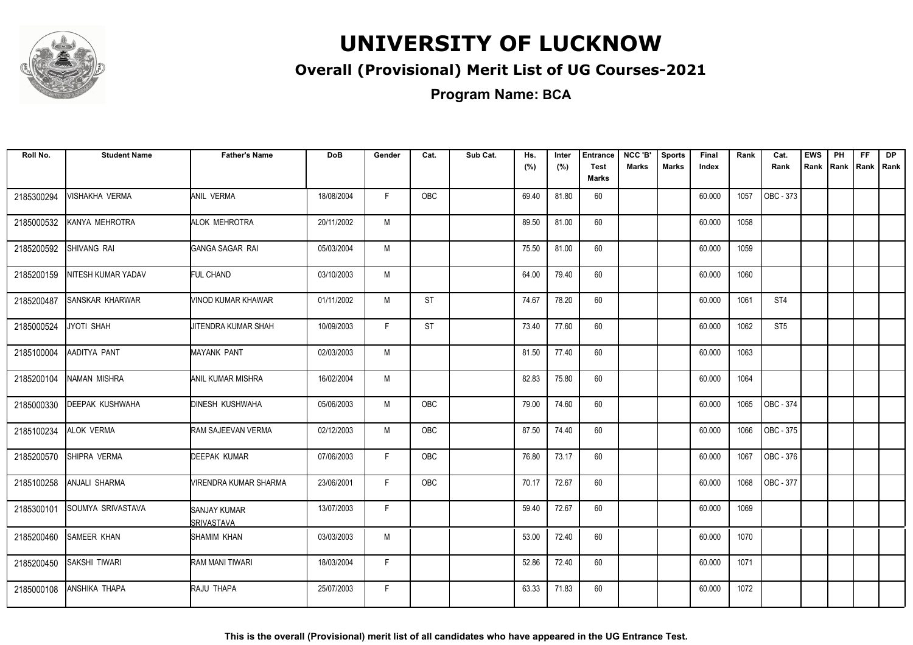# UNIVERSITY OF LUCKNOW

## Overall (Provisional) Merit List of UG Courses-2021

### Program Name: BCA

| Roll No. | Student Name | Father's Name | DoB | Gender | Cat. | Sub Cat. | Hs. (%) | Inter (%) | Entrance Test Marks | NCC 'B' Marks | Sports Marks | Final Index | Rank | Cat. Rank | EWS Rank | PH Rank | FF Rank | DP Rank |
|---|---|---|---|---|---|---|---|---|---|---|---|---|---|---|---|---|---|---|
| 2185300294 | VISHAKHA VERMA | ANIL VERMA | 18/08/2004 | F | OBC | | 69.40 | 81.80 | 60 | | | 60.000 | 1057 | OBC - 373 | | | | |
| 2185000532 | KANYA MEHROTRA | ALOK MEHROTRA | 20/11/2002 | M | | | 89.50 | 81.00 | 60 | | | 60.000 | 1058 | | | | | |
| 2185200592 | SHIVANG RAI | GANGA SAGAR RAI | 05/03/2004 | M | | | 75.50 | 81.00 | 60 | | | 60.000 | 1059 | | | | | |
| 2185200159 | NITESH KUMAR YADAV | FUL CHAND | 03/10/2003 | M | | | 64.00 | 79.40 | 60 | | | 60.000 | 1060 | | | | | |
| 2185200487 | SANSKAR KHARWAR | VINOD KUMAR KHAWAR | 01/11/2002 | M | ST | | 74.67 | 78.20 | 60 | | | 60.000 | 1061 | ST4 | | | | |
| 2185000524 | JYOTI SHAH | JITENDRA KUMAR SHAH | 10/09/2003 | F | ST | | 73.40 | 77.60 | 60 | | | 60.000 | 1062 | ST5 | | | | |
| 2185100004 | AADITYA PANT | MAYANK PANT | 02/03/2003 | M | | | 81.50 | 77.40 | 60 | | | 60.000 | 1063 | | | | | |
| 2185200104 | NAMAN MISHRA | ANIL KUMAR MISHRA | 16/02/2004 | M | | | 82.83 | 75.80 | 60 | | | 60.000 | 1064 | | | | | |
| 2185000330 | DEEPAK KUSHWAHA | DINESH KUSHWAHA | 05/06/2003 | M | OBC | | 79.00 | 74.60 | 60 | | | 60.000 | 1065 | OBC - 374 | | | | |
| 2185100234 | ALOK VERMA | RAM SAJEEVAN VERMA | 02/12/2003 | M | OBC | | 87.50 | 74.40 | 60 | | | 60.000 | 1066 | OBC - 375 | | | | |
| 2185200570 | SHIPRA VERMA | DEEPAK KUMAR | 07/06/2003 | F | OBC | | 76.80 | 73.17 | 60 | | | 60.000 | 1067 | OBC - 376 | | | | |
| 2185100258 | ANJALI SHARMA | VIRENDRA KUMAR SHARMA | 23/06/2001 | F | OBC | | 70.17 | 72.67 | 60 | | | 60.000 | 1068 | OBC - 377 | | | | |
| 2185300101 | SOUMYA SRIVASTAVA | SANJAY KUMAR SRIVASTAVA | 13/07/2003 | F | | | 59.40 | 72.67 | 60 | | | 60.000 | 1069 | | | | | |
| 2185200460 | SAMEER KHAN | SHAMIM KHAN | 03/03/2003 | M | | | 53.00 | 72.40 | 60 | | | 60.000 | 1070 | | | | | |
| 2185200450 | SAKSHI TIWARI | RAM MANI TIWARI | 18/03/2004 | F | | | 52.86 | 72.40 | 60 | | | 60.000 | 1071 | | | | | |
| 2185000108 | ANSHIKA THAPA | RAJU THAPA | 25/07/2003 | F | | | 63.33 | 71.83 | 60 | | | 60.000 | 1072 | | | | | |

**This is the overall (Provisional) merit list of all candidates who have appeared in the UG Entrance Test.**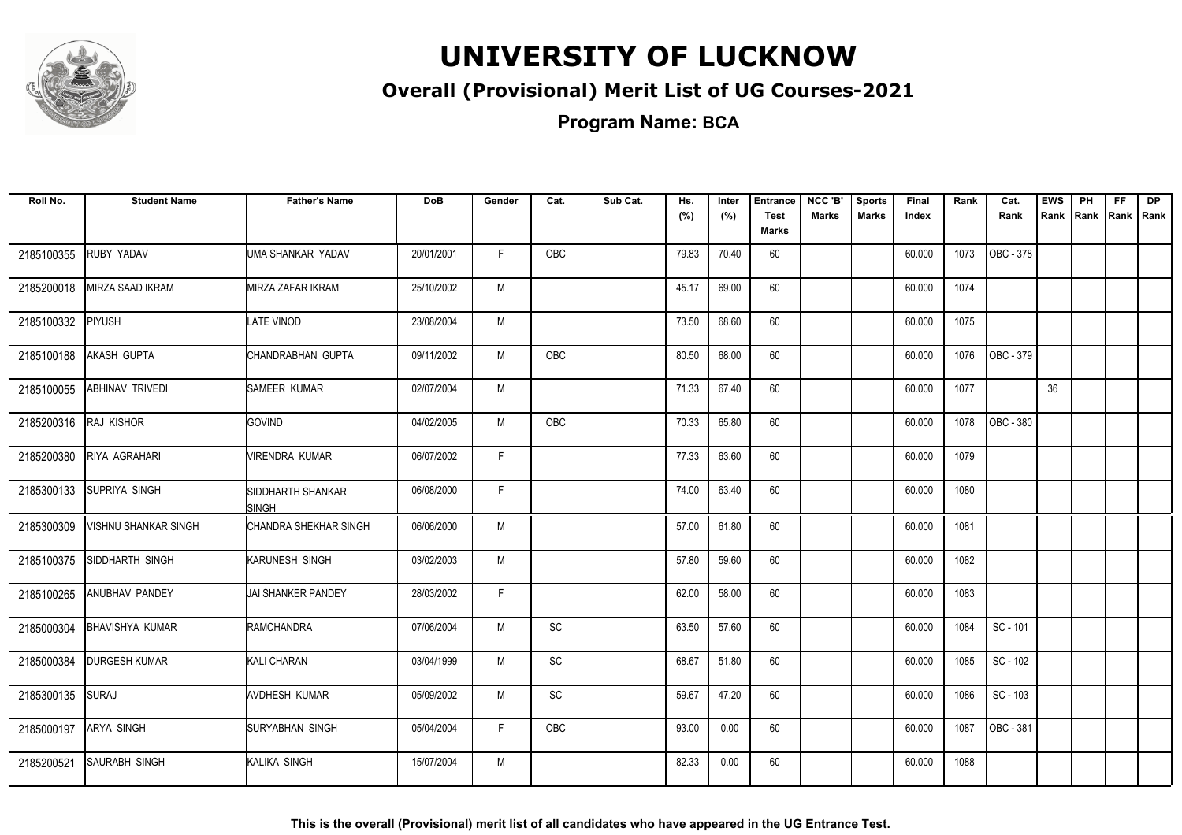# UNIVERSITY OF LUCKNOW

## Overall (Provisional) Merit List of UG Courses-2021

### Program Name: BCA

| Roll No. | Student Name | Father's Name | DoB | Gender | Cat. | Sub Cat. | Hs. (%) | Inter (%) | Entrance Test Marks | NCC 'B' Marks | Sports Marks | Final Index | Rank | Cat. Rank | EWS Rank | PH Rank | FF Rank | DP Rank |
|---|---|---|---|---|---|---|---|---|---|---|---|---|---|---|---|---|---|---|
| 2185100355 | RUBY YADAV | UMA SHANKAR YADAV | 20/01/2001 | F | OBC | | 79.83 | 70.40 | 60 | | | 60.000 | 1073 | OBC - 378 | | | | |
| 2185200018 | MIRZA SAAD IKRAM | MIRZA ZAFAR IKRAM | 25/10/2002 | M | | | 45.17 | 69.00 | 60 | | | 60.000 | 1074 | | | | | |
| 2185100332 | PIYUSH | LATE VINOD | 23/08/2004 | M | | | 73.50 | 68.60 | 60 | | | 60.000 | 1075 | | | | | |
| 2185100188 | AKASH GUPTA | CHANDRABHAN GUPTA | 09/11/2002 | M | OBC | | 80.50 | 68.00 | 60 | | | 60.000 | 1076 | OBC - 379 | | | | |
| 2185100055 | ABHINAV TRIVEDI | SAMEER KUMAR | 02/07/2004 | M | | | 71.33 | 67.40 | 60 | | | 60.000 | 1077 | | 36 | | | |
| 2185200316 | RAJ KISHOR | GOVIND | 04/02/2005 | M | OBC | | 70.33 | 65.80 | 60 | | | 60.000 | 1078 | OBC - 380 | | | | |
| 2185200380 | RIYA AGRAHARI | VIRENDRA KUMAR | 06/07/2002 | F | | | 77.33 | 63.60 | 60 | | | 60.000 | 1079 | | | | | |
| 2185300133 | SUPRIYA SINGH | SIDDHARTH SHANKAR SINGH | 06/08/2000 | F | | | 74.00 | 63.40 | 60 | | | 60.000 | 1080 | | | | | |
| 2185300309 | VISHNU SHANKAR SINGH | CHANDRA SHEKHAR SINGH | 06/06/2000 | M | | | 57.00 | 61.80 | 60 | | | 60.000 | 1081 | | | | | |
| 2185100375 | SIDDHARTH SINGH | KARUNESH SINGH | 03/02/2003 | M | | | 57.80 | 59.60 | 60 | | | 60.000 | 1082 | | | | | |
| 2185100265 | ANUBHAV PANDEY | JAI SHANKER PANDEY | 28/03/2002 | F | | | 62.00 | 58.00 | 60 | | | 60.000 | 1083 | | | | | |
| 2185000304 | BHAVISHYA KUMAR | RAMCHANDRA | 07/06/2004 | M | SC | | 63.50 | 57.60 | 60 | | | 60.000 | 1084 | SC - 101 | | | | |
| 2185000384 | DURGESH KUMAR | KALI CHARAN | 03/04/1999 | M | SC | | 68.67 | 51.80 | 60 | | | 60.000 | 1085 | SC - 102 | | | | |
| 2185300135 | SURAJ | AVDHESH KUMAR | 05/09/2002 | M | SC | | 59.67 | 47.20 | 60 | | | 60.000 | 1086 | SC - 103 | | | | |
| 2185000197 | ARYA SINGH | SURYABHAN SINGH | 05/04/2004 | F | OBC | | 93.00 | 0.00 | 60 | | | 60.000 | 1087 | OBC - 381 | | | | |
| 2185200521 | SAURABH SINGH | KALIKA SINGH | 15/07/2004 | M | | | 82.33 | 0.00 | 60 | | | 60.000 | 1088 | | | | | |

**This is the overall (Provisional) merit list of all candidates who have appeared in the UG Entrance Test.**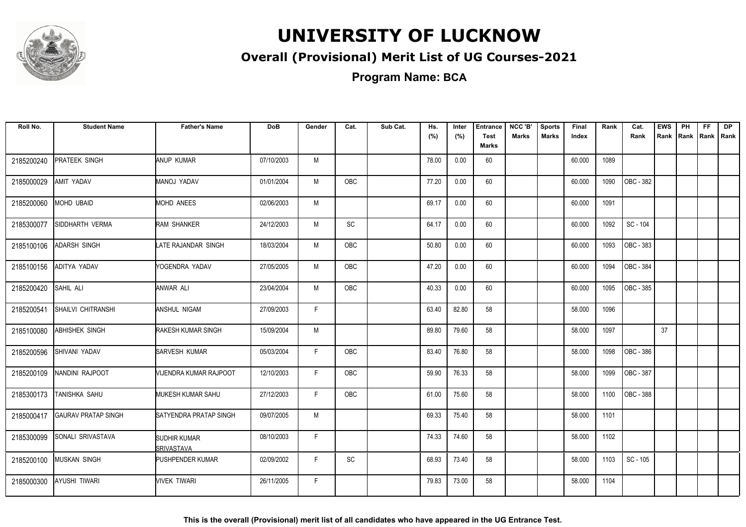# UNIVERSITY OF LUCKNOW

## Overall (Provisional) Merit List of UG Courses-2021

### Program Name: BCA

| Roll No. | Student Name | Father's Name | DoB | Gender | Cat. | Sub Cat. | Hs. (%) | Inter (%) | Entrance Test Marks | NCC 'B' Marks | Sports Marks | Final Index | Rank | Cat. Rank | EWS Rank | PH Rank | FF Rank | DP Rank |
|---|---|---|---|---|---|---|---|---|---|---|---|---|---|---|---|---|---|---|
| 2185200240 | PRATEEK SINGH | ANUP KUMAR | 07/10/2003 | M | | | 78.00 | 0.00 | 60 | | | 60.000 | 1089 | | | | | |
| 2185000029 | AMIT YADAV | MANOJ YADAV | 01/01/2004 | M | OBC | | 77.20 | 0.00 | 60 | | | 60.000 | 1090 | OBC - 382 | | | | |
| 2185200060 | MOHD UBAID | MOHD ANEES | 02/06/2003 | M | | | 69.17 | 0.00 | 60 | | | 60.000 | 1091 | | | | | |
| 2185300077 | SIDDHARTH VERMA | RAM SHANKER | 24/12/2003 | M | SC | | 64.17 | 0.00 | 60 | | | 60.000 | 1092 | SC - 104 | | | | |
| 2185100106 | ADARSH SINGH | LATE RAJANDAR SINGH | 18/03/2004 | M | OBC | | 50.80 | 0.00 | 60 | | | 60.000 | 1093 | OBC - 383 | | | | |
| 2185100156 | ADITYA YADAV | YOGENDRA YADAV | 27/05/2005 | M | OBC | | 47.20 | 0.00 | 60 | | | 60.000 | 1094 | OBC - 384 | | | | |
| 2185200420 | SAHIL ALI | ANWAR ALI | 23/04/2004 | M | OBC | | 40.33 | 0.00 | 60 | | | 60.000 | 1095 | OBC - 385 | | | | |
| 2185200541 | SHAILVI CHITRANSHI | ANSHUL NIGAM | 27/09/2003 | F | | | 63.40 | 82.80 | 58 | | | 58.000 | 1096 | | | | | |
| 2185100080 | ABHISHEK SINGH | RAKESH KUMAR SINGH | 15/09/2004 | M | | | 89.80 | 79.60 | 58 | | | 58.000 | 1097 | | 37 | | | |
| 2185200596 | SHIVANI YADAV | SARVESH KUMAR | 05/03/2004 | F | OBC | | 83.40 | 76.80 | 58 | | | 58.000 | 1098 | OBC - 386 | | | | |
| 2185200109 | NANDINI RAJPOOT | VIJENDRA KUMAR RAJPOOT | 12/10/2003 | F | OBC | | 59.90 | 76.33 | 58 | | | 58.000 | 1099 | OBC - 387 | | | | |
| 2185300173 | TANISHKA SAHU | MUKESH KUMAR SAHU | 27/12/2003 | F | OBC | | 61.00 | 75.60 | 58 | | | 58.000 | 1100 | OBC - 388 | | | | |
| 2185000417 | GAURAV PRATAP SINGH | SATYENDRA PRATAP SINGH | 09/07/2005 | M | | | 69.33 | 75.40 | 58 | | | 58.000 | 1101 | | | | | |
| 2185300099 | SONALI SRIVASTAVA | SUDHIR KUMAR SRIVASTAVA | 08/10/2003 | F | | | 74.33 | 74.60 | 58 | | | 58.000 | 1102 | | | | | |
| 2185200100 | MUSKAN SINGH | PUSHPENDER KUMAR | 02/09/2002 | F | SC | | 68.93 | 73.40 | 58 | | | 58.000 | 1103 | SC - 105 | | | | |
| 2185000300 | AYUSHI TIWARI | VIVEK TIWARI | 26/11/2005 | F | | | 79.83 | 73.00 | 58 | | | 58.000 | 1104 | | | | | |

**This is the overall (Provisional) merit list of all candidates who have appeared in the UG Entrance Test.**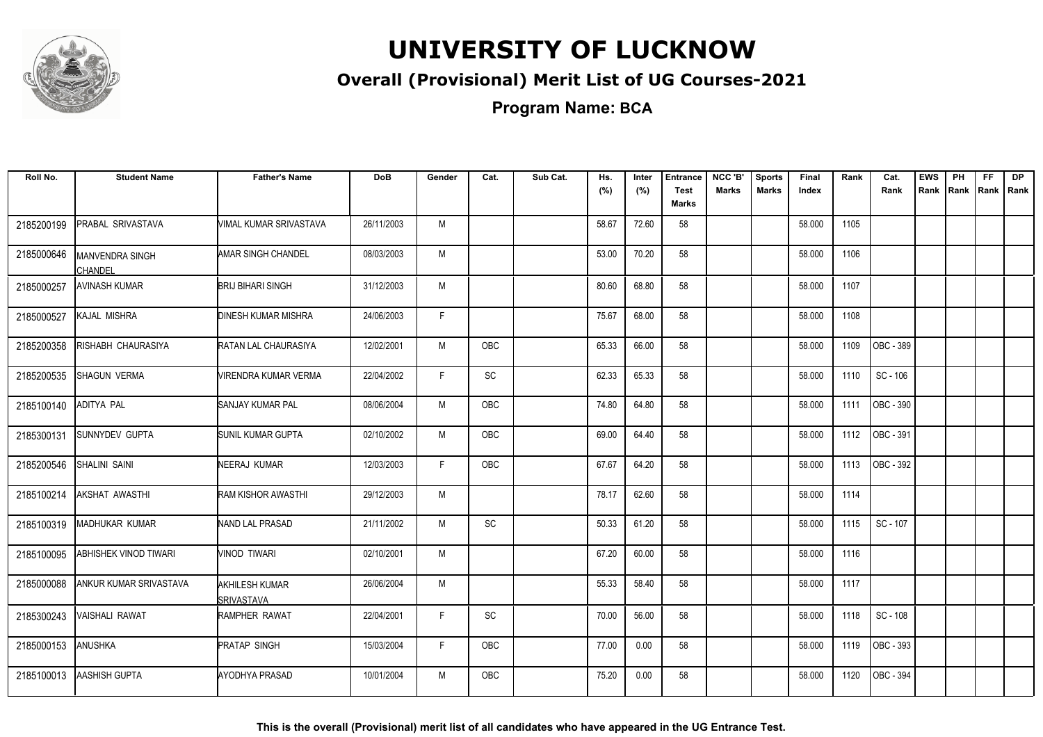# UNIVERSITY OF LUCKNOW

## Overall (Provisional) Merit List of UG Courses-2021

**Program Name: BCA**

| Roll No. | Student Name | Father's Name | DoB | Gender | Cat. | Sub Cat. | Hs. (%) | Inter (%) | Entrance Test Marks | NCC 'B' Marks | Sports Marks | Final Index | Rank | Cat. Rank | EWS Rank | PH Rank | FF Rank | DP Rank |
|---|---|---|---|---|---|---|---|---|---|---|---|---|---|---|---|---|---|---|
| 2185200199 | PRABAL SRIVASTAVA | VIMAL KUMAR SRIVASTAVA | 26/11/2003 | M | | | 58.67 | 72.60 | 58 | | | 58.000 | 1105 | | | | | |
| 2185000646 | MANVENDRA SINGH CHANDEL | AMAR SINGH CHANDEL | 08/03/2003 | M | | | 53.00 | 70.20 | 58 | | | 58.000 | 1106 | | | | | |
| 2185000257 | AVINASH KUMAR | BRIJ BIHARI SINGH | 31/12/2003 | M | | | 80.60 | 68.80 | 58 | | | 58.000 | 1107 | | | | | |
| 2185000527 | KAJAL MISHRA | DINESH KUMAR MISHRA | 24/06/2003 | F | | | 75.67 | 68.00 | 58 | | | 58.000 | 1108 | | | | | |
| 2185200358 | RISHABH CHAURASIYA | RATAN LAL CHAURASIYA | 12/02/2001 | M | OBC | | 65.33 | 66.00 | 58 | | | 58.000 | 1109 | OBC - 389 | | | | |
| 2185200535 | SHAGUN VERMA | VIRENDRA KUMAR VERMA | 22/04/2002 | F | SC | | 62.33 | 65.33 | 58 | | | 58.000 | 1110 | SC - 106 | | | | |
| 2185100140 | ADITYA PAL | SANJAY KUMAR PAL | 08/06/2004 | M | OBC | | 74.80 | 64.80 | 58 | | | 58.000 | 1111 | OBC - 390 | | | | |
| 2185300131 | SUNNYDEV GUPTA | SUNIL KUMAR GUPTA | 02/10/2002 | M | OBC | | 69.00 | 64.40 | 58 | | | 58.000 | 1112 | OBC - 391 | | | | |
| 2185200546 | SHALINI SAINI | NEERAJ KUMAR | 12/03/2003 | F | OBC | | 67.67 | 64.20 | 58 | | | 58.000 | 1113 | OBC - 392 | | | | |
| 2185100214 | AKSHAT AWASTHI | RAM KISHOR AWASTHI | 29/12/2003 | M | | | 78.17 | 62.60 | 58 | | | 58.000 | 1114 | | | | | |
| 2185100319 | MADHUKAR KUMAR | NAND LAL PRASAD | 21/11/2002 | M | SC | | 50.33 | 61.20 | 58 | | | 58.000 | 1115 | SC - 107 | | | | |
| 2185100095 | ABHISHEK VINOD TIWARI | VINOD TIWARI | 02/10/2001 | M | | | 67.20 | 60.00 | 58 | | | 58.000 | 1116 | | | | | |
| 2185000088 | ANKUR KUMAR SRIVASTAVA | AKHILESH KUMAR SRIVASTAVA | 26/06/2004 | M | | | 55.33 | 58.40 | 58 | | | 58.000 | 1117 | | | | | |
| 2185300243 | VAISHALI RAWAT | RAMPHER RAWAT | 22/04/2001 | F | SC | | 70.00 | 56.00 | 58 | | | 58.000 | 1118 | SC - 108 | | | | |
| 2185000153 | ANUSHKA | PRATAP SINGH | 15/03/2004 | F | OBC | | 77.00 | 0.00 | 58 | | | 58.000 | 1119 | OBC - 393 | | | | |
| 2185100013 | AASHISH GUPTA | AYODHYA PRASAD | 10/01/2004 | M | OBC | | 75.20 | 0.00 | 58 | | | 58.000 | 1120 | OBC - 394 | | | | |

This is the overall (Provisional) merit list of all candidates who have appeared in the UG Entrance Test.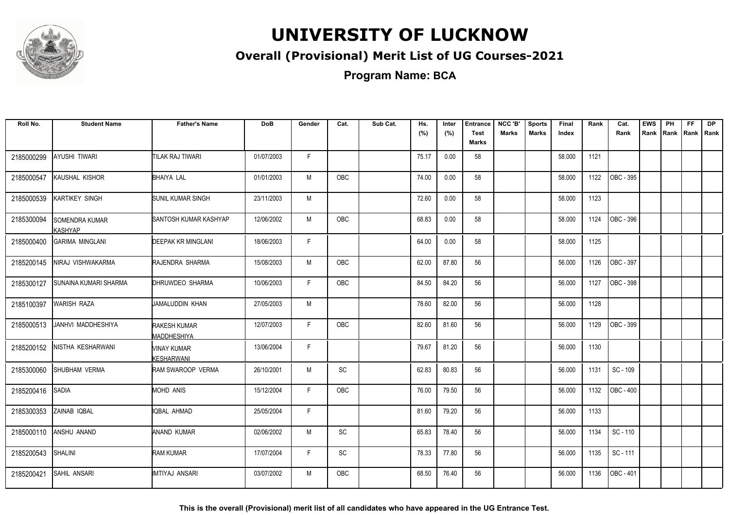# UNIVERSITY OF LUCKNOW

## Overall (Provisional) Merit List of UG Courses-2021

### Program Name: BCA

| Roll No. | Student Name | Father's Name | DoB | Gender | Cat. | Sub Cat. | Hs. (%) | Inter (%) | Entrance Test Marks | NCC 'B' Marks | Sports Marks | Final Index | Rank | Cat. Rank | EWS Rank | PH Rank | FF Rank | DP Rank |
|---|---|---|---|---|---|---|---|---|---|---|---|---|---|---|---|---|---|---|
| 2185000299 | AYUSHI TIWARI | TILAK RAJ TIWARI | 01/07/2003 | F | | | 75.17 | 0.00 | 58 | | | 58.000 | 1121 | | | | | |
| 2185000547 | KAUSHAL KISHOR | BHAIYA LAL | 01/01/2003 | M | OBC | | 74.00 | 0.00 | 58 | | | 58.000 | 1122 | OBC - 395 | | | | |
| 2185000539 | KARTIKEY SINGH | SUNIL KUMAR SINGH | 23/11/2003 | M | | | 72.60 | 0.00 | 58 | | | 58.000 | 1123 | | | | | |
| 2185300094 | SOMENDRA KUMAR KASHYAP | SANTOSH KUMAR KASHYAP | 12/06/2002 | M | OBC | | 68.83 | 0.00 | 58 | | | 58.000 | 1124 | OBC - 396 | | | | |
| 2185000400 | GARIMA MINGLANI | DEEPAK KR MINGLANI | 18/06/2003 | F | | | 64.00 | 0.00 | 58 | | | 58.000 | 1125 | | | | | |
| 2185200145 | NIRAJ VISHWAKARMA | RAJENDRA SHARMA | 15/08/2003 | M | OBC | | 62.00 | 87.80 | 56 | | | 56.000 | 1126 | OBC - 397 | | | | |
| 2185300127 | SUNAINA KUMARI SHARMA | DHRUWDEO SHARMA | 10/06/2003 | F | OBC | | 84.50 | 84.20 | 56 | | | 56.000 | 1127 | OBC - 398 | | | | |
| 2185100397 | WARISH RAZA | JAMALUDDIN KHAN | 27/05/2003 | M | | | 78.60 | 82.00 | 56 | | | 56.000 | 1128 | | | | | |
| 2185000513 | JANHVI MADDHESHIYA | RAKESH KUMAR MADDHESHIYA | 12/07/2003 | F | OBC | | 82.60 | 81.60 | 56 | | | 56.000 | 1129 | OBC - 399 | | | | |
| 2185200152 | NISTHA KESHARWANI | VINAY KUMAR KESHARWANI | 13/06/2004 | F | | | 79.67 | 81.20 | 56 | | | 56.000 | 1130 | | | | | |
| 2185300060 | SHUBHAM VERMA | RAM SWAROOP VERMA | 26/10/2001 | M | SC | | 62.83 | 80.83 | 56 | | | 56.000 | 1131 | SC - 109 | | | | |
| 2185200416 | SADIA | MOHD ANIS | 15/12/2004 | F | OBC | | 76.00 | 79.50 | 56 | | | 56.000 | 1132 | OBC - 400 | | | | |
| 2185300353 | ZAINAB IQBAL | IQBAL AHMAD | 25/05/2004 | F | | | 81.60 | 79.20 | 56 | | | 56.000 | 1133 | | | | | |
| 2185000110 | ANSHU ANAND | ANAND KUMAR | 02/06/2002 | M | SC | | 65.83 | 78.40 | 56 | | | 56.000 | 1134 | SC - 110 | | | | |
| 2185200543 | SHALINI | RAM KUMAR | 17/07/2004 | F | SC | | 78.33 | 77.80 | 56 | | | 56.000 | 1135 | SC - 111 | | | | |
| 2185200421 | SAHIL ANSARI | IMTIYAJ ANSARI | 03/07/2002 | M | OBC | | 68.50 | 76.40 | 56 | | | 56.000 | 1136 | OBC - 401 | | | | |

**This is the overall (Provisional) merit list of all candidates who have appeared in the UG Entrance Test.**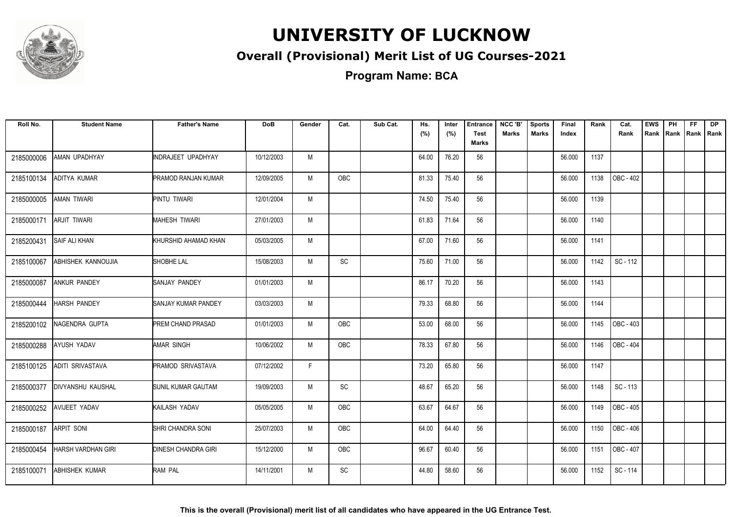# UNIVERSITY OF LUCKNOW

## Overall (Provisional) Merit List of UG Courses-2021

### Program Name: BCA

| Roll No. | Student Name | Father's Name | DoB | Gender | Cat. | Sub Cat. | Hs. (%) | Inter (%) | Entrance Test Marks | NCC 'B' Marks | Sports Marks | Final Index | Rank | Cat. Rank | EWS Rank | PH Rank | FF Rank | DP Rank |
|---|---|---|---|---|---|---|---|---|---|---|---|---|---|---|---|---|---|---|
| 2185000006 | AMAN UPADHYAY | INDRAJEET UPADHYAY | 10/12/2003 | M | | | 64.00 | 76.20 | 56 | | | 56.000 | 1137 | | | | | |
| 2185100134 | ADITYA KUMAR | PRAMOD RANJAN KUMAR | 12/09/2005 | M | OBC | | 81.33 | 75.40 | 56 | | | 56.000 | 1138 | OBC - 402 | | | | |
| 2185000005 | AMAN TIWARI | PINTU TIWARI | 12/01/2004 | M | | | 74.50 | 75.40 | 56 | | | 56.000 | 1139 | | | | | |
| 2185000171 | ARJIT TIWARI | MAHESH TIWARI | 27/01/2003 | M | | | 61.83 | 71.64 | 56 | | | 56.000 | 1140 | | | | | |
| 2185200431 | SAIF ALI KHAN | KHURSHID AHAMAD KHAN | 05/03/2005 | M | | | 67.00 | 71.60 | 56 | | | 56.000 | 1141 | | | | | |
| 2185100067 | ABHISHEK KANNOUJIA | SHOBHE LAL | 15/08/2003 | M | SC | | 75.60 | 71.00 | 56 | | | 56.000 | 1142 | SC - 112 | | | | |
| 2185000087 | ANKUR PANDEY | SANJAY PANDEY | 01/01/2003 | M | | | 86.17 | 70.20 | 56 | | | 56.000 | 1143 | | | | | |
| 2185000444 | HARSH PANDEY | SANJAY KUMAR PANDEY | 03/03/2003 | M | | | 79.33 | 68.80 | 56 | | | 56.000 | 1144 | | | | | |
| 2185200102 | NAGENDRA GUPTA | PREM CHAND PRASAD | 01/01/2003 | M | OBC | | 53.00 | 68.00 | 56 | | | 56.000 | 1145 | OBC - 403 | | | | |
| 2185000288 | AYUSH YADAV | AMAR SINGH | 10/06/2002 | M | OBC | | 78.33 | 67.80 | 56 | | | 56.000 | 1146 | OBC - 404 | | | | |
| 2185100125 | ADITI SRIVASTAVA | PRAMOD SRIVASTAVA | 07/12/2002 | F | | | 73.20 | 65.80 | 56 | | | 56.000 | 1147 | | | | | |
| 2185000377 | DIVYANSHU KAUSHAL | SUNIL KUMAR GAUTAM | 19/09/2003 | M | SC | | 48.67 | 65.20 | 56 | | | 56.000 | 1148 | SC - 113 | | | | |
| 2185000252 | AVIJEET YADAV | KAILASH YADAV | 05/05/2005 | M | OBC | | 63.67 | 64.67 | 56 | | | 56.000 | 1149 | OBC - 405 | | | | |
| 2185000187 | ARPIT SONI | SHRI CHANDRA SONI | 25/07/2003 | M | OBC | | 64.00 | 64.40 | 56 | | | 56.000 | 1150 | OBC - 406 | | | | |
| 2185000454 | HARSH VARDHAN GIRI | DINESH CHANDRA GIRI | 15/12/2000 | M | OBC | | 96.67 | 60.40 | 56 | | | 56.000 | 1151 | OBC - 407 | | | | |
| 2185100071 | ABHISHEK KUMAR | RAM PAL | 14/11/2001 | M | SC | | 44.80 | 58.60 | 56 | | | 56.000 | 1152 | SC - 114 | | | | |

**This is the overall (Provisional) merit list of all candidates who have appeared in the UG Entrance Test.**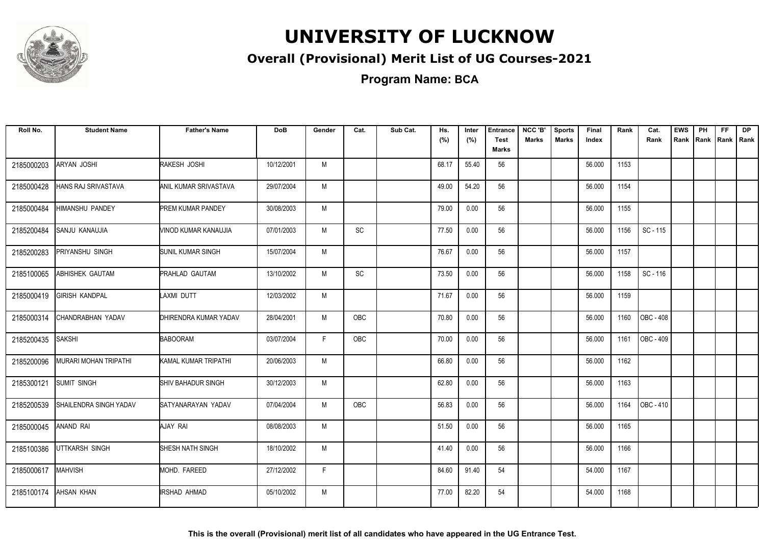# UNIVERSITY OF LUCKNOW

## Overall (Provisional) Merit List of UG Courses-2021

### Program Name: BCA

| Roll No. | Student Name | Father's Name | DoB | Gender | Cat. | Sub Cat. | Hs. (%) | Inter (%) | Entrance Test Marks | NCC 'B' Marks | Sports Marks | Final Index | Rank | Cat. Rank | EWS Rank | PH Rank | FF Rank | DP Rank |
|---|---|---|---|---|---|---|---|---|---|---|---|---|---|---|---|---|---|---|
| 2185000203 | ARYAN JOSHI | RAKESH JOSHI | 10/12/2001 | M | | | 68.17 | 55.40 | 56 | | | 56.000 | 1153 | | | | | |
| 2185000428 | HANS RAJ SRIVASTAVA | ANIL KUMAR SRIVASTAVA | 29/07/2004 | M | | | 49.00 | 54.20 | 56 | | | 56.000 | 1154 | | | | | |
| 2185000484 | HIMANSHU PANDEY | PREM KUMAR PANDEY | 30/08/2003 | M | | | 79.00 | 0.00 | 56 | | | 56.000 | 1155 | | | | | |
| 2185200484 | SANJU KANAUJIA | VINOD KUMAR KANAUJIA | 07/01/2003 | M | SC | | 77.50 | 0.00 | 56 | | | 56.000 | 1156 | SC - 115 | | | | |
| 2185200283 | PRIYANSHU SINGH | SUNIL KUMAR SINGH | 15/07/2004 | M | | | 76.67 | 0.00 | 56 | | | 56.000 | 1157 | | | | | |
| 2185100065 | ABHISHEK GAUTAM | PRAHLAD GAUTAM | 13/10/2002 | M | SC | | 73.50 | 0.00 | 56 | | | 56.000 | 1158 | SC - 116 | | | | |
| 2185000419 | GIRISH KANDPAL | LAXMI DUTT | 12/03/2002 | M | | | 71.67 | 0.00 | 56 | | | 56.000 | 1159 | | | | | |
| 2185000314 | CHANDRABHAN YADAV | DHIRENDRA KUMAR YADAV | 28/04/2001 | M | OBC | | 70.80 | 0.00 | 56 | | | 56.000 | 1160 | OBC - 408 | | | | |
| 2185200435 | SAKSHI | BABOORAM | 03/07/2004 | F | OBC | | 70.00 | 0.00 | 56 | | | 56.000 | 1161 | OBC - 409 | | | | |
| 2185200096 | MURARI MOHAN TRIPATHI | KAMAL KUMAR TRIPATHI | 20/06/2003 | M | | | 66.80 | 0.00 | 56 | | | 56.000 | 1162 | | | | | |
| 2185300121 | SUMIT SINGH | SHIV BAHADUR SINGH | 30/12/2003 | M | | | 62.80 | 0.00 | 56 | | | 56.000 | 1163 | | | | | |
| 2185200539 | SHAILENDRA SINGH YADAV | SATYANARAYAN YADAV | 07/04/2004 | M | OBC | | 56.83 | 0.00 | 56 | | | 56.000 | 1164 | OBC - 410 | | | | |
| 2185000045 | ANAND RAI | AJAY RAI | 08/08/2003 | M | | | 51.50 | 0.00 | 56 | | | 56.000 | 1165 | | | | | |
| 2185100386 | UTTKARSH SINGH | SHESH NATH SINGH | 18/10/2002 | M | | | 41.40 | 0.00 | 56 | | | 56.000 | 1166 | | | | | |
| 2185000617 | MAHVISH | MOHD. FAREED | 27/12/2002 | F | | | 84.60 | 91.40 | 54 | | | 54.000 | 1167 | | | | | |
| 2185100174 | AHSAN KHAN | IRSHAD AHMAD | 05/10/2002 | M | | | 77.00 | 82.20 | 54 | | | 54.000 | 1168 | | | | | |

**This is the overall (Provisional) merit list of all candidates who have appeared in the UG Entrance Test.**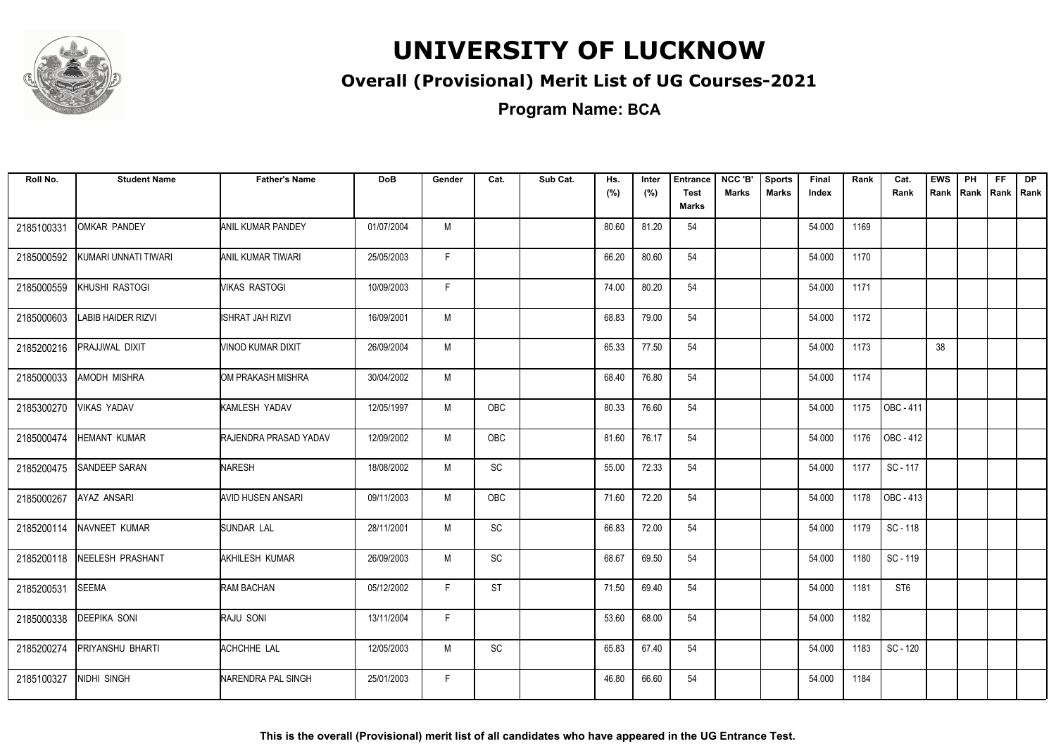# UNIVERSITY OF LUCKNOW

## Overall (Provisional) Merit List of UG Courses-2021

### Program Name: BCA

| Roll No. | Student Name | Father's Name | DoB | Gender | Cat. | Sub Cat. | Hs. (%) | Inter (%) | Entrance Test Marks | NCC 'B' Marks | Sports Marks | Final Index | Rank | Cat. Rank | EWS Rank | PH Rank | FF Rank | DP Rank |
|---|---|---|---|---|---|---|---|---|---|---|---|---|---|---|---|---|---|---|
| 2185100331 | OMKAR PANDEY | ANIL KUMAR PANDEY | 01/07/2004 | M | | | 80.60 | 81.20 | 54 | | | 54.000 | 1169 | | | | | |
| 2185000592 | KUMARI UNNATI TIWARI | ANIL KUMAR TIWARI | 25/05/2003 | F | | | 66.20 | 80.60 | 54 | | | 54.000 | 1170 | | | | | |
| 2185000559 | KHUSHI RASTOGI | VIKAS RASTOGI | 10/09/2003 | F | | | 74.00 | 80.20 | 54 | | | 54.000 | 1171 | | | | | |
| 2185000603 | LABIB HAIDER RIZVI | ISHRAT JAH RIZVI | 16/09/2001 | M | | | 68.83 | 79.00 | 54 | | | 54.000 | 1172 | | | | | |
| 2185200216 | PRAJJWAL DIXIT | VINOD KUMAR DIXIT | 26/09/2004 | M | | | 65.33 | 77.50 | 54 | | | 54.000 | 1173 | | 38 | | | |
| 2185000033 | AMODH MISHRA | OM PRAKASH MISHRA | 30/04/2002 | M | | | 68.40 | 76.80 | 54 | | | 54.000 | 1174 | | | | | |
| 2185300270 | VIKAS YADAV | KAMLESH YADAV | 12/05/1997 | M | OBC | | 80.33 | 76.60 | 54 | | | 54.000 | 1175 | OBC - 411 | | | | |
| 2185000474 | HEMANT KUMAR | RAJENDRA PRASAD YADAV | 12/09/2002 | M | OBC | | 81.60 | 76.17 | 54 | | | 54.000 | 1176 | OBC - 412 | | | | |
| 2185200475 | SANDEEP SARAN | NARESH | 18/08/2002 | M | SC | | 55.00 | 72.33 | 54 | | | 54.000 | 1177 | SC - 117 | | | | |
| 2185000267 | AYAZ ANSARI | AVID HUSEN ANSARI | 09/11/2003 | M | OBC | | 71.60 | 72.20 | 54 | | | 54.000 | 1178 | OBC - 413 | | | | |
| 2185200114 | NAVNEET KUMAR | SUNDAR LAL | 28/11/2001 | M | SC | | 66.83 | 72.00 | 54 | | | 54.000 | 1179 | SC - 118 | | | | |
| 2185200118 | NEELESH PRASHANT | AKHILESH KUMAR | 26/09/2003 | M | SC | | 68.67 | 69.50 | 54 | | | 54.000 | 1180 | SC - 119 | | | | |
| 2185200531 | SEEMA | RAM BACHAN | 05/12/2002 | F | ST | | 71.50 | 69.40 | 54 | | | 54.000 | 1181 | ST6 | | | | |
| 2185000338 | DEEPIKA SONI | RAJU SONI | 13/11/2004 | F | | | 53.60 | 68.00 | 54 | | | 54.000 | 1182 | | | | | |
| 2185200274 | PRIYANSHU BHARTI | ACHCHHE LAL | 12/05/2003 | M | SC | | 65.83 | 67.40 | 54 | | | 54.000 | 1183 | SC - 120 | | | | |
| 2185100327 | NIDHI SINGH | NARENDRA PAL SINGH | 25/01/2003 | F | | | 46.80 | 66.60 | 54 | | | 54.000 | 1184 | | | | | |

**This is the overall (Provisional) merit list of all candidates who have appeared in the UG Entrance Test.**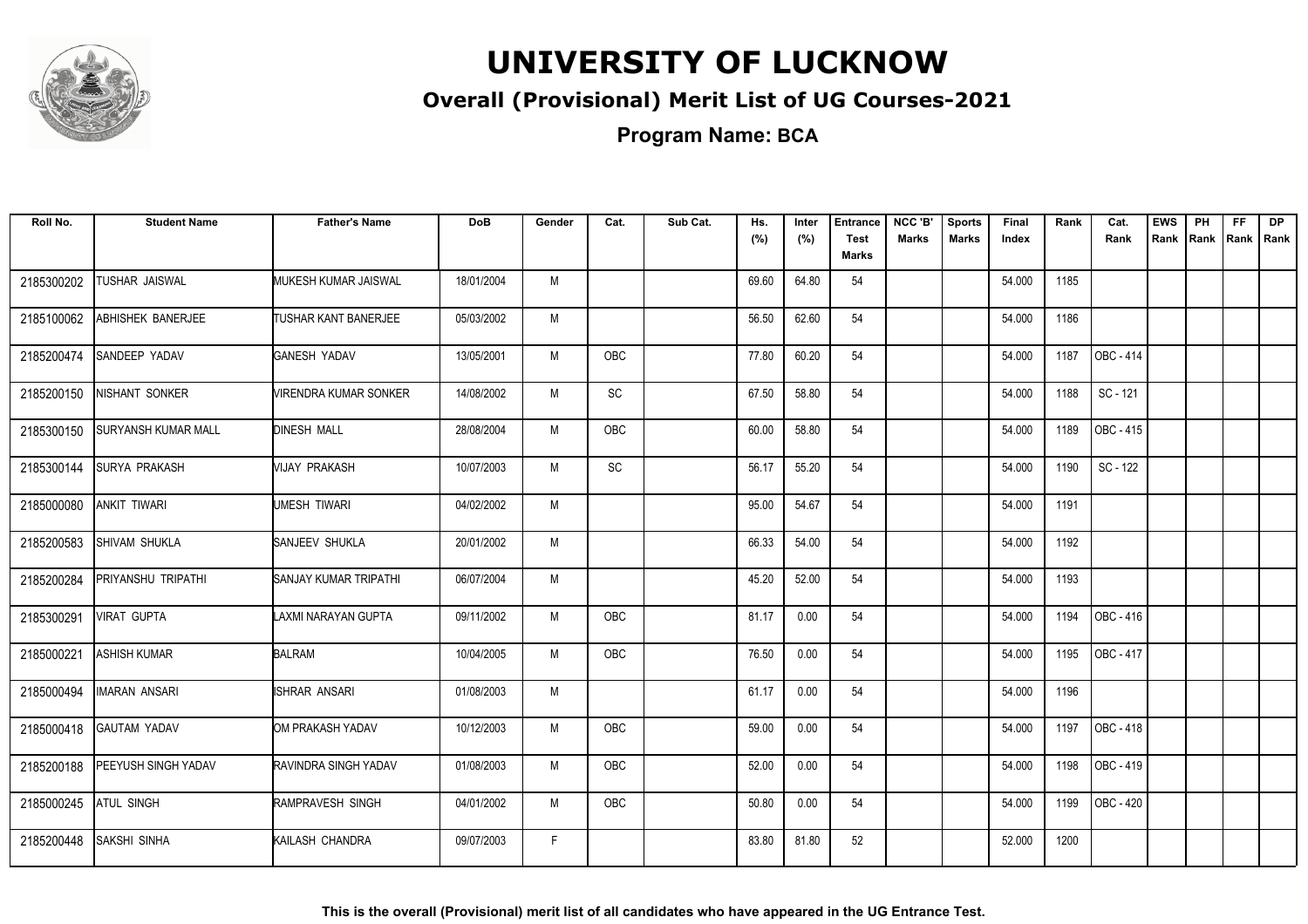# UNIVERSITY OF LUCKNOW

## Overall (Provisional) Merit List of UG Courses-2021

### Program Name: BCA

| Roll No. | Student Name | Father's Name | DoB | Gender | Cat. | Sub Cat. | Hs. (%) | Inter (%) | Entrance Test Marks | NCC 'B' Marks | Sports Marks | Final Index | Rank | Cat. Rank | EWS Rank | PH Rank | FF Rank | DP Rank |
|---|---|---|---|---|---|---|---|---|---|---|---|---|---|---|---|---|---|---|
| 2185300202 | TUSHAR JAISWAL | MUKESH KUMAR JAISWAL | 18/01/2004 | M | | | 69.60 | 64.80 | 54 | | | 54.000 | 1185 | | | | | |
| 2185100062 | ABHISHEK BANERJEE | TUSHAR KANT BANERJEE | 05/03/2002 | M | | | 56.50 | 62.60 | 54 | | | 54.000 | 1186 | | | | | |
| 2185200474 | SANDEEP YADAV | GANESH YADAV | 13/05/2001 | M | OBC | | 77.80 | 60.20 | 54 | | | 54.000 | 1187 | OBC - 414 | | | | |
| 2185200150 | NISHANT SONKER | VIRENDRA KUMAR SONKER | 14/08/2002 | M | SC | | 67.50 | 58.80 | 54 | | | 54.000 | 1188 | SC - 121 | | | | |
| 2185300150 | SURYANSH KUMAR MALL | DINESH MALL | 28/08/2004 | M | OBC | | 60.00 | 58.80 | 54 | | | 54.000 | 1189 | OBC - 415 | | | | |
| 2185300144 | SURYA PRAKASH | VIJAY PRAKASH | 10/07/2003 | M | SC | | 56.17 | 55.20 | 54 | | | 54.000 | 1190 | SC - 122 | | | | |
| 2185000080 | ANKIT TIWARI | UMESH TIWARI | 04/02/2002 | M | | | 95.00 | 54.67 | 54 | | | 54.000 | 1191 | | | | | |
| 2185200583 | SHIVAM SHUKLA | SANJEEV SHUKLA | 20/01/2002 | M | | | 66.33 | 54.00 | 54 | | | 54.000 | 1192 | | | | | |
| 2185200284 | PRIYANSHU TRIPATHI | SANJAY KUMAR TRIPATHI | 06/07/2004 | M | | | 45.20 | 52.00 | 54 | | | 54.000 | 1193 | | | | | |
| 2185300291 | VIRAT GUPTA | LAXMI NARAYAN GUPTA | 09/11/2002 | M | OBC | | 81.17 | 0.00 | 54 | | | 54.000 | 1194 | OBC - 416 | | | | |
| 2185000221 | ASHISH KUMAR | BALRAM | 10/04/2005 | M | OBC | | 76.50 | 0.00 | 54 | | | 54.000 | 1195 | OBC - 417 | | | | |
| 2185000494 | IMARAN ANSARI | ISHRAR ANSARI | 01/08/2003 | M | | | 61.17 | 0.00 | 54 | | | 54.000 | 1196 | | | | | |
| 2185000418 | GAUTAM YADAV | OM PRAKASH YADAV | 10/12/2003 | M | OBC | | 59.00 | 0.00 | 54 | | | 54.000 | 1197 | OBC - 418 | | | | |
| 2185200188 | PEEYUSH SINGH YADAV | RAVINDRA SINGH YADAV | 01/08/2003 | M | OBC | | 52.00 | 0.00 | 54 | | | 54.000 | 1198 | OBC - 419 | | | | |
| 2185000245 | ATUL SINGH | RAMPRAVESH SINGH | 04/01/2002 | M | OBC | | 50.80 | 0.00 | 54 | | | 54.000 | 1199 | OBC - 420 | | | | |
| 2185200448 | SAKSHI SINHA | KAILASH CHANDRA | 09/07/2003 | F | | | 83.80 | 81.80 | 52 | | | 52.000 | 1200 | | | | | |

**This is the overall (Provisional) merit list of all candidates who have appeared in the UG Entrance Test.**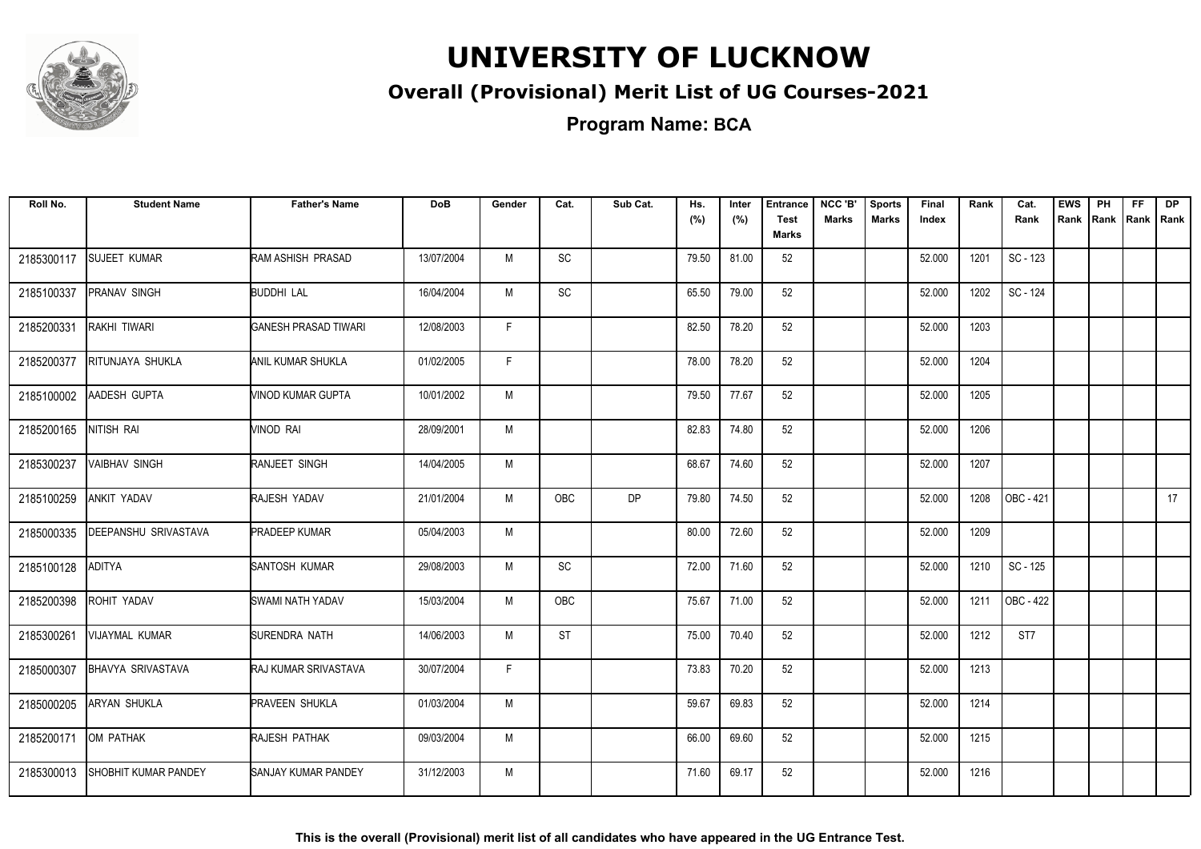# UNIVERSITY OF LUCKNOW

## Overall (Provisional) Merit List of UG Courses-2021

### Program Name: BCA

| Roll No. | Student Name | Father's Name | DoB | Gender | Cat. | Sub Cat. | Hs. (%) | Inter (%) | Entrance Test Marks | NCC 'B' Marks | Sports Marks | Final Index | Rank | Cat. Rank | EWS Rank | PH Rank | FF Rank | DP Rank |
|---|---|---|---|---|---|---|---|---|---|---|---|---|---|---|---|---|---|---|
| 2185300117 | SUJEET KUMAR | RAM ASHISH PRASAD | 13/07/2004 | M | SC | | 79.50 | 81.00 | 52 | | | 52.000 | 1201 | SC - 123 | | | | |
| 2185100337 | PRANAV SINGH | BUDDHI LAL | 16/04/2004 | M | SC | | 65.50 | 79.00 | 52 | | | 52.000 | 1202 | SC - 124 | | | | |
| 2185200331 | RAKHI TIWARI | GANESH PRASAD TIWARI | 12/08/2003 | F | | | 82.50 | 78.20 | 52 | | | 52.000 | 1203 | | | | | |
| 2185200377 | RITUNJAYA SHUKLA | ANIL KUMAR SHUKLA | 01/02/2005 | F | | | 78.00 | 78.20 | 52 | | | 52.000 | 1204 | | | | | |
| 2185100002 | AADESH GUPTA | VINOD KUMAR GUPTA | 10/01/2002 | M | | | 79.50 | 77.67 | 52 | | | 52.000 | 1205 | | | | | |
| 2185200165 | NITISH RAI | VINOD RAI | 28/09/2001 | M | | | 82.83 | 74.80 | 52 | | | 52.000 | 1206 | | | | | |
| 2185300237 | VAIBHAV SINGH | RANJEET SINGH | 14/04/2005 | M | | | 68.67 | 74.60 | 52 | | | 52.000 | 1207 | | | | | |
| 2185100259 | ANKIT YADAV | RAJESH YADAV | 21/01/2004 | M | OBC | DP | 79.80 | 74.50 | 52 | | | 52.000 | 1208 | OBC - 421 | | | | 17 |
| 2185000335 | DEEPANSHU SRIVASTAVA | PRADEEP KUMAR | 05/04/2003 | M | | | 80.00 | 72.60 | 52 | | | 52.000 | 1209 | | | | | |
| 2185100128 | ADITYA | SANTOSH KUMAR | 29/08/2003 | M | SC | | 72.00 | 71.60 | 52 | | | 52.000 | 1210 | SC - 125 | | | | |
| 2185200398 | ROHIT YADAV | SWAMI NATH YADAV | 15/03/2004 | M | OBC | | 75.67 | 71.00 | 52 | | | 52.000 | 1211 | OBC - 422 | | | | |
| 2185300261 | VIJAYMAL KUMAR | SURENDRA NATH | 14/06/2003 | M | ST | | 75.00 | 70.40 | 52 | | | 52.000 | 1212 | ST7 | | | | |
| 2185000307 | BHAVYA SRIVASTAVA | RAJ KUMAR SRIVASTAVA | 30/07/2004 | F | | | 73.83 | 70.20 | 52 | | | 52.000 | 1213 | | | | | |
| 2185000205 | ARYAN SHUKLA | PRAVEEN SHUKLA | 01/03/2004 | M | | | 59.67 | 69.83 | 52 | | | 52.000 | 1214 | | | | | |
| 2185200171 | OM PATHAK | RAJESH PATHAK | 09/03/2004 | M | | | 66.00 | 69.60 | 52 | | | 52.000 | 1215 | | | | | |
| 2185300013 | SHOBHIT KUMAR PANDEY | SANJAY KUMAR PANDEY | 31/12/2003 | M | | | 71.60 | 69.17 | 52 | | | 52.000 | 1216 | | | | | |

**This is the overall (Provisional) merit list of all candidates who have appeared in the UG Entrance Test.**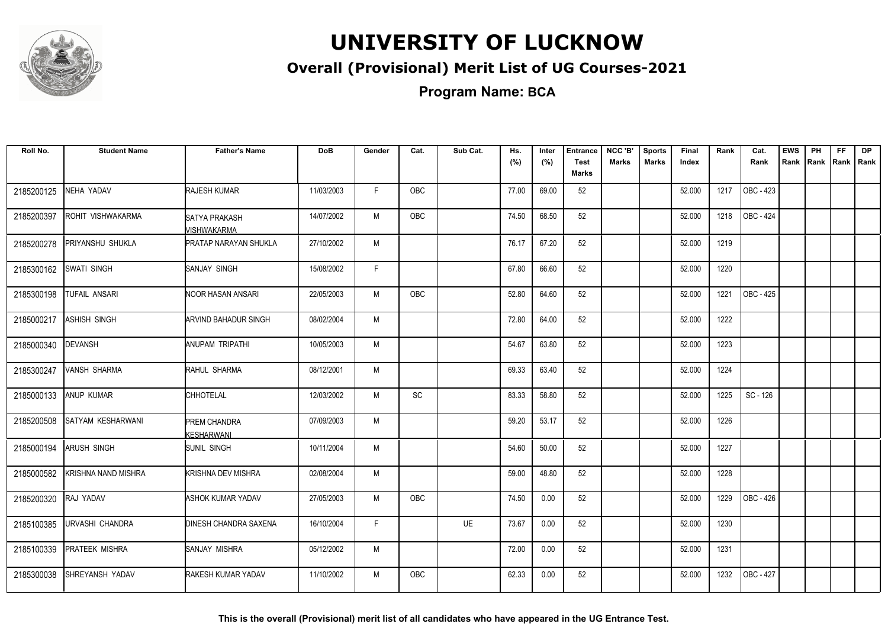# UNIVERSITY OF LUCKNOW

## Overall (Provisional) Merit List of UG Courses-2021

### Program Name: BCA

| Roll No. | Student Name | Father's Name | DoB | Gender | Cat. | Sub Cat. | Hs. (%) | Inter (%) | Entrance Test Marks | NCC 'B' Marks | Sports Marks | Final Index | Rank | Cat. Rank | EWS Rank | PH Rank | FF Rank | DP Rank |
|---|---|---|---|---|---|---|---|---|---|---|---|---|---|---|---|---|---|---|
| 2185200125 | NEHA YADAV | RAJESH KUMAR | 11/03/2003 | F | OBC | | 77.00 | 69.00 | 52 | | | 52.000 | 1217 | OBC - 423 | | | | |
| 2185200397 | ROHIT VISHWAKARMA | SATYA PRAKASH VISHWAKARMA | 14/07/2002 | M | OBC | | 74.50 | 68.50 | 52 | | | 52.000 | 1218 | OBC - 424 | | | | |
| 2185200278 | PRIYANSHU SHUKLA | PRATAP NARAYAN SHUKLA | 27/10/2002 | M | | | 76.17 | 67.20 | 52 | | | 52.000 | 1219 | | | | | |
| 2185300162 | SWATI SINGH | SANJAY SINGH | 15/08/2002 | F | | | 67.80 | 66.60 | 52 | | | 52.000 | 1220 | | | | | |
| 2185300198 | TUFAIL ANSARI | NOOR HASAN ANSARI | 22/05/2003 | M | OBC | | 52.80 | 64.60 | 52 | | | 52.000 | 1221 | OBC - 425 | | | | |
| 2185000217 | ASHISH SINGH | ARVIND BAHADUR SINGH | 08/02/2004 | M | | | 72.80 | 64.00 | 52 | | | 52.000 | 1222 | | | | | |
| 2185000340 | DEVANSH | ANUPAM TRIPATHI | 10/05/2003 | M | | | 54.67 | 63.80 | 52 | | | 52.000 | 1223 | | | | | |
| 2185300247 | VANSH SHARMA | RAHUL SHARMA | 08/12/2001 | M | | | 69.33 | 63.40 | 52 | | | 52.000 | 1224 | | | | | |
| 2185000133 | ANUP KUMAR | CHHOTELAL | 12/03/2002 | M | SC | | 83.33 | 58.80 | 52 | | | 52.000 | 1225 | SC - 126 | | | | |
| 2185200508 | SATYAM KESHARWANI | PREM CHANDRA KESHARWANI | 07/09/2003 | M | | | 59.20 | 53.17 | 52 | | | 52.000 | 1226 | | | | | |
| 2185000194 | ARUSH SINGH | SUNIL SINGH | 10/11/2004 | M | | | 54.60 | 50.00 | 52 | | | 52.000 | 1227 | | | | | |
| 2185000582 | KRISHNA NAND MISHRA | KRISHNA DEV MISHRA | 02/08/2004 | M | | | 59.00 | 48.80 | 52 | | | 52.000 | 1228 | | | | | |
| 2185200320 | RAJ YADAV | ASHOK KUMAR YADAV | 27/05/2003 | M | OBC | | 74.50 | 0.00 | 52 | | | 52.000 | 1229 | OBC - 426 | | | | |
| 2185100385 | URVASHI CHANDRA | DINESH CHANDRA SAXENA | 16/10/2004 | F | | UE | 73.67 | 0.00 | 52 | | | 52.000 | 1230 | | | | | |
| 2185100339 | PRATEEK MISHRA | SANJAY MISHRA | 05/12/2002 | M | | | 72.00 | 0.00 | 52 | | | 52.000 | 1231 | | | | | |
| 2185300038 | SHREYANSH YADAV | RAKESH KUMAR YADAV | 11/10/2002 | M | OBC | | 62.33 | 0.00 | 52 | | | 52.000 | 1232 | OBC - 427 | | | | |

**This is the overall (Provisional) merit list of all candidates who have appeared in the UG Entrance Test.**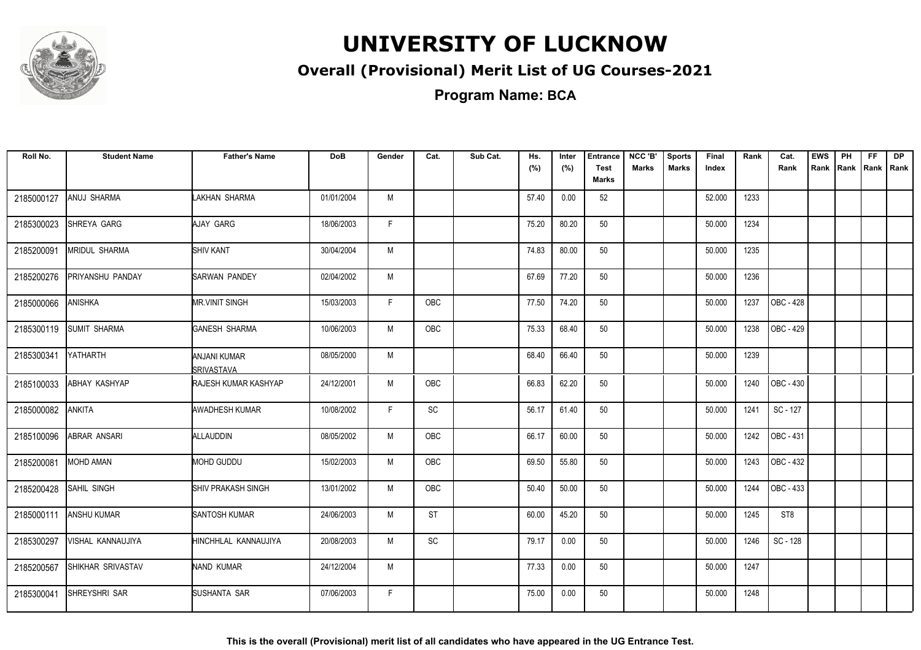# UNIVERSITY OF LUCKNOW

## Overall (Provisional) Merit List of UG Courses-2021

### Program Name: BCA

| Roll No. | Student Name | Father's Name | DoB | Gender | Cat. | Sub Cat. | Hs. (%) | Inter (%) | Entrance Test Marks | NCC 'B' Marks | Sports Marks | Final Index | Rank | Cat. Rank | EWS Rank | PH Rank | FF Rank | DP Rank |
|---|---|---|---|---|---|---|---|---|---|---|---|---|---|---|---|---|---|---|
| 2185000127 | ANUJ SHARMA | LAKHAN SHARMA | 01/01/2004 | M | | | 57.40 | 0.00 | 52 | | | 52.000 | 1233 | | | | | |
| 2185300023 | SHREYA GARG | AJAY GARG | 18/06/2003 | F | | | 75.20 | 80.20 | 50 | | | 50.000 | 1234 | | | | | |
| 2185200091 | MRIDUL SHARMA | SHIV KANT | 30/04/2004 | M | | | 74.83 | 80.00 | 50 | | | 50.000 | 1235 | | | | | |
| 2185200276 | PRIYANSHU PANDAY | SARWAN PANDEY | 02/04/2002 | M | | | 67.69 | 77.20 | 50 | | | 50.000 | 1236 | | | | | |
| 2185000066 | ANISHKA | MR.VINIT SINGH | 15/03/2003 | F | OBC | | 77.50 | 74.20 | 50 | | | 50.000 | 1237 | OBC - 428 | | | | |
| 2185300119 | SUMIT SHARMA | GANESH SHARMA | 10/06/2003 | M | OBC | | 75.33 | 68.40 | 50 | | | 50.000 | 1238 | OBC - 429 | | | | |
| 2185300341 | YATHARTH | ANJANI KUMAR SRIVASTAVA | 08/05/2000 | M | | | 68.40 | 66.40 | 50 | | | 50.000 | 1239 | | | | | |
| 2185100033 | ABHAY KASHYAP | RAJESH KUMAR KASHYAP | 24/12/2001 | M | OBC | | 66.83 | 62.20 | 50 | | | 50.000 | 1240 | OBC - 430 | | | | |
| 2185000082 | ANKITA | AWADHESH KUMAR | 10/08/2002 | F | SC | | 56.17 | 61.40 | 50 | | | 50.000 | 1241 | SC - 127 | | | | |
| 2185100096 | ABRAR ANSARI | ALLAUDDIN | 08/05/2002 | M | OBC | | 66.17 | 60.00 | 50 | | | 50.000 | 1242 | OBC - 431 | | | | |
| 2185200081 | MOHD AMAN | MOHD GUDDU | 15/02/2003 | M | OBC | | 69.50 | 55.80 | 50 | | | 50.000 | 1243 | OBC - 432 | | | | |
| 2185200428 | SAHIL SINGH | SHIV PRAKASH SINGH | 13/01/2002 | M | OBC | | 50.40 | 50.00 | 50 | | | 50.000 | 1244 | OBC - 433 | | | | |
| 2185000111 | ANSHU KUMAR | SANTOSH KUMAR | 24/06/2003 | M | ST | | 60.00 | 45.20 | 50 | | | 50.000 | 1245 | ST8 | | | | |
| 2185300297 | VISHAL KANNAUJIYA | HINCHHLAL KANNAUJIYA | 20/08/2003 | M | SC | | 79.17 | 0.00 | 50 | | | 50.000 | 1246 | SC - 128 | | | | |
| 2185200567 | SHIKHAR SRIVASTAV | NAND KUMAR | 24/12/2004 | M | | | 77.33 | 0.00 | 50 | | | 50.000 | 1247 | | | | | |
| 2185300041 | SHREYSHRI SAR | SUSHANTA SAR | 07/06/2003 | F | | | 75.00 | 0.00 | 50 | | | 50.000 | 1248 | | | | | |

**This is the overall (Provisional) merit list of all candidates who have appeared in the UG Entrance Test.**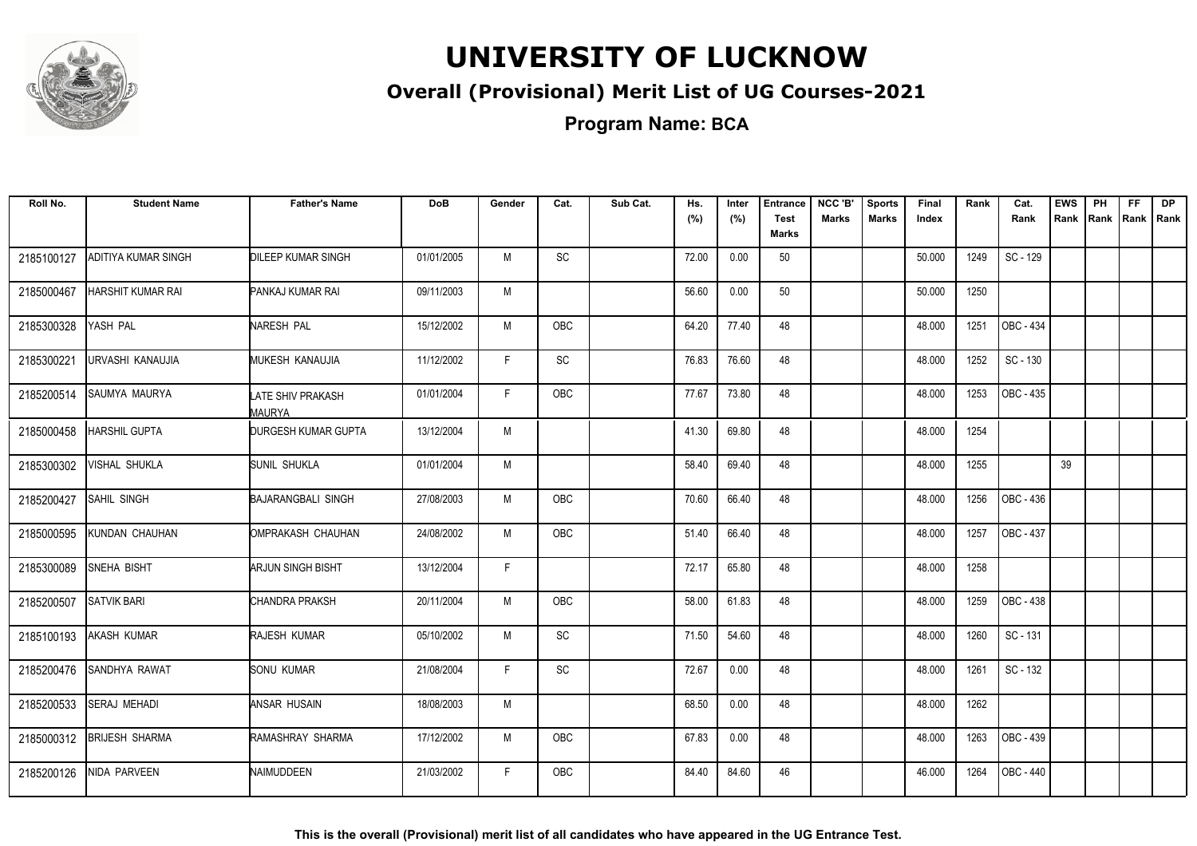# UNIVERSITY OF LUCKNOW

## Overall (Provisional) Merit List of UG Courses-2021

### Program Name: BCA

| Roll No. | Student Name | Father's Name | DoB | Gender | Cat. | Sub Cat. | Hs. (%) | Inter (%) | Entrance Test Marks | NCC 'B' Marks | Sports Marks | Final Index | Rank | Cat. Rank | EWS Rank | PH Rank | FF Rank | DP Rank |
|---|---|---|---|---|---|---|---|---|---|---|---|---|---|---|---|---|---|---|
| 2185100127 | ADITIYA KUMAR SINGH | DILEEP KUMAR SINGH | 01/01/2005 | M | SC | | 72.00 | 0.00 | 50 | | | 50.000 | 1249 | SC - 129 | | | | |
| 2185000467 | HARSHIT KUMAR RAI | PANKAJ KUMAR RAI | 09/11/2003 | M | | | 56.60 | 0.00 | 50 | | | 50.000 | 1250 | | | | | |
| 2185300328 | YASH PAL | NARESH PAL | 15/12/2002 | M | OBC | | 64.20 | 77.40 | 48 | | | 48.000 | 1251 | OBC - 434 | | | | |
| 2185300221 | URVASHI KANAUJIA | MUKESH KANAUJIA | 11/12/2002 | F | SC | | 76.83 | 76.60 | 48 | | | 48.000 | 1252 | SC - 130 | | | | |
| 2185200514 | SAUMYA MAURYA | LATE SHIV PRAKASH MAURYA | 01/01/2004 | F | OBC | | 77.67 | 73.80 | 48 | | | 48.000 | 1253 | OBC - 435 | | | | |
| 2185000458 | HARSHIL GUPTA | DURGESH KUMAR GUPTA | 13/12/2004 | M | | | 41.30 | 69.80 | 48 | | | 48.000 | 1254 | | | | | |
| 2185300302 | VISHAL SHUKLA | SUNIL SHUKLA | 01/01/2004 | M | | | 58.40 | 69.40 | 48 | | | 48.000 | 1255 | | 39 | | | |
| 2185200427 | SAHIL SINGH | BAJARANGBALI SINGH | 27/08/2003 | M | OBC | | 70.60 | 66.40 | 48 | | | 48.000 | 1256 | OBC - 436 | | | | |
| 2185000595 | KUNDAN CHAUHAN | OMPRAKASH CHAUHAN | 24/08/2002 | M | OBC | | 51.40 | 66.40 | 48 | | | 48.000 | 1257 | OBC - 437 | | | | |
| 2185300089 | SNEHA BISHT | ARJUN SINGH BISHT | 13/12/2004 | F | | | 72.17 | 65.80 | 48 | | | 48.000 | 1258 | | | | | |
| 2185200507 | SATVIK BARI | CHANDRA PRAKSH | 20/11/2004 | M | OBC | | 58.00 | 61.83 | 48 | | | 48.000 | 1259 | OBC - 438 | | | | |
| 2185100193 | AKASH KUMAR | RAJESH KUMAR | 05/10/2002 | M | SC | | 71.50 | 54.60 | 48 | | | 48.000 | 1260 | SC - 131 | | | | |
| 2185200476 | SANDHYA RAWAT | SONU KUMAR | 21/08/2004 | F | SC | | 72.67 | 0.00 | 48 | | | 48.000 | 1261 | SC - 132 | | | | |
| 2185200533 | SERAJ MEHADI | ANSAR HUSAIN | 18/08/2003 | M | | | 68.50 | 0.00 | 48 | | | 48.000 | 1262 | | | | | |
| 2185000312 | BRIJESH SHARMA | RAMASHRAY SHARMA | 17/12/2002 | M | OBC | | 67.83 | 0.00 | 48 | | | 48.000 | 1263 | OBC - 439 | | | | |
| 2185200126 | NIDA PARVEEN | NAIMUDDEEN | 21/03/2002 | F | OBC | | 84.40 | 84.60 | 46 | | | 46.000 | 1264 | OBC - 440 | | | | |

**This is the overall (Provisional) merit list of all candidates who have appeared in the UG Entrance Test.**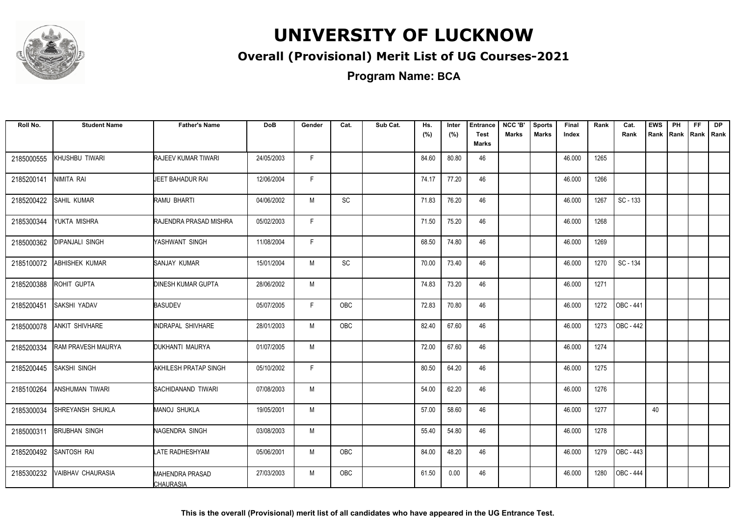# UNIVERSITY OF LUCKNOW

## Overall (Provisional) Merit List of UG Courses-2021

### Program Name: BCA

| Roll No. | Student Name | Father's Name | DoB | Gender | Cat. | Sub Cat. | Hs. (%) | Inter (%) | Entrance Test Marks | NCC 'B' Marks | Sports Marks | Final Index | Rank | Cat. Rank | EWS Rank | PH Rank | FF Rank | DP Rank |
|---|---|---|---|---|---|---|---|---|---|---|---|---|---|---|---|---|---|---|
| 2185000555 | KHUSHBU TIWARI | RAJEEV KUMAR TIWARI | 24/05/2003 | F | | | 84.60 | 80.80 | 46 | | | 46.000 | 1265 | | | | | |
| 2185200141 | NIMITA RAI | JEET BAHADUR RAI | 12/06/2004 | F | | | 74.17 | 77.20 | 46 | | | 46.000 | 1266 | | | | | |
| 2185200422 | SAHIL KUMAR | RAMU BHARTI | 04/06/2002 | M | SC | | 71.83 | 76.20 | 46 | | | 46.000 | 1267 | SC - 133 | | | | |
| 2185300344 | YUKTA MISHRA | RAJENDRA PRASAD MISHRA | 05/02/2003 | F | | | 71.50 | 75.20 | 46 | | | 46.000 | 1268 | | | | | |
| 2185000362 | DIPANJALI SINGH | YASHWANT SINGH | 11/08/2004 | F | | | 68.50 | 74.80 | 46 | | | 46.000 | 1269 | | | | | |
| 2185100072 | ABHISHEK KUMAR | SANJAY KUMAR | 15/01/2004 | M | SC | | 70.00 | 73.40 | 46 | | | 46.000 | 1270 | SC - 134 | | | | |
| 2185200388 | ROHIT GUPTA | DINESH KUMAR GUPTA | 28/06/2002 | M | | | 74.83 | 73.20 | 46 | | | 46.000 | 1271 | | | | | |
| 2185200451 | SAKSHI YADAV | BASUDEV | 05/07/2005 | F | OBC | | 72.83 | 70.80 | 46 | | | 46.000 | 1272 | OBC - 441 | | | | |
| 2185000078 | ANKIT SHIVHARE | INDRAPAL SHIVHARE | 28/01/2003 | M | OBC | | 82.40 | 67.60 | 46 | | | 46.000 | 1273 | OBC - 442 | | | | |
| 2185200334 | RAM PRAVESH MAURYA | DUKHANTI MAURYA | 01/07/2005 | M | | | 72.00 | 67.60 | 46 | | | 46.000 | 1274 | | | | | |
| 2185200445 | SAKSHI SINGH | AKHILESH PRATAP SINGH | 05/10/2002 | F | | | 80.50 | 64.20 | 46 | | | 46.000 | 1275 | | | | | |
| 2185100264 | ANSHUMAN TIWARI | SACHIDANAND TIWARI | 07/08/2003 | M | | | 54.00 | 62.20 | 46 | | | 46.000 | 1276 | | | | | |
| 2185300034 | SHREYANSH SHUKLA | MANOJ SHUKLA | 19/05/2001 | M | | | 57.00 | 58.60 | 46 | | | 46.000 | 1277 | | 40 | | | |
| 2185000311 | BRIJBHAN SINGH | NAGENDRA SINGH | 03/08/2003 | M | | | 55.40 | 54.80 | 46 | | | 46.000 | 1278 | | | | | |
| 2185200492 | SANTOSH RAI | LATE RADHESHYAM | 05/06/2001 | M | OBC | | 84.00 | 48.20 | 46 | | | 46.000 | 1279 | OBC - 443 | | | | |
| 2185300232 | VAIBHAV CHAURASIA | MAHENDRA PRASAD CHAURASIA | 27/03/2003 | M | OBC | | 61.50 | 0.00 | 46 | | | 46.000 | 1280 | OBC - 444 | | | | |

**This is the overall (Provisional) merit list of all candidates who have appeared in the UG Entrance Test.**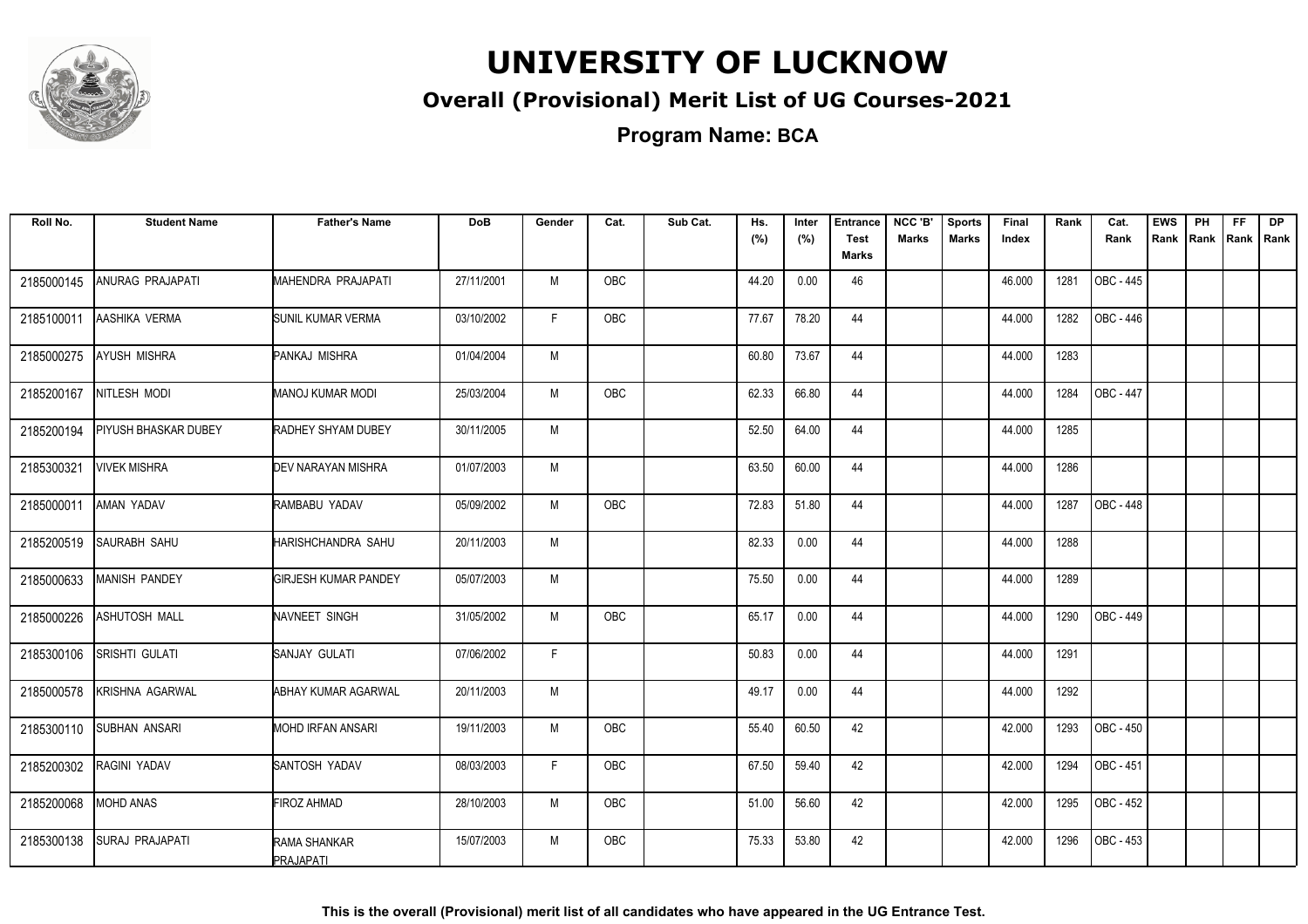# UNIVERSITY OF LUCKNOW

## Overall (Provisional) Merit List of UG Courses-2021

### Program Name: BCA

| Roll No. | Student Name | Father's Name | DoB | Gender | Cat. | Sub Cat. | Hs. (%) | Inter (%) | Entrance Test Marks | NCC 'B' Marks | Sports Marks | Final Index | Rank | Cat. Rank | EWS Rank | PH Rank | FF Rank | DP Rank |
|---|---|---|---|---|---|---|---|---|---|---|---|---|---|---|---|---|---|---|
| 2185000145 | ANURAG PRAJAPATI | MAHENDRA PRAJAPATI | 27/11/2001 | M | OBC | | 44.20 | 0.00 | 46 | | | 46.000 | 1281 | OBC - 445 | | | | |
| 2185100011 | AASHIKA VERMA | SUNIL KUMAR VERMA | 03/10/2002 | F | OBC | | 77.67 | 78.20 | 44 | | | 44.000 | 1282 | OBC - 446 | | | | |
| 2185000275 | AYUSH MISHRA | PANKAJ MISHRA | 01/04/2004 | M | | | 60.80 | 73.67 | 44 | | | 44.000 | 1283 | | | | | |
| 2185200167 | NITLESH MODI | MANOJ KUMAR MODI | 25/03/2004 | M | OBC | | 62.33 | 66.80 | 44 | | | 44.000 | 1284 | OBC - 447 | | | | |
| 2185200194 | PIYUSH BHASKAR DUBEY | RADHEY SHYAM DUBEY | 30/11/2005 | M | | | 52.50 | 64.00 | 44 | | | 44.000 | 1285 | | | | | |
| 2185300321 | VIVEK MISHRA | DEV NARAYAN MISHRA | 01/07/2003 | M | | | 63.50 | 60.00 | 44 | | | 44.000 | 1286 | | | | | |
| 2185000011 | AMAN YADAV | RAMBABU YADAV | 05/09/2002 | M | OBC | | 72.83 | 51.80 | 44 | | | 44.000 | 1287 | OBC - 448 | | | | |
| 2185200519 | SAURABH SAHU | HARISHCHANDRA SAHU | 20/11/2003 | M | | | 82.33 | 0.00 | 44 | | | 44.000 | 1288 | | | | | |
| 2185000633 | MANISH PANDEY | GIRJESH KUMAR PANDEY | 05/07/2003 | M | | | 75.50 | 0.00 | 44 | | | 44.000 | 1289 | | | | | |
| 2185000226 | ASHUTOSH MALL | NAVNEET SINGH | 31/05/2002 | M | OBC | | 65.17 | 0.00 | 44 | | | 44.000 | 1290 | OBC - 449 | | | | |
| 2185300106 | SRISHTI GULATI | SANJAY GULATI | 07/06/2002 | F | | | 50.83 | 0.00 | 44 | | | 44.000 | 1291 | | | | | |
| 2185000578 | KRISHNA AGARWAL | ABHAY KUMAR AGARWAL | 20/11/2003 | M | | | 49.17 | 0.00 | 44 | | | 44.000 | 1292 | | | | | |
| 2185300110 | SUBHAN ANSARI | MOHD IRFAN ANSARI | 19/11/2003 | M | OBC | | 55.40 | 60.50 | 42 | | | 42.000 | 1293 | OBC - 450 | | | | |
| 2185200302 | RAGINI YADAV | SANTOSH YADAV | 08/03/2003 | F | OBC | | 67.50 | 59.40 | 42 | | | 42.000 | 1294 | OBC - 451 | | | | |
| 2185200068 | MOHD ANAS | FIROZ AHMAD | 28/10/2003 | M | OBC | | 51.00 | 56.60 | 42 | | | 42.000 | 1295 | OBC - 452 | | | | |
| 2185300138 | SURAJ PRAJAPATI | RAMA SHANKAR PRAJAPATI | 15/07/2003 | M | OBC | | 75.33 | 53.80 | 42 | | | 42.000 | 1296 | OBC - 453 | | | | |

This is the overall (Provisional) merit list of all candidates who have appeared in the UG Entrance Test.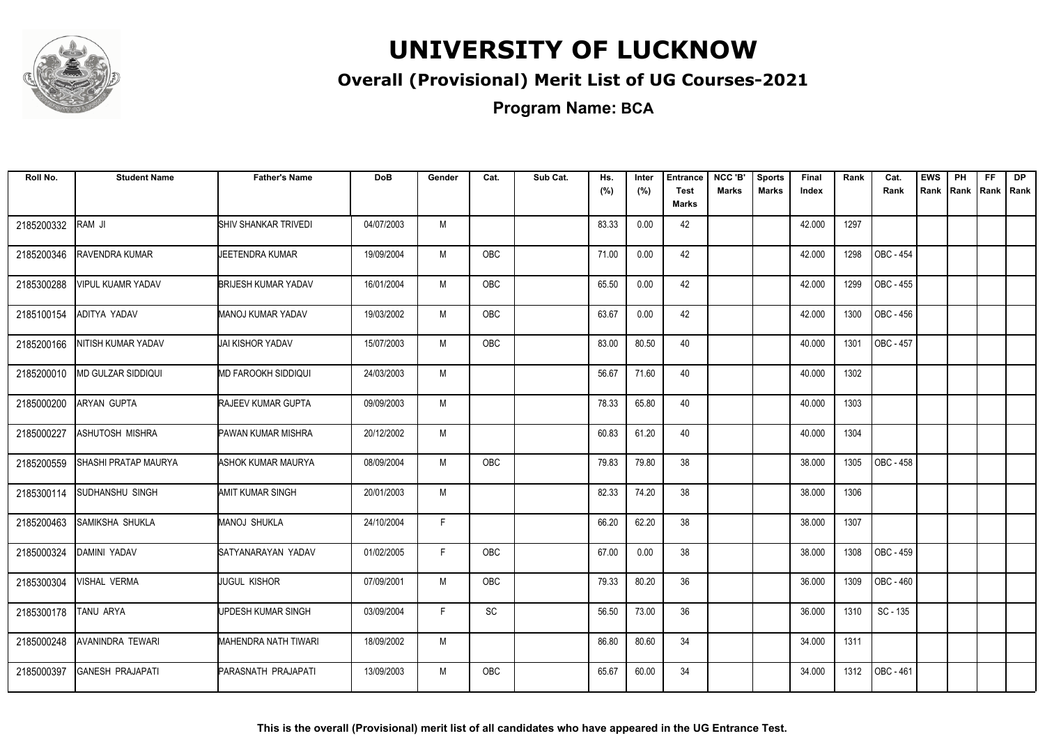# UNIVERSITY OF LUCKNOW

## Overall (Provisional) Merit List of UG Courses-2021

### Program Name: BCA

| Roll No. | Student Name | Father's Name | DoB | Gender | Cat. | Sub Cat. | Hs. (%) | Inter (%) | Entrance Test Marks | NCC 'B' Marks | Sports Marks | Final Index | Rank | Cat. Rank | EWS Rank | PH Rank | FF Rank | DP Rank |
|---|---|---|---|---|---|---|---|---|---|---|---|---|---|---|---|---|---|---|
| 2185200332 | RAM JI | SHIV SHANKAR TRIVEDI | 04/07/2003 | M | | | 83.33 | 0.00 | 42 | | | 42.000 | 1297 | | | | | |
| 2185200346 | RAVENDRA KUMAR | JEETENDRA KUMAR | 19/09/2004 | M | OBC | | 71.00 | 0.00 | 42 | | | 42.000 | 1298 | OBC - 454 | | | | |
| 2185300288 | VIPUL KUAMR YADAV | BRIJESH KUMAR YADAV | 16/01/2004 | M | OBC | | 65.50 | 0.00 | 42 | | | 42.000 | 1299 | OBC - 455 | | | | |
| 2185100154 | ADITYA YADAV | MANOJ KUMAR YADAV | 19/03/2002 | M | OBC | | 63.67 | 0.00 | 42 | | | 42.000 | 1300 | OBC - 456 | | | | |
| 2185200166 | NITISH KUMAR YADAV | JAI KISHOR YADAV | 15/07/2003 | M | OBC | | 83.00 | 80.50 | 40 | | | 40.000 | 1301 | OBC - 457 | | | | |
| 2185200010 | MD GULZAR SIDDIQUI | MD FAROOKH SIDDIQUI | 24/03/2003 | M | | | 56.67 | 71.60 | 40 | | | 40.000 | 1302 | | | | | |
| 2185000200 | ARYAN GUPTA | RAJEEV KUMAR GUPTA | 09/09/2003 | M | | | 78.33 | 65.80 | 40 | | | 40.000 | 1303 | | | | | |
| 2185000227 | ASHUTOSH MISHRA | PAWAN KUMAR MISHRA | 20/12/2002 | M | | | 60.83 | 61.20 | 40 | | | 40.000 | 1304 | | | | | |
| 2185200559 | SHASHI PRATAP MAURYA | ASHOK KUMAR MAURYA | 08/09/2004 | M | OBC | | 79.83 | 79.80 | 38 | | | 38.000 | 1305 | OBC - 458 | | | | |
| 2185300114 | SUDHANSHU SINGH | AMIT KUMAR SINGH | 20/01/2003 | M | | | 82.33 | 74.20 | 38 | | | 38.000 | 1306 | | | | | |
| 2185200463 | SAMIKSHA SHUKLA | MANOJ SHUKLA | 24/10/2004 | F | | | 66.20 | 62.20 | 38 | | | 38.000 | 1307 | | | | | |
| 2185000324 | DAMINI YADAV | SATYANARAYAN YADAV | 01/02/2005 | F | OBC | | 67.00 | 0.00 | 38 | | | 38.000 | 1308 | OBC - 459 | | | | |
| 2185300304 | VISHAL VERMA | JUGUL KISHOR | 07/09/2001 | M | OBC | | 79.33 | 80.20 | 36 | | | 36.000 | 1309 | OBC - 460 | | | | |
| 2185300178 | TANU ARYA | UPDESH KUMAR SINGH | 03/09/2004 | F | SC | | 56.50 | 73.00 | 36 | | | 36.000 | 1310 | SC - 135 | | | | |
| 2185000248 | AVANINDRA TEWARI | MAHENDRA NATH TIWARI | 18/09/2002 | M | | | 86.80 | 80.60 | 34 | | | 34.000 | 1311 | | | | | |
| 2185000397 | GANESH PRAJAPATI | PARASNATH PRAJAPATI | 13/09/2003 | M | OBC | | 65.67 | 60.00 | 34 | | | 34.000 | 1312 | OBC - 461 | | | | |

**This is the overall (Provisional) merit list of all candidates who have appeared in the UG Entrance Test.**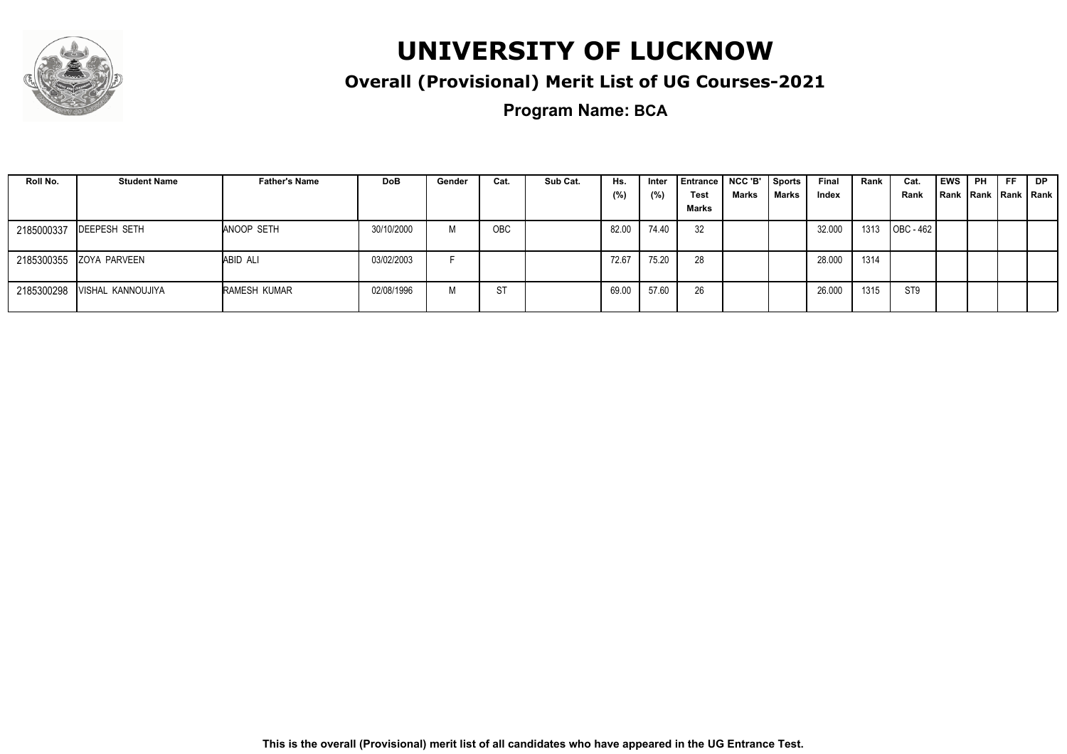# UNIVERSITY OF LUCKNOW

## Overall (Provisional) Merit List of UG Courses-2021

### Program Name: BCA

| Roll No. | Student Name | Father's Name | DoB | Gender | Cat. | Sub Cat. | Hs. (%) | Inter (%) | Entrance Test Marks | NCC 'B' Marks | Sports Marks | Final Index | Rank | Cat. Rank | EWS Rank | PH Rank | FF Rank | DP Rank |
|---|---|---|---|---|---|---|---|---|---|---|---|---|---|---|---|---|---|---|
| 2185000337 | DEEPESH SETH | ANOOP SETH | 30/10/2000 | M | OBC | | 82.00 | 74.40 | 32 | | | 32.000 | 1313 | OBC - 462 | | | | |
| 2185300355 | ZOYA PARVEEN | ABID ALI | 03/02/2003 | F | | | 72.67 | 75.20 | 28 | | | 28.000 | 1314 | | | | | |
| 2185300298 | VISHAL KANNOUJIYA | RAMESH KUMAR | 02/08/1996 | M | ST | | 69.00 | 57.60 | 26 | | | 26.000 | 1315 | ST9 | | | | |

**This is the overall (Provisional) merit list of all candidates who have appeared in the UG Entrance Test.**